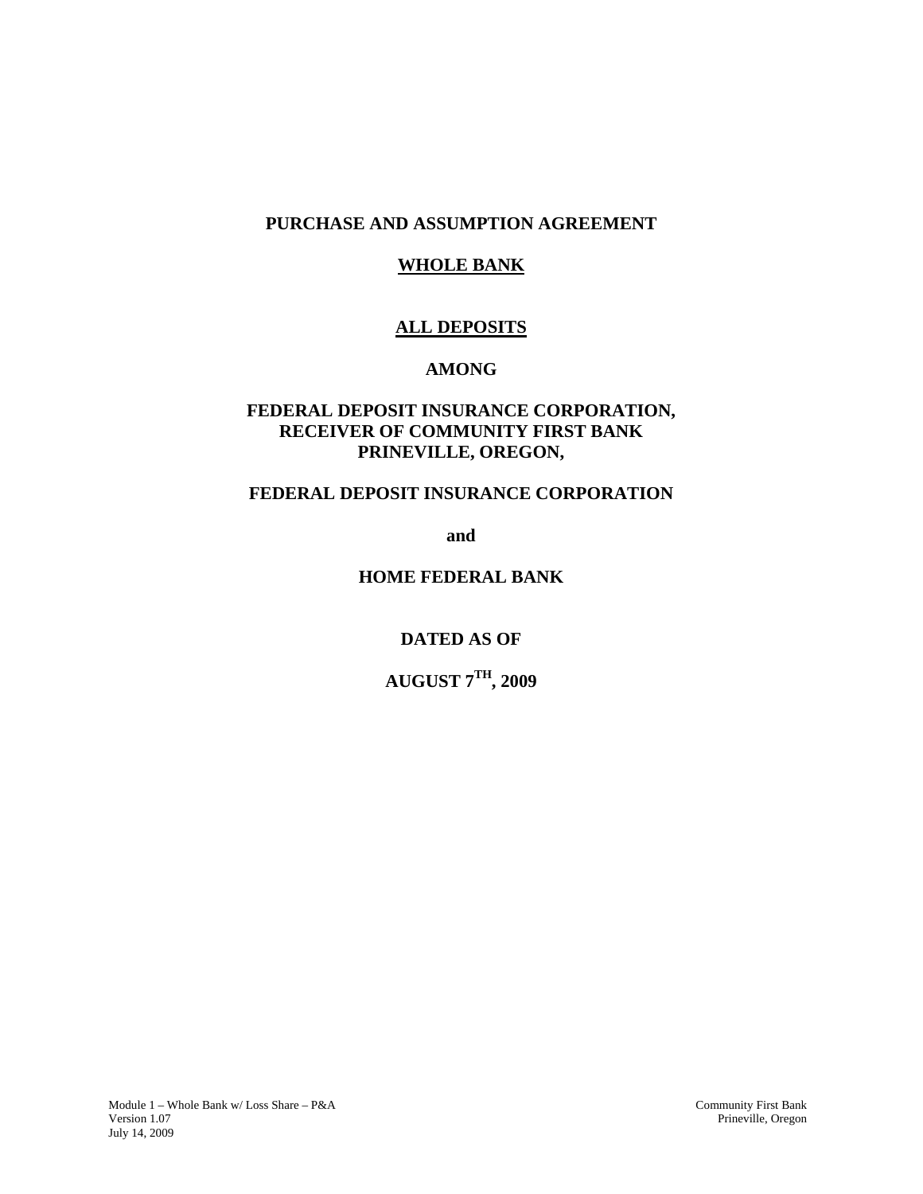**PURCHASE AND ASSUMPTION AGREEMENT**

**WHOLE BANK**

**ALL DEPOSITS**

**AMONG**

**FEDERAL DEPOSIT INSURANCE CORPORATION,**
**RECEIVER OF COMMUNITY FIRST BANK**
**PRINEVILLE, OREGON,**

**FEDERAL DEPOSIT INSURANCE CORPORATION**

**and**

**HOME FEDERAL BANK**

**DATED AS OF**

**AUGUST 7TH, 2009**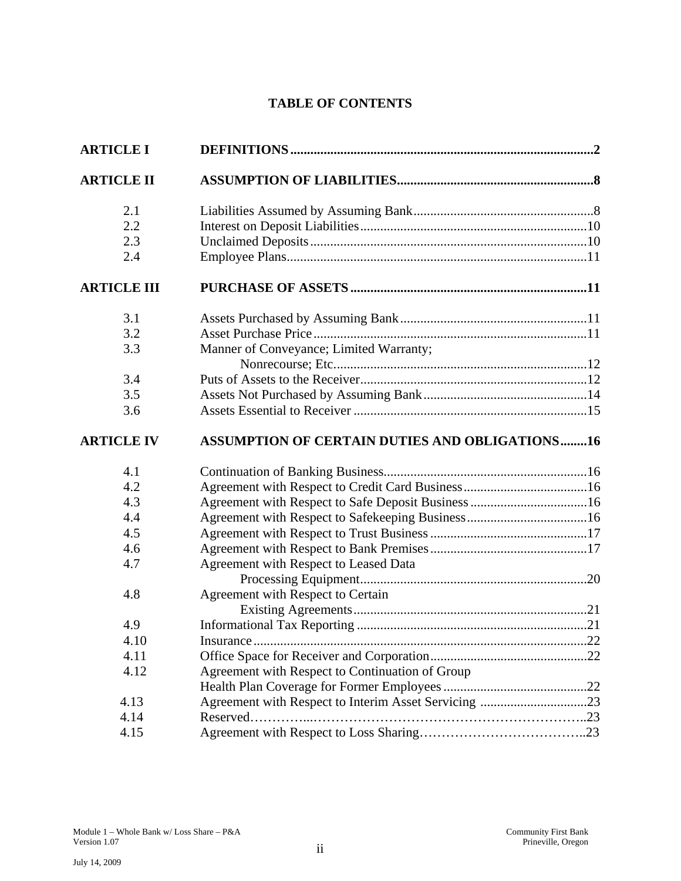# TABLE OF CONTENTS

| | | |
|---|---|---|
| **ARTICLE I** | **DEFINITIONS** | **2** |
| **ARTICLE II** | **ASSUMPTION OF LIABILITIES** | **8** |
| 2.1 | Liabilities Assumed by Assuming Bank | 8 |
| 2.2 | Interest on Deposit Liabilities | 10 |
| 2.3 | Unclaimed Deposits | 10 |
| 2.4 | Employee Plans | 11 |
| **ARTICLE III** | **PURCHASE OF ASSETS** | **11** |
| 3.1 | Assets Purchased by Assuming Bank | 11 |
| 3.2 | Asset Purchase Price | 11 |
| 3.3 | Manner of Conveyance; Limited Warranty; Nonrecourse; Etc. | 12 |
| 3.4 | Puts of Assets to the Receiver | 12 |
| 3.5 | Assets Not Purchased by Assuming Bank | 14 |
| 3.6 | Assets Essential to Receiver | 15 |
| **ARTICLE IV** | **ASSUMPTION OF CERTAIN DUTIES AND OBLIGATIONS** | **16** |
| 4.1 | Continuation of Banking Business | 16 |
| 4.2 | Agreement with Respect to Credit Card Business | 16 |
| 4.3 | Agreement with Respect to Safe Deposit Business | 16 |
| 4.4 | Agreement with Respect to Safekeeping Business | 16 |
| 4.5 | Agreement with Respect to Trust Business | 17 |
| 4.6 | Agreement with Respect to Bank Premises | 17 |
| 4.7 | Agreement with Respect to Leased Data Processing Equipment | 20 |
| 4.8 | Agreement with Respect to Certain Existing Agreements | 21 |
| 4.9 | Informational Tax Reporting | 21 |
| 4.10 | Insurance | 22 |
| 4.11 | Office Space for Receiver and Corporation | 22 |
| 4.12 | Agreement with Respect to Continuation of Group Health Plan Coverage for Former Employees | 22 |
| 4.13 | Agreement with Respect to Interim Asset Servicing | 23 |
| 4.14 | Reserved | 23 |
| 4.15 | Agreement with Respect to Loss Sharing | 23 |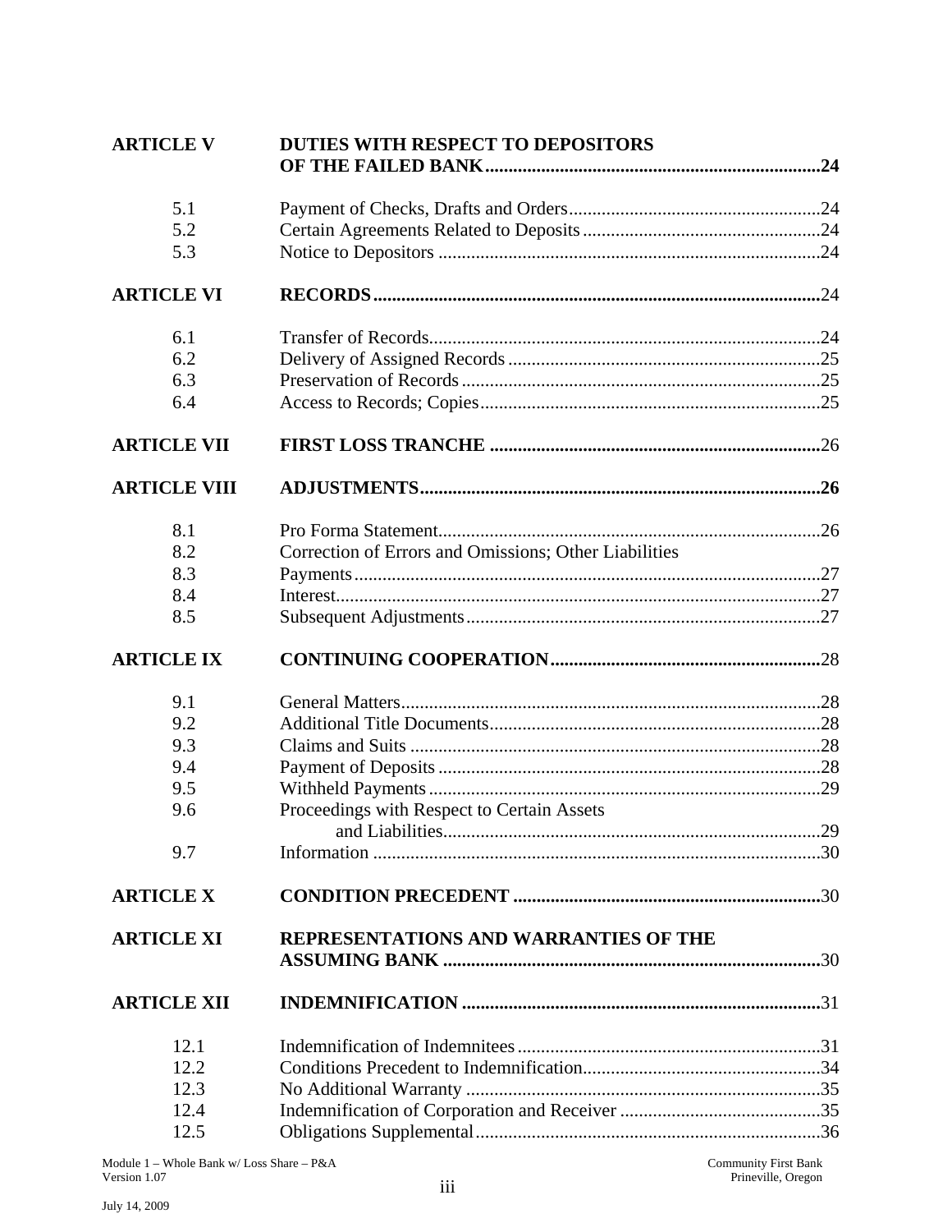| | | |
|---|---|---|
| **ARTICLE V** | **DUTIES WITH RESPECT TO DEPOSITORS OF THE FAILED BANK** | **24** |
| 5.1 | Payment of Checks, Drafts and Orders | 24 |
| 5.2 | Certain Agreements Related to Deposits | 24 |
| 5.3 | Notice to Depositors | 24 |
| **ARTICLE VI** | **RECORDS** | 24 |
| 6.1 | Transfer of Records | 24 |
| 6.2 | Delivery of Assigned Records | 25 |
| 6.3 | Preservation of Records | 25 |
| 6.4 | Access to Records; Copies | 25 |
| **ARTICLE VII** | **FIRST LOSS TRANCHE** | 26 |
| **ARTICLE VIII** | **ADJUSTMENTS** | **26** |
| 8.1 | Pro Forma Statement | 26 |
| 8.2 | Correction of Errors and Omissions; Other Liabilities | |
| 8.3 | Payments | 27 |
| 8.4 | Interest | 27 |
| 8.5 | Subsequent Adjustments | 27 |
| **ARTICLE IX** | **CONTINUING COOPERATION** | 28 |
| 9.1 | General Matters | 28 |
| 9.2 | Additional Title Documents | 28 |
| 9.3 | Claims and Suits | 28 |
| 9.4 | Payment of Deposits | 28 |
| 9.5 | Withheld Payments | 29 |
| 9.6 | Proceedings with Respect to Certain Assets and Liabilities | 29 |
| 9.7 | Information | 30 |
| **ARTICLE X** | **CONDITION PRECEDENT** | 30 |
| **ARTICLE XI** | **REPRESENTATIONS AND WARRANTIES OF THE ASSUMING BANK** | 30 |
| **ARTICLE XII** | **INDEMNIFICATION** | 31 |
| 12.1 | Indemnification of Indemnitees | 31 |
| 12.2 | Conditions Precedent to Indemnification | 34 |
| 12.3 | No Additional Warranty | 35 |
| 12.4 | Indemnification of Corporation and Receiver | 35 |
| 12.5 | Obligations Supplemental | 36 |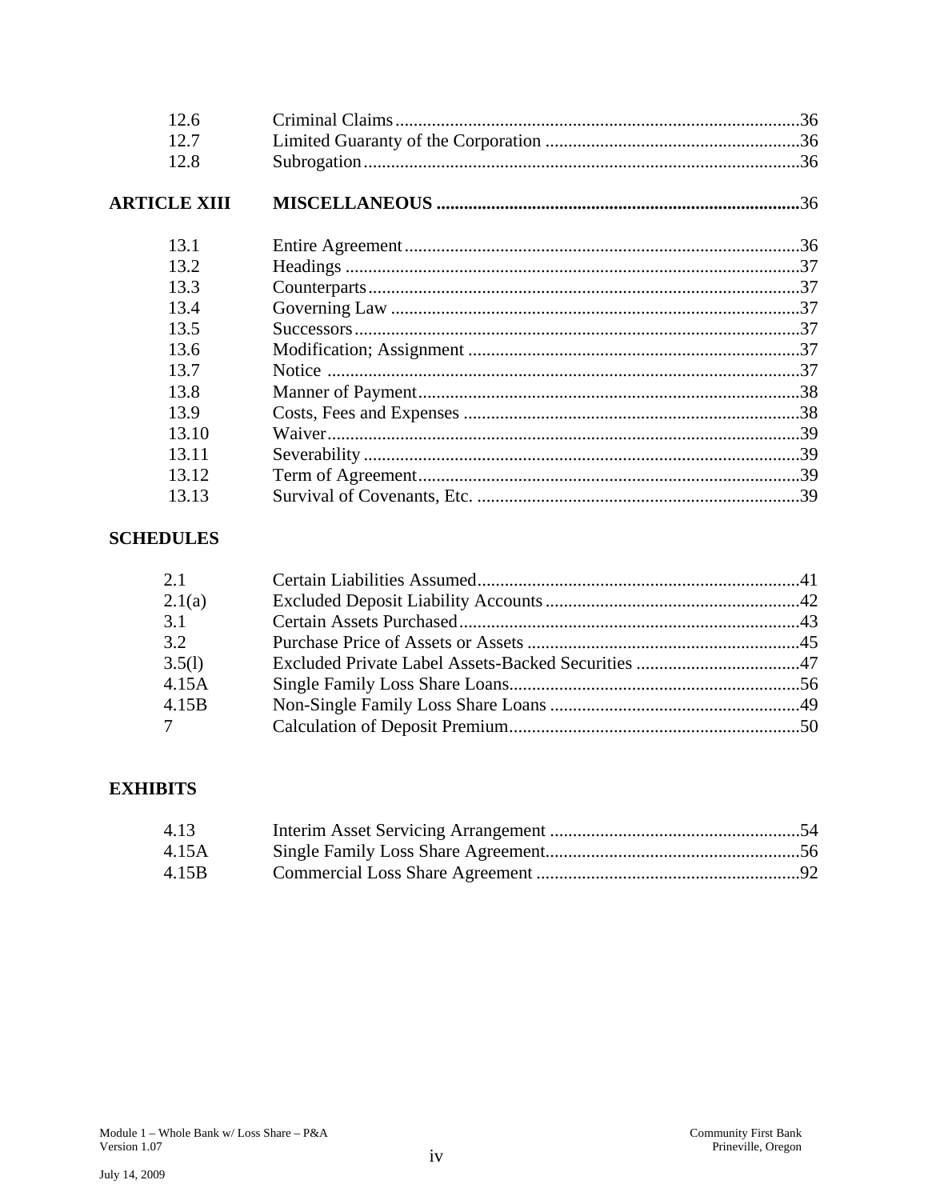| | | |
|---|---|---|
| 12.6 | Criminal Claims | 36 |
| 12.7 | Limited Guaranty of the Corporation | 36 |
| 12.8 | Subrogation | 36 |
| **ARTICLE XIII** | **MISCELLANEOUS** | **36** |
| 13.1 | Entire Agreement | 36 |
| 13.2 | Headings | 37 |
| 13.3 | Counterparts | 37 |
| 13.4 | Governing Law | 37 |
| 13.5 | Successors | 37 |
| 13.6 | Modification; Assignment | 37 |
| 13.7 | Notice | 37 |
| 13.8 | Manner of Payment | 38 |
| 13.9 | Costs, Fees and Expenses | 38 |
| 13.10 | Waiver | 39 |
| 13.11 | Severability | 39 |
| 13.12 | Term of Agreement | 39 |
| 13.13 | Survival of Covenants, Etc. | 39 |

**SCHEDULES**

| | | |
|---|---|---|
| 2.1 | Certain Liabilities Assumed | 41 |
| 2.1(a) | Excluded Deposit Liability Accounts | 42 |
| 3.1 | Certain Assets Purchased | 43 |
| 3.2 | Purchase Price of Assets or Assets | 45 |
| 3.5(l) | Excluded Private Label Assets-Backed Securities | 47 |
| 4.15A | Single Family Loss Share Loans | 56 |
| 4.15B | Non-Single Family Loss Share Loans | 49 |
| 7 | Calculation of Deposit Premium | 50 |

**EXHIBITS**

| | | |
|---|---|---|
| 4.13 | Interim Asset Servicing Arrangement | 54 |
| 4.15A | Single Family Loss Share Agreement | 56 |
| 4.15B | Commercial Loss Share Agreement | 92 |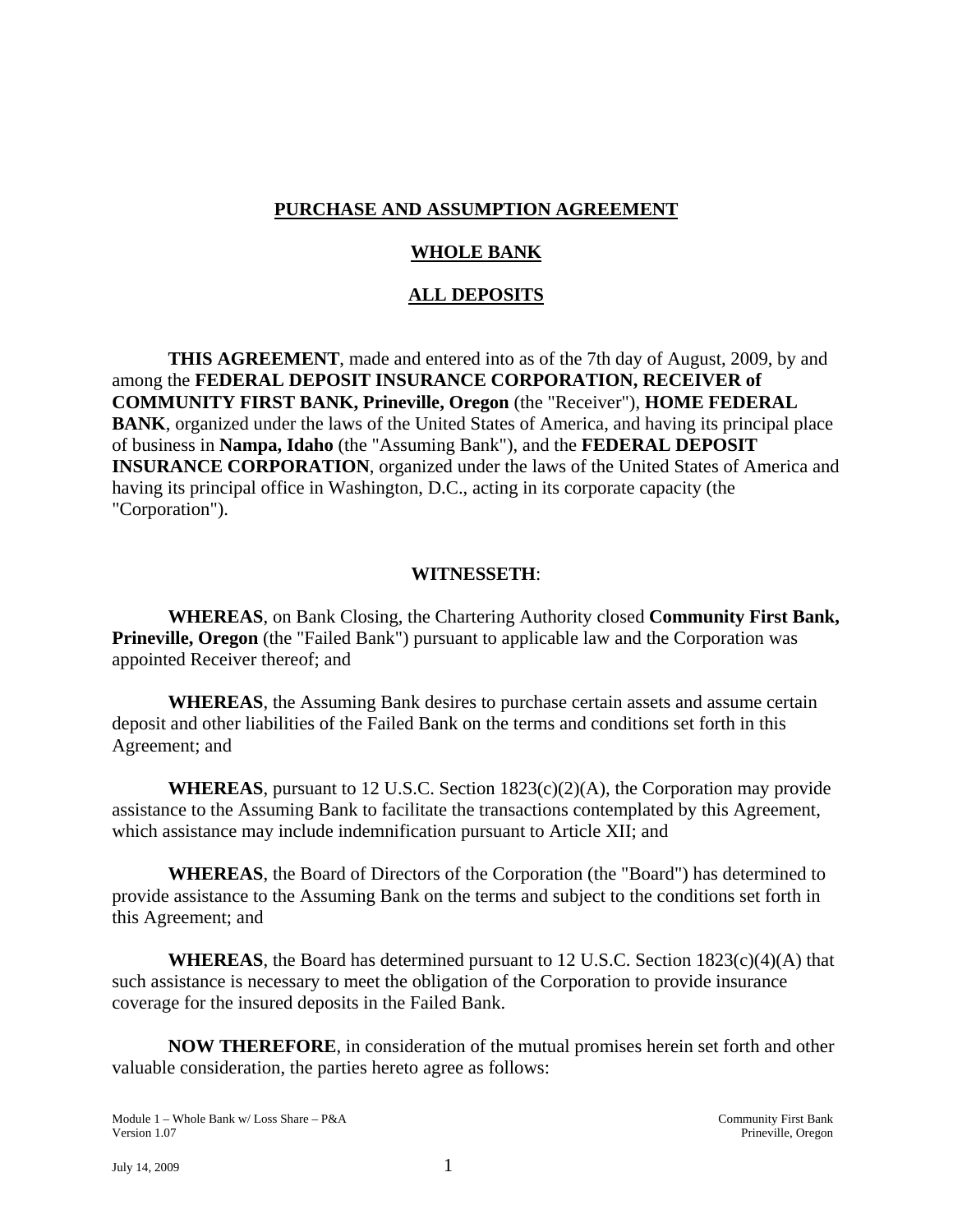**PURCHASE AND ASSUMPTION AGREEMENT**

**WHOLE BANK**

**ALL DEPOSITS**

**THIS AGREEMENT**, made and entered into as of the 7th day of August, 2009, by and among the **FEDERAL DEPOSIT INSURANCE CORPORATION, RECEIVER of COMMUNITY FIRST BANK, Prineville, Oregon** (the "Receiver"), **HOME FEDERAL BANK**, organized under the laws of the United States of America, and having its principal place of business in **Nampa, Idaho** (the "Assuming Bank"), and the **FEDERAL DEPOSIT INSURANCE CORPORATION**, organized under the laws of the United States of America and having its principal office in Washington, D.C., acting in its corporate capacity (the "Corporation").

**WITNESSETH**:

**WHEREAS**, on Bank Closing, the Chartering Authority closed **Community First Bank, Prineville, Oregon** (the "Failed Bank") pursuant to applicable law and the Corporation was appointed Receiver thereof; and

**WHEREAS**, the Assuming Bank desires to purchase certain assets and assume certain deposit and other liabilities of the Failed Bank on the terms and conditions set forth in this Agreement; and

**WHEREAS**, pursuant to 12 U.S.C. Section 1823(c)(2)(A), the Corporation may provide assistance to the Assuming Bank to facilitate the transactions contemplated by this Agreement, which assistance may include indemnification pursuant to Article XII; and

**WHEREAS**, the Board of Directors of the Corporation (the "Board") has determined to provide assistance to the Assuming Bank on the terms and subject to the conditions set forth in this Agreement; and

**WHEREAS**, the Board has determined pursuant to 12 U.S.C. Section 1823(c)(4)(A) that such assistance is necessary to meet the obligation of the Corporation to provide insurance coverage for the insured deposits in the Failed Bank.

**NOW THEREFORE**, in consideration of the mutual promises herein set forth and other valuable consideration, the parties hereto agree as follows: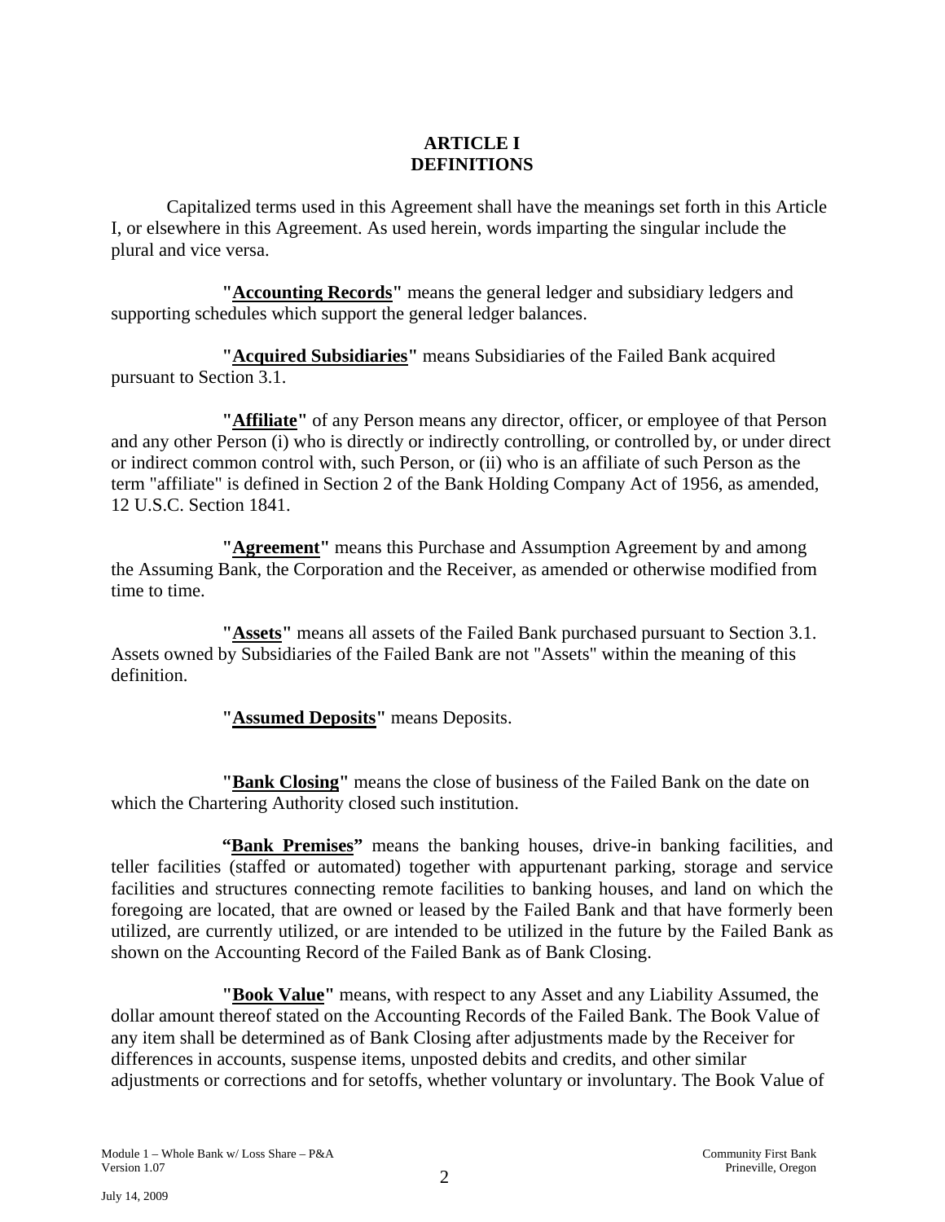# ARTICLE I
# DEFINITIONS

Capitalized terms used in this Agreement shall have the meanings set forth in this Article I, or elsewhere in this Agreement. As used herein, words imparting the singular include the plural and vice versa.

**"Accounting Records"** means the general ledger and subsidiary ledgers and supporting schedules which support the general ledger balances.

**"Acquired Subsidiaries"** means Subsidiaries of the Failed Bank acquired pursuant to Section 3.1.

**"Affiliate"** of any Person means any director, officer, or employee of that Person and any other Person (i) who is directly or indirectly controlling, or controlled by, or under direct or indirect common control with, such Person, or (ii) who is an affiliate of such Person as the term "affiliate" is defined in Section 2 of the Bank Holding Company Act of 1956, as amended, 12 U.S.C. Section 1841.

**"Agreement"** means this Purchase and Assumption Agreement by and among the Assuming Bank, the Corporation and the Receiver, as amended or otherwise modified from time to time.

**"Assets"** means all assets of the Failed Bank purchased pursuant to Section 3.1. Assets owned by Subsidiaries of the Failed Bank are not "Assets" within the meaning of this definition.

**"Assumed Deposits"** means Deposits.

**"Bank Closing"** means the close of business of the Failed Bank on the date on which the Chartering Authority closed such institution.

**"Bank Premises"** means the banking houses, drive-in banking facilities, and teller facilities (staffed or automated) together with appurtenant parking, storage and service facilities and structures connecting remote facilities to banking houses, and land on which the foregoing are located, that are owned or leased by the Failed Bank and that have formerly been utilized, are currently utilized, or are intended to be utilized in the future by the Failed Bank as shown on the Accounting Record of the Failed Bank as of Bank Closing.

**"Book Value"** means, with respect to any Asset and any Liability Assumed, the dollar amount thereof stated on the Accounting Records of the Failed Bank. The Book Value of any item shall be determined as of Bank Closing after adjustments made by the Receiver for differences in accounts, suspense items, unposted debits and credits, and other similar adjustments or corrections and for setoffs, whether voluntary or involuntary. The Book Value of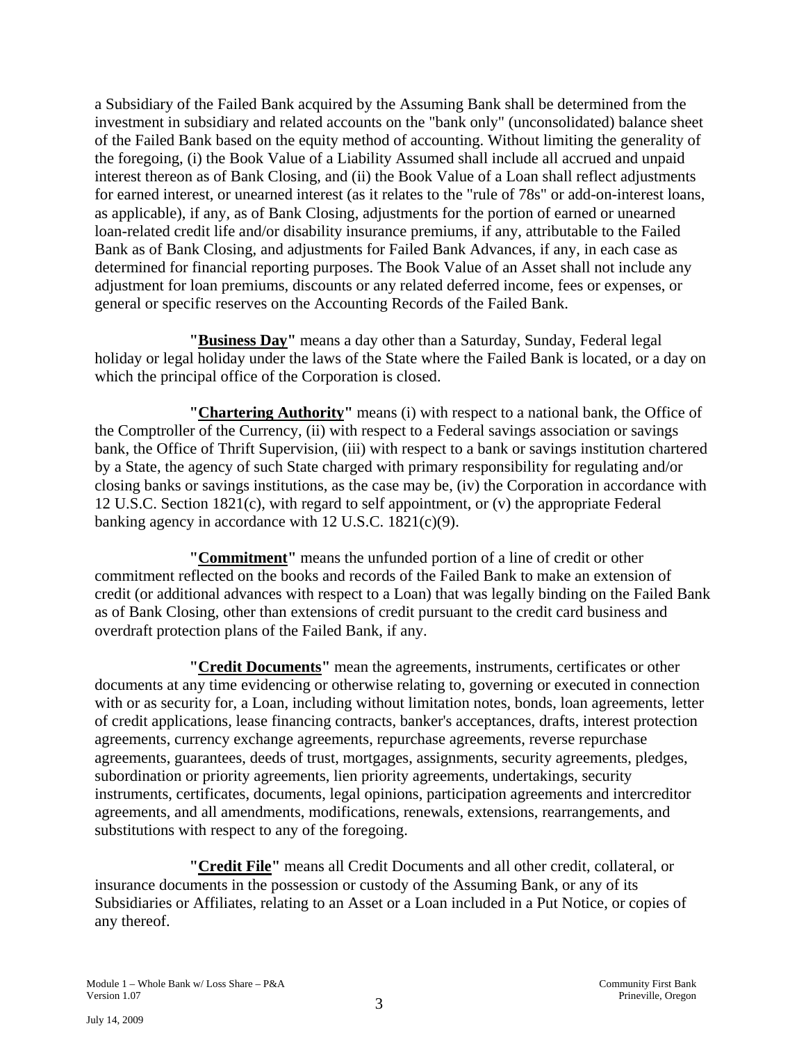a Subsidiary of the Failed Bank acquired by the Assuming Bank shall be determined from the investment in subsidiary and related accounts on the "bank only" (unconsolidated) balance sheet of the Failed Bank based on the equity method of accounting. Without limiting the generality of the foregoing, (i) the Book Value of a Liability Assumed shall include all accrued and unpaid interest thereon as of Bank Closing, and (ii) the Book Value of a Loan shall reflect adjustments for earned interest, or unearned interest (as it relates to the "rule of 78s" or add-on-interest loans, as applicable), if any, as of Bank Closing, adjustments for the portion of earned or unearned loan-related credit life and/or disability insurance premiums, if any, attributable to the Failed Bank as of Bank Closing, and adjustments for Failed Bank Advances, if any, in each case as determined for financial reporting purposes. The Book Value of an Asset shall not include any adjustment for loan premiums, discounts or any related deferred income, fees or expenses, or general or specific reserves on the Accounting Records of the Failed Bank.

**"Business Day"** means a day other than a Saturday, Sunday, Federal legal holiday or legal holiday under the laws of the State where the Failed Bank is located, or a day on which the principal office of the Corporation is closed.

**"Chartering Authority"** means (i) with respect to a national bank, the Office of the Comptroller of the Currency, (ii) with respect to a Federal savings association or savings bank, the Office of Thrift Supervision, (iii) with respect to a bank or savings institution chartered by a State, the agency of such State charged with primary responsibility for regulating and/or closing banks or savings institutions, as the case may be, (iv) the Corporation in accordance with 12 U.S.C. Section 1821(c), with regard to self appointment, or (v) the appropriate Federal banking agency in accordance with 12 U.S.C. 1821(c)(9).

**"Commitment"** means the unfunded portion of a line of credit or other commitment reflected on the books and records of the Failed Bank to make an extension of credit (or additional advances with respect to a Loan) that was legally binding on the Failed Bank as of Bank Closing, other than extensions of credit pursuant to the credit card business and overdraft protection plans of the Failed Bank, if any.

**"Credit Documents"** mean the agreements, instruments, certificates or other documents at any time evidencing or otherwise relating to, governing or executed in connection with or as security for, a Loan, including without limitation notes, bonds, loan agreements, letter of credit applications, lease financing contracts, banker's acceptances, drafts, interest protection agreements, currency exchange agreements, repurchase agreements, reverse repurchase agreements, guarantees, deeds of trust, mortgages, assignments, security agreements, pledges, subordination or priority agreements, lien priority agreements, undertakings, security instruments, certificates, documents, legal opinions, participation agreements and intercreditor agreements, and all amendments, modifications, renewals, extensions, rearrangements, and substitutions with respect to any of the foregoing.

**"Credit File"** means all Credit Documents and all other credit, collateral, or insurance documents in the possession or custody of the Assuming Bank, or any of its Subsidiaries or Affiliates, relating to an Asset or a Loan included in a Put Notice, or copies of any thereof.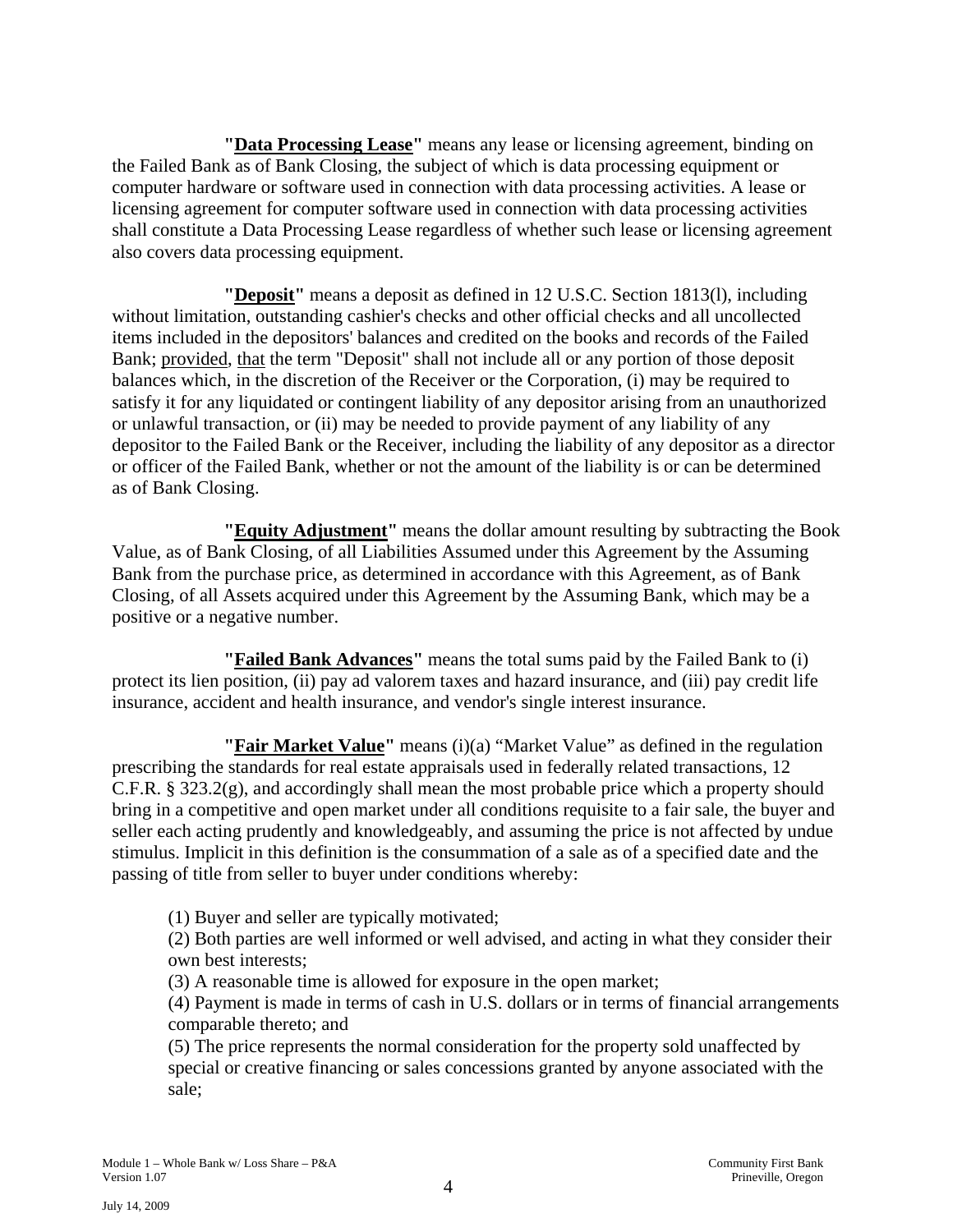**"<u>Data Processing Lease</u>"** means any lease or licensing agreement, binding on the Failed Bank as of Bank Closing, the subject of which is data processing equipment or computer hardware or software used in connection with data processing activities. A lease or licensing agreement for computer software used in connection with data processing activities shall constitute a Data Processing Lease regardless of whether such lease or licensing agreement also covers data processing equipment.

**"<u>Deposit</u>"** means a deposit as defined in 12 U.S.C. Section 1813(l), including without limitation, outstanding cashier's checks and other official checks and all uncollected items included in the depositors' balances and credited on the books and records of the Failed Bank; <u>provided</u>, <u>that</u> the term "Deposit" shall not include all or any portion of those deposit balances which, in the discretion of the Receiver or the Corporation, (i) may be required to satisfy it for any liquidated or contingent liability of any depositor arising from an unauthorized or unlawful transaction, or (ii) may be needed to provide payment of any liability of any depositor to the Failed Bank or the Receiver, including the liability of any depositor as a director or officer of the Failed Bank, whether or not the amount of the liability is or can be determined as of Bank Closing.

**"<u>Equity Adjustment</u>"** means the dollar amount resulting by subtracting the Book Value, as of Bank Closing, of all Liabilities Assumed under this Agreement by the Assuming Bank from the purchase price, as determined in accordance with this Agreement, as of Bank Closing, of all Assets acquired under this Agreement by the Assuming Bank, which may be a positive or a negative number.

**"<u>Failed Bank Advances</u>"** means the total sums paid by the Failed Bank to (i) protect its lien position, (ii) pay ad valorem taxes and hazard insurance, and (iii) pay credit life insurance, accident and health insurance, and vendor's single interest insurance.

**"<u>Fair Market Value</u>"** means (i)(a) "Market Value" as defined in the regulation prescribing the standards for real estate appraisals used in federally related transactions, 12 C.F.R. § 323.2(g), and accordingly shall mean the most probable price which a property should bring in a competitive and open market under all conditions requisite to a fair sale, the buyer and seller each acting prudently and knowledgeably, and assuming the price is not affected by undue stimulus. Implicit in this definition is the consummation of a sale as of a specified date and the passing of title from seller to buyer under conditions whereby:

(1) Buyer and seller are typically motivated;
(2) Both parties are well informed or well advised, and acting in what they consider their own best interests;
(3) A reasonable time is allowed for exposure in the open market;
(4) Payment is made in terms of cash in U.S. dollars or in terms of financial arrangements comparable thereto; and
(5) The price represents the normal consideration for the property sold unaffected by special or creative financing or sales concessions granted by anyone associated with the sale;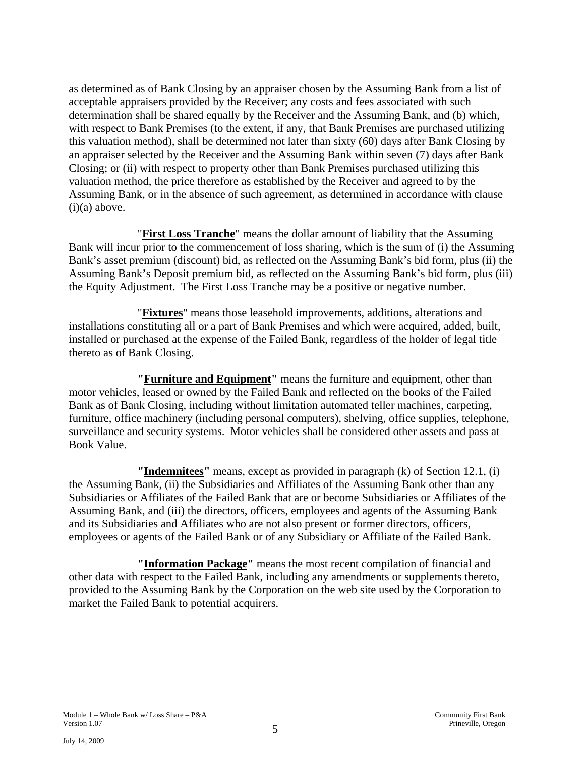as determined as of Bank Closing by an appraiser chosen by the Assuming Bank from a list of acceptable appraisers provided by the Receiver; any costs and fees associated with such determination shall be shared equally by the Receiver and the Assuming Bank, and (b) which, with respect to Bank Premises (to the extent, if any, that Bank Premises are purchased utilizing this valuation method), shall be determined not later than sixty (60) days after Bank Closing by an appraiser selected by the Receiver and the Assuming Bank within seven (7) days after Bank Closing; or (ii) with respect to property other than Bank Premises purchased utilizing this valuation method, the price therefore as established by the Receiver and agreed to by the Assuming Bank, or in the absence of such agreement, as determined in accordance with clause (i)(a) above.

"**First Loss Tranche**" means the dollar amount of liability that the Assuming Bank will incur prior to the commencement of loss sharing, which is the sum of (i) the Assuming Bank's asset premium (discount) bid, as reflected on the Assuming Bank's bid form, plus (ii) the Assuming Bank's Deposit premium bid, as reflected on the Assuming Bank's bid form, plus (iii) the Equity Adjustment. The First Loss Tranche may be a positive or negative number.

"**Fixtures**" means those leasehold improvements, additions, alterations and installations constituting all or a part of Bank Premises and which were acquired, added, built, installed or purchased at the expense of the Failed Bank, regardless of the holder of legal title thereto as of Bank Closing.

**"Furniture and Equipment"** means the furniture and equipment, other than motor vehicles, leased or owned by the Failed Bank and reflected on the books of the Failed Bank as of Bank Closing, including without limitation automated teller machines, carpeting, furniture, office machinery (including personal computers), shelving, office supplies, telephone, surveillance and security systems. Motor vehicles shall be considered other assets and pass at Book Value.

**"Indemnitees"** means, except as provided in paragraph (k) of Section 12.1, (i) the Assuming Bank, (ii) the Subsidiaries and Affiliates of the Assuming Bank other than any Subsidiaries or Affiliates of the Failed Bank that are or become Subsidiaries or Affiliates of the Assuming Bank, and (iii) the directors, officers, employees and agents of the Assuming Bank and its Subsidiaries and Affiliates who are not also present or former directors, officers, employees or agents of the Failed Bank or of any Subsidiary or Affiliate of the Failed Bank.

**"Information Package"** means the most recent compilation of financial and other data with respect to the Failed Bank, including any amendments or supplements thereto, provided to the Assuming Bank by the Corporation on the web site used by the Corporation to market the Failed Bank to potential acquirers.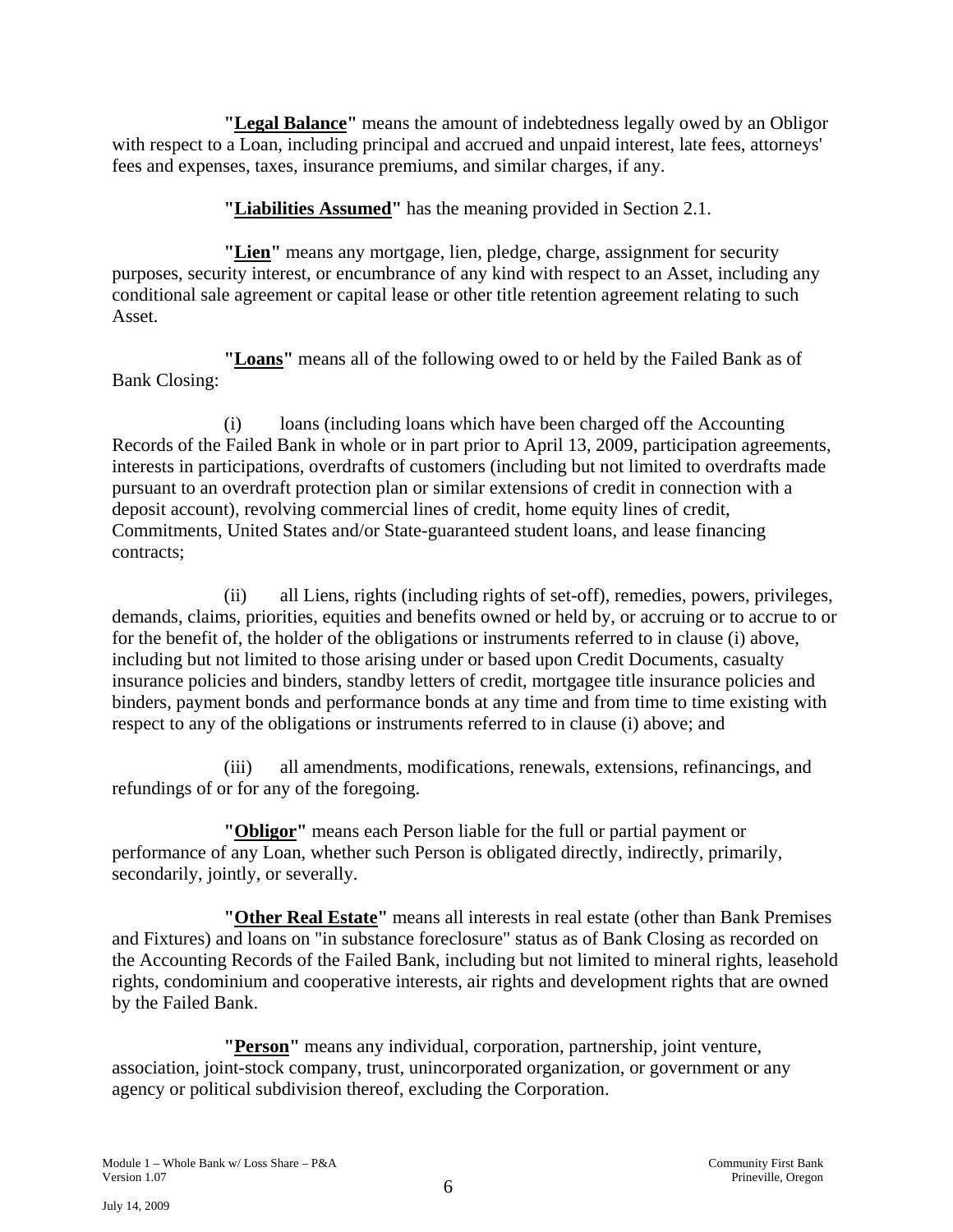**"Legal Balance"** means the amount of indebtedness legally owed by an Obligor with respect to a Loan, including principal and accrued and unpaid interest, late fees, attorneys' fees and expenses, taxes, insurance premiums, and similar charges, if any.

**"Liabilities Assumed"** has the meaning provided in Section 2.1.

**"Lien"** means any mortgage, lien, pledge, charge, assignment for security purposes, security interest, or encumbrance of any kind with respect to an Asset, including any conditional sale agreement or capital lease or other title retention agreement relating to such Asset.

**"Loans"** means all of the following owed to or held by the Failed Bank as of Bank Closing:

(i) loans (including loans which have been charged off the Accounting Records of the Failed Bank in whole or in part prior to April 13, 2009, participation agreements, interests in participations, overdrafts of customers (including but not limited to overdrafts made pursuant to an overdraft protection plan or similar extensions of credit in connection with a deposit account), revolving commercial lines of credit, home equity lines of credit, Commitments, United States and/or State-guaranteed student loans, and lease financing contracts;

(ii) all Liens, rights (including rights of set-off), remedies, powers, privileges, demands, claims, priorities, equities and benefits owned or held by, or accruing or to accrue to or for the benefit of, the holder of the obligations or instruments referred to in clause (i) above, including but not limited to those arising under or based upon Credit Documents, casualty insurance policies and binders, standby letters of credit, mortgagee title insurance policies and binders, payment bonds and performance bonds at any time and from time to time existing with respect to any of the obligations or instruments referred to in clause (i) above; and

(iii) all amendments, modifications, renewals, extensions, refinancings, and refundings of or for any of the foregoing.

**"Obligor"** means each Person liable for the full or partial payment or performance of any Loan, whether such Person is obligated directly, indirectly, primarily, secondarily, jointly, or severally.

**"Other Real Estate"** means all interests in real estate (other than Bank Premises and Fixtures) and loans on "in substance foreclosure" status as of Bank Closing as recorded on the Accounting Records of the Failed Bank, including but not limited to mineral rights, leasehold rights, condominium and cooperative interests, air rights and development rights that are owned by the Failed Bank.

**"Person"** means any individual, corporation, partnership, joint venture, association, joint-stock company, trust, unincorporated organization, or government or any agency or political subdivision thereof, excluding the Corporation.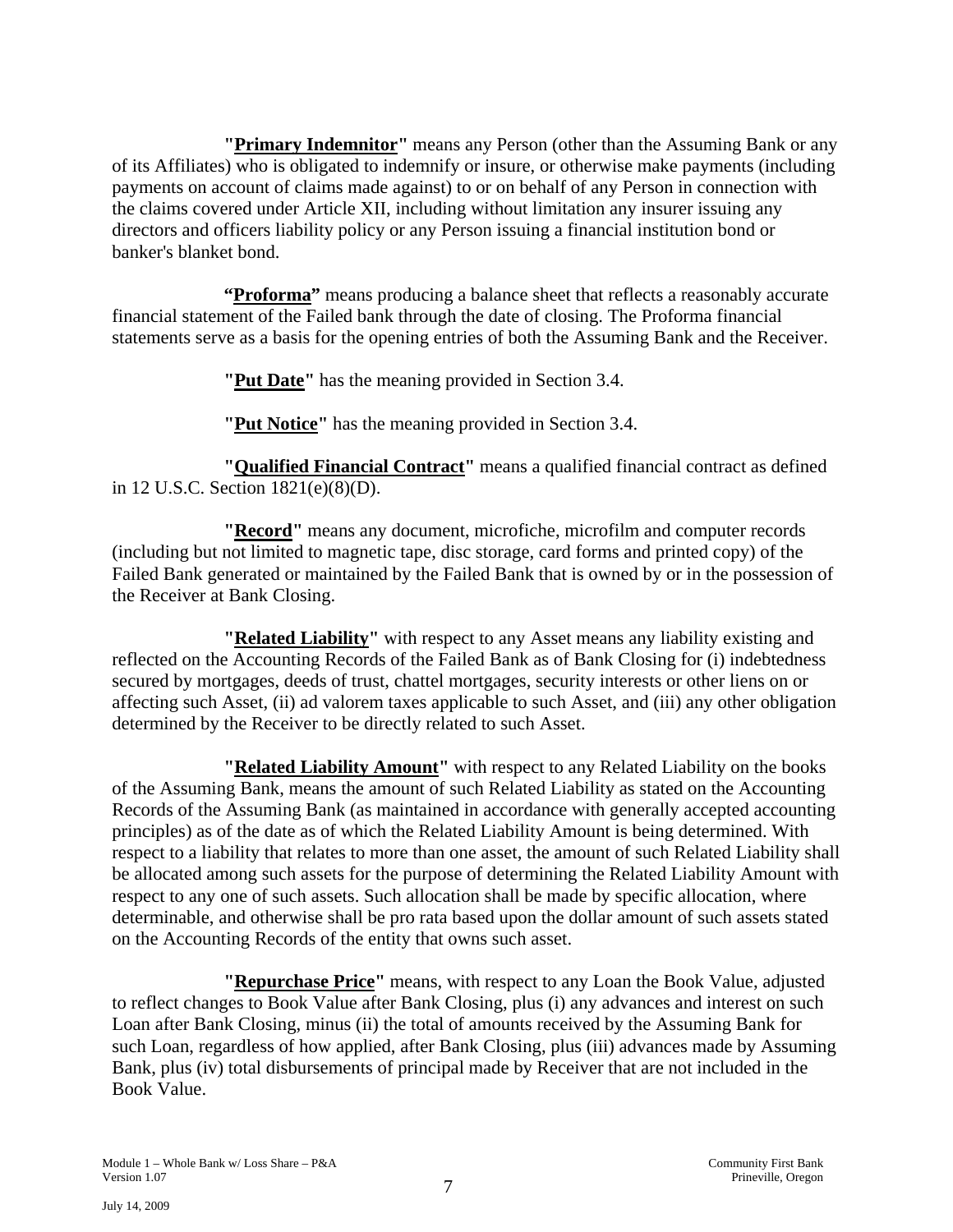**"Primary Indemnitor"** means any Person (other than the Assuming Bank or any of its Affiliates) who is obligated to indemnify or insure, or otherwise make payments (including payments on account of claims made against) to or on behalf of any Person in connection with the claims covered under Article XII, including without limitation any insurer issuing any directors and officers liability policy or any Person issuing a financial institution bond or banker's blanket bond.

**"Proforma"** means producing a balance sheet that reflects a reasonably accurate financial statement of the Failed bank through the date of closing. The Proforma financial statements serve as a basis for the opening entries of both the Assuming Bank and the Receiver.

**"Put Date"** has the meaning provided in Section 3.4.

**"Put Notice"** has the meaning provided in Section 3.4.

**"Qualified Financial Contract"** means a qualified financial contract as defined in 12 U.S.C. Section 1821(e)(8)(D).

**"Record"** means any document, microfiche, microfilm and computer records (including but not limited to magnetic tape, disc storage, card forms and printed copy) of the Failed Bank generated or maintained by the Failed Bank that is owned by or in the possession of the Receiver at Bank Closing.

**"Related Liability"** with respect to any Asset means any liability existing and reflected on the Accounting Records of the Failed Bank as of Bank Closing for (i) indebtedness secured by mortgages, deeds of trust, chattel mortgages, security interests or other liens on or affecting such Asset, (ii) ad valorem taxes applicable to such Asset, and (iii) any other obligation determined by the Receiver to be directly related to such Asset.

**"Related Liability Amount"** with respect to any Related Liability on the books of the Assuming Bank, means the amount of such Related Liability as stated on the Accounting Records of the Assuming Bank (as maintained in accordance with generally accepted accounting principles) as of the date as of which the Related Liability Amount is being determined. With respect to a liability that relates to more than one asset, the amount of such Related Liability shall be allocated among such assets for the purpose of determining the Related Liability Amount with respect to any one of such assets. Such allocation shall be made by specific allocation, where determinable, and otherwise shall be pro rata based upon the dollar amount of such assets stated on the Accounting Records of the entity that owns such asset.

**"Repurchase Price"** means, with respect to any Loan the Book Value, adjusted to reflect changes to Book Value after Bank Closing, plus (i) any advances and interest on such Loan after Bank Closing, minus (ii) the total of amounts received by the Assuming Bank for such Loan, regardless of how applied, after Bank Closing, plus (iii) advances made by Assuming Bank, plus (iv) total disbursements of principal made by Receiver that are not included in the Book Value.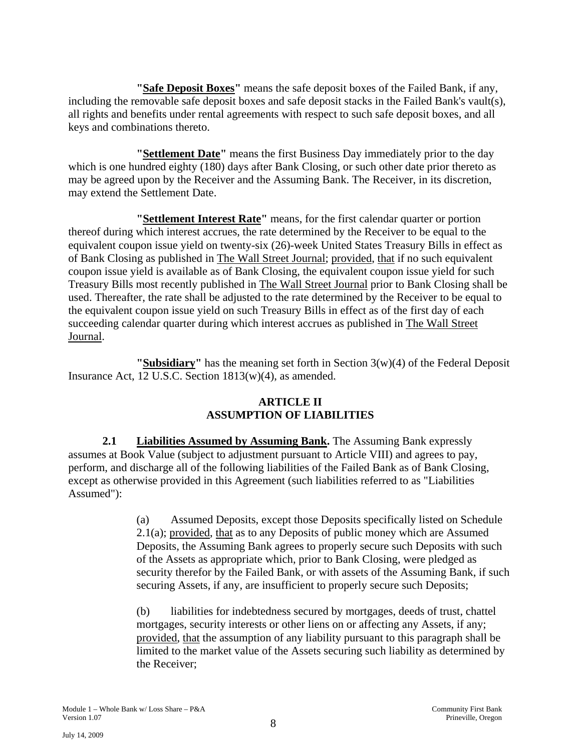**"Safe Deposit Boxes"** means the safe deposit boxes of the Failed Bank, if any, including the removable safe deposit boxes and safe deposit stacks in the Failed Bank's vault(s), all rights and benefits under rental agreements with respect to such safe deposit boxes, and all keys and combinations thereto.

**"Settlement Date"** means the first Business Day immediately prior to the day which is one hundred eighty (180) days after Bank Closing, or such other date prior thereto as may be agreed upon by the Receiver and the Assuming Bank. The Receiver, in its discretion, may extend the Settlement Date.

**"Settlement Interest Rate"** means, for the first calendar quarter or portion thereof during which interest accrues, the rate determined by the Receiver to be equal to the equivalent coupon issue yield on twenty-six (26)-week United States Treasury Bills in effect as of Bank Closing as published in The Wall Street Journal; provided, that if no such equivalent coupon issue yield is available as of Bank Closing, the equivalent coupon issue yield for such Treasury Bills most recently published in The Wall Street Journal prior to Bank Closing shall be used. Thereafter, the rate shall be adjusted to the rate determined by the Receiver to be equal to the equivalent coupon issue yield on such Treasury Bills in effect as of the first day of each succeeding calendar quarter during which interest accrues as published in The Wall Street Journal.

**"Subsidiary"** has the meaning set forth in Section 3(w)(4) of the Federal Deposit Insurance Act, 12 U.S.C. Section 1813(w)(4), as amended.

## ARTICLE II
## ASSUMPTION OF LIABILITIES

**2.1 Liabilities Assumed by Assuming Bank.** The Assuming Bank expressly assumes at Book Value (subject to adjustment pursuant to Article VIII) and agrees to pay, perform, and discharge all of the following liabilities of the Failed Bank as of Bank Closing, except as otherwise provided in this Agreement (such liabilities referred to as "Liabilities Assumed"):

(a) Assumed Deposits, except those Deposits specifically listed on Schedule 2.1(a); provided, that as to any Deposits of public money which are Assumed Deposits, the Assuming Bank agrees to properly secure such Deposits with such of the Assets as appropriate which, prior to Bank Closing, were pledged as security therefor by the Failed Bank, or with assets of the Assuming Bank, if such securing Assets, if any, are insufficient to properly secure such Deposits;

(b) liabilities for indebtedness secured by mortgages, deeds of trust, chattel mortgages, security interests or other liens on or affecting any Assets, if any; provided, that the assumption of any liability pursuant to this paragraph shall be limited to the market value of the Assets securing such liability as determined by the Receiver;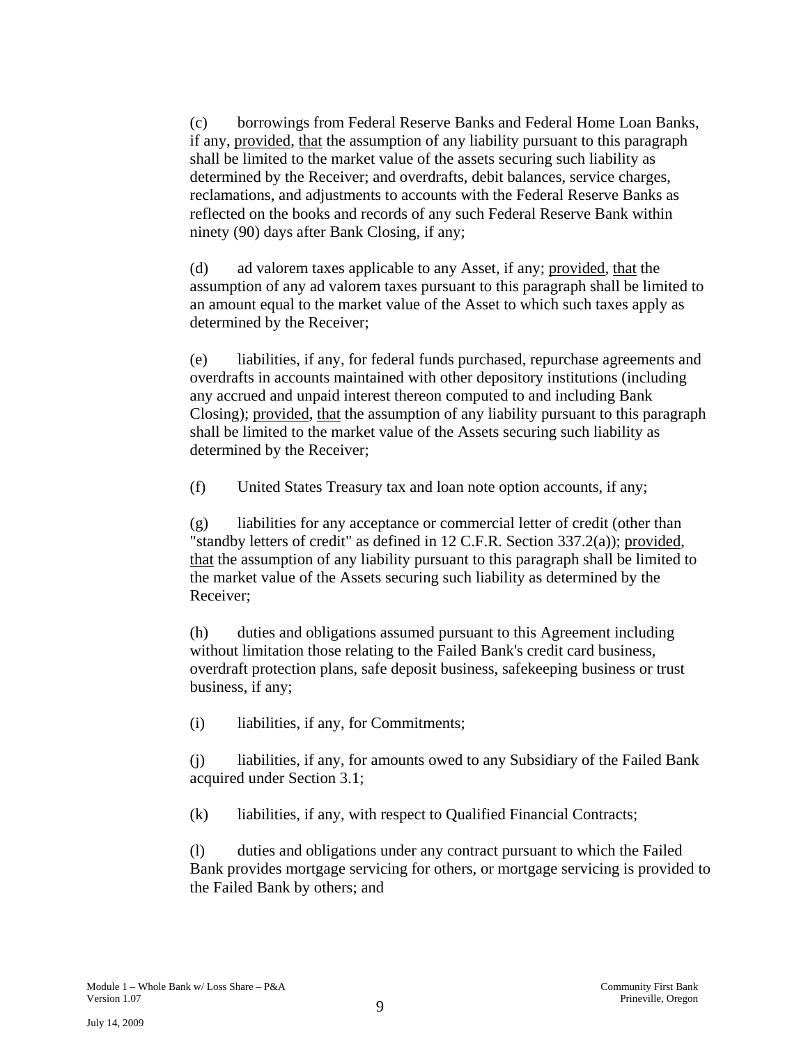(c) borrowings from Federal Reserve Banks and Federal Home Loan Banks, if any, provided, that the assumption of any liability pursuant to this paragraph shall be limited to the market value of the assets securing such liability as determined by the Receiver; and overdrafts, debit balances, service charges, reclamations, and adjustments to accounts with the Federal Reserve Banks as reflected on the books and records of any such Federal Reserve Bank within ninety (90) days after Bank Closing, if any;

(d) ad valorem taxes applicable to any Asset, if any; provided, that the assumption of any ad valorem taxes pursuant to this paragraph shall be limited to an amount equal to the market value of the Asset to which such taxes apply as determined by the Receiver;

(e) liabilities, if any, for federal funds purchased, repurchase agreements and overdrafts in accounts maintained with other depository institutions (including any accrued and unpaid interest thereon computed to and including Bank Closing); provided, that the assumption of any liability pursuant to this paragraph shall be limited to the market value of the Assets securing such liability as determined by the Receiver;

(f) United States Treasury tax and loan note option accounts, if any;

(g) liabilities for any acceptance or commercial letter of credit (other than "standby letters of credit" as defined in 12 C.F.R. Section 337.2(a)); provided, that the assumption of any liability pursuant to this paragraph shall be limited to the market value of the Assets securing such liability as determined by the Receiver;

(h) duties and obligations assumed pursuant to this Agreement including without limitation those relating to the Failed Bank's credit card business, overdraft protection plans, safe deposit business, safekeeping business or trust business, if any;

(i) liabilities, if any, for Commitments;

(j) liabilities, if any, for amounts owed to any Subsidiary of the Failed Bank acquired under Section 3.1;

(k) liabilities, if any, with respect to Qualified Financial Contracts;

(l) duties and obligations under any contract pursuant to which the Failed Bank provides mortgage servicing for others, or mortgage servicing is provided to the Failed Bank by others; and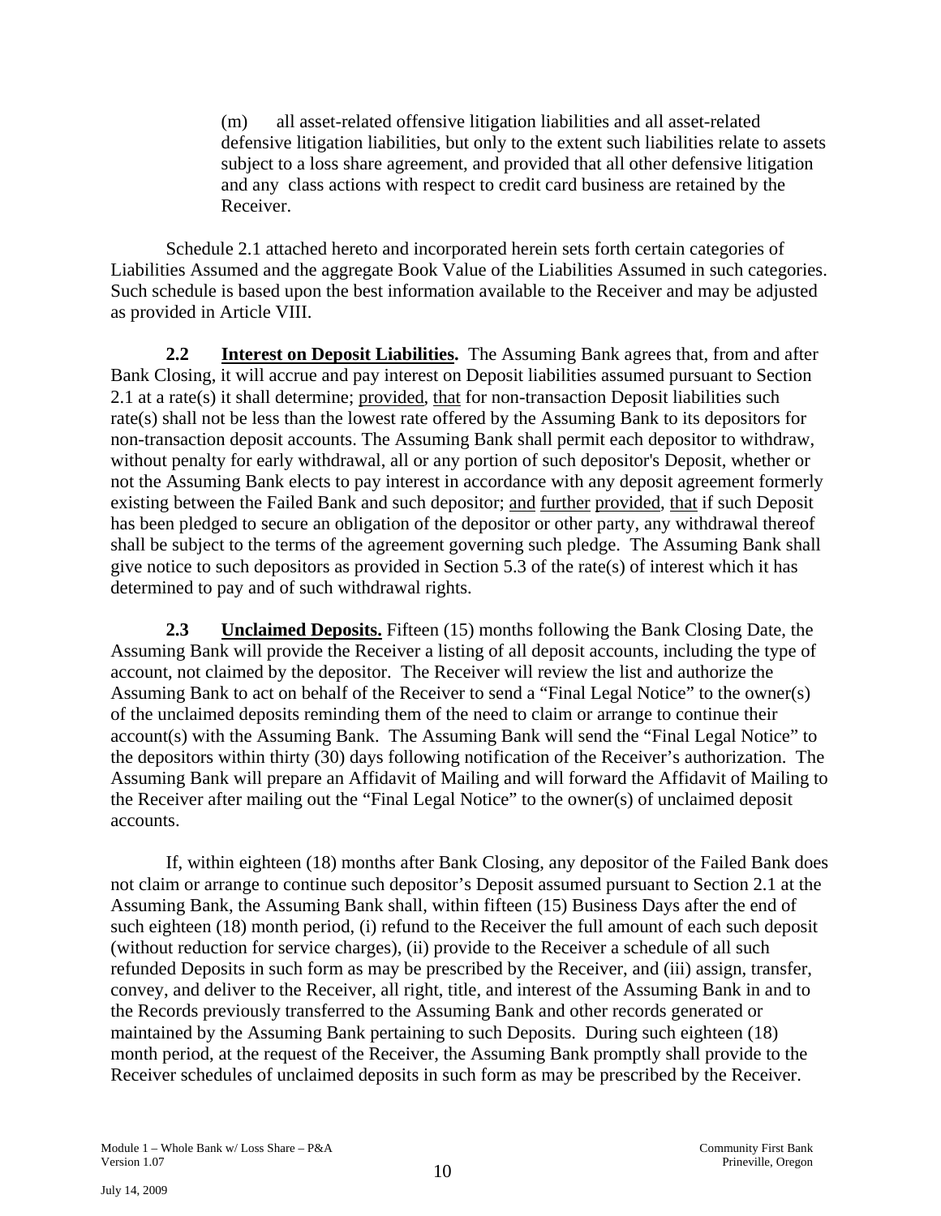(m) all asset-related offensive litigation liabilities and all asset-related defensive litigation liabilities, but only to the extent such liabilities relate to assets subject to a loss share agreement, and provided that all other defensive litigation and any class actions with respect to credit card business are retained by the Receiver.

Schedule 2.1 attached hereto and incorporated herein sets forth certain categories of Liabilities Assumed and the aggregate Book Value of the Liabilities Assumed in such categories. Such schedule is based upon the best information available to the Receiver and may be adjusted as provided in Article VIII.

**2.2 Interest on Deposit Liabilities.** The Assuming Bank agrees that, from and after Bank Closing, it will accrue and pay interest on Deposit liabilities assumed pursuant to Section 2.1 at a rate(s) it shall determine; provided, that for non-transaction Deposit liabilities such rate(s) shall not be less than the lowest rate offered by the Assuming Bank to its depositors for non-transaction deposit accounts. The Assuming Bank shall permit each depositor to withdraw, without penalty for early withdrawal, all or any portion of such depositor's Deposit, whether or not the Assuming Bank elects to pay interest in accordance with any deposit agreement formerly existing between the Failed Bank and such depositor; and further provided, that if such Deposit has been pledged to secure an obligation of the depositor or other party, any withdrawal thereof shall be subject to the terms of the agreement governing such pledge. The Assuming Bank shall give notice to such depositors as provided in Section 5.3 of the rate(s) of interest which it has determined to pay and of such withdrawal rights.

**2.3 Unclaimed Deposits.** Fifteen (15) months following the Bank Closing Date, the Assuming Bank will provide the Receiver a listing of all deposit accounts, including the type of account, not claimed by the depositor. The Receiver will review the list and authorize the Assuming Bank to act on behalf of the Receiver to send a "Final Legal Notice" to the owner(s) of the unclaimed deposits reminding them of the need to claim or arrange to continue their account(s) with the Assuming Bank. The Assuming Bank will send the "Final Legal Notice" to the depositors within thirty (30) days following notification of the Receiver's authorization. The Assuming Bank will prepare an Affidavit of Mailing and will forward the Affidavit of Mailing to the Receiver after mailing out the "Final Legal Notice" to the owner(s) of unclaimed deposit accounts.

If, within eighteen (18) months after Bank Closing, any depositor of the Failed Bank does not claim or arrange to continue such depositor's Deposit assumed pursuant to Section 2.1 at the Assuming Bank, the Assuming Bank shall, within fifteen (15) Business Days after the end of such eighteen (18) month period, (i) refund to the Receiver the full amount of each such deposit (without reduction for service charges), (ii) provide to the Receiver a schedule of all such refunded Deposits in such form as may be prescribed by the Receiver, and (iii) assign, transfer, convey, and deliver to the Receiver, all right, title, and interest of the Assuming Bank in and to the Records previously transferred to the Assuming Bank and other records generated or maintained by the Assuming Bank pertaining to such Deposits. During such eighteen (18) month period, at the request of the Receiver, the Assuming Bank promptly shall provide to the Receiver schedules of unclaimed deposits in such form as may be prescribed by the Receiver.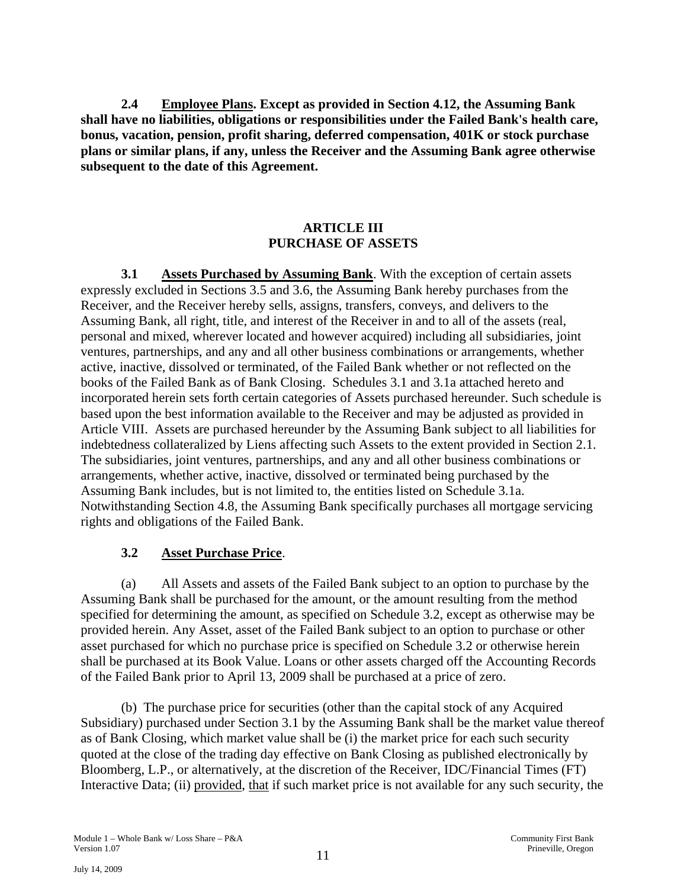**2.4 Employee Plans. Except as provided in Section 4.12, the Assuming Bank shall have no liabilities, obligations or responsibilities under the Failed Bank's health care, bonus, vacation, pension, profit sharing, deferred compensation, 401K or stock purchase plans or similar plans, if any, unless the Receiver and the Assuming Bank agree otherwise subsequent to the date of this Agreement.**

## ARTICLE III
## PURCHASE OF ASSETS

**3.1 Assets Purchased by Assuming Bank**. With the exception of certain assets expressly excluded in Sections 3.5 and 3.6, the Assuming Bank hereby purchases from the Receiver, and the Receiver hereby sells, assigns, transfers, conveys, and delivers to the Assuming Bank, all right, title, and interest of the Receiver in and to all of the assets (real, personal and mixed, wherever located and however acquired) including all subsidiaries, joint ventures, partnerships, and any and all other business combinations or arrangements, whether active, inactive, dissolved or terminated, of the Failed Bank whether or not reflected on the books of the Failed Bank as of Bank Closing. Schedules 3.1 and 3.1a attached hereto and incorporated herein sets forth certain categories of Assets purchased hereunder. Such schedule is based upon the best information available to the Receiver and may be adjusted as provided in Article VIII. Assets are purchased hereunder by the Assuming Bank subject to all liabilities for indebtedness collateralized by Liens affecting such Assets to the extent provided in Section 2.1. The subsidiaries, joint ventures, partnerships, and any and all other business combinations or arrangements, whether active, inactive, dissolved or terminated being purchased by the Assuming Bank includes, but is not limited to, the entities listed on Schedule 3.1a. Notwithstanding Section 4.8, the Assuming Bank specifically purchases all mortgage servicing rights and obligations of the Failed Bank.

**3.2 Asset Purchase Price**.

(a) All Assets and assets of the Failed Bank subject to an option to purchase by the Assuming Bank shall be purchased for the amount, or the amount resulting from the method specified for determining the amount, as specified on Schedule 3.2, except as otherwise may be provided herein. Any Asset, asset of the Failed Bank subject to an option to purchase or other asset purchased for which no purchase price is specified on Schedule 3.2 or otherwise herein shall be purchased at its Book Value. Loans or other assets charged off the Accounting Records of the Failed Bank prior to April 13, 2009 shall be purchased at a price of zero.

(b) The purchase price for securities (other than the capital stock of any Acquired Subsidiary) purchased under Section 3.1 by the Assuming Bank shall be the market value thereof as of Bank Closing, which market value shall be (i) the market price for each such security quoted at the close of the trading day effective on Bank Closing as published electronically by Bloomberg, L.P., or alternatively, at the discretion of the Receiver, IDC/Financial Times (FT) Interactive Data; (ii) provided, that if such market price is not available for any such security, the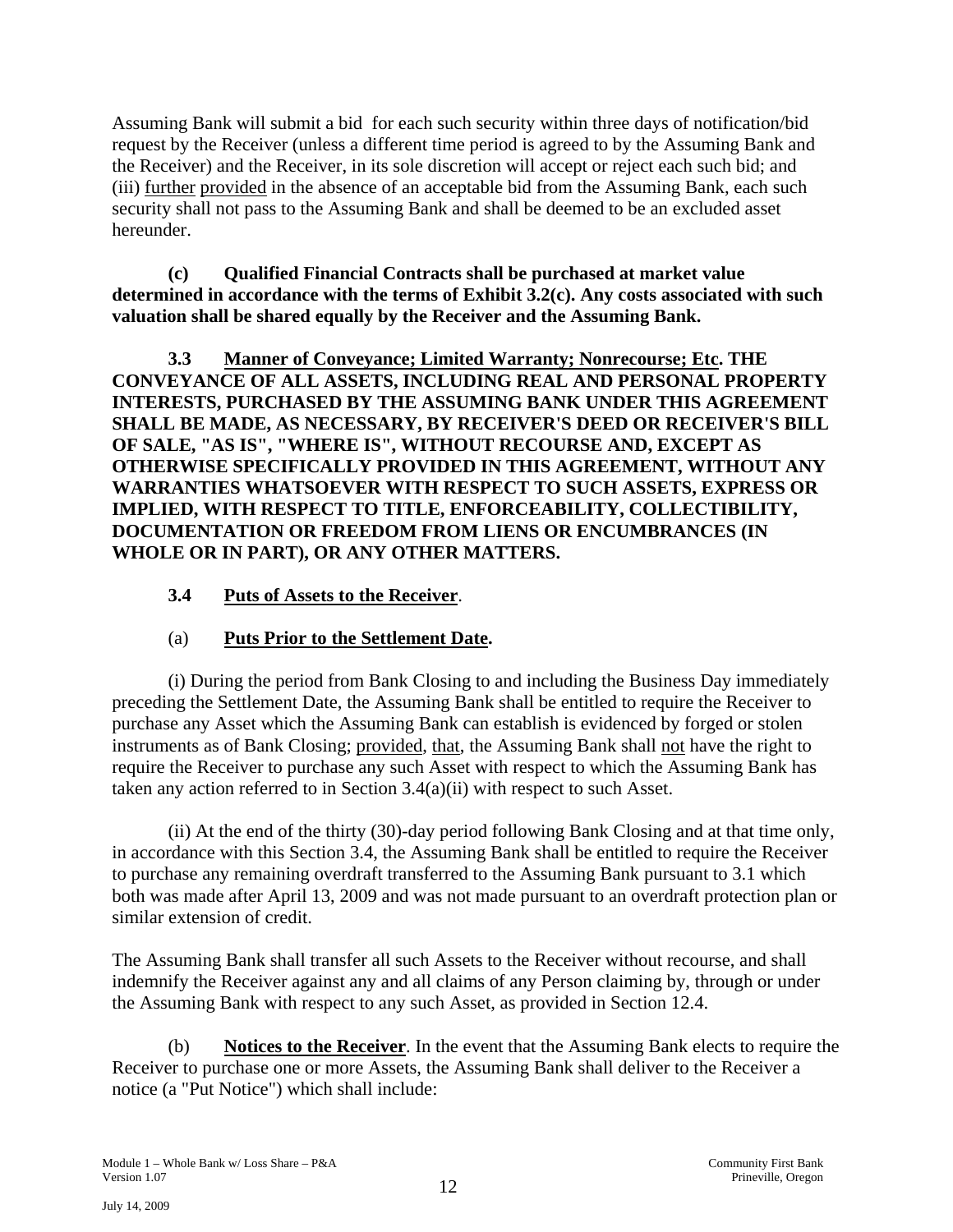Assuming Bank will submit a bid for each such security within three days of notification/bid request by the Receiver (unless a different time period is agreed to by the Assuming Bank and the Receiver) and the Receiver, in its sole discretion will accept or reject each such bid; and (iii) further provided in the absence of an acceptable bid from the Assuming Bank, each such security shall not pass to the Assuming Bank and shall be deemed to be an excluded asset hereunder.

**(c) Qualified Financial Contracts shall be purchased at market value determined in accordance with the terms of Exhibit 3.2(c). Any costs associated with such valuation shall be shared equally by the Receiver and the Assuming Bank.**

**3.3 Manner of Conveyance; Limited Warranty; Nonrecourse; Etc. THE CONVEYANCE OF ALL ASSETS, INCLUDING REAL AND PERSONAL PROPERTY INTERESTS, PURCHASED BY THE ASSUMING BANK UNDER THIS AGREEMENT SHALL BE MADE, AS NECESSARY, BY RECEIVER'S DEED OR RECEIVER'S BILL OF SALE, "AS IS", "WHERE IS", WITHOUT RECOURSE AND, EXCEPT AS OTHERWISE SPECIFICALLY PROVIDED IN THIS AGREEMENT, WITHOUT ANY WARRANTIES WHATSOEVER WITH RESPECT TO SUCH ASSETS, EXPRESS OR IMPLIED, WITH RESPECT TO TITLE, ENFORCEABILITY, COLLECTIBILITY, DOCUMENTATION OR FREEDOM FROM LIENS OR ENCUMBRANCES (IN WHOLE OR IN PART), OR ANY OTHER MATTERS.**

**3.4 Puts of Assets to the Receiver**.

(a) **Puts Prior to the Settlement Date.**

(i) During the period from Bank Closing to and including the Business Day immediately preceding the Settlement Date, the Assuming Bank shall be entitled to require the Receiver to purchase any Asset which the Assuming Bank can establish is evidenced by forged or stolen instruments as of Bank Closing; provided, that, the Assuming Bank shall not have the right to require the Receiver to purchase any such Asset with respect to which the Assuming Bank has taken any action referred to in Section 3.4(a)(ii) with respect to such Asset.

(ii) At the end of the thirty (30)-day period following Bank Closing and at that time only, in accordance with this Section 3.4, the Assuming Bank shall be entitled to require the Receiver to purchase any remaining overdraft transferred to the Assuming Bank pursuant to 3.1 which both was made after April 13, 2009 and was not made pursuant to an overdraft protection plan or similar extension of credit.

The Assuming Bank shall transfer all such Assets to the Receiver without recourse, and shall indemnify the Receiver against any and all claims of any Person claiming by, through or under the Assuming Bank with respect to any such Asset, as provided in Section 12.4.

(b) **Notices to the Receiver**. In the event that the Assuming Bank elects to require the Receiver to purchase one or more Assets, the Assuming Bank shall deliver to the Receiver a notice (a "Put Notice") which shall include: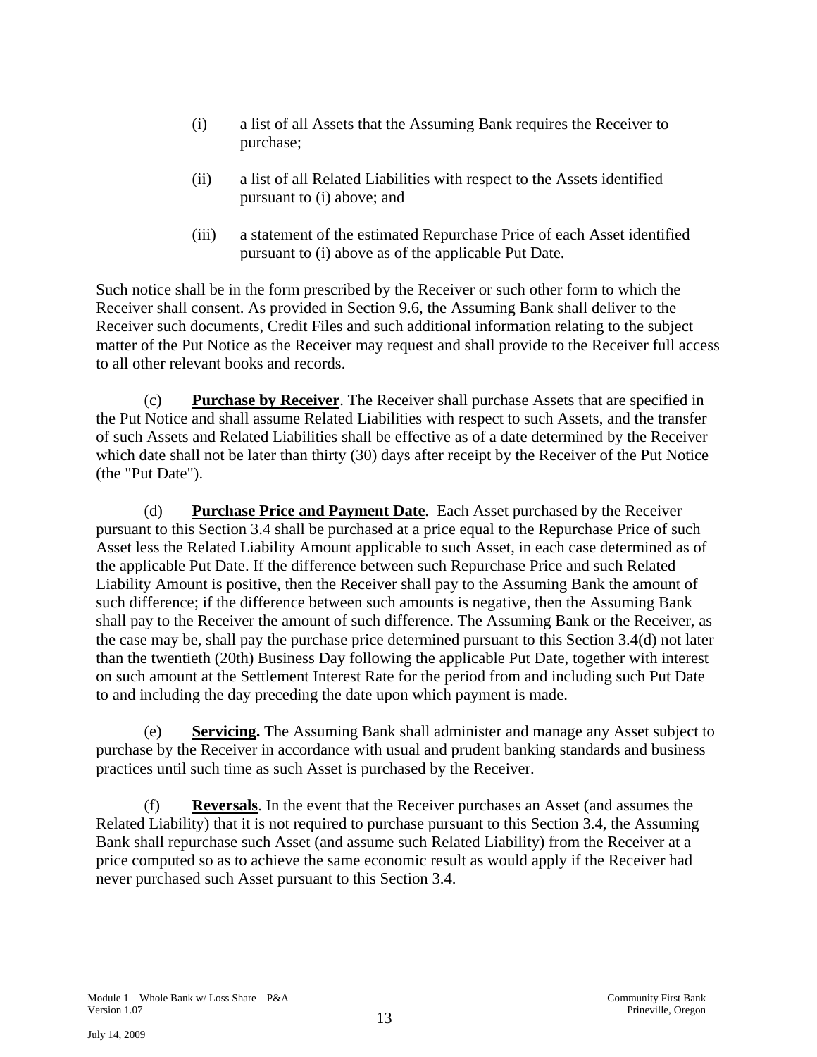(i) a list of all Assets that the Assuming Bank requires the Receiver to purchase;

(ii) a list of all Related Liabilities with respect to the Assets identified pursuant to (i) above; and

(iii) a statement of the estimated Repurchase Price of each Asset identified pursuant to (i) above as of the applicable Put Date.

Such notice shall be in the form prescribed by the Receiver or such other form to which the Receiver shall consent. As provided in Section 9.6, the Assuming Bank shall deliver to the Receiver such documents, Credit Files and such additional information relating to the subject matter of the Put Notice as the Receiver may request and shall provide to the Receiver full access to all other relevant books and records.

(c) **Purchase by Receiver**. The Receiver shall purchase Assets that are specified in the Put Notice and shall assume Related Liabilities with respect to such Assets, and the transfer of such Assets and Related Liabilities shall be effective as of a date determined by the Receiver which date shall not be later than thirty (30) days after receipt by the Receiver of the Put Notice (the "Put Date").

(d) **Purchase Price and Payment Date**. Each Asset purchased by the Receiver pursuant to this Section 3.4 shall be purchased at a price equal to the Repurchase Price of such Asset less the Related Liability Amount applicable to such Asset, in each case determined as of the applicable Put Date. If the difference between such Repurchase Price and such Related Liability Amount is positive, then the Receiver shall pay to the Assuming Bank the amount of such difference; if the difference between such amounts is negative, then the Assuming Bank shall pay to the Receiver the amount of such difference. The Assuming Bank or the Receiver, as the case may be, shall pay the purchase price determined pursuant to this Section 3.4(d) not later than the twentieth (20th) Business Day following the applicable Put Date, together with interest on such amount at the Settlement Interest Rate for the period from and including such Put Date to and including the day preceding the date upon which payment is made.

(e) **Servicing.** The Assuming Bank shall administer and manage any Asset subject to purchase by the Receiver in accordance with usual and prudent banking standards and business practices until such time as such Asset is purchased by the Receiver.

(f) **Reversals**. In the event that the Receiver purchases an Asset (and assumes the Related Liability) that it is not required to purchase pursuant to this Section 3.4, the Assuming Bank shall repurchase such Asset (and assume such Related Liability) from the Receiver at a price computed so as to achieve the same economic result as would apply if the Receiver had never purchased such Asset pursuant to this Section 3.4.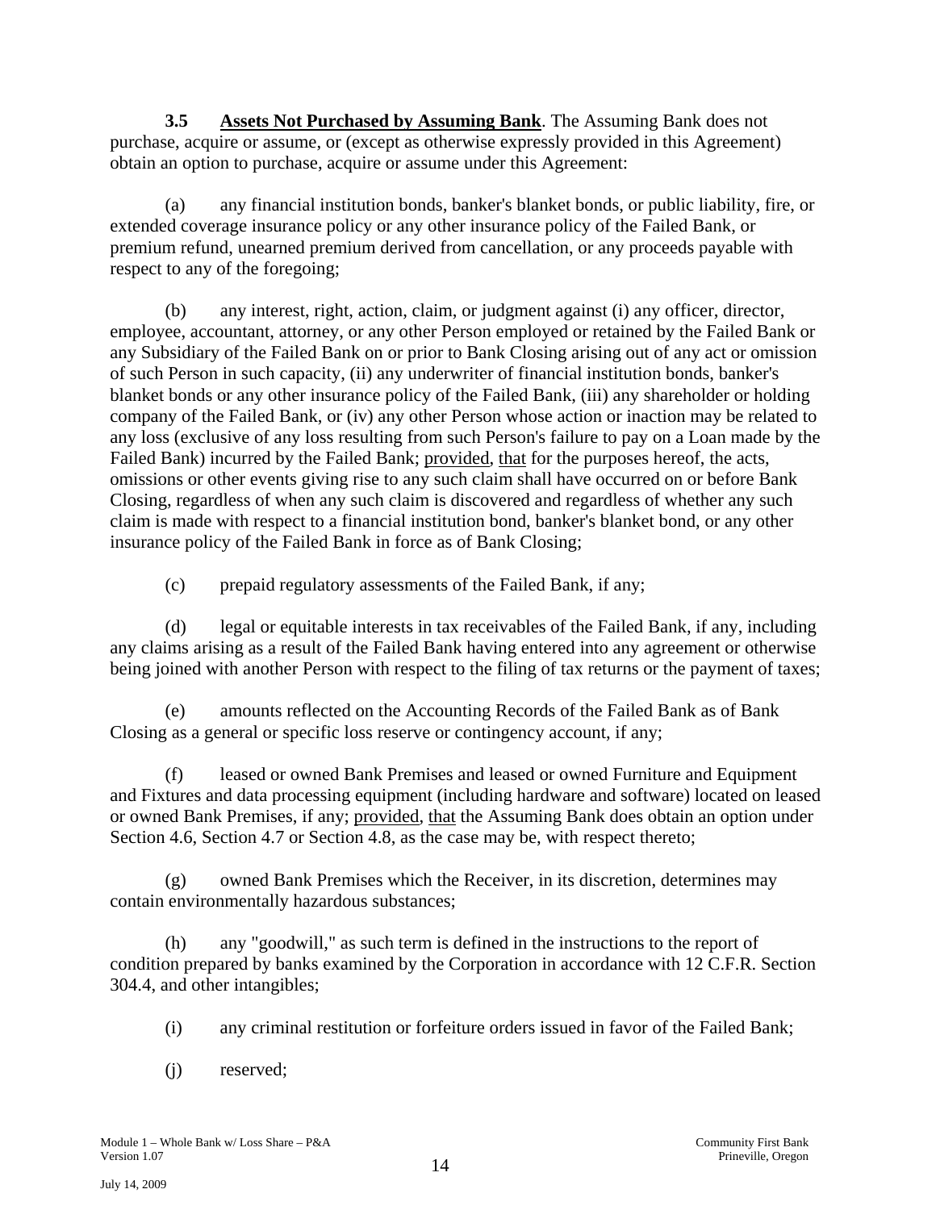**3.5 Assets Not Purchased by Assuming Bank**. The Assuming Bank does not purchase, acquire or assume, or (except as otherwise expressly provided in this Agreement) obtain an option to purchase, acquire or assume under this Agreement:

(a) any financial institution bonds, banker's blanket bonds, or public liability, fire, or extended coverage insurance policy or any other insurance policy of the Failed Bank, or premium refund, unearned premium derived from cancellation, or any proceeds payable with respect to any of the foregoing;

(b) any interest, right, action, claim, or judgment against (i) any officer, director, employee, accountant, attorney, or any other Person employed or retained by the Failed Bank or any Subsidiary of the Failed Bank on or prior to Bank Closing arising out of any act or omission of such Person in such capacity, (ii) any underwriter of financial institution bonds, banker's blanket bonds or any other insurance policy of the Failed Bank, (iii) any shareholder or holding company of the Failed Bank, or (iv) any other Person whose action or inaction may be related to any loss (exclusive of any loss resulting from such Person's failure to pay on a Loan made by the Failed Bank) incurred by the Failed Bank; provided, that for the purposes hereof, the acts, omissions or other events giving rise to any such claim shall have occurred on or before Bank Closing, regardless of when any such claim is discovered and regardless of whether any such claim is made with respect to a financial institution bond, banker's blanket bond, or any other insurance policy of the Failed Bank in force as of Bank Closing;

(c) prepaid regulatory assessments of the Failed Bank, if any;

(d) legal or equitable interests in tax receivables of the Failed Bank, if any, including any claims arising as a result of the Failed Bank having entered into any agreement or otherwise being joined with another Person with respect to the filing of tax returns or the payment of taxes;

(e) amounts reflected on the Accounting Records of the Failed Bank as of Bank Closing as a general or specific loss reserve or contingency account, if any;

(f) leased or owned Bank Premises and leased or owned Furniture and Equipment and Fixtures and data processing equipment (including hardware and software) located on leased or owned Bank Premises, if any; provided, that the Assuming Bank does obtain an option under Section 4.6, Section 4.7 or Section 4.8, as the case may be, with respect thereto;

(g) owned Bank Premises which the Receiver, in its discretion, determines may contain environmentally hazardous substances;

(h) any "goodwill," as such term is defined in the instructions to the report of condition prepared by banks examined by the Corporation in accordance with 12 C.F.R. Section 304.4, and other intangibles;

(i) any criminal restitution or forfeiture orders issued in favor of the Failed Bank;

(j) reserved;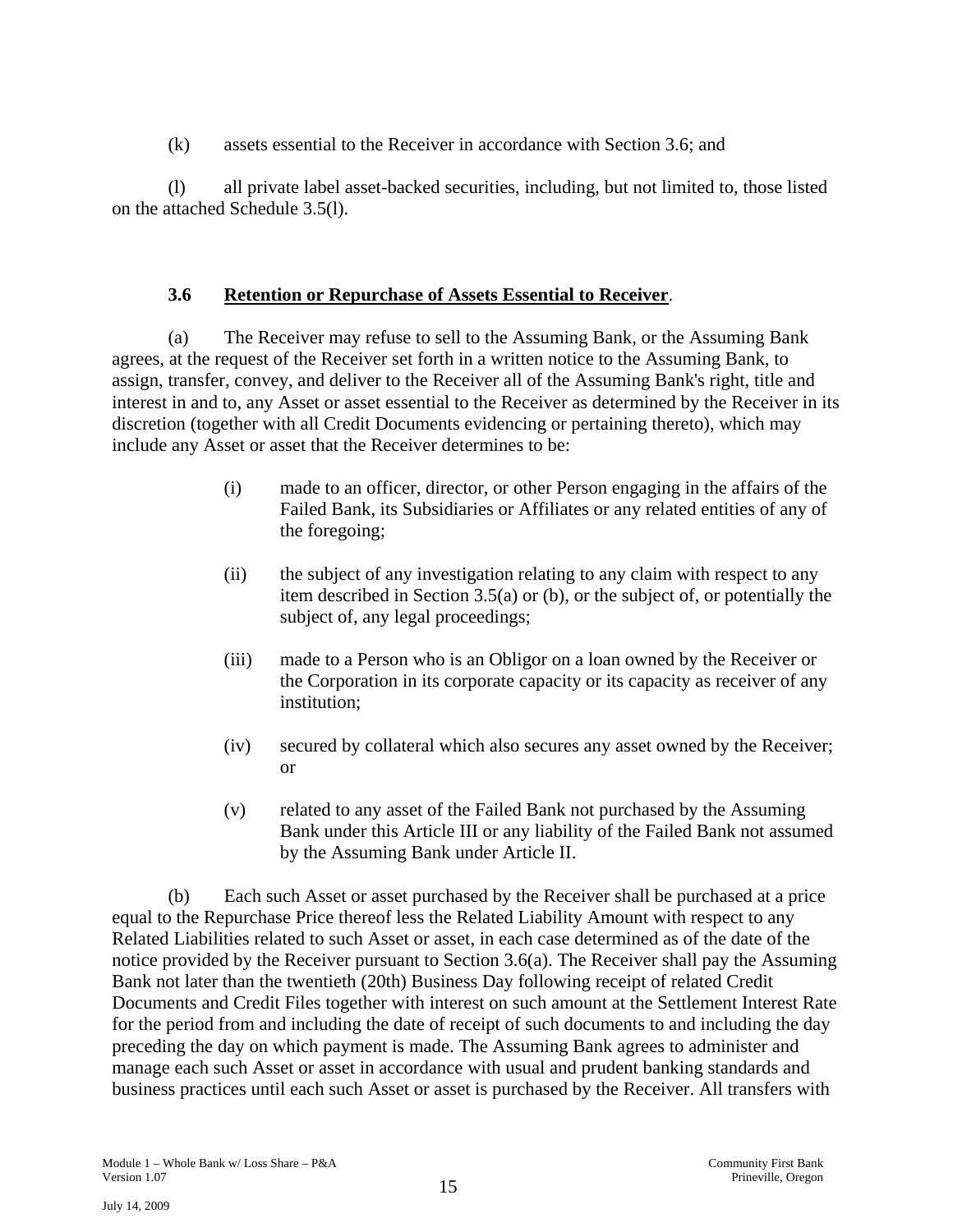(k) assets essential to the Receiver in accordance with Section 3.6; and

(l) all private label asset-backed securities, including, but not limited to, those listed on the attached Schedule 3.5(l).

### 3.6 **Retention or Repurchase of Assets Essential to Receiver**.

(a) The Receiver may refuse to sell to the Assuming Bank, or the Assuming Bank agrees, at the request of the Receiver set forth in a written notice to the Assuming Bank, to assign, transfer, convey, and deliver to the Receiver all of the Assuming Bank's right, title and interest in and to, any Asset or asset essential to the Receiver as determined by the Receiver in its discretion (together with all Credit Documents evidencing or pertaining thereto), which may include any Asset or asset that the Receiver determines to be:

(i) made to an officer, director, or other Person engaging in the affairs of the Failed Bank, its Subsidiaries or Affiliates or any related entities of any of the foregoing;

(ii) the subject of any investigation relating to any claim with respect to any item described in Section 3.5(a) or (b), or the subject of, or potentially the subject of, any legal proceedings;

(iii) made to a Person who is an Obligor on a loan owned by the Receiver or the Corporation in its corporate capacity or its capacity as receiver of any institution;

(iv) secured by collateral which also secures any asset owned by the Receiver; or

(v) related to any asset of the Failed Bank not purchased by the Assuming Bank under this Article III or any liability of the Failed Bank not assumed by the Assuming Bank under Article II.

(b) Each such Asset or asset purchased by the Receiver shall be purchased at a price equal to the Repurchase Price thereof less the Related Liability Amount with respect to any Related Liabilities related to such Asset or asset, in each case determined as of the date of the notice provided by the Receiver pursuant to Section 3.6(a). The Receiver shall pay the Assuming Bank not later than the twentieth (20th) Business Day following receipt of related Credit Documents and Credit Files together with interest on such amount at the Settlement Interest Rate for the period from and including the date of receipt of such documents to and including the day preceding the day on which payment is made. The Assuming Bank agrees to administer and manage each such Asset or asset in accordance with usual and prudent banking standards and business practices until each such Asset or asset is purchased by the Receiver. All transfers with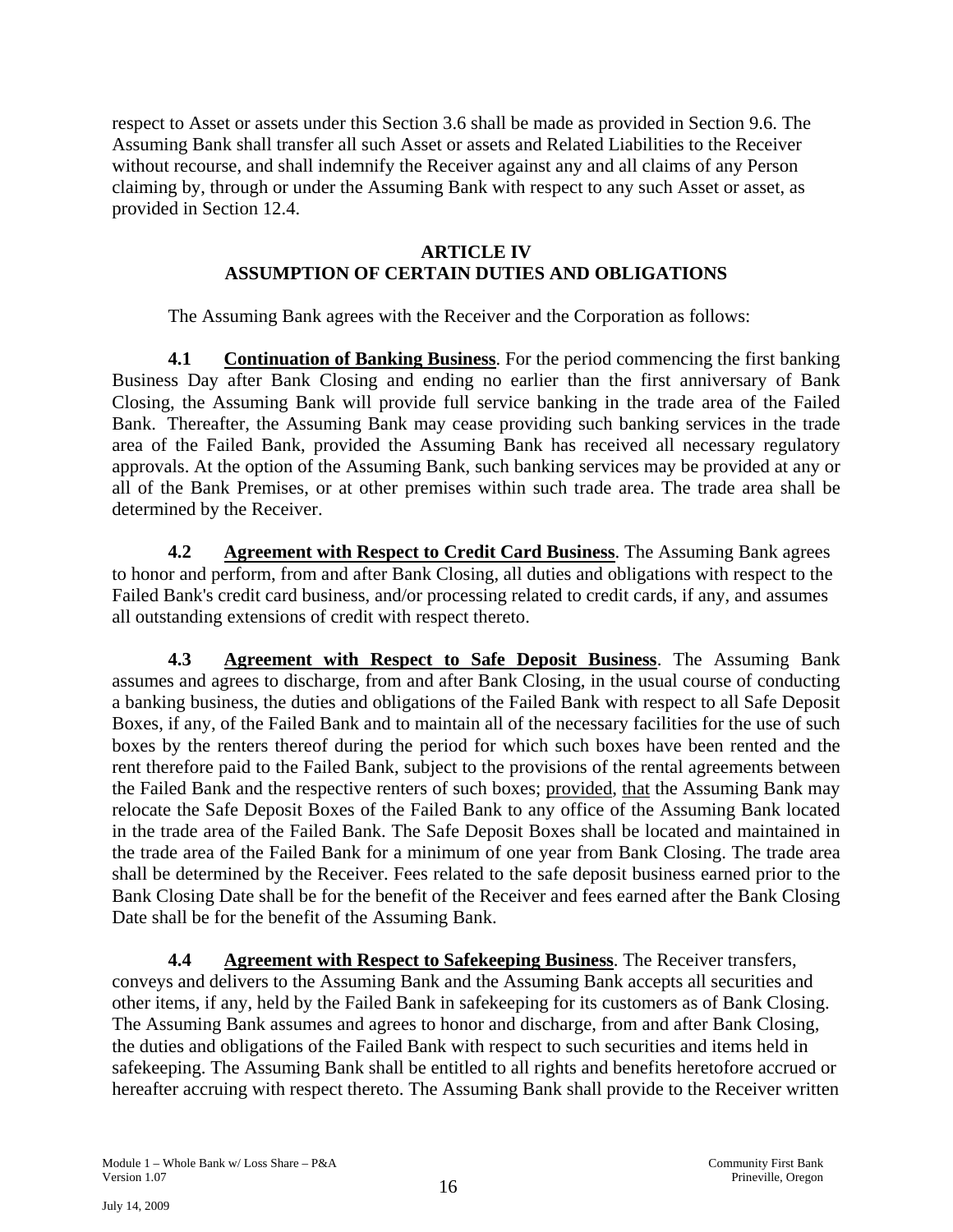respect to Asset or assets under this Section 3.6 shall be made as provided in Section 9.6. The Assuming Bank shall transfer all such Asset or assets and Related Liabilities to the Receiver without recourse, and shall indemnify the Receiver against any and all claims of any Person claiming by, through or under the Assuming Bank with respect to any such Asset or asset, as provided in Section 12.4.

## ARTICLE IV
## ASSUMPTION OF CERTAIN DUTIES AND OBLIGATIONS

The Assuming Bank agrees with the Receiver and the Corporation as follows:

**4.1 Continuation of Banking Business**. For the period commencing the first banking Business Day after Bank Closing and ending no earlier than the first anniversary of Bank Closing, the Assuming Bank will provide full service banking in the trade area of the Failed Bank. Thereafter, the Assuming Bank may cease providing such banking services in the trade area of the Failed Bank, provided the Assuming Bank has received all necessary regulatory approvals. At the option of the Assuming Bank, such banking services may be provided at any or all of the Bank Premises, or at other premises within such trade area. The trade area shall be determined by the Receiver.

**4.2 Agreement with Respect to Credit Card Business**. The Assuming Bank agrees to honor and perform, from and after Bank Closing, all duties and obligations with respect to the Failed Bank's credit card business, and/or processing related to credit cards, if any, and assumes all outstanding extensions of credit with respect thereto.

**4.3 Agreement with Respect to Safe Deposit Business**. The Assuming Bank assumes and agrees to discharge, from and after Bank Closing, in the usual course of conducting a banking business, the duties and obligations of the Failed Bank with respect to all Safe Deposit Boxes, if any, of the Failed Bank and to maintain all of the necessary facilities for the use of such boxes by the renters thereof during the period for which such boxes have been rented and the rent therefore paid to the Failed Bank, subject to the provisions of the rental agreements between the Failed Bank and the respective renters of such boxes; provided, that the Assuming Bank may relocate the Safe Deposit Boxes of the Failed Bank to any office of the Assuming Bank located in the trade area of the Failed Bank. The Safe Deposit Boxes shall be located and maintained in the trade area of the Failed Bank for a minimum of one year from Bank Closing. The trade area shall be determined by the Receiver. Fees related to the safe deposit business earned prior to the Bank Closing Date shall be for the benefit of the Receiver and fees earned after the Bank Closing Date shall be for the benefit of the Assuming Bank.

**4.4 Agreement with Respect to Safekeeping Business**. The Receiver transfers, conveys and delivers to the Assuming Bank and the Assuming Bank accepts all securities and other items, if any, held by the Failed Bank in safekeeping for its customers as of Bank Closing. The Assuming Bank assumes and agrees to honor and discharge, from and after Bank Closing, the duties and obligations of the Failed Bank with respect to such securities and items held in safekeeping. The Assuming Bank shall be entitled to all rights and benefits heretofore accrued or hereafter accruing with respect thereto. The Assuming Bank shall provide to the Receiver written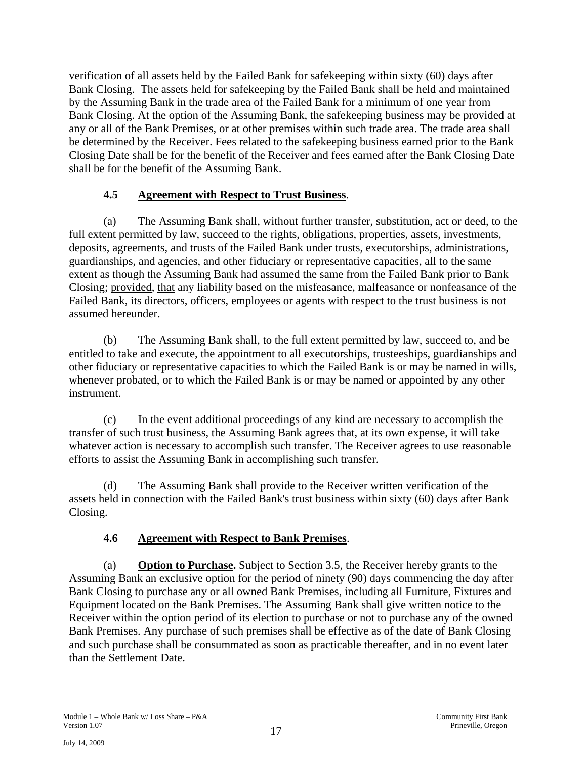verification of all assets held by the Failed Bank for safekeeping within sixty (60) days after Bank Closing. The assets held for safekeeping by the Failed Bank shall be held and maintained by the Assuming Bank in the trade area of the Failed Bank for a minimum of one year from Bank Closing. At the option of the Assuming Bank, the safekeeping business may be provided at any or all of the Bank Premises, or at other premises within such trade area. The trade area shall be determined by the Receiver. Fees related to the safekeeping business earned prior to the Bank Closing Date shall be for the benefit of the Receiver and fees earned after the Bank Closing Date shall be for the benefit of the Assuming Bank.

### 4.5 Agreement with Respect to Trust Business.

(a) The Assuming Bank shall, without further transfer, substitution, act or deed, to the full extent permitted by law, succeed to the rights, obligations, properties, assets, investments, deposits, agreements, and trusts of the Failed Bank under trusts, executorships, administrations, guardianships, and agencies, and other fiduciary or representative capacities, all to the same extent as though the Assuming Bank had assumed the same from the Failed Bank prior to Bank Closing; provided, that any liability based on the misfeasance, malfeasance or nonfeasance of the Failed Bank, its directors, officers, employees or agents with respect to the trust business is not assumed hereunder.

(b) The Assuming Bank shall, to the full extent permitted by law, succeed to, and be entitled to take and execute, the appointment to all executorships, trusteeships, guardianships and other fiduciary or representative capacities to which the Failed Bank is or may be named in wills, whenever probated, or to which the Failed Bank is or may be named or appointed by any other instrument.

(c) In the event additional proceedings of any kind are necessary to accomplish the transfer of such trust business, the Assuming Bank agrees that, at its own expense, it will take whatever action is necessary to accomplish such transfer. The Receiver agrees to use reasonable efforts to assist the Assuming Bank in accomplishing such transfer.

(d) The Assuming Bank shall provide to the Receiver written verification of the assets held in connection with the Failed Bank's trust business within sixty (60) days after Bank Closing.

### 4.6 Agreement with Respect to Bank Premises.

(a) **Option to Purchase.** Subject to Section 3.5, the Receiver hereby grants to the Assuming Bank an exclusive option for the period of ninety (90) days commencing the day after Bank Closing to purchase any or all owned Bank Premises, including all Furniture, Fixtures and Equipment located on the Bank Premises. The Assuming Bank shall give written notice to the Receiver within the option period of its election to purchase or not to purchase any of the owned Bank Premises. Any purchase of such premises shall be effective as of the date of Bank Closing and such purchase shall be consummated as soon as practicable thereafter, and in no event later than the Settlement Date.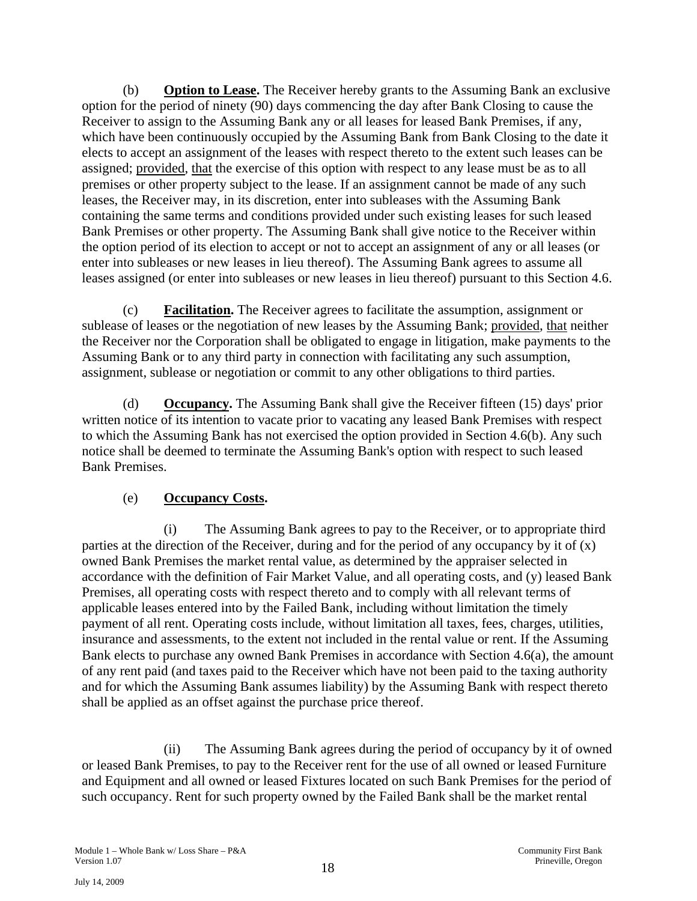(b) **Option to Lease.** The Receiver hereby grants to the Assuming Bank an exclusive option for the period of ninety (90) days commencing the day after Bank Closing to cause the Receiver to assign to the Assuming Bank any or all leases for leased Bank Premises, if any, which have been continuously occupied by the Assuming Bank from Bank Closing to the date it elects to accept an assignment of the leases with respect thereto to the extent such leases can be assigned; provided, that the exercise of this option with respect to any lease must be as to all premises or other property subject to the lease. If an assignment cannot be made of any such leases, the Receiver may, in its discretion, enter into subleases with the Assuming Bank containing the same terms and conditions provided under such existing leases for such leased Bank Premises or other property. The Assuming Bank shall give notice to the Receiver within the option period of its election to accept or not to accept an assignment of any or all leases (or enter into subleases or new leases in lieu thereof). The Assuming Bank agrees to assume all leases assigned (or enter into subleases or new leases in lieu thereof) pursuant to this Section 4.6.

(c) **Facilitation.** The Receiver agrees to facilitate the assumption, assignment or sublease of leases or the negotiation of new leases by the Assuming Bank; provided, that neither the Receiver nor the Corporation shall be obligated to engage in litigation, make payments to the Assuming Bank or to any third party in connection with facilitating any such assumption, assignment, sublease or negotiation or commit to any other obligations to third parties.

(d) **Occupancy.** The Assuming Bank shall give the Receiver fifteen (15) days' prior written notice of its intention to vacate prior to vacating any leased Bank Premises with respect to which the Assuming Bank has not exercised the option provided in Section 4.6(b). Any such notice shall be deemed to terminate the Assuming Bank's option with respect to such leased Bank Premises.

(e) **Occupancy Costs.**

(i) The Assuming Bank agrees to pay to the Receiver, or to appropriate third parties at the direction of the Receiver, during and for the period of any occupancy by it of (x) owned Bank Premises the market rental value, as determined by the appraiser selected in accordance with the definition of Fair Market Value, and all operating costs, and (y) leased Bank Premises, all operating costs with respect thereto and to comply with all relevant terms of applicable leases entered into by the Failed Bank, including without limitation the timely payment of all rent. Operating costs include, without limitation all taxes, fees, charges, utilities, insurance and assessments, to the extent not included in the rental value or rent. If the Assuming Bank elects to purchase any owned Bank Premises in accordance with Section 4.6(a), the amount of any rent paid (and taxes paid to the Receiver which have not been paid to the taxing authority and for which the Assuming Bank assumes liability) by the Assuming Bank with respect thereto shall be applied as an offset against the purchase price thereof.

(ii) The Assuming Bank agrees during the period of occupancy by it of owned or leased Bank Premises, to pay to the Receiver rent for the use of all owned or leased Furniture and Equipment and all owned or leased Fixtures located on such Bank Premises for the period of such occupancy. Rent for such property owned by the Failed Bank shall be the market rental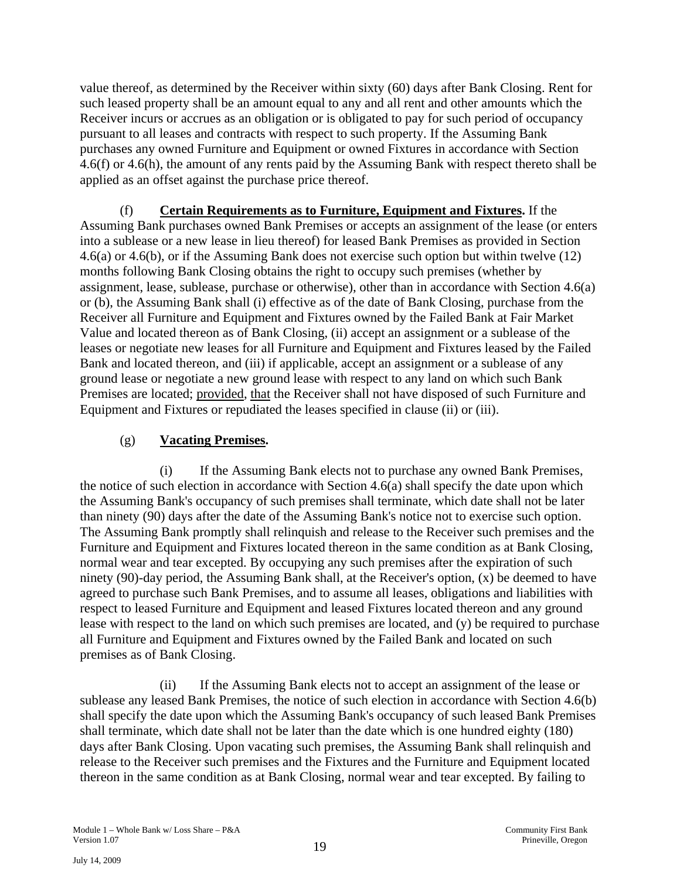value thereof, as determined by the Receiver within sixty (60) days after Bank Closing. Rent for such leased property shall be an amount equal to any and all rent and other amounts which the Receiver incurs or accrues as an obligation or is obligated to pay for such period of occupancy pursuant to all leases and contracts with respect to such property. If the Assuming Bank purchases any owned Furniture and Equipment or owned Fixtures in accordance with Section 4.6(f) or 4.6(h), the amount of any rents paid by the Assuming Bank with respect thereto shall be applied as an offset against the purchase price thereof.

(f) **Certain Requirements as to Furniture, Equipment and Fixtures.** If the Assuming Bank purchases owned Bank Premises or accepts an assignment of the lease (or enters into a sublease or a new lease in lieu thereof) for leased Bank Premises as provided in Section 4.6(a) or 4.6(b), or if the Assuming Bank does not exercise such option but within twelve (12) months following Bank Closing obtains the right to occupy such premises (whether by assignment, lease, sublease, purchase or otherwise), other than in accordance with Section 4.6(a) or (b), the Assuming Bank shall (i) effective as of the date of Bank Closing, purchase from the Receiver all Furniture and Equipment and Fixtures owned by the Failed Bank at Fair Market Value and located thereon as of Bank Closing, (ii) accept an assignment or a sublease of the leases or negotiate new leases for all Furniture and Equipment and Fixtures leased by the Failed Bank and located thereon, and (iii) if applicable, accept an assignment or a sublease of any ground lease or negotiate a new ground lease with respect to any land on which such Bank Premises are located; provided, that the Receiver shall not have disposed of such Furniture and Equipment and Fixtures or repudiated the leases specified in clause (ii) or (iii).

(g) **Vacating Premises.**

(i) If the Assuming Bank elects not to purchase any owned Bank Premises, the notice of such election in accordance with Section 4.6(a) shall specify the date upon which the Assuming Bank's occupancy of such premises shall terminate, which date shall not be later than ninety (90) days after the date of the Assuming Bank's notice not to exercise such option. The Assuming Bank promptly shall relinquish and release to the Receiver such premises and the Furniture and Equipment and Fixtures located thereon in the same condition as at Bank Closing, normal wear and tear excepted. By occupying any such premises after the expiration of such ninety (90)-day period, the Assuming Bank shall, at the Receiver's option, (x) be deemed to have agreed to purchase such Bank Premises, and to assume all leases, obligations and liabilities with respect to leased Furniture and Equipment and leased Fixtures located thereon and any ground lease with respect to the land on which such premises are located, and (y) be required to purchase all Furniture and Equipment and Fixtures owned by the Failed Bank and located on such premises as of Bank Closing.

(ii) If the Assuming Bank elects not to accept an assignment of the lease or sublease any leased Bank Premises, the notice of such election in accordance with Section 4.6(b) shall specify the date upon which the Assuming Bank's occupancy of such leased Bank Premises shall terminate, which date shall not be later than the date which is one hundred eighty (180) days after Bank Closing. Upon vacating such premises, the Assuming Bank shall relinquish and release to the Receiver such premises and the Fixtures and the Furniture and Equipment located thereon in the same condition as at Bank Closing, normal wear and tear excepted. By failing to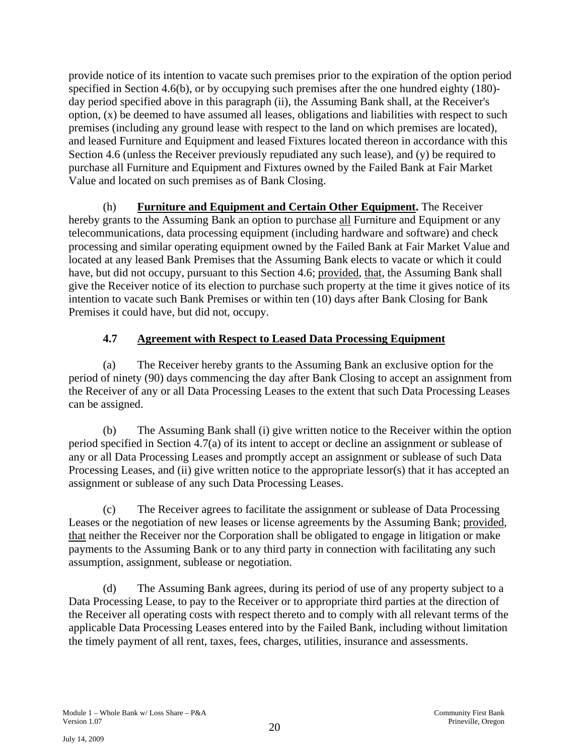provide notice of its intention to vacate such premises prior to the expiration of the option period specified in Section 4.6(b), or by occupying such premises after the one hundred eighty (180)-day period specified above in this paragraph (ii), the Assuming Bank shall, at the Receiver's option, (x) be deemed to have assumed all leases, obligations and liabilities with respect to such premises (including any ground lease with respect to the land on which premises are located), and leased Furniture and Equipment and leased Fixtures located thereon in accordance with this Section 4.6 (unless the Receiver previously repudiated any such lease), and (y) be required to purchase all Furniture and Equipment and Fixtures owned by the Failed Bank at Fair Market Value and located on such premises as of Bank Closing.

(h) **Furniture and Equipment and Certain Other Equipment.** The Receiver hereby grants to the Assuming Bank an option to purchase all Furniture and Equipment or any telecommunications, data processing equipment (including hardware and software) and check processing and similar operating equipment owned by the Failed Bank at Fair Market Value and located at any leased Bank Premises that the Assuming Bank elects to vacate or which it could have, but did not occupy, pursuant to this Section 4.6; provided, that, the Assuming Bank shall give the Receiver notice of its election to purchase such property at the time it gives notice of its intention to vacate such Bank Premises or within ten (10) days after Bank Closing for Bank Premises it could have, but did not, occupy.

### 4.7 Agreement with Respect to Leased Data Processing Equipment

(a) The Receiver hereby grants to the Assuming Bank an exclusive option for the period of ninety (90) days commencing the day after Bank Closing to accept an assignment from the Receiver of any or all Data Processing Leases to the extent that such Data Processing Leases can be assigned.

(b) The Assuming Bank shall (i) give written notice to the Receiver within the option period specified in Section 4.7(a) of its intent to accept or decline an assignment or sublease of any or all Data Processing Leases and promptly accept an assignment or sublease of such Data Processing Leases, and (ii) give written notice to the appropriate lessor(s) that it has accepted an assignment or sublease of any such Data Processing Leases.

(c) The Receiver agrees to facilitate the assignment or sublease of Data Processing Leases or the negotiation of new leases or license agreements by the Assuming Bank; provided, that neither the Receiver nor the Corporation shall be obligated to engage in litigation or make payments to the Assuming Bank or to any third party in connection with facilitating any such assumption, assignment, sublease or negotiation.

(d) The Assuming Bank agrees, during its period of use of any property subject to a Data Processing Lease, to pay to the Receiver or to appropriate third parties at the direction of the Receiver all operating costs with respect thereto and to comply with all relevant terms of the applicable Data Processing Leases entered into by the Failed Bank, including without limitation the timely payment of all rent, taxes, fees, charges, utilities, insurance and assessments.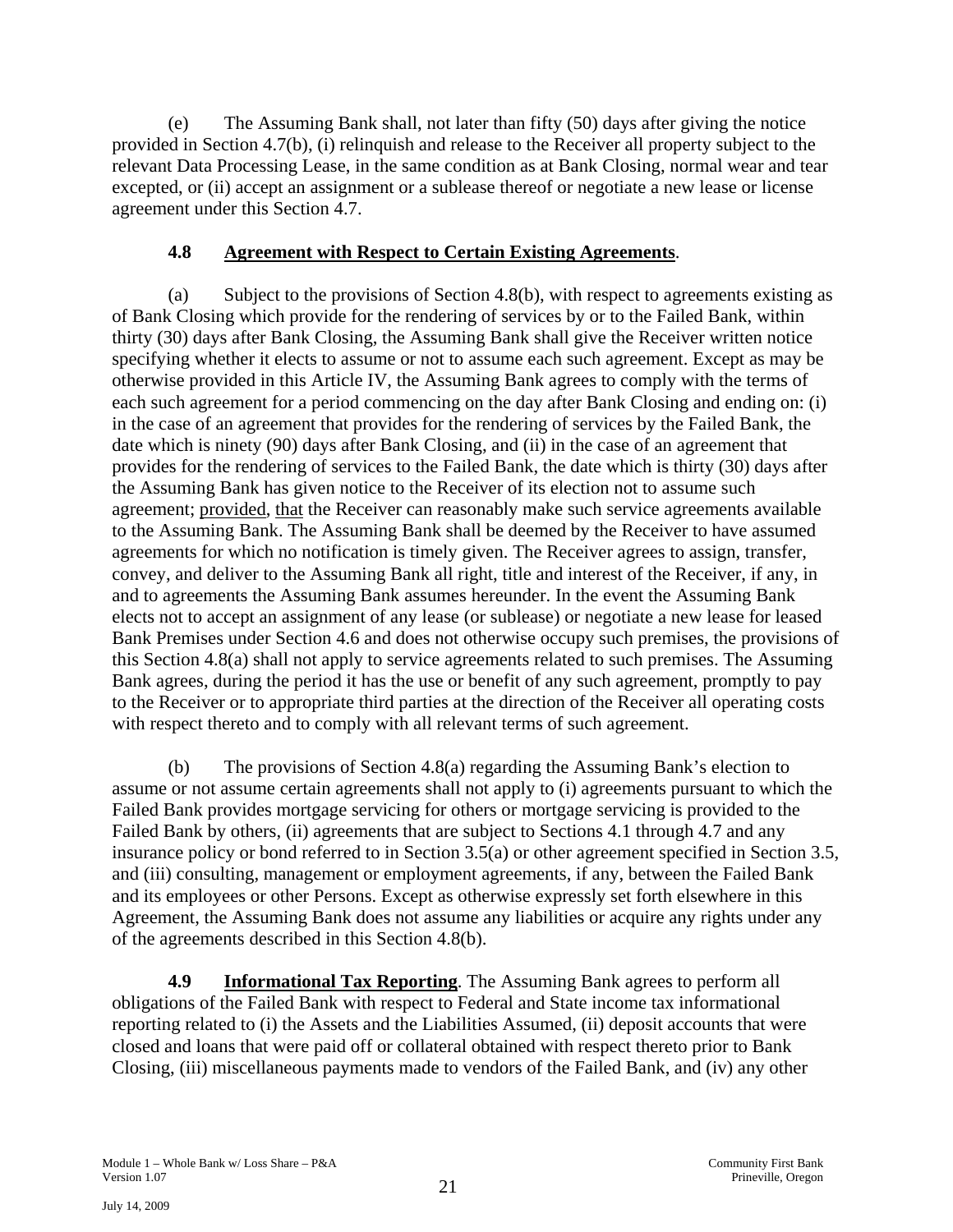(e) The Assuming Bank shall, not later than fifty (50) days after giving the notice provided in Section 4.7(b), (i) relinquish and release to the Receiver all property subject to the relevant Data Processing Lease, in the same condition as at Bank Closing, normal wear and tear excepted, or (ii) accept an assignment or a sublease thereof or negotiate a new lease or license agreement under this Section 4.7.

### 4.8 Agreement with Respect to Certain Existing Agreements.

(a) Subject to the provisions of Section 4.8(b), with respect to agreements existing as of Bank Closing which provide for the rendering of services by or to the Failed Bank, within thirty (30) days after Bank Closing, the Assuming Bank shall give the Receiver written notice specifying whether it elects to assume or not to assume each such agreement. Except as may be otherwise provided in this Article IV, the Assuming Bank agrees to comply with the terms of each such agreement for a period commencing on the day after Bank Closing and ending on: (i) in the case of an agreement that provides for the rendering of services by the Failed Bank, the date which is ninety (90) days after Bank Closing, and (ii) in the case of an agreement that provides for the rendering of services to the Failed Bank, the date which is thirty (30) days after the Assuming Bank has given notice to the Receiver of its election not to assume such agreement; provided, that the Receiver can reasonably make such service agreements available to the Assuming Bank. The Assuming Bank shall be deemed by the Receiver to have assumed agreements for which no notification is timely given. The Receiver agrees to assign, transfer, convey, and deliver to the Assuming Bank all right, title and interest of the Receiver, if any, in and to agreements the Assuming Bank assumes hereunder. In the event the Assuming Bank elects not to accept an assignment of any lease (or sublease) or negotiate a new lease for leased Bank Premises under Section 4.6 and does not otherwise occupy such premises, the provisions of this Section 4.8(a) shall not apply to service agreements related to such premises. The Assuming Bank agrees, during the period it has the use or benefit of any such agreement, promptly to pay to the Receiver or to appropriate third parties at the direction of the Receiver all operating costs with respect thereto and to comply with all relevant terms of such agreement.

(b) The provisions of Section 4.8(a) regarding the Assuming Bank's election to assume or not assume certain agreements shall not apply to (i) agreements pursuant to which the Failed Bank provides mortgage servicing for others or mortgage servicing is provided to the Failed Bank by others, (ii) agreements that are subject to Sections 4.1 through 4.7 and any insurance policy or bond referred to in Section 3.5(a) or other agreement specified in Section 3.5, and (iii) consulting, management or employment agreements, if any, between the Failed Bank and its employees or other Persons. Except as otherwise expressly set forth elsewhere in this Agreement, the Assuming Bank does not assume any liabilities or acquire any rights under any of the agreements described in this Section 4.8(b).

**4.9 Informational Tax Reporting**. The Assuming Bank agrees to perform all obligations of the Failed Bank with respect to Federal and State income tax informational reporting related to (i) the Assets and the Liabilities Assumed, (ii) deposit accounts that were closed and loans that were paid off or collateral obtained with respect thereto prior to Bank Closing, (iii) miscellaneous payments made to vendors of the Failed Bank, and (iv) any other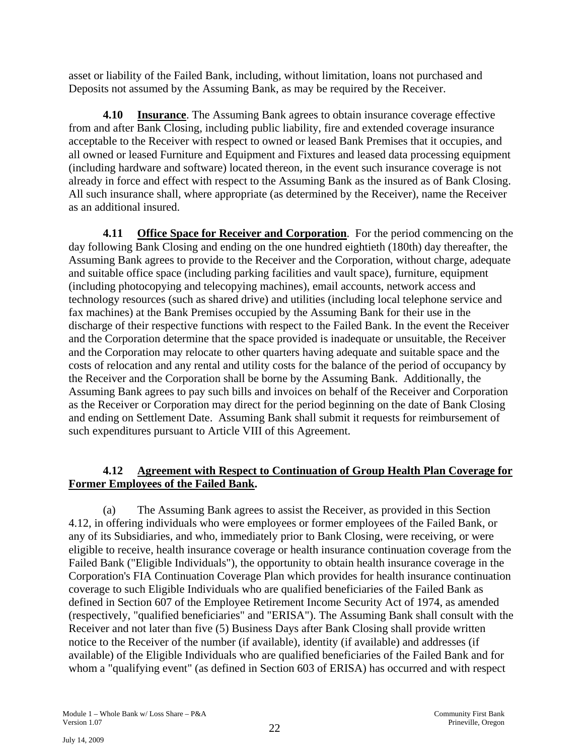asset or liability of the Failed Bank, including, without limitation, loans not purchased and Deposits not assumed by the Assuming Bank, as may be required by the Receiver.

**4.10 Insurance**. The Assuming Bank agrees to obtain insurance coverage effective from and after Bank Closing, including public liability, fire and extended coverage insurance acceptable to the Receiver with respect to owned or leased Bank Premises that it occupies, and all owned or leased Furniture and Equipment and Fixtures and leased data processing equipment (including hardware and software) located thereon, in the event such insurance coverage is not already in force and effect with respect to the Assuming Bank as the insured as of Bank Closing. All such insurance shall, where appropriate (as determined by the Receiver), name the Receiver as an additional insured.

**4.11 Office Space for Receiver and Corporation**. For the period commencing on the day following Bank Closing and ending on the one hundred eightieth (180th) day thereafter, the Assuming Bank agrees to provide to the Receiver and the Corporation, without charge, adequate and suitable office space (including parking facilities and vault space), furniture, equipment (including photocopying and telecopying machines), email accounts, network access and technology resources (such as shared drive) and utilities (including local telephone service and fax machines) at the Bank Premises occupied by the Assuming Bank for their use in the discharge of their respective functions with respect to the Failed Bank. In the event the Receiver and the Corporation determine that the space provided is inadequate or unsuitable, the Receiver and the Corporation may relocate to other quarters having adequate and suitable space and the costs of relocation and any rental and utility costs for the balance of the period of occupancy by the Receiver and the Corporation shall be borne by the Assuming Bank. Additionally, the Assuming Bank agrees to pay such bills and invoices on behalf of the Receiver and Corporation as the Receiver or Corporation may direct for the period beginning on the date of Bank Closing and ending on Settlement Date. Assuming Bank shall submit it requests for reimbursement of such expenditures pursuant to Article VIII of this Agreement.

**4.12 Agreement with Respect to Continuation of Group Health Plan Coverage for Former Employees of the Failed Bank.**

(a) The Assuming Bank agrees to assist the Receiver, as provided in this Section 4.12, in offering individuals who were employees or former employees of the Failed Bank, or any of its Subsidiaries, and who, immediately prior to Bank Closing, were receiving, or were eligible to receive, health insurance coverage or health insurance continuation coverage from the Failed Bank ("Eligible Individuals"), the opportunity to obtain health insurance coverage in the Corporation's FIA Continuation Coverage Plan which provides for health insurance continuation coverage to such Eligible Individuals who are qualified beneficiaries of the Failed Bank as defined in Section 607 of the Employee Retirement Income Security Act of 1974, as amended (respectively, "qualified beneficiaries" and "ERISA"). The Assuming Bank shall consult with the Receiver and not later than five (5) Business Days after Bank Closing shall provide written notice to the Receiver of the number (if available), identity (if available) and addresses (if available) of the Eligible Individuals who are qualified beneficiaries of the Failed Bank and for whom a "qualifying event" (as defined in Section 603 of ERISA) has occurred and with respect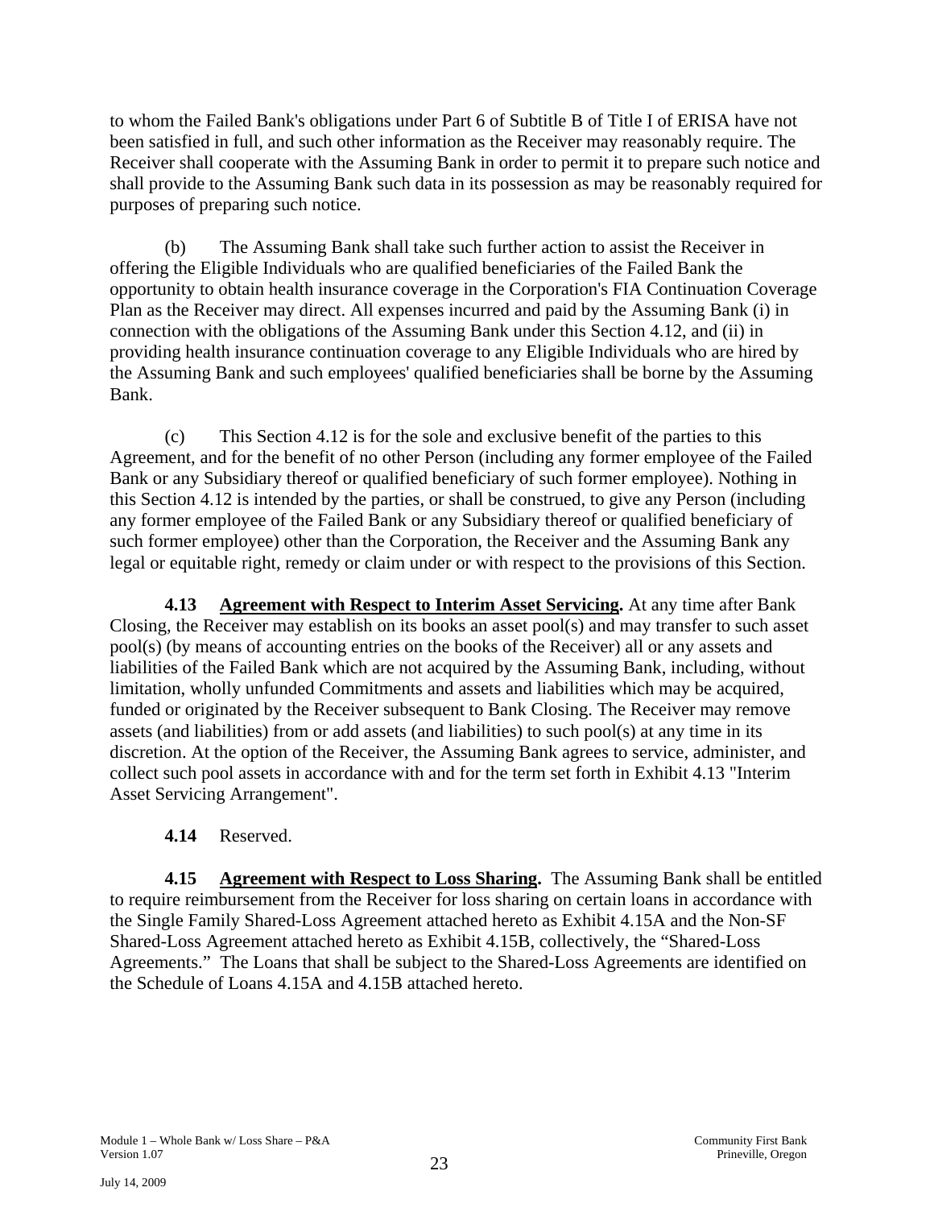to whom the Failed Bank's obligations under Part 6 of Subtitle B of Title I of ERISA have not been satisfied in full, and such other information as the Receiver may reasonably require. The Receiver shall cooperate with the Assuming Bank in order to permit it to prepare such notice and shall provide to the Assuming Bank such data in its possession as may be reasonably required for purposes of preparing such notice.

(b) The Assuming Bank shall take such further action to assist the Receiver in offering the Eligible Individuals who are qualified beneficiaries of the Failed Bank the opportunity to obtain health insurance coverage in the Corporation's FIA Continuation Coverage Plan as the Receiver may direct. All expenses incurred and paid by the Assuming Bank (i) in connection with the obligations of the Assuming Bank under this Section 4.12, and (ii) in providing health insurance continuation coverage to any Eligible Individuals who are hired by the Assuming Bank and such employees' qualified beneficiaries shall be borne by the Assuming Bank.

(c) This Section 4.12 is for the sole and exclusive benefit of the parties to this Agreement, and for the benefit of no other Person (including any former employee of the Failed Bank or any Subsidiary thereof or qualified beneficiary of such former employee). Nothing in this Section 4.12 is intended by the parties, or shall be construed, to give any Person (including any former employee of the Failed Bank or any Subsidiary thereof or qualified beneficiary of such former employee) other than the Corporation, the Receiver and the Assuming Bank any legal or equitable right, remedy or claim under or with respect to the provisions of this Section.

**4.13 Agreement with Respect to Interim Asset Servicing.** At any time after Bank Closing, the Receiver may establish on its books an asset pool(s) and may transfer to such asset pool(s) (by means of accounting entries on the books of the Receiver) all or any assets and liabilities of the Failed Bank which are not acquired by the Assuming Bank, including, without limitation, wholly unfunded Commitments and assets and liabilities which may be acquired, funded or originated by the Receiver subsequent to Bank Closing. The Receiver may remove assets (and liabilities) from or add assets (and liabilities) to such pool(s) at any time in its discretion. At the option of the Receiver, the Assuming Bank agrees to service, administer, and collect such pool assets in accordance with and for the term set forth in Exhibit 4.13 "Interim Asset Servicing Arrangement".

**4.14** Reserved.

**4.15 Agreement with Respect to Loss Sharing.** The Assuming Bank shall be entitled to require reimbursement from the Receiver for loss sharing on certain loans in accordance with the Single Family Shared-Loss Agreement attached hereto as Exhibit 4.15A and the Non-SF Shared-Loss Agreement attached hereto as Exhibit 4.15B, collectively, the "Shared-Loss Agreements." The Loans that shall be subject to the Shared-Loss Agreements are identified on the Schedule of Loans 4.15A and 4.15B attached hereto.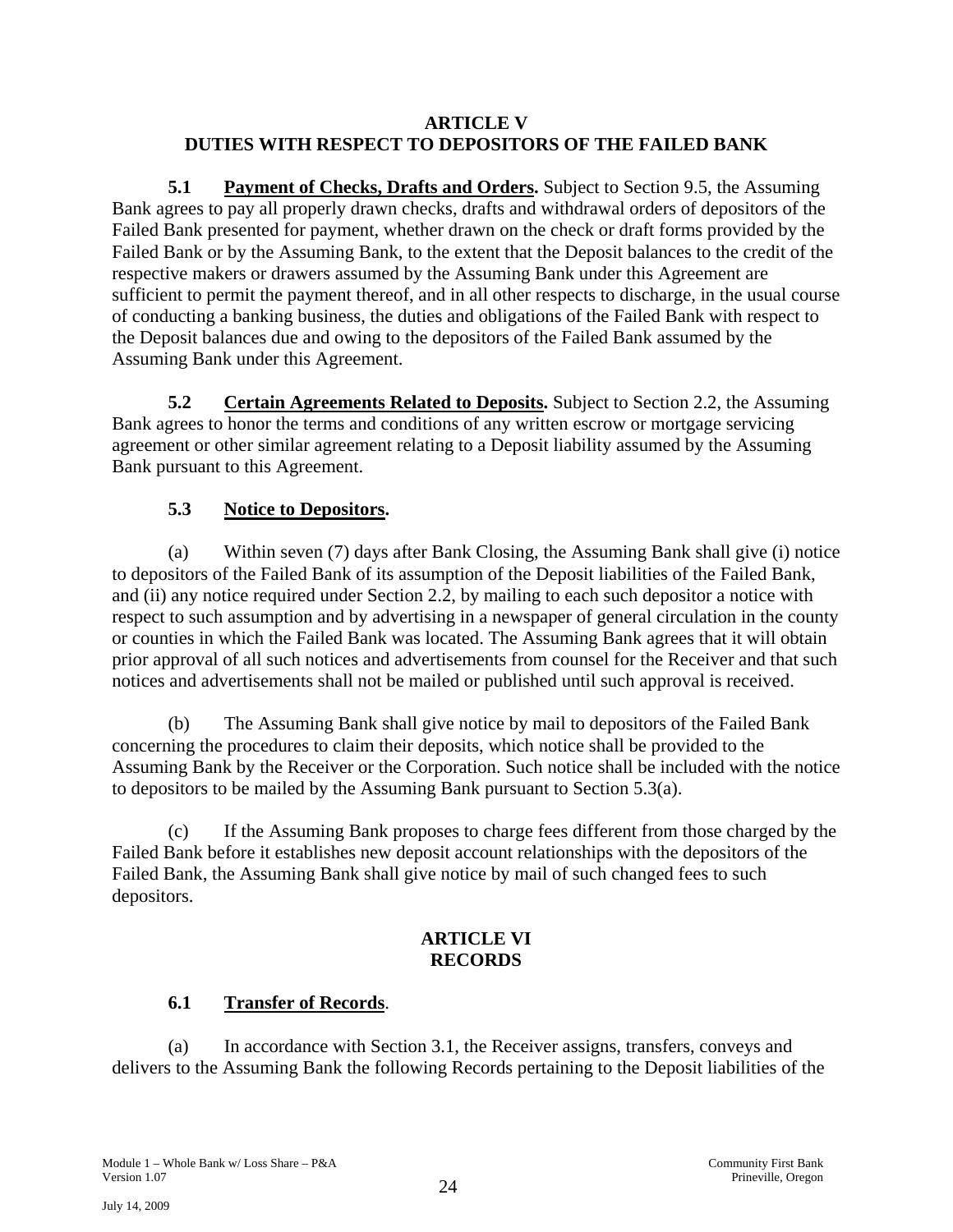## ARTICLE V
## DUTIES WITH RESPECT TO DEPOSITORS OF THE FAILED BANK

**5.1 Payment of Checks, Drafts and Orders.** Subject to Section 9.5, the Assuming Bank agrees to pay all properly drawn checks, drafts and withdrawal orders of depositors of the Failed Bank presented for payment, whether drawn on the check or draft forms provided by the Failed Bank or by the Assuming Bank, to the extent that the Deposit balances to the credit of the respective makers or drawers assumed by the Assuming Bank under this Agreement are sufficient to permit the payment thereof, and in all other respects to discharge, in the usual course of conducting a banking business, the duties and obligations of the Failed Bank with respect to the Deposit balances due and owing to the depositors of the Failed Bank assumed by the Assuming Bank under this Agreement.

**5.2 Certain Agreements Related to Deposits.** Subject to Section 2.2, the Assuming Bank agrees to honor the terms and conditions of any written escrow or mortgage servicing agreement or other similar agreement relating to a Deposit liability assumed by the Assuming Bank pursuant to this Agreement.

**5.3 Notice to Depositors.**

(a) Within seven (7) days after Bank Closing, the Assuming Bank shall give (i) notice to depositors of the Failed Bank of its assumption of the Deposit liabilities of the Failed Bank, and (ii) any notice required under Section 2.2, by mailing to each such depositor a notice with respect to such assumption and by advertising in a newspaper of general circulation in the county or counties in which the Failed Bank was located. The Assuming Bank agrees that it will obtain prior approval of all such notices and advertisements from counsel for the Receiver and that such notices and advertisements shall not be mailed or published until such approval is received.

(b) The Assuming Bank shall give notice by mail to depositors of the Failed Bank concerning the procedures to claim their deposits, which notice shall be provided to the Assuming Bank by the Receiver or the Corporation. Such notice shall be included with the notice to depositors to be mailed by the Assuming Bank pursuant to Section 5.3(a).

(c) If the Assuming Bank proposes to charge fees different from those charged by the Failed Bank before it establishes new deposit account relationships with the depositors of the Failed Bank, the Assuming Bank shall give notice by mail of such changed fees to such depositors.

## ARTICLE VI
## RECORDS

**6.1 Transfer of Records**.

(a) In accordance with Section 3.1, the Receiver assigns, transfers, conveys and delivers to the Assuming Bank the following Records pertaining to the Deposit liabilities of the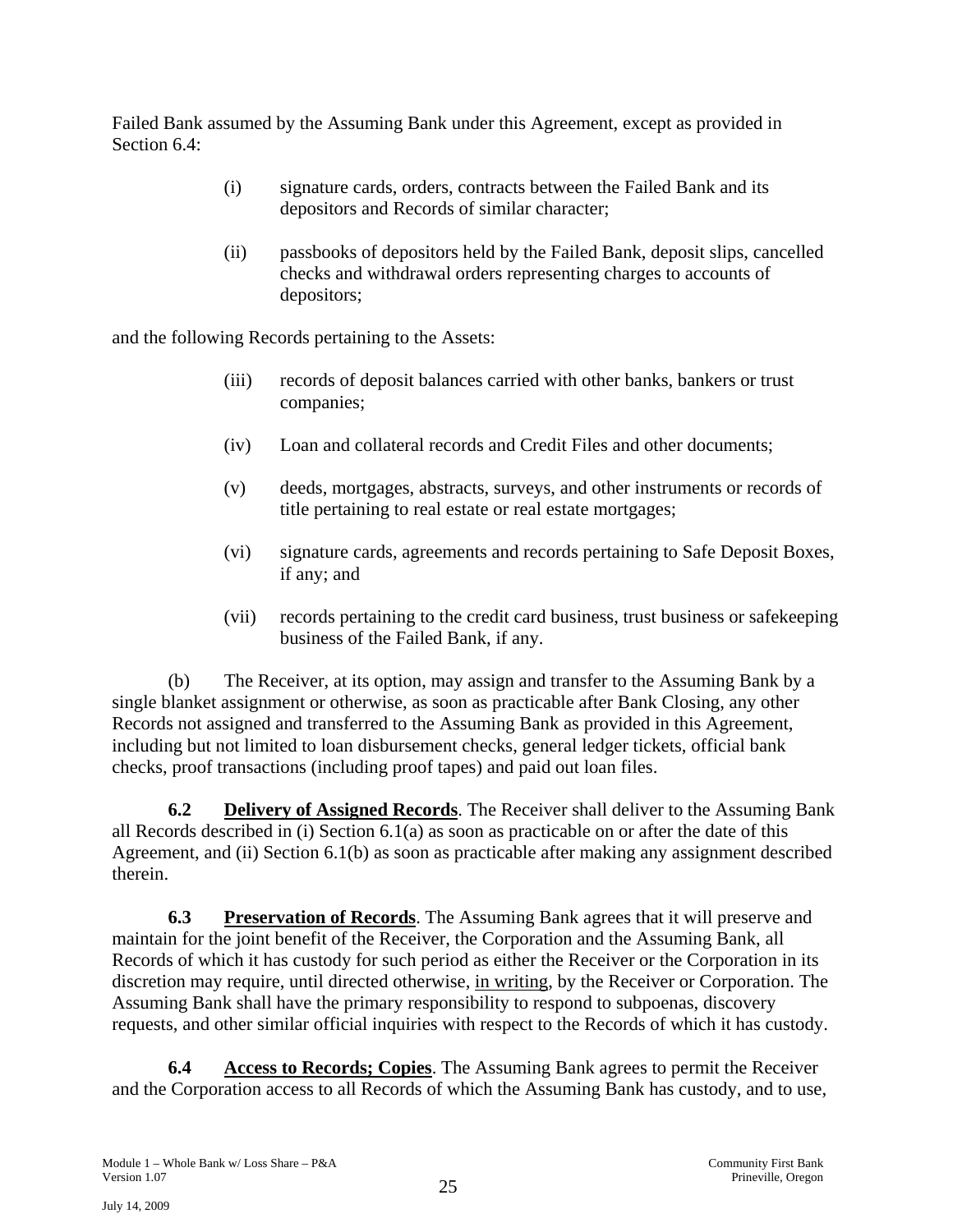Failed Bank assumed by the Assuming Bank under this Agreement, except as provided in Section 6.4:

> (i) signature cards, orders, contracts between the Failed Bank and its depositors and Records of similar character;
>
> (ii) passbooks of depositors held by the Failed Bank, deposit slips, cancelled checks and withdrawal orders representing charges to accounts of depositors;

and the following Records pertaining to the Assets:

> (iii) records of deposit balances carried with other banks, bankers or trust companies;
>
> (iv) Loan and collateral records and Credit Files and other documents;
>
> (v) deeds, mortgages, abstracts, surveys, and other instruments or records of title pertaining to real estate or real estate mortgages;
>
> (vi) signature cards, agreements and records pertaining to Safe Deposit Boxes, if any; and
>
> (vii) records pertaining to the credit card business, trust business or safekeeping business of the Failed Bank, if any.

(b) The Receiver, at its option, may assign and transfer to the Assuming Bank by a single blanket assignment or otherwise, as soon as practicable after Bank Closing, any other Records not assigned and transferred to the Assuming Bank as provided in this Agreement, including but not limited to loan disbursement checks, general ledger tickets, official bank checks, proof transactions (including proof tapes) and paid out loan files.

**6.2 Delivery of Assigned Records**. The Receiver shall deliver to the Assuming Bank all Records described in (i) Section 6.1(a) as soon as practicable on or after the date of this Agreement, and (ii) Section 6.1(b) as soon as practicable after making any assignment described therein.

**6.3 Preservation of Records**. The Assuming Bank agrees that it will preserve and maintain for the joint benefit of the Receiver, the Corporation and the Assuming Bank, all Records of which it has custody for such period as either the Receiver or the Corporation in its discretion may require, until directed otherwise, in writing, by the Receiver or Corporation. The Assuming Bank shall have the primary responsibility to respond to subpoenas, discovery requests, and other similar official inquiries with respect to the Records of which it has custody.

**6.4 Access to Records; Copies**. The Assuming Bank agrees to permit the Receiver and the Corporation access to all Records of which the Assuming Bank has custody, and to use,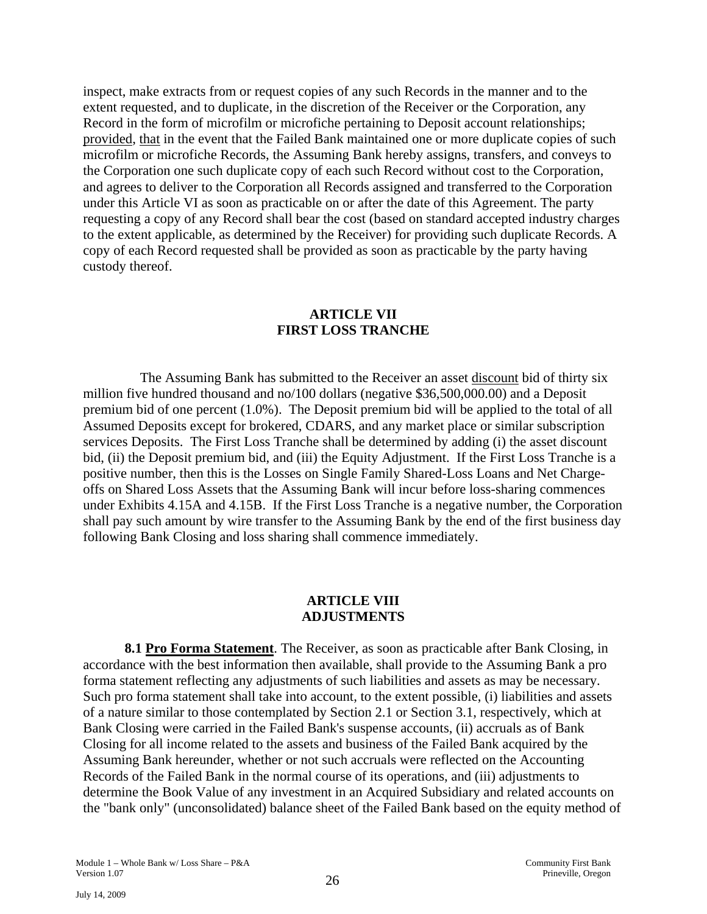inspect, make extracts from or request copies of any such Records in the manner and to the extent requested, and to duplicate, in the discretion of the Receiver or the Corporation, any Record in the form of microfilm or microfiche pertaining to Deposit account relationships; provided, that in the event that the Failed Bank maintained one or more duplicate copies of such microfilm or microfiche Records, the Assuming Bank hereby assigns, transfers, and conveys to the Corporation one such duplicate copy of each such Record without cost to the Corporation, and agrees to deliver to the Corporation all Records assigned and transferred to the Corporation under this Article VI as soon as practicable on or after the date of this Agreement. The party requesting a copy of any Record shall bear the cost (based on standard accepted industry charges to the extent applicable, as determined by the Receiver) for providing such duplicate Records. A copy of each Record requested shall be provided as soon as practicable by the party having custody thereof.

## ARTICLE VII
## FIRST LOSS TRANCHE

The Assuming Bank has submitted to the Receiver an asset discount bid of thirty six million five hundred thousand and no/100 dollars (negative $36,500,000.00) and a Deposit premium bid of one percent (1.0%). The Deposit premium bid will be applied to the total of all Assumed Deposits except for brokered, CDARS, and any market place or similar subscription services Deposits. The First Loss Tranche shall be determined by adding (i) the asset discount bid, (ii) the Deposit premium bid, and (iii) the Equity Adjustment. If the First Loss Tranche is a positive number, then this is the Losses on Single Family Shared-Loss Loans and Net Charge-offs on Shared Loss Assets that the Assuming Bank will incur before loss-sharing commences under Exhibits 4.15A and 4.15B. If the First Loss Tranche is a negative number, the Corporation shall pay such amount by wire transfer to the Assuming Bank by the end of the first business day following Bank Closing and loss sharing shall commence immediately.

## ARTICLE VIII
## ADJUSTMENTS

**8.1 Pro Forma Statement**. The Receiver, as soon as practicable after Bank Closing, in accordance with the best information then available, shall provide to the Assuming Bank a pro forma statement reflecting any adjustments of such liabilities and assets as may be necessary. Such pro forma statement shall take into account, to the extent possible, (i) liabilities and assets of a nature similar to those contemplated by Section 2.1 or Section 3.1, respectively, which at Bank Closing were carried in the Failed Bank's suspense accounts, (ii) accruals as of Bank Closing for all income related to the assets and business of the Failed Bank acquired by the Assuming Bank hereunder, whether or not such accruals were reflected on the Accounting Records of the Failed Bank in the normal course of its operations, and (iii) adjustments to determine the Book Value of any investment in an Acquired Subsidiary and related accounts on the "bank only" (unconsolidated) balance sheet of the Failed Bank based on the equity method of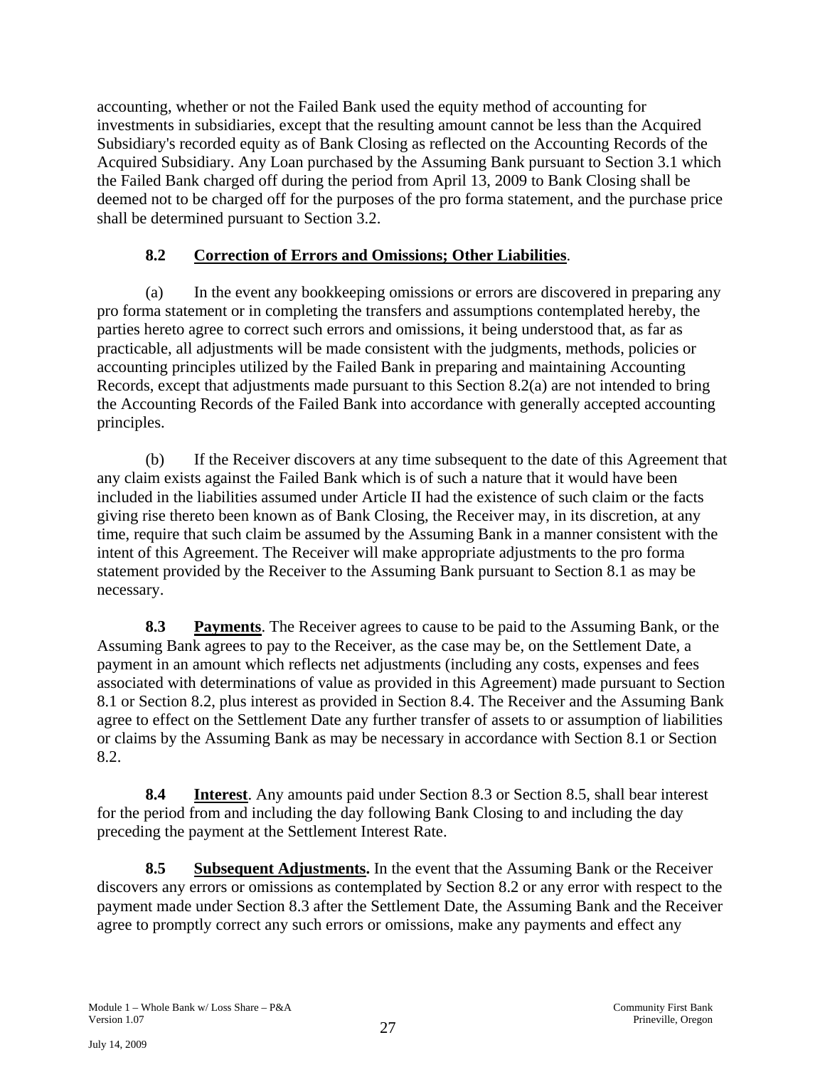accounting, whether or not the Failed Bank used the equity method of accounting for investments in subsidiaries, except that the resulting amount cannot be less than the Acquired Subsidiary's recorded equity as of Bank Closing as reflected on the Accounting Records of the Acquired Subsidiary. Any Loan purchased by the Assuming Bank pursuant to Section 3.1 which the Failed Bank charged off during the period from April 13, 2009 to Bank Closing shall be deemed not to be charged off for the purposes of the pro forma statement, and the purchase price shall be determined pursuant to Section 3.2.

### 8.2 Correction of Errors and Omissions; Other Liabilities.

(a) In the event any bookkeeping omissions or errors are discovered in preparing any pro forma statement or in completing the transfers and assumptions contemplated hereby, the parties hereto agree to correct such errors and omissions, it being understood that, as far as practicable, all adjustments will be made consistent with the judgments, methods, policies or accounting principles utilized by the Failed Bank in preparing and maintaining Accounting Records, except that adjustments made pursuant to this Section 8.2(a) are not intended to bring the Accounting Records of the Failed Bank into accordance with generally accepted accounting principles.

(b) If the Receiver discovers at any time subsequent to the date of this Agreement that any claim exists against the Failed Bank which is of such a nature that it would have been included in the liabilities assumed under Article II had the existence of such claim or the facts giving rise thereto been known as of Bank Closing, the Receiver may, in its discretion, at any time, require that such claim be assumed by the Assuming Bank in a manner consistent with the intent of this Agreement. The Receiver will make appropriate adjustments to the pro forma statement provided by the Receiver to the Assuming Bank pursuant to Section 8.1 as may be necessary.

**8.3 Payments**. The Receiver agrees to cause to be paid to the Assuming Bank, or the Assuming Bank agrees to pay to the Receiver, as the case may be, on the Settlement Date, a payment in an amount which reflects net adjustments (including any costs, expenses and fees associated with determinations of value as provided in this Agreement) made pursuant to Section 8.1 or Section 8.2, plus interest as provided in Section 8.4. The Receiver and the Assuming Bank agree to effect on the Settlement Date any further transfer of assets to or assumption of liabilities or claims by the Assuming Bank as may be necessary in accordance with Section 8.1 or Section 8.2.

**8.4 Interest**. Any amounts paid under Section 8.3 or Section 8.5, shall bear interest for the period from and including the day following Bank Closing to and including the day preceding the payment at the Settlement Interest Rate.

**8.5 Subsequent Adjustments.** In the event that the Assuming Bank or the Receiver discovers any errors or omissions as contemplated by Section 8.2 or any error with respect to the payment made under Section 8.3 after the Settlement Date, the Assuming Bank and the Receiver agree to promptly correct any such errors or omissions, make any payments and effect any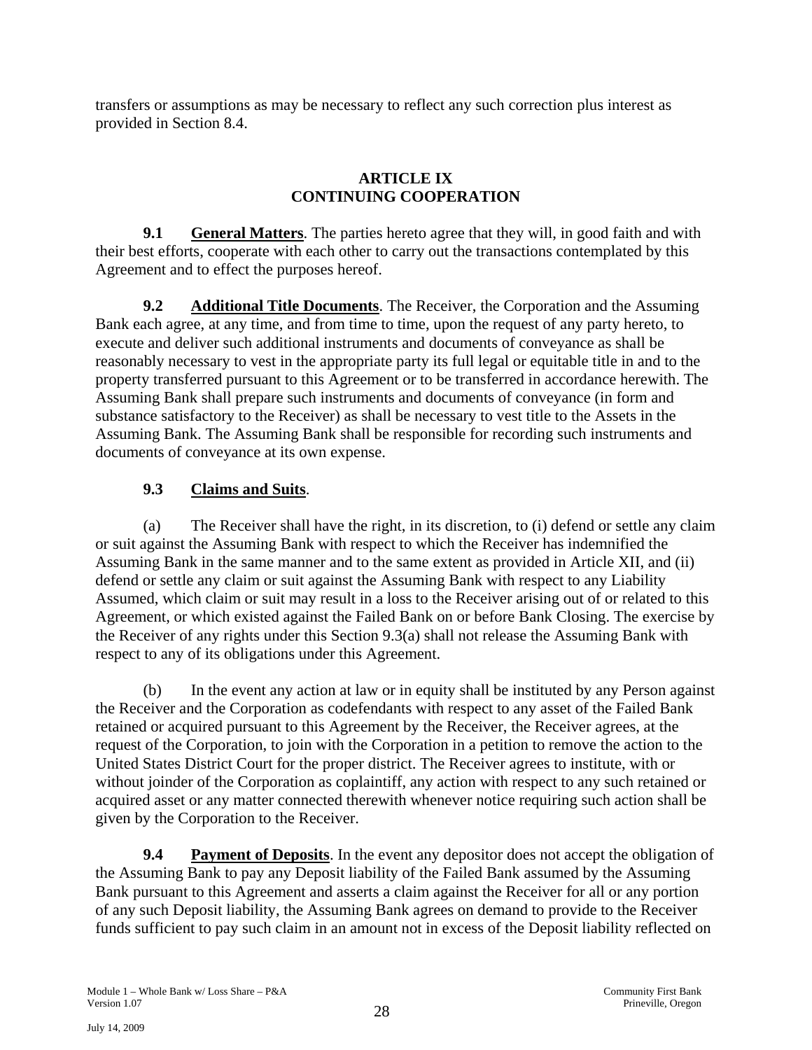transfers or assumptions as may be necessary to reflect any such correction plus interest as provided in Section 8.4.

## ARTICLE IX
## CONTINUING COOPERATION

**9.1 General Matters**. The parties hereto agree that they will, in good faith and with their best efforts, cooperate with each other to carry out the transactions contemplated by this Agreement and to effect the purposes hereof.

**9.2 Additional Title Documents**. The Receiver, the Corporation and the Assuming Bank each agree, at any time, and from time to time, upon the request of any party hereto, to execute and deliver such additional instruments and documents of conveyance as shall be reasonably necessary to vest in the appropriate party its full legal or equitable title in and to the property transferred pursuant to this Agreement or to be transferred in accordance herewith. The Assuming Bank shall prepare such instruments and documents of conveyance (in form and substance satisfactory to the Receiver) as shall be necessary to vest title to the Assets in the Assuming Bank. The Assuming Bank shall be responsible for recording such instruments and documents of conveyance at its own expense.

**9.3 Claims and Suits**.

(a) The Receiver shall have the right, in its discretion, to (i) defend or settle any claim or suit against the Assuming Bank with respect to which the Receiver has indemnified the Assuming Bank in the same manner and to the same extent as provided in Article XII, and (ii) defend or settle any claim or suit against the Assuming Bank with respect to any Liability Assumed, which claim or suit may result in a loss to the Receiver arising out of or related to this Agreement, or which existed against the Failed Bank on or before Bank Closing. The exercise by the Receiver of any rights under this Section 9.3(a) shall not release the Assuming Bank with respect to any of its obligations under this Agreement.

(b) In the event any action at law or in equity shall be instituted by any Person against the Receiver and the Corporation as codefendants with respect to any asset of the Failed Bank retained or acquired pursuant to this Agreement by the Receiver, the Receiver agrees, at the request of the Corporation, to join with the Corporation in a petition to remove the action to the United States District Court for the proper district. The Receiver agrees to institute, with or without joinder of the Corporation as coplaintiff, any action with respect to any such retained or acquired asset or any matter connected therewith whenever notice requiring such action shall be given by the Corporation to the Receiver.

**9.4 Payment of Deposits**. In the event any depositor does not accept the obligation of the Assuming Bank to pay any Deposit liability of the Failed Bank assumed by the Assuming Bank pursuant to this Agreement and asserts a claim against the Receiver for all or any portion of any such Deposit liability, the Assuming Bank agrees on demand to provide to the Receiver funds sufficient to pay such claim in an amount not in excess of the Deposit liability reflected on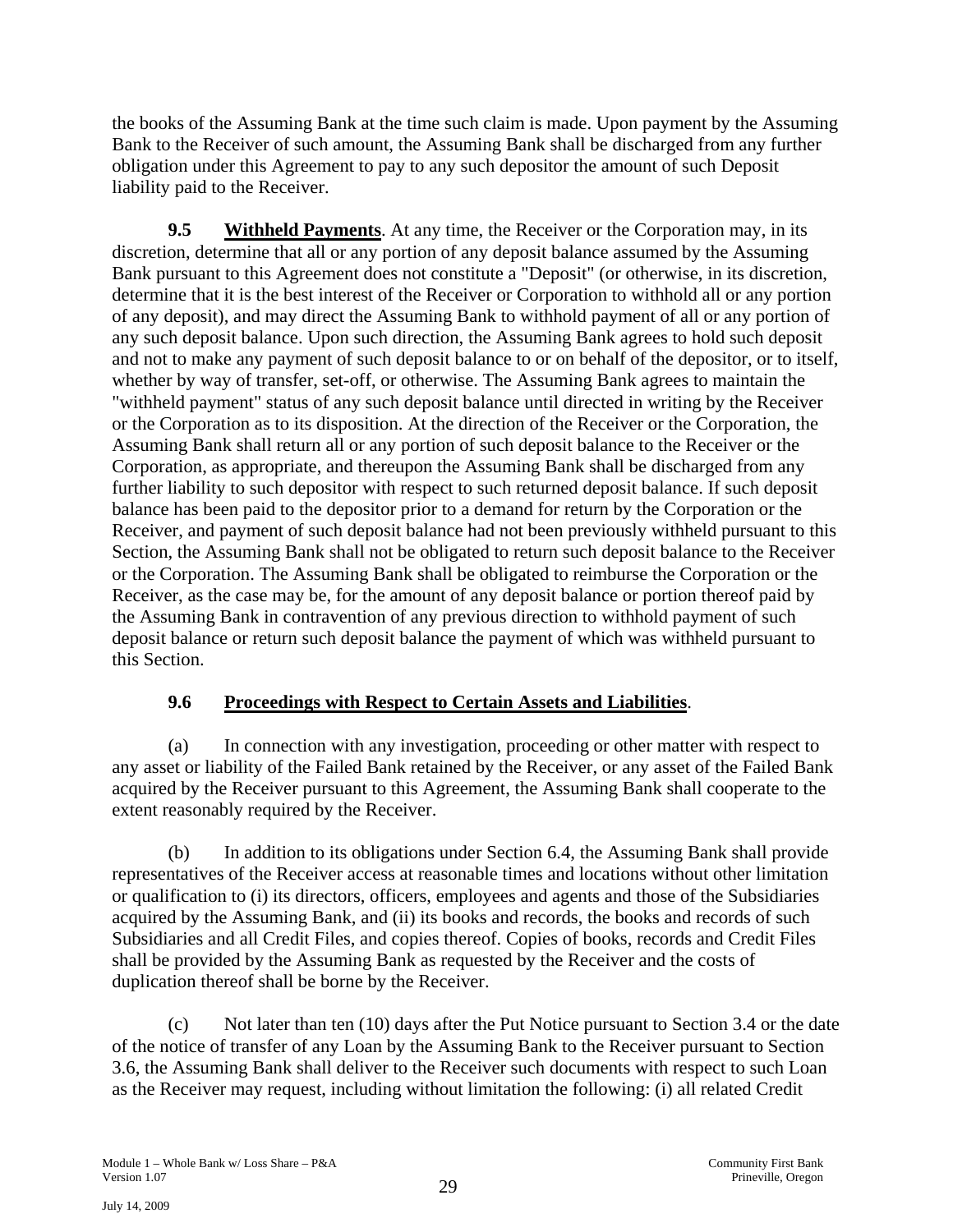the books of the Assuming Bank at the time such claim is made. Upon payment by the Assuming Bank to the Receiver of such amount, the Assuming Bank shall be discharged from any further obligation under this Agreement to pay to any such depositor the amount of such Deposit liability paid to the Receiver.

**9.5 Withheld Payments**. At any time, the Receiver or the Corporation may, in its discretion, determine that all or any portion of any deposit balance assumed by the Assuming Bank pursuant to this Agreement does not constitute a "Deposit" (or otherwise, in its discretion, determine that it is the best interest of the Receiver or Corporation to withhold all or any portion of any deposit), and may direct the Assuming Bank to withhold payment of all or any portion of any such deposit balance. Upon such direction, the Assuming Bank agrees to hold such deposit and not to make any payment of such deposit balance to or on behalf of the depositor, or to itself, whether by way of transfer, set-off, or otherwise. The Assuming Bank agrees to maintain the "withheld payment" status of any such deposit balance until directed in writing by the Receiver or the Corporation as to its disposition. At the direction of the Receiver or the Corporation, the Assuming Bank shall return all or any portion of such deposit balance to the Receiver or the Corporation, as appropriate, and thereupon the Assuming Bank shall be discharged from any further liability to such depositor with respect to such returned deposit balance. If such deposit balance has been paid to the depositor prior to a demand for return by the Corporation or the Receiver, and payment of such deposit balance had not been previously withheld pursuant to this Section, the Assuming Bank shall not be obligated to return such deposit balance to the Receiver or the Corporation. The Assuming Bank shall be obligated to reimburse the Corporation or the Receiver, as the case may be, for the amount of any deposit balance or portion thereof paid by the Assuming Bank in contravention of any previous direction to withhold payment of such deposit balance or return such deposit balance the payment of which was withheld pursuant to this Section.

**9.6 Proceedings with Respect to Certain Assets and Liabilities**.

(a) In connection with any investigation, proceeding or other matter with respect to any asset or liability of the Failed Bank retained by the Receiver, or any asset of the Failed Bank acquired by the Receiver pursuant to this Agreement, the Assuming Bank shall cooperate to the extent reasonably required by the Receiver.

(b) In addition to its obligations under Section 6.4, the Assuming Bank shall provide representatives of the Receiver access at reasonable times and locations without other limitation or qualification to (i) its directors, officers, employees and agents and those of the Subsidiaries acquired by the Assuming Bank, and (ii) its books and records, the books and records of such Subsidiaries and all Credit Files, and copies thereof. Copies of books, records and Credit Files shall be provided by the Assuming Bank as requested by the Receiver and the costs of duplication thereof shall be borne by the Receiver.

(c) Not later than ten (10) days after the Put Notice pursuant to Section 3.4 or the date of the notice of transfer of any Loan by the Assuming Bank to the Receiver pursuant to Section 3.6, the Assuming Bank shall deliver to the Receiver such documents with respect to such Loan as the Receiver may request, including without limitation the following: (i) all related Credit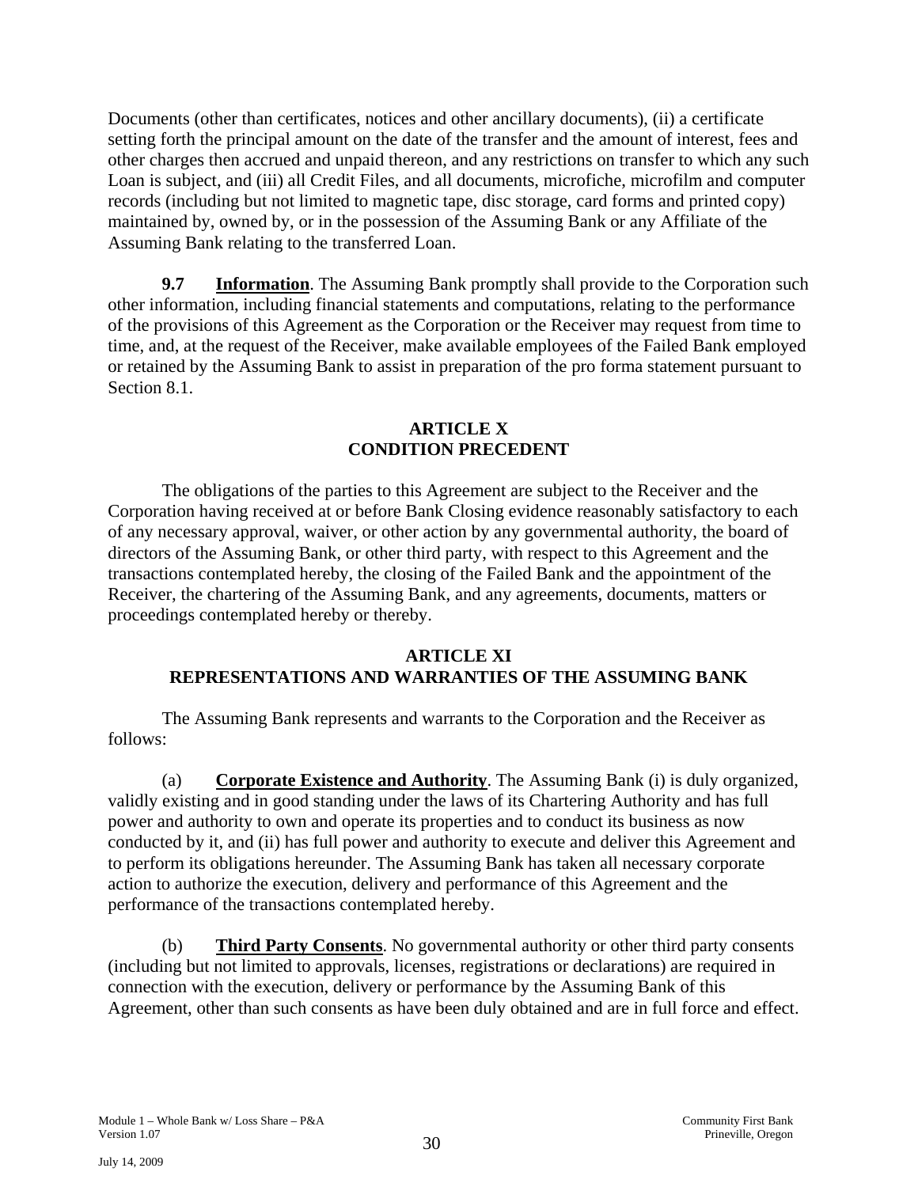Documents (other than certificates, notices and other ancillary documents), (ii) a certificate setting forth the principal amount on the date of the transfer and the amount of interest, fees and other charges then accrued and unpaid thereon, and any restrictions on transfer to which any such Loan is subject, and (iii) all Credit Files, and all documents, microfiche, microfilm and computer records (including but not limited to magnetic tape, disc storage, card forms and printed copy) maintained by, owned by, or in the possession of the Assuming Bank or any Affiliate of the Assuming Bank relating to the transferred Loan.

**9.7 Information**. The Assuming Bank promptly shall provide to the Corporation such other information, including financial statements and computations, relating to the performance of the provisions of this Agreement as the Corporation or the Receiver may request from time to time, and, at the request of the Receiver, make available employees of the Failed Bank employed or retained by the Assuming Bank to assist in preparation of the pro forma statement pursuant to Section 8.1.

## ARTICLE X
## CONDITION PRECEDENT

The obligations of the parties to this Agreement are subject to the Receiver and the Corporation having received at or before Bank Closing evidence reasonably satisfactory to each of any necessary approval, waiver, or other action by any governmental authority, the board of directors of the Assuming Bank, or other third party, with respect to this Agreement and the transactions contemplated hereby, the closing of the Failed Bank and the appointment of the Receiver, the chartering of the Assuming Bank, and any agreements, documents, matters or proceedings contemplated hereby or thereby.

## ARTICLE XI
## REPRESENTATIONS AND WARRANTIES OF THE ASSUMING BANK

The Assuming Bank represents and warrants to the Corporation and the Receiver as follows:

(a) **Corporate Existence and Authority**. The Assuming Bank (i) is duly organized, validly existing and in good standing under the laws of its Chartering Authority and has full power and authority to own and operate its properties and to conduct its business as now conducted by it, and (ii) has full power and authority to execute and deliver this Agreement and to perform its obligations hereunder. The Assuming Bank has taken all necessary corporate action to authorize the execution, delivery and performance of this Agreement and the performance of the transactions contemplated hereby.

(b) **Third Party Consents**. No governmental authority or other third party consents (including but not limited to approvals, licenses, registrations or declarations) are required in connection with the execution, delivery or performance by the Assuming Bank of this Agreement, other than such consents as have been duly obtained and are in full force and effect.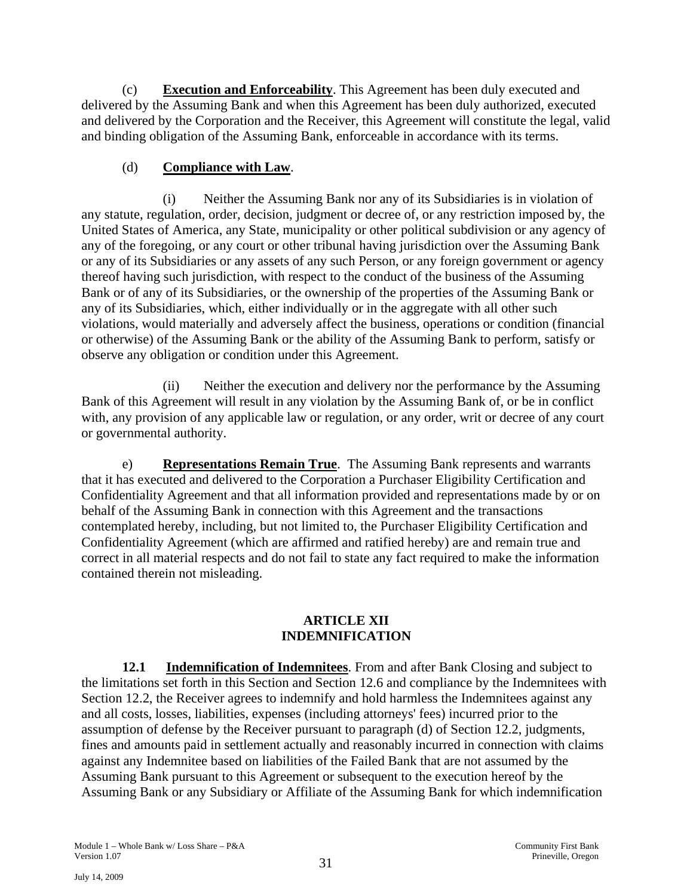(c) **Execution and Enforceability**. This Agreement has been duly executed and delivered by the Assuming Bank and when this Agreement has been duly authorized, executed and delivered by the Corporation and the Receiver, this Agreement will constitute the legal, valid and binding obligation of the Assuming Bank, enforceable in accordance with its terms.

(d) **Compliance with Law**.

(i) Neither the Assuming Bank nor any of its Subsidiaries is in violation of any statute, regulation, order, decision, judgment or decree of, or any restriction imposed by, the United States of America, any State, municipality or other political subdivision or any agency of any of the foregoing, or any court or other tribunal having jurisdiction over the Assuming Bank or any of its Subsidiaries or any assets of any such Person, or any foreign government or agency thereof having such jurisdiction, with respect to the conduct of the business of the Assuming Bank or of any of its Subsidiaries, or the ownership of the properties of the Assuming Bank or any of its Subsidiaries, which, either individually or in the aggregate with all other such violations, would materially and adversely affect the business, operations or condition (financial or otherwise) of the Assuming Bank or the ability of the Assuming Bank to perform, satisfy or observe any obligation or condition under this Agreement.

(ii) Neither the execution and delivery nor the performance by the Assuming Bank of this Agreement will result in any violation by the Assuming Bank of, or be in conflict with, any provision of any applicable law or regulation, or any order, writ or decree of any court or governmental authority.

e) **Representations Remain True**. The Assuming Bank represents and warrants that it has executed and delivered to the Corporation a Purchaser Eligibility Certification and Confidentiality Agreement and that all information provided and representations made by or on behalf of the Assuming Bank in connection with this Agreement and the transactions contemplated hereby, including, but not limited to, the Purchaser Eligibility Certification and Confidentiality Agreement (which are affirmed and ratified hereby) are and remain true and correct in all material respects and do not fail to state any fact required to make the information contained therein not misleading.

## ARTICLE XII
## INDEMNIFICATION

**12.1 Indemnification of Indemnitees**. From and after Bank Closing and subject to the limitations set forth in this Section and Section 12.6 and compliance by the Indemnitees with Section 12.2, the Receiver agrees to indemnify and hold harmless the Indemnitees against any and all costs, losses, liabilities, expenses (including attorneys' fees) incurred prior to the assumption of defense by the Receiver pursuant to paragraph (d) of Section 12.2, judgments, fines and amounts paid in settlement actually and reasonably incurred in connection with claims against any Indemnitee based on liabilities of the Failed Bank that are not assumed by the Assuming Bank pursuant to this Agreement or subsequent to the execution hereof by the Assuming Bank or any Subsidiary or Affiliate of the Assuming Bank for which indemnification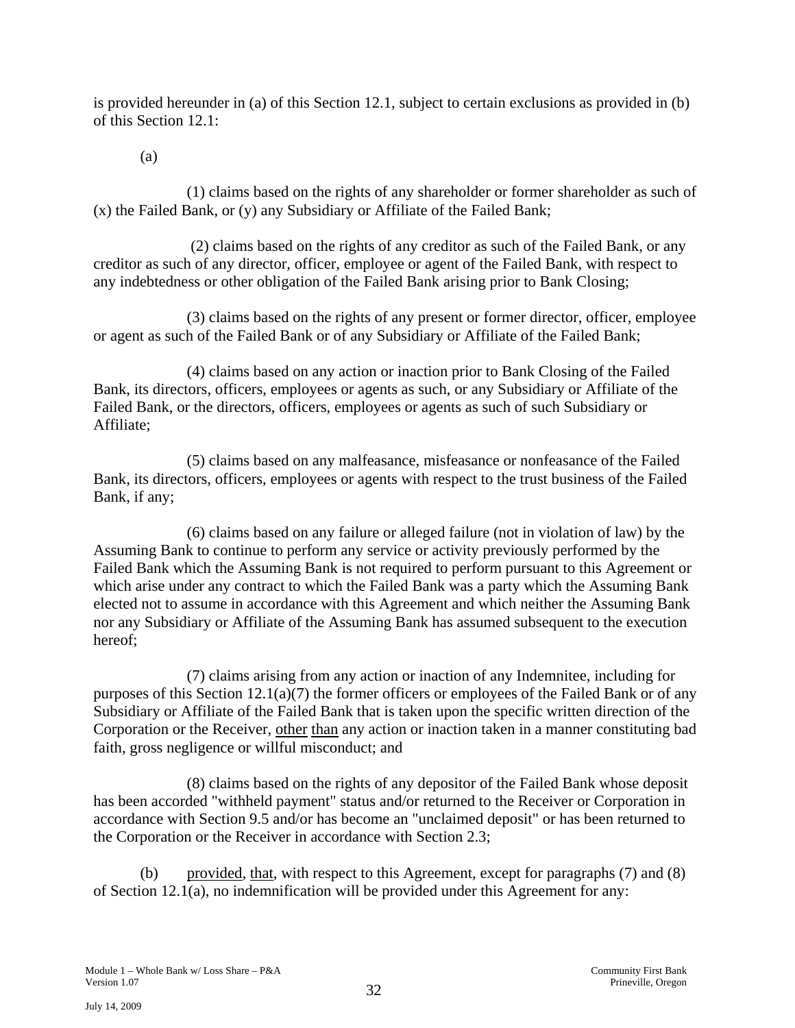is provided hereunder in (a) of this Section 12.1, subject to certain exclusions as provided in (b) of this Section 12.1:

(a)

(1) claims based on the rights of any shareholder or former shareholder as such of (x) the Failed Bank, or (y) any Subsidiary or Affiliate of the Failed Bank;

(2) claims based on the rights of any creditor as such of the Failed Bank, or any creditor as such of any director, officer, employee or agent of the Failed Bank, with respect to any indebtedness or other obligation of the Failed Bank arising prior to Bank Closing;

(3) claims based on the rights of any present or former director, officer, employee or agent as such of the Failed Bank or of any Subsidiary or Affiliate of the Failed Bank;

(4) claims based on any action or inaction prior to Bank Closing of the Failed Bank, its directors, officers, employees or agents as such, or any Subsidiary or Affiliate of the Failed Bank, or the directors, officers, employees or agents as such of such Subsidiary or Affiliate;

(5) claims based on any malfeasance, misfeasance or nonfeasance of the Failed Bank, its directors, officers, employees or agents with respect to the trust business of the Failed Bank, if any;

(6) claims based on any failure or alleged failure (not in violation of law) by the Assuming Bank to continue to perform any service or activity previously performed by the Failed Bank which the Assuming Bank is not required to perform pursuant to this Agreement or which arise under any contract to which the Failed Bank was a party which the Assuming Bank elected not to assume in accordance with this Agreement and which neither the Assuming Bank nor any Subsidiary or Affiliate of the Assuming Bank has assumed subsequent to the execution hereof;

(7) claims arising from any action or inaction of any Indemnitee, including for purposes of this Section 12.1(a)(7) the former officers or employees of the Failed Bank or of any Subsidiary or Affiliate of the Failed Bank that is taken upon the specific written direction of the Corporation or the Receiver, other than any action or inaction taken in a manner constituting bad faith, gross negligence or willful misconduct; and

(8) claims based on the rights of any depositor of the Failed Bank whose deposit has been accorded "withheld payment" status and/or returned to the Receiver or Corporation in accordance with Section 9.5 and/or has become an "unclaimed deposit" or has been returned to the Corporation or the Receiver in accordance with Section 2.3;

(b) provided, that, with respect to this Agreement, except for paragraphs (7) and (8) of Section 12.1(a), no indemnification will be provided under this Agreement for any: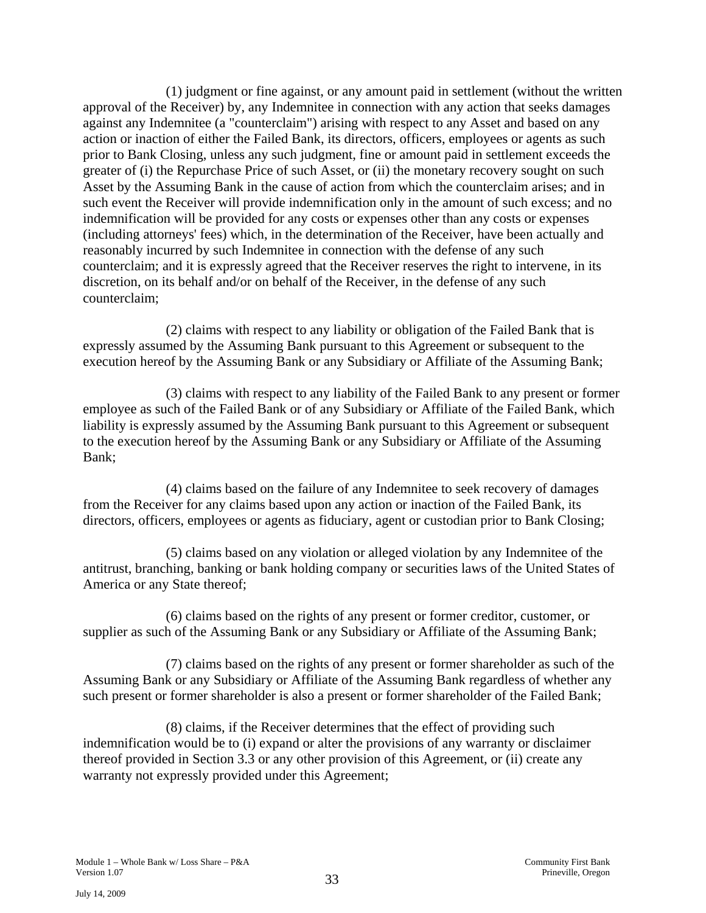(1) judgment or fine against, or any amount paid in settlement (without the written approval of the Receiver) by, any Indemnitee in connection with any action that seeks damages against any Indemnitee (a "counterclaim") arising with respect to any Asset and based on any action or inaction of either the Failed Bank, its directors, officers, employees or agents as such prior to Bank Closing, unless any such judgment, fine or amount paid in settlement exceeds the greater of (i) the Repurchase Price of such Asset, or (ii) the monetary recovery sought on such Asset by the Assuming Bank in the cause of action from which the counterclaim arises; and in such event the Receiver will provide indemnification only in the amount of such excess; and no indemnification will be provided for any costs or expenses other than any costs or expenses (including attorneys' fees) which, in the determination of the Receiver, have been actually and reasonably incurred by such Indemnitee in connection with the defense of any such counterclaim; and it is expressly agreed that the Receiver reserves the right to intervene, in its discretion, on its behalf and/or on behalf of the Receiver, in the defense of any such counterclaim;

(2) claims with respect to any liability or obligation of the Failed Bank that is expressly assumed by the Assuming Bank pursuant to this Agreement or subsequent to the execution hereof by the Assuming Bank or any Subsidiary or Affiliate of the Assuming Bank;

(3) claims with respect to any liability of the Failed Bank to any present or former employee as such of the Failed Bank or of any Subsidiary or Affiliate of the Failed Bank, which liability is expressly assumed by the Assuming Bank pursuant to this Agreement or subsequent to the execution hereof by the Assuming Bank or any Subsidiary or Affiliate of the Assuming Bank;

(4) claims based on the failure of any Indemnitee to seek recovery of damages from the Receiver for any claims based upon any action or inaction of the Failed Bank, its directors, officers, employees or agents as fiduciary, agent or custodian prior to Bank Closing;

(5) claims based on any violation or alleged violation by any Indemnitee of the antitrust, branching, banking or bank holding company or securities laws of the United States of America or any State thereof;

(6) claims based on the rights of any present or former creditor, customer, or supplier as such of the Assuming Bank or any Subsidiary or Affiliate of the Assuming Bank;

(7) claims based on the rights of any present or former shareholder as such of the Assuming Bank or any Subsidiary or Affiliate of the Assuming Bank regardless of whether any such present or former shareholder is also a present or former shareholder of the Failed Bank;

(8) claims, if the Receiver determines that the effect of providing such indemnification would be to (i) expand or alter the provisions of any warranty or disclaimer thereof provided in Section 3.3 or any other provision of this Agreement, or (ii) create any warranty not expressly provided under this Agreement;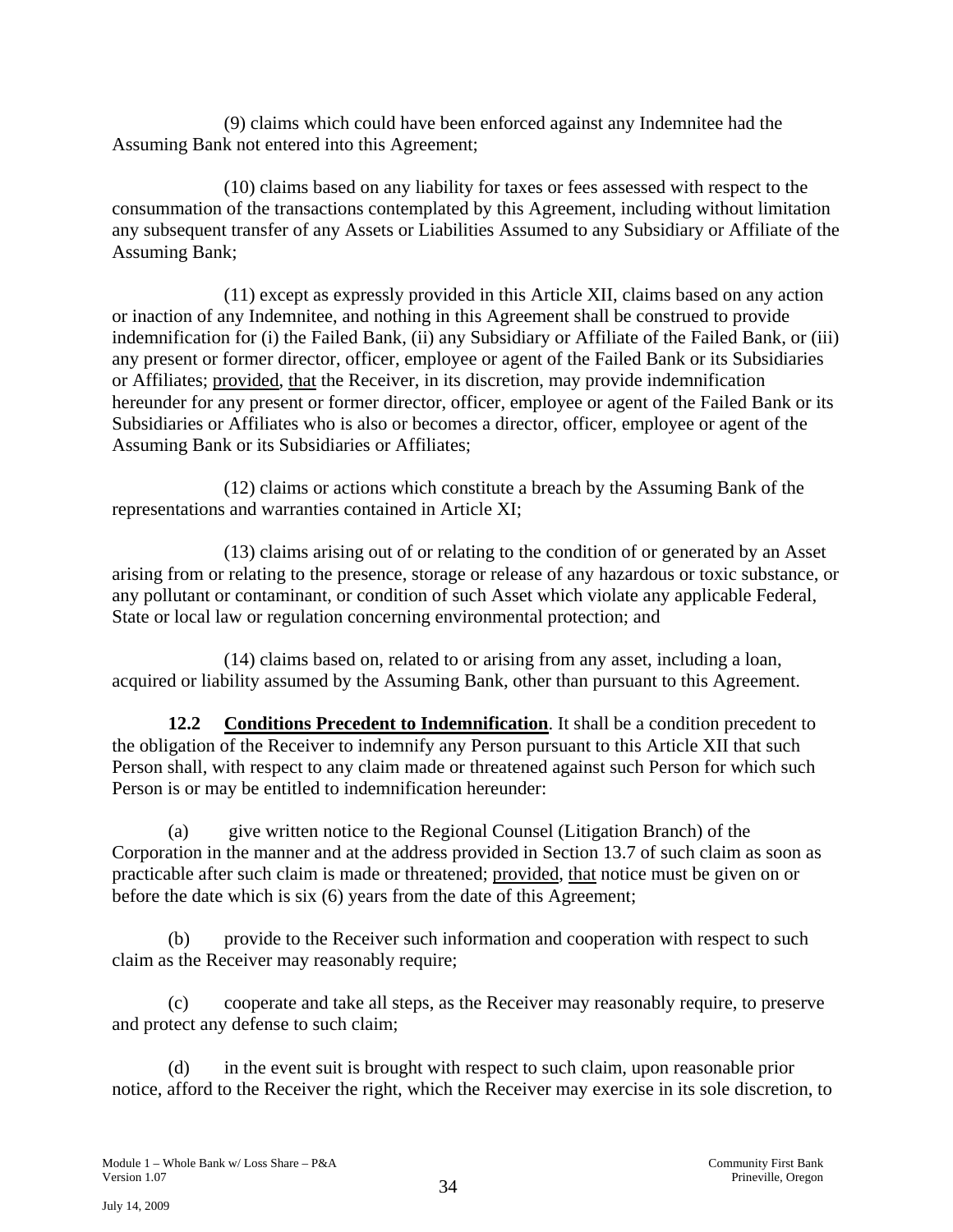(9) claims which could have been enforced against any Indemnitee had the Assuming Bank not entered into this Agreement;

(10) claims based on any liability for taxes or fees assessed with respect to the consummation of the transactions contemplated by this Agreement, including without limitation any subsequent transfer of any Assets or Liabilities Assumed to any Subsidiary or Affiliate of the Assuming Bank;

(11) except as expressly provided in this Article XII, claims based on any action or inaction of any Indemnitee, and nothing in this Agreement shall be construed to provide indemnification for (i) the Failed Bank, (ii) any Subsidiary or Affiliate of the Failed Bank, or (iii) any present or former director, officer, employee or agent of the Failed Bank or its Subsidiaries or Affiliates; provided, that the Receiver, in its discretion, may provide indemnification hereunder for any present or former director, officer, employee or agent of the Failed Bank or its Subsidiaries or Affiliates who is also or becomes a director, officer, employee or agent of the Assuming Bank or its Subsidiaries or Affiliates;

(12) claims or actions which constitute a breach by the Assuming Bank of the representations and warranties contained in Article XI;

(13) claims arising out of or relating to the condition of or generated by an Asset arising from or relating to the presence, storage or release of any hazardous or toxic substance, or any pollutant or contaminant, or condition of such Asset which violate any applicable Federal, State or local law or regulation concerning environmental protection; and

(14) claims based on, related to or arising from any asset, including a loan, acquired or liability assumed by the Assuming Bank, other than pursuant to this Agreement.

**12.2 Conditions Precedent to Indemnification**. It shall be a condition precedent to the obligation of the Receiver to indemnify any Person pursuant to this Article XII that such Person shall, with respect to any claim made or threatened against such Person for which such Person is or may be entitled to indemnification hereunder:

(a) give written notice to the Regional Counsel (Litigation Branch) of the Corporation in the manner and at the address provided in Section 13.7 of such claim as soon as practicable after such claim is made or threatened; provided, that notice must be given on or before the date which is six (6) years from the date of this Agreement;

(b) provide to the Receiver such information and cooperation with respect to such claim as the Receiver may reasonably require;

(c) cooperate and take all steps, as the Receiver may reasonably require, to preserve and protect any defense to such claim;

(d) in the event suit is brought with respect to such claim, upon reasonable prior notice, afford to the Receiver the right, which the Receiver may exercise in its sole discretion, to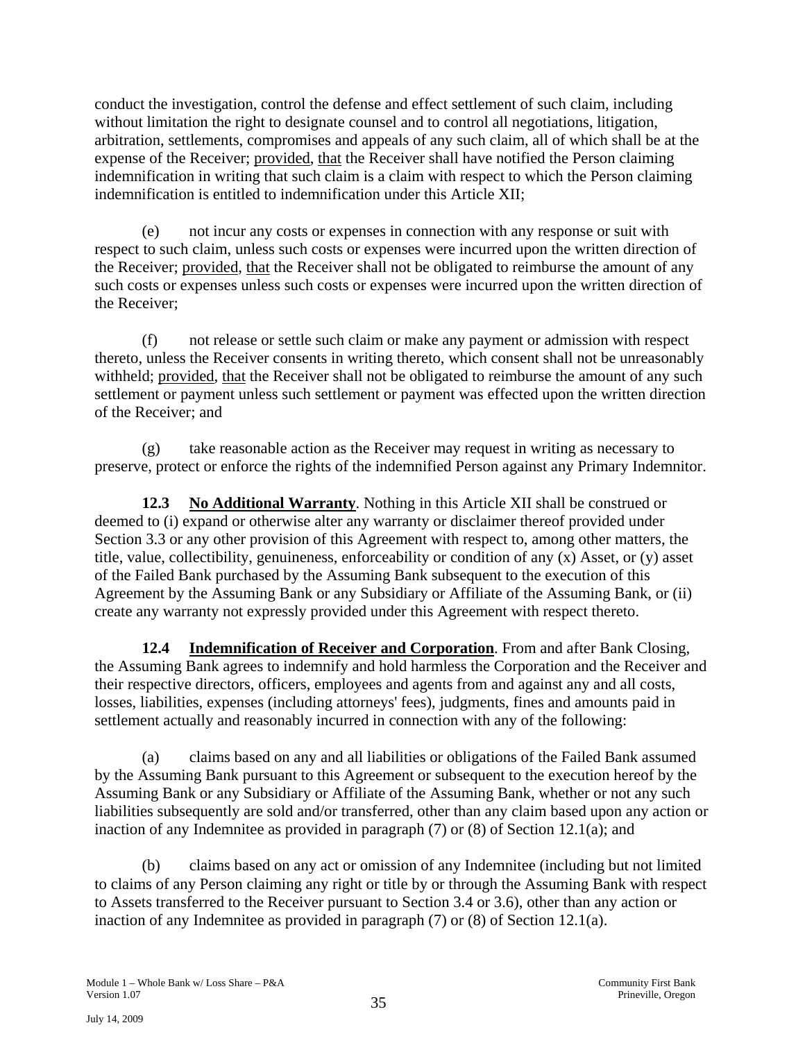conduct the investigation, control the defense and effect settlement of such claim, including without limitation the right to designate counsel and to control all negotiations, litigation, arbitration, settlements, compromises and appeals of any such claim, all of which shall be at the expense of the Receiver; provided, that the Receiver shall have notified the Person claiming indemnification in writing that such claim is a claim with respect to which the Person claiming indemnification is entitled to indemnification under this Article XII;

(e) not incur any costs or expenses in connection with any response or suit with respect to such claim, unless such costs or expenses were incurred upon the written direction of the Receiver; provided, that the Receiver shall not be obligated to reimburse the amount of any such costs or expenses unless such costs or expenses were incurred upon the written direction of the Receiver;

(f) not release or settle such claim or make any payment or admission with respect thereto, unless the Receiver consents in writing thereto, which consent shall not be unreasonably withheld; provided, that the Receiver shall not be obligated to reimburse the amount of any such settlement or payment unless such settlement or payment was effected upon the written direction of the Receiver; and

(g) take reasonable action as the Receiver may request in writing as necessary to preserve, protect or enforce the rights of the indemnified Person against any Primary Indemnitor.

**12.3 No Additional Warranty**. Nothing in this Article XII shall be construed or deemed to (i) expand or otherwise alter any warranty or disclaimer thereof provided under Section 3.3 or any other provision of this Agreement with respect to, among other matters, the title, value, collectibility, genuineness, enforceability or condition of any (x) Asset, or (y) asset of the Failed Bank purchased by the Assuming Bank subsequent to the execution of this Agreement by the Assuming Bank or any Subsidiary or Affiliate of the Assuming Bank, or (ii) create any warranty not expressly provided under this Agreement with respect thereto.

**12.4 Indemnification of Receiver and Corporation**. From and after Bank Closing, the Assuming Bank agrees to indemnify and hold harmless the Corporation and the Receiver and their respective directors, officers, employees and agents from and against any and all costs, losses, liabilities, expenses (including attorneys' fees), judgments, fines and amounts paid in settlement actually and reasonably incurred in connection with any of the following:

(a) claims based on any and all liabilities or obligations of the Failed Bank assumed by the Assuming Bank pursuant to this Agreement or subsequent to the execution hereof by the Assuming Bank or any Subsidiary or Affiliate of the Assuming Bank, whether or not any such liabilities subsequently are sold and/or transferred, other than any claim based upon any action or inaction of any Indemnitee as provided in paragraph (7) or (8) of Section 12.1(a); and

(b) claims based on any act or omission of any Indemnitee (including but not limited to claims of any Person claiming any right or title by or through the Assuming Bank with respect to Assets transferred to the Receiver pursuant to Section 3.4 or 3.6), other than any action or inaction of any Indemnitee as provided in paragraph (7) or (8) of Section 12.1(a).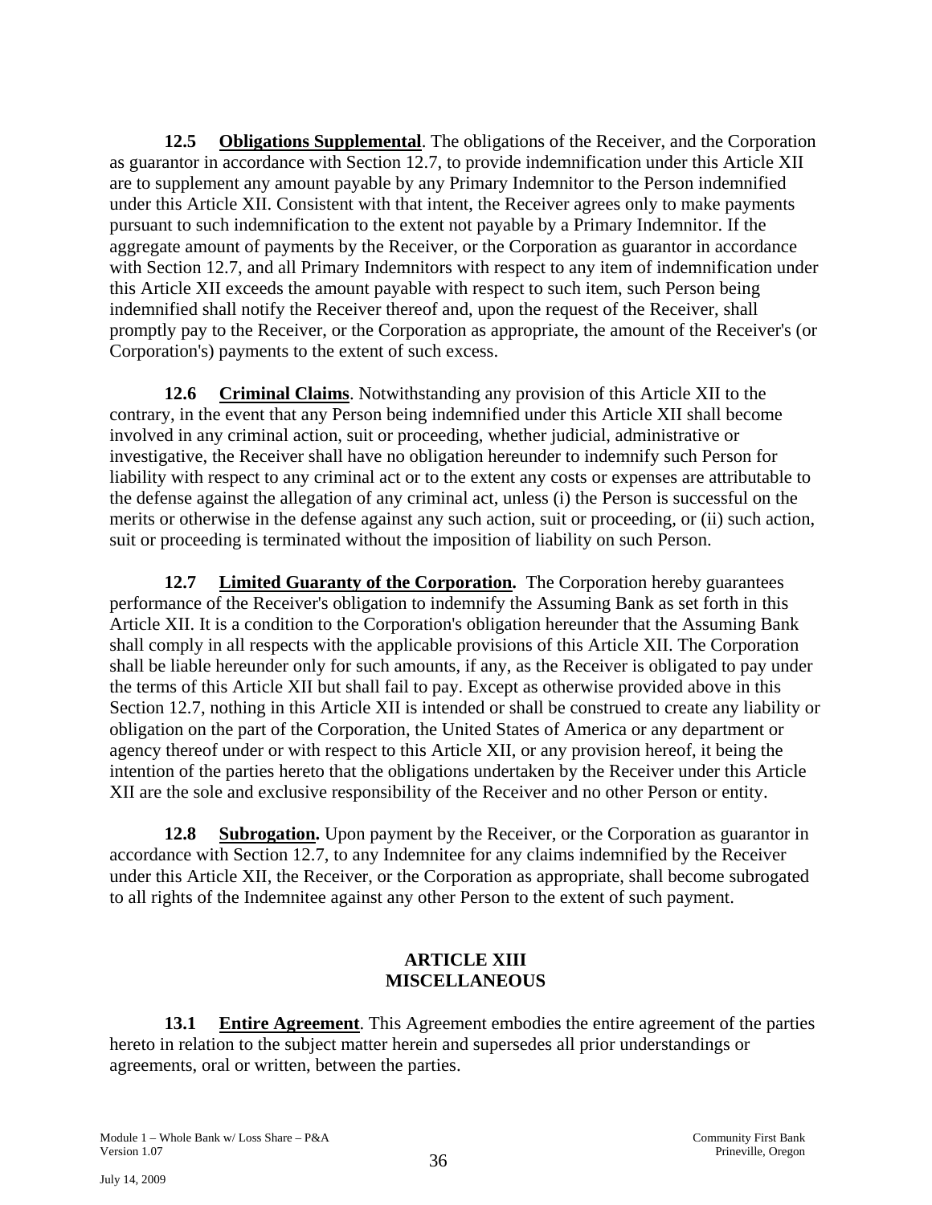**12.5 Obligations Supplemental**. The obligations of the Receiver, and the Corporation as guarantor in accordance with Section 12.7, to provide indemnification under this Article XII are to supplement any amount payable by any Primary Indemnitor to the Person indemnified under this Article XII. Consistent with that intent, the Receiver agrees only to make payments pursuant to such indemnification to the extent not payable by a Primary Indemnitor. If the aggregate amount of payments by the Receiver, or the Corporation as guarantor in accordance with Section 12.7, and all Primary Indemnitors with respect to any item of indemnification under this Article XII exceeds the amount payable with respect to such item, such Person being indemnified shall notify the Receiver thereof and, upon the request of the Receiver, shall promptly pay to the Receiver, or the Corporation as appropriate, the amount of the Receiver's (or Corporation's) payments to the extent of such excess.

**12.6 Criminal Claims**. Notwithstanding any provision of this Article XII to the contrary, in the event that any Person being indemnified under this Article XII shall become involved in any criminal action, suit or proceeding, whether judicial, administrative or investigative, the Receiver shall have no obligation hereunder to indemnify such Person for liability with respect to any criminal act or to the extent any costs or expenses are attributable to the defense against the allegation of any criminal act, unless (i) the Person is successful on the merits or otherwise in the defense against any such action, suit or proceeding, or (ii) such action, suit or proceeding is terminated without the imposition of liability on such Person.

**12.7 Limited Guaranty of the Corporation.** The Corporation hereby guarantees performance of the Receiver's obligation to indemnify the Assuming Bank as set forth in this Article XII. It is a condition to the Corporation's obligation hereunder that the Assuming Bank shall comply in all respects with the applicable provisions of this Article XII. The Corporation shall be liable hereunder only for such amounts, if any, as the Receiver is obligated to pay under the terms of this Article XII but shall fail to pay. Except as otherwise provided above in this Section 12.7, nothing in this Article XII is intended or shall be construed to create any liability or obligation on the part of the Corporation, the United States of America or any department or agency thereof under or with respect to this Article XII, or any provision hereof, it being the intention of the parties hereto that the obligations undertaken by the Receiver under this Article XII are the sole and exclusive responsibility of the Receiver and no other Person or entity.

**12.8 Subrogation.** Upon payment by the Receiver, or the Corporation as guarantor in accordance with Section 12.7, to any Indemnitee for any claims indemnified by the Receiver under this Article XII, the Receiver, or the Corporation as appropriate, shall become subrogated to all rights of the Indemnitee against any other Person to the extent of such payment.

## ARTICLE XIII
## MISCELLANEOUS

**13.1 Entire Agreement**. This Agreement embodies the entire agreement of the parties hereto in relation to the subject matter herein and supersedes all prior understandings or agreements, oral or written, between the parties.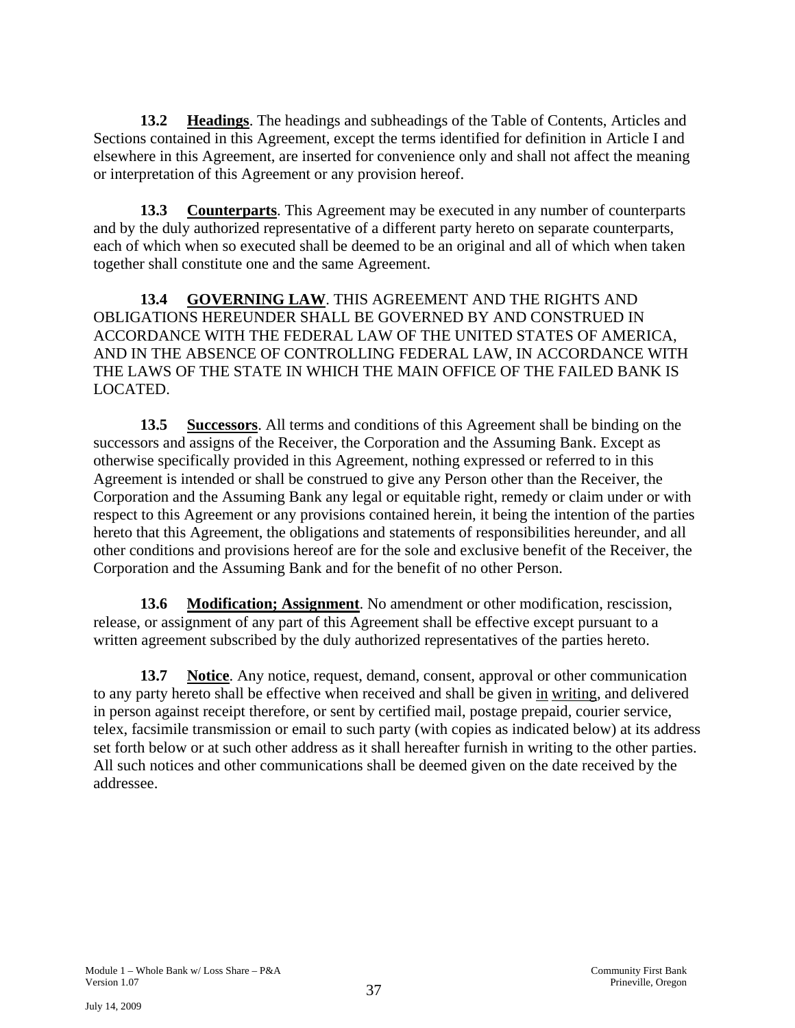**13.2 Headings**. The headings and subheadings of the Table of Contents, Articles and Sections contained in this Agreement, except the terms identified for definition in Article I and elsewhere in this Agreement, are inserted for convenience only and shall not affect the meaning or interpretation of this Agreement or any provision hereof.

**13.3 Counterparts**. This Agreement may be executed in any number of counterparts and by the duly authorized representative of a different party hereto on separate counterparts, each of which when so executed shall be deemed to be an original and all of which when taken together shall constitute one and the same Agreement.

**13.4 GOVERNING LAW**. THIS AGREEMENT AND THE RIGHTS AND OBLIGATIONS HEREUNDER SHALL BE GOVERNED BY AND CONSTRUED IN ACCORDANCE WITH THE FEDERAL LAW OF THE UNITED STATES OF AMERICA, AND IN THE ABSENCE OF CONTROLLING FEDERAL LAW, IN ACCORDANCE WITH THE LAWS OF THE STATE IN WHICH THE MAIN OFFICE OF THE FAILED BANK IS LOCATED.

**13.5 Successors**. All terms and conditions of this Agreement shall be binding on the successors and assigns of the Receiver, the Corporation and the Assuming Bank. Except as otherwise specifically provided in this Agreement, nothing expressed or referred to in this Agreement is intended or shall be construed to give any Person other than the Receiver, the Corporation and the Assuming Bank any legal or equitable right, remedy or claim under or with respect to this Agreement or any provisions contained herein, it being the intention of the parties hereto that this Agreement, the obligations and statements of responsibilities hereunder, and all other conditions and provisions hereof are for the sole and exclusive benefit of the Receiver, the Corporation and the Assuming Bank and for the benefit of no other Person.

**13.6 Modification; Assignment**. No amendment or other modification, rescission, release, or assignment of any part of this Agreement shall be effective except pursuant to a written agreement subscribed by the duly authorized representatives of the parties hereto.

**13.7 Notice**. Any notice, request, demand, consent, approval or other communication to any party hereto shall be effective when received and shall be given in writing, and delivered in person against receipt therefore, or sent by certified mail, postage prepaid, courier service, telex, facsimile transmission or email to such party (with copies as indicated below) at its address set forth below or at such other address as it shall hereafter furnish in writing to the other parties. All such notices and other communications shall be deemed given on the date received by the addressee.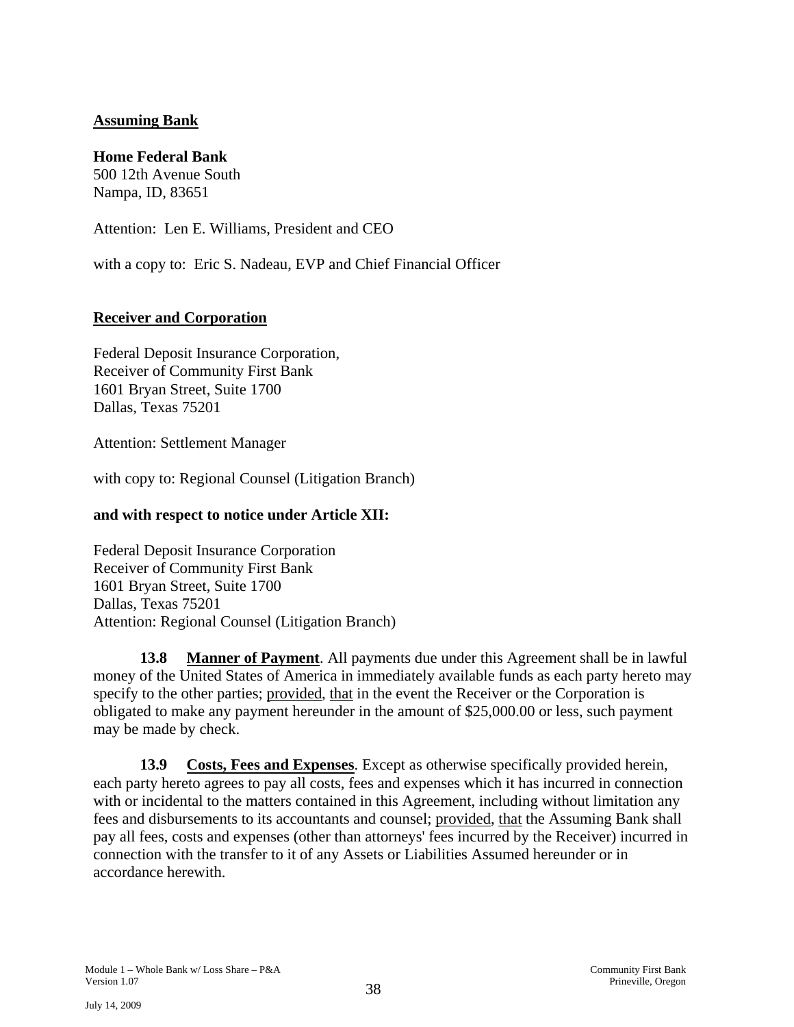**Assuming Bank**

**Home Federal Bank**
500 12th Avenue South
Nampa, ID, 83651

Attention: Len E. Williams, President and CEO

with a copy to: Eric S. Nadeau, EVP and Chief Financial Officer

**Receiver and Corporation**

Federal Deposit Insurance Corporation,
Receiver of Community First Bank
1601 Bryan Street, Suite 1700
Dallas, Texas 75201

Attention: Settlement Manager

with copy to: Regional Counsel (Litigation Branch)

**and with respect to notice under Article XII:**

Federal Deposit Insurance Corporation
Receiver of Community First Bank
1601 Bryan Street, Suite 1700
Dallas, Texas 75201
Attention: Regional Counsel (Litigation Branch)

**13.8 Manner of Payment**. All payments due under this Agreement shall be in lawful money of the United States of America in immediately available funds as each party hereto may specify to the other parties; provided, that in the event the Receiver or the Corporation is obligated to make any payment hereunder in the amount of $25,000.00 or less, such payment may be made by check.

**13.9 Costs, Fees and Expenses**. Except as otherwise specifically provided herein, each party hereto agrees to pay all costs, fees and expenses which it has incurred in connection with or incidental to the matters contained in this Agreement, including without limitation any fees and disbursements to its accountants and counsel; provided, that the Assuming Bank shall pay all fees, costs and expenses (other than attorneys' fees incurred by the Receiver) incurred in connection with the transfer to it of any Assets or Liabilities Assumed hereunder or in accordance herewith.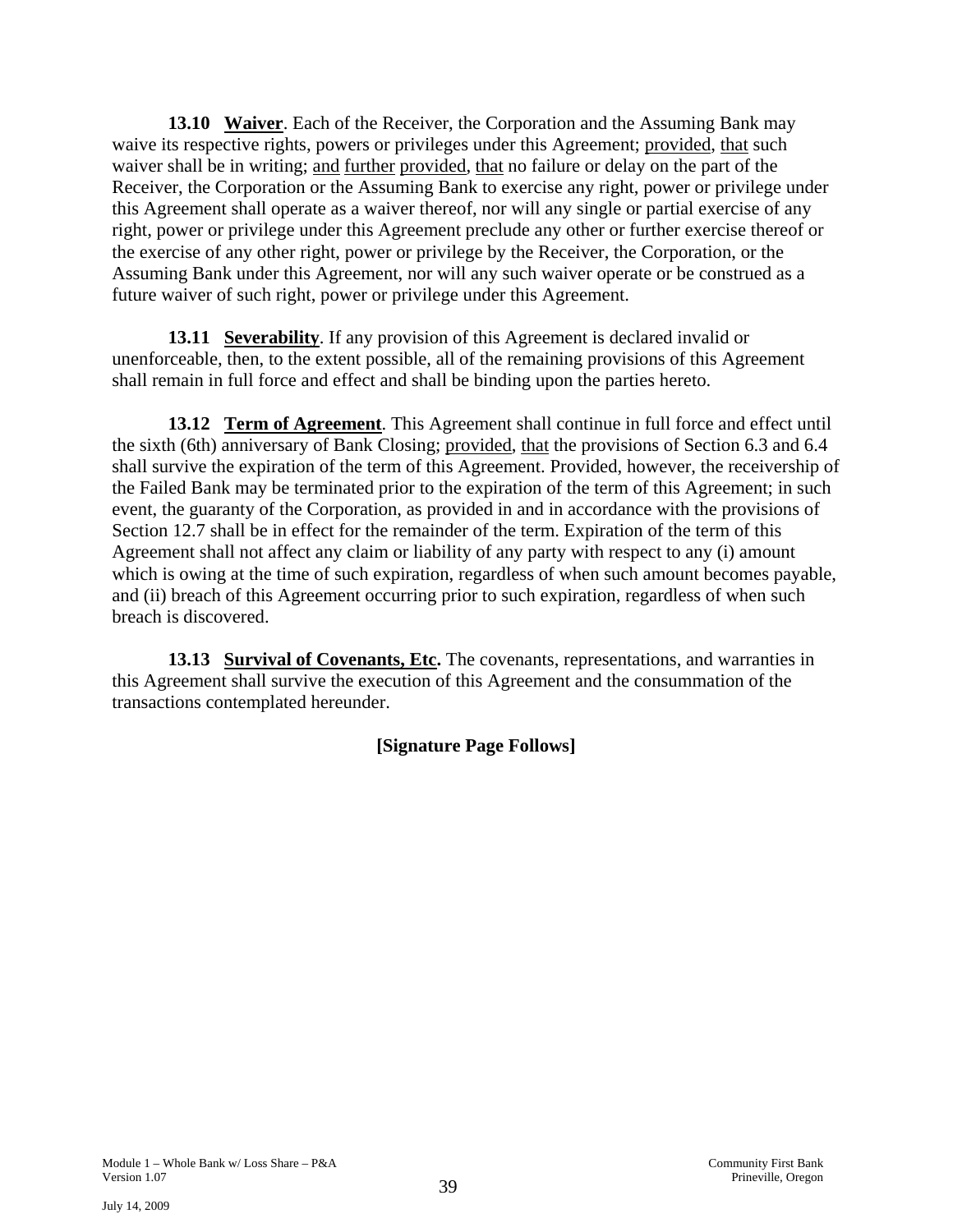**13.10 Waiver**. Each of the Receiver, the Corporation and the Assuming Bank may waive its respective rights, powers or privileges under this Agreement; provided, that such waiver shall be in writing; and further provided, that no failure or delay on the part of the Receiver, the Corporation or the Assuming Bank to exercise any right, power or privilege under this Agreement shall operate as a waiver thereof, nor will any single or partial exercise of any right, power or privilege under this Agreement preclude any other or further exercise thereof or the exercise of any other right, power or privilege by the Receiver, the Corporation, or the Assuming Bank under this Agreement, nor will any such waiver operate or be construed as a future waiver of such right, power or privilege under this Agreement.

**13.11 Severability**. If any provision of this Agreement is declared invalid or unenforceable, then, to the extent possible, all of the remaining provisions of this Agreement shall remain in full force and effect and shall be binding upon the parties hereto.

**13.12 Term of Agreement**. This Agreement shall continue in full force and effect until the sixth (6th) anniversary of Bank Closing; provided, that the provisions of Section 6.3 and 6.4 shall survive the expiration of the term of this Agreement. Provided, however, the receivership of the Failed Bank may be terminated prior to the expiration of the term of this Agreement; in such event, the guaranty of the Corporation, as provided in and in accordance with the provisions of Section 12.7 shall be in effect for the remainder of the term. Expiration of the term of this Agreement shall not affect any claim or liability of any party with respect to any (i) amount which is owing at the time of such expiration, regardless of when such amount becomes payable, and (ii) breach of this Agreement occurring prior to such expiration, regardless of when such breach is discovered.

**13.13 Survival of Covenants, Etc.** The covenants, representations, and warranties in this Agreement shall survive the execution of this Agreement and the consummation of the transactions contemplated hereunder.

**[Signature Page Follows]**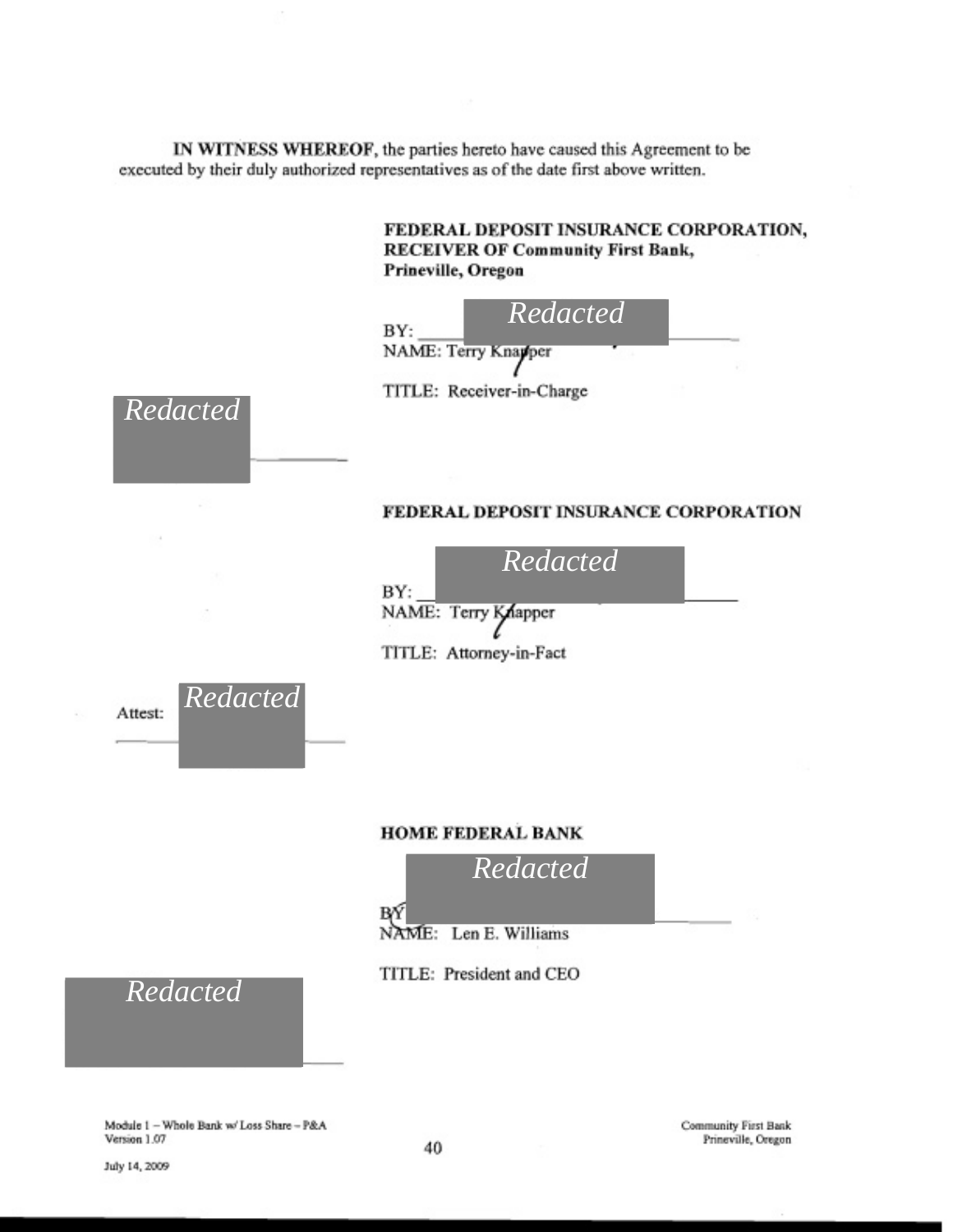**IN WITNESS WHEREOF**, the parties hereto have caused this Agreement to be executed by their duly authorized representatives as of the date first above written.

**FEDERAL DEPOSIT INSURANCE CORPORATION, RECEIVER OF Community First Bank, Prineville, Oregon**

BY: *Redacted*

NAME: Terry Knapper

TITLE: Receiver-in-Charge

*Redacted*

**FEDERAL DEPOSIT INSURANCE CORPORATION**

BY: *Redacted*

NAME: Terry Knapper

TITLE: Attorney-in-Fact

Attest: *Redacted*

**HOME FEDERAL BANK**

BY: *Redacted*

NAME: Len E. Williams

TITLE: President and CEO

*Redacted*

Module 1 – Whole Bank w/ Loss Share – P&A
Version 1.07

July 14, 2009

Community First Bank
Prineville, Oregon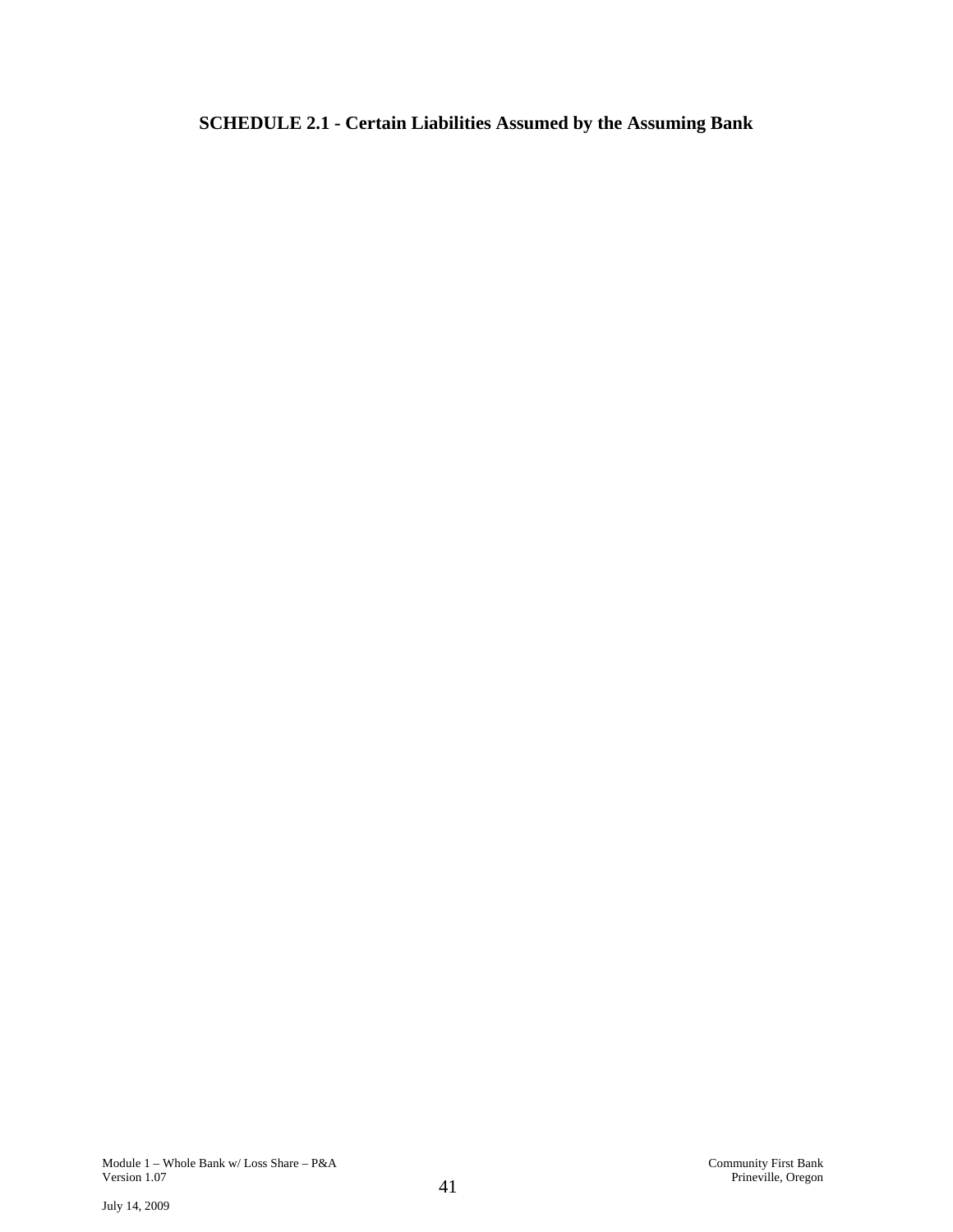**SCHEDULE 2.1 - Certain Liabilities Assumed by the Assuming Bank**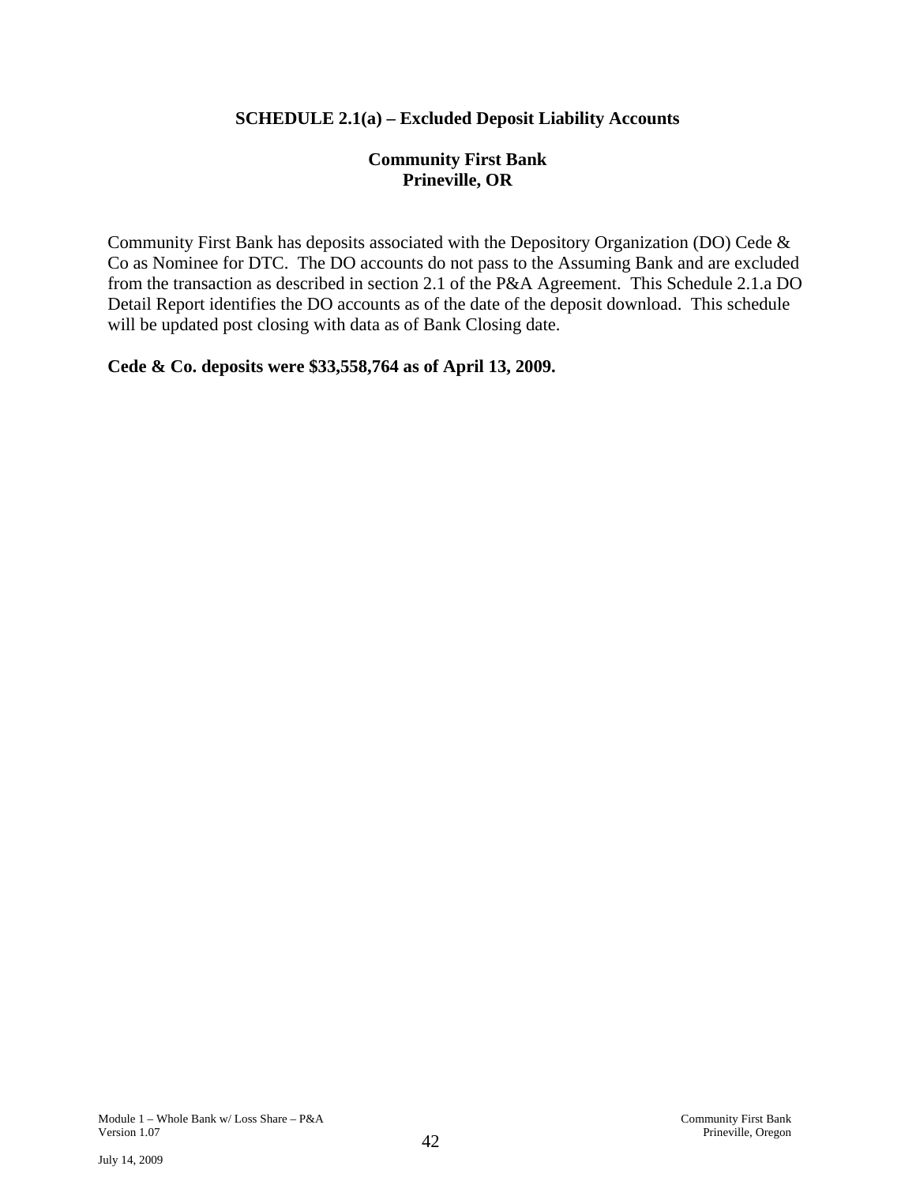## SCHEDULE 2.1(a) – Excluded Deposit Liability Accounts

**Community First Bank**
**Prineville, OR**

Community First Bank has deposits associated with the Depository Organization (DO) Cede & Co as Nominee for DTC. The DO accounts do not pass to the Assuming Bank and are excluded from the transaction as described in section 2.1 of the P&A Agreement. This Schedule 2.1.a DO Detail Report identifies the DO accounts as of the date of the deposit download. This schedule will be updated post closing with data as of Bank Closing date.

**Cede & Co. deposits were $33,558,764 as of April 13, 2009.**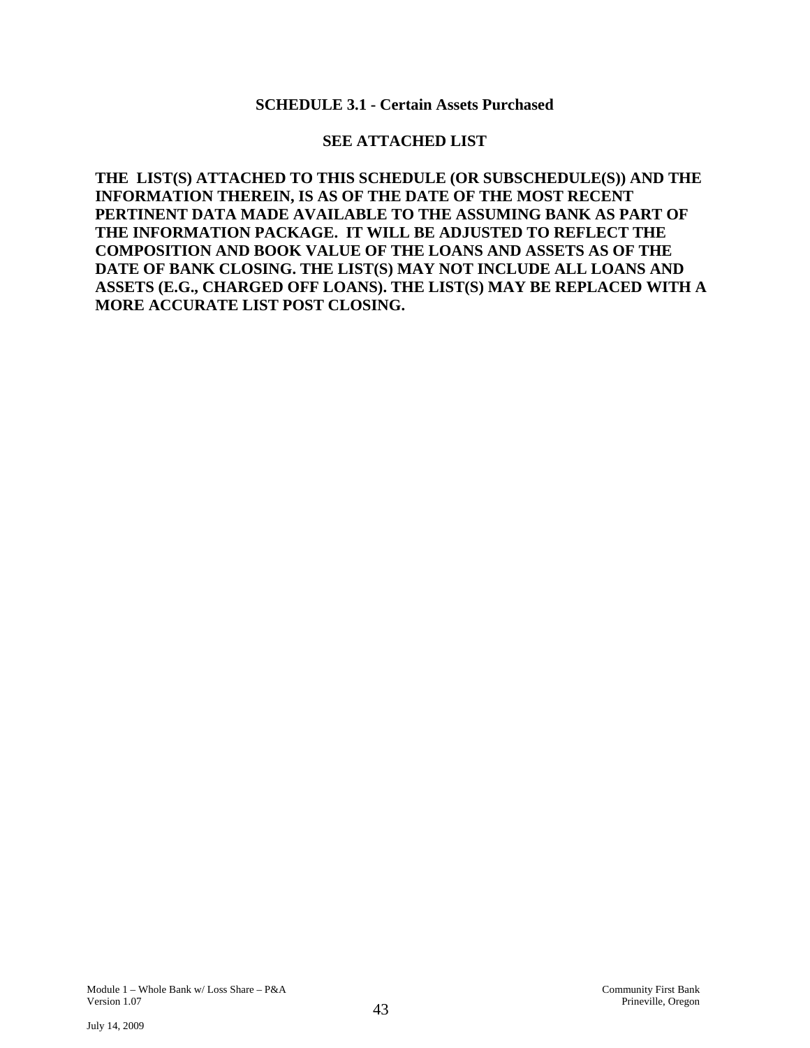## SCHEDULE 3.1 - Certain Assets Purchased

**SEE ATTACHED LIST**

**THE LIST(S) ATTACHED TO THIS SCHEDULE (OR SUBSCHEDULE(S)) AND THE INFORMATION THEREIN, IS AS OF THE DATE OF THE MOST RECENT PERTINENT DATA MADE AVAILABLE TO THE ASSUMING BANK AS PART OF THE INFORMATION PACKAGE. IT WILL BE ADJUSTED TO REFLECT THE COMPOSITION AND BOOK VALUE OF THE LOANS AND ASSETS AS OF THE DATE OF BANK CLOSING. THE LIST(S) MAY NOT INCLUDE ALL LOANS AND ASSETS (E.G., CHARGED OFF LOANS). THE LIST(S) MAY BE REPLACED WITH A MORE ACCURATE LIST POST CLOSING.**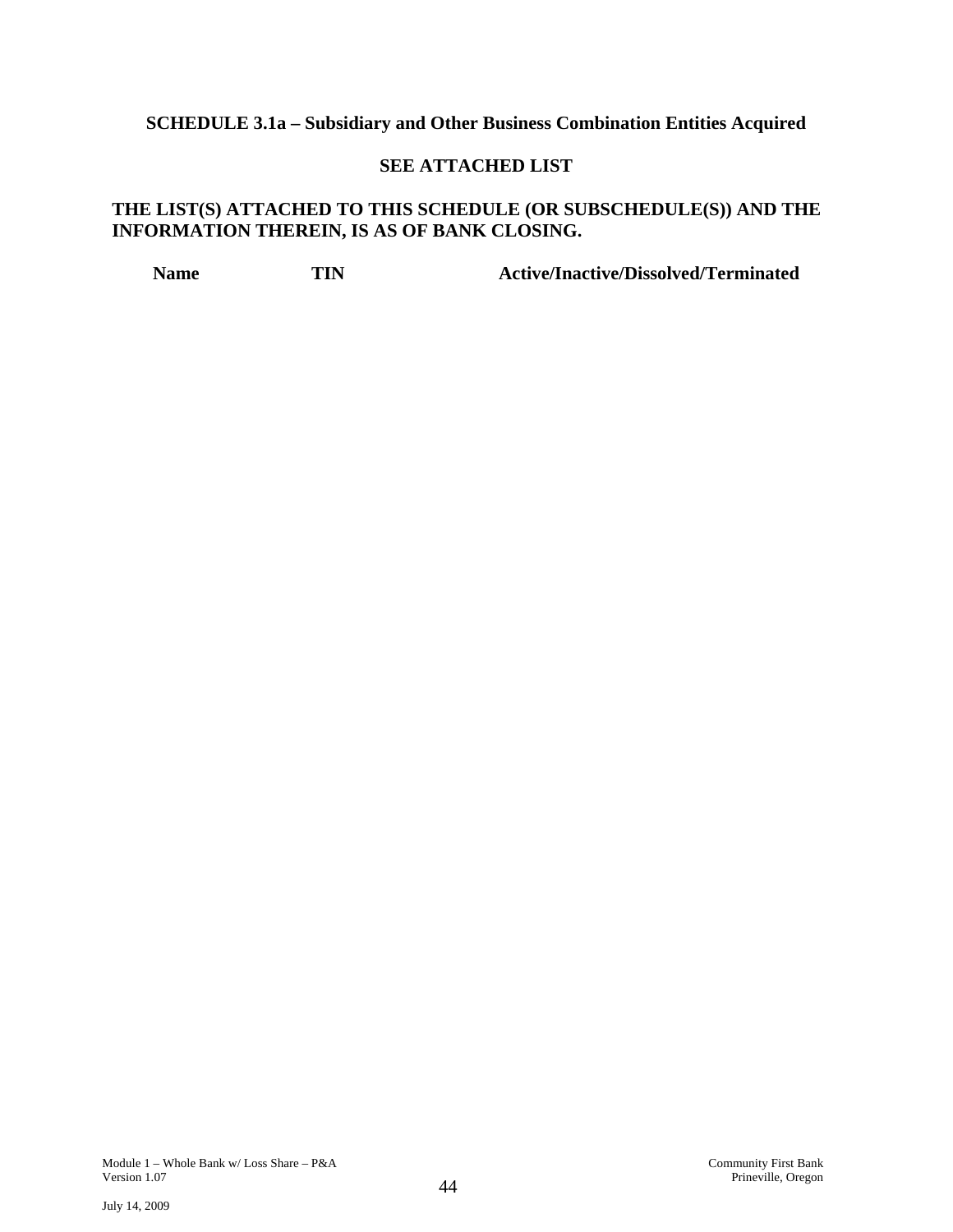**SCHEDULE 3.1a – Subsidiary and Other Business Combination Entities Acquired**

**SEE ATTACHED LIST**

**THE LIST(S) ATTACHED TO THIS SCHEDULE (OR SUBSCHEDULE(S)) AND THE INFORMATION THEREIN, IS AS OF BANK CLOSING.**

| Name | TIN | Active/Inactive/Dissolved/Terminated |
|---|---|---|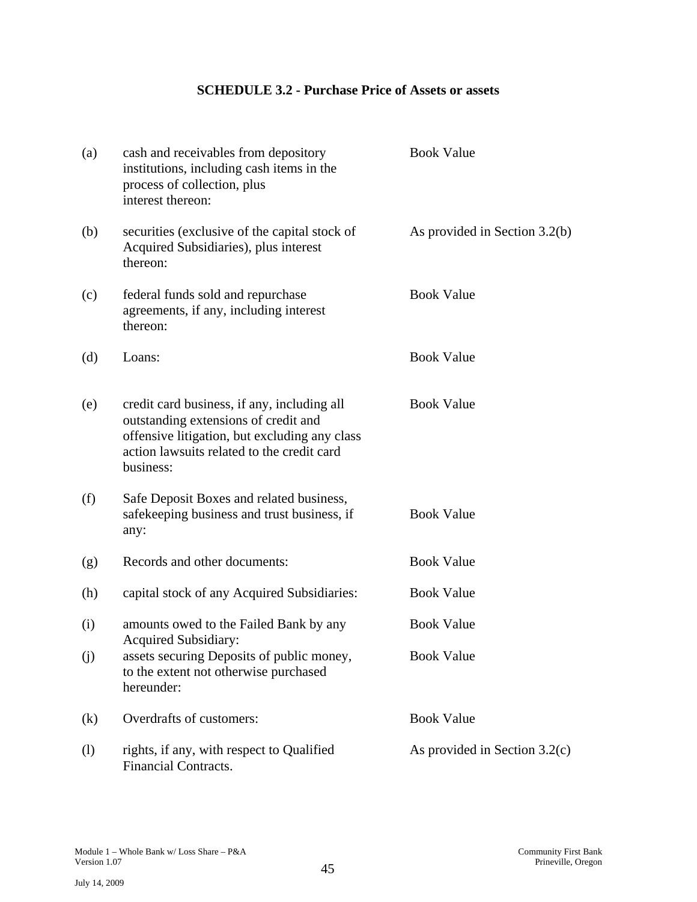# SCHEDULE 3.2 - Purchase Price of Assets or assets

| | | |
|---|---|---|
| (a) | cash and receivables from depository institutions, including cash items in the process of collection, plus interest thereon: | Book Value |
| (b) | securities (exclusive of the capital stock of Acquired Subsidiaries), plus interest thereon: | As provided in Section 3.2(b) |
| (c) | federal funds sold and repurchase agreements, if any, including interest thereon: | Book Value |
| (d) | Loans: | Book Value |
| (e) | credit card business, if any, including all outstanding extensions of credit and offensive litigation, but excluding any class action lawsuits related to the credit card business: | Book Value |
| (f) | Safe Deposit Boxes and related business, safekeeping business and trust business, if any: | Book Value |
| (g) | Records and other documents: | Book Value |
| (h) | capital stock of any Acquired Subsidiaries: | Book Value |
| (i) | amounts owed to the Failed Bank by any Acquired Subsidiary: | Book Value |
| (j) | assets securing Deposits of public money, to the extent not otherwise purchased hereunder: | Book Value |
| (k) | Overdrafts of customers: | Book Value |
| (l) | rights, if any, with respect to Qualified Financial Contracts. | As provided in Section 3.2(c) |

Module 1 – Whole Bank w/ Loss Share – P&A
Version 1.07
July 14, 2009

Community First Bank
Prineville, Oregon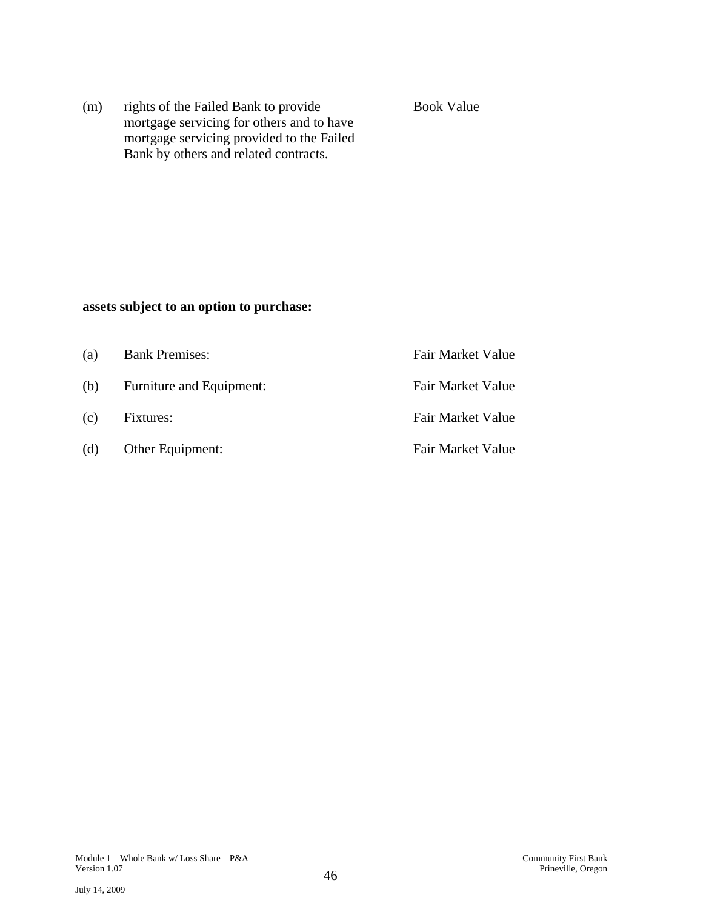| | | |
|---|---|---|
| (m) | rights of the Failed Bank to provide mortgage servicing for others and to have mortgage servicing provided to the Failed Bank by others and related contracts. | Book Value |

**assets subject to an option to purchase:**

| | | |
|---|---|---|
| (a) | Bank Premises: | Fair Market Value |
| (b) | Furniture and Equipment: | Fair Market Value |
| (c) | Fixtures: | Fair Market Value |
| (d) | Other Equipment: | Fair Market Value |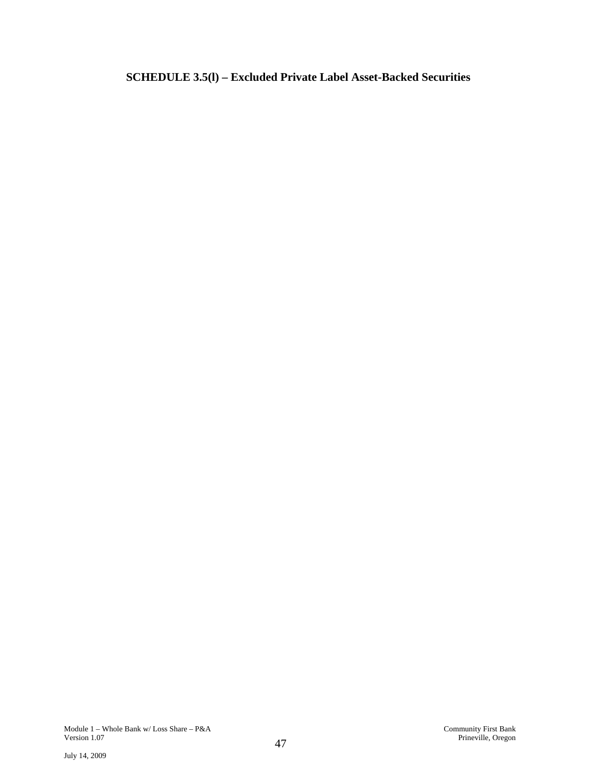**SCHEDULE 3.5(l) – Excluded Private Label Asset-Backed Securities**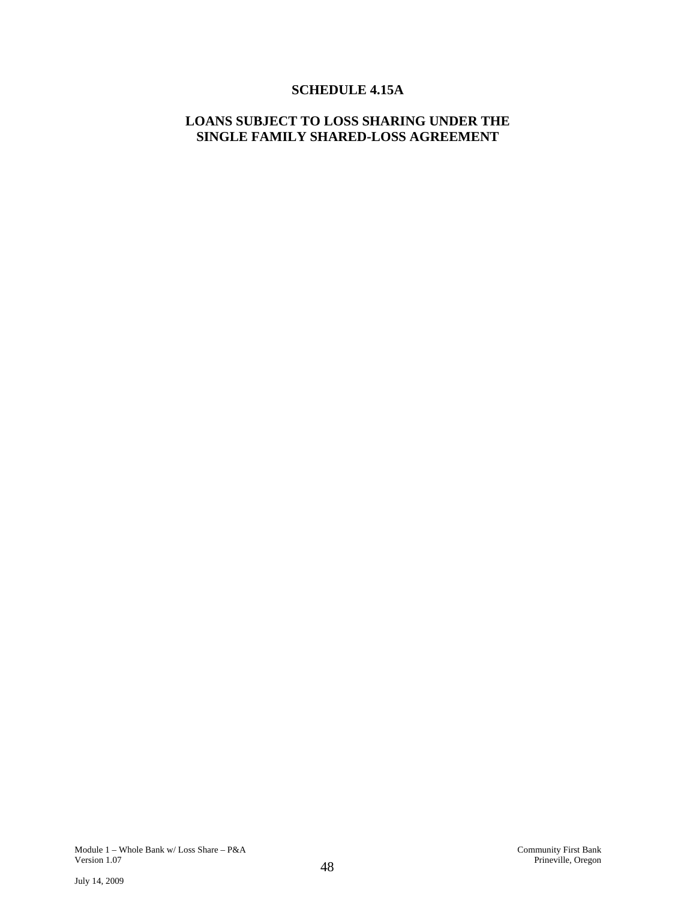# SCHEDULE 4.15A

## LOANS SUBJECT TO LOSS SHARING UNDER THE SINGLE FAMILY SHARED-LOSS AGREEMENT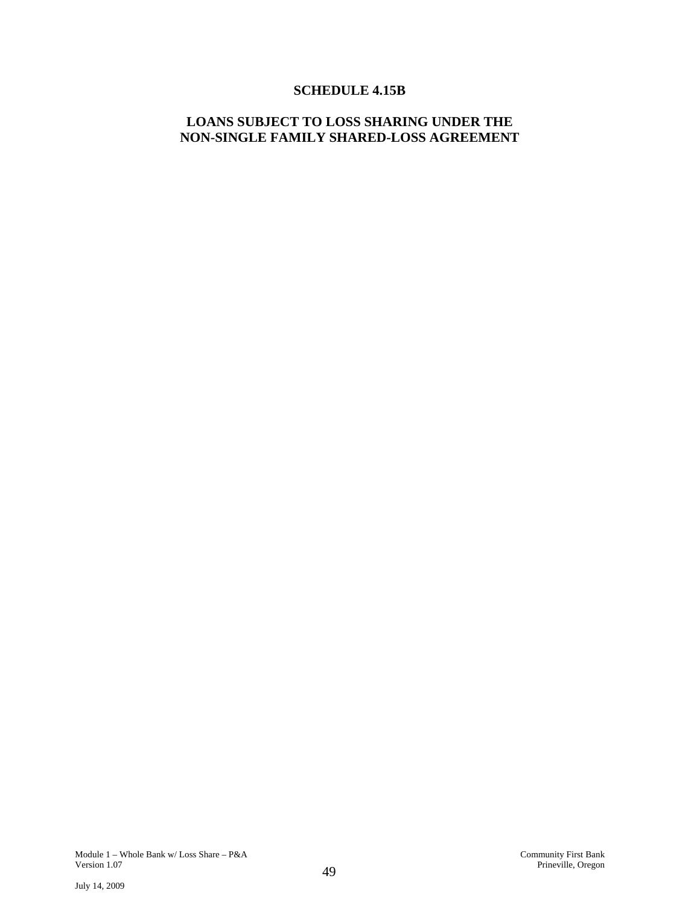# SCHEDULE 4.15B

## LOANS SUBJECT TO LOSS SHARING UNDER THE NON-SINGLE FAMILY SHARED-LOSS AGREEMENT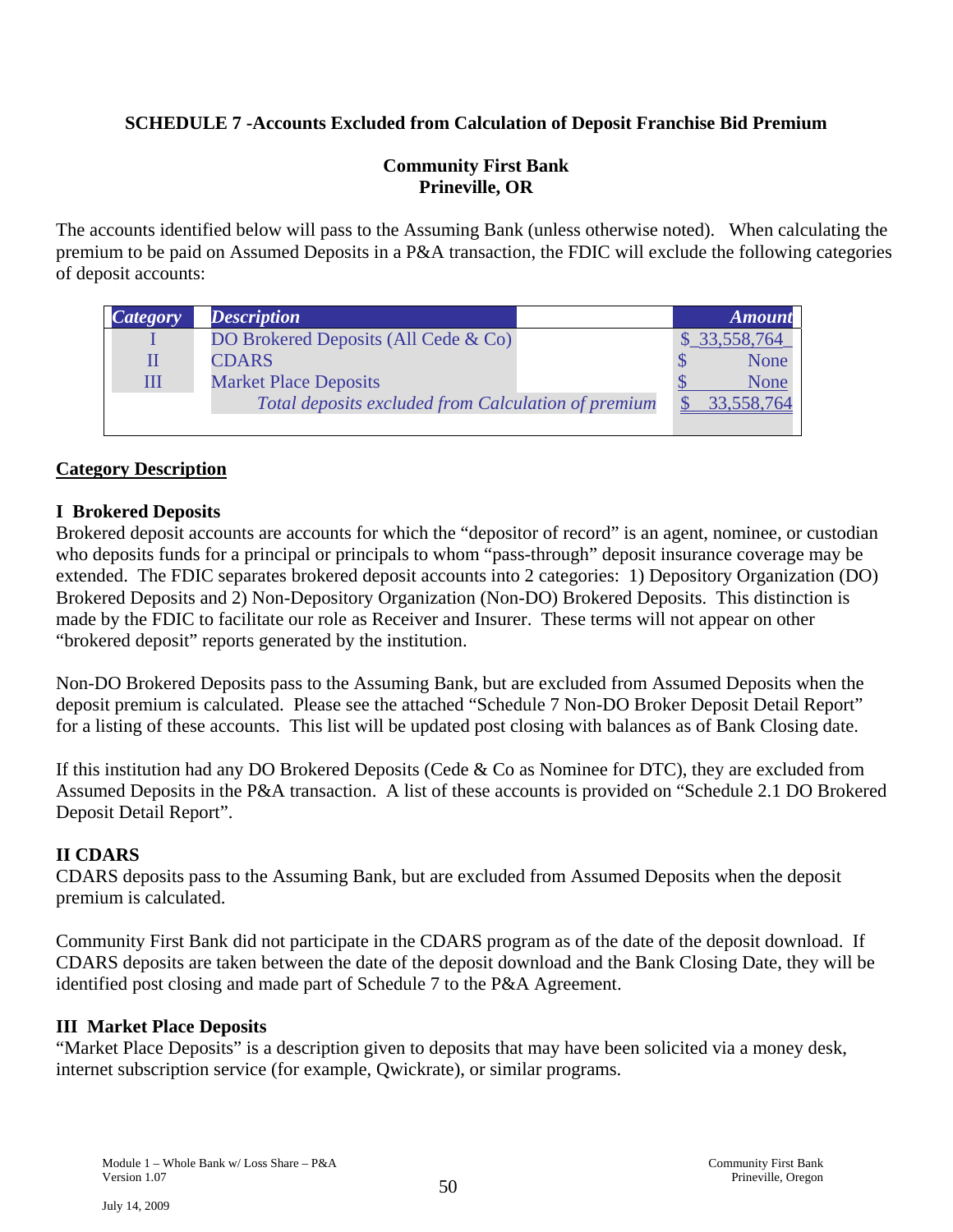**SCHEDULE 7 -Accounts Excluded from Calculation of Deposit Franchise Bid Premium**

**Community First Bank**
**Prineville, OR**

The accounts identified below will pass to the Assuming Bank (unless otherwise noted). When calculating the premium to be paid on Assumed Deposits in a P&A transaction, the FDIC will exclude the following categories of deposit accounts:

| *Category* | *Description* | *Amount* |
|---|---|---|
| I | DO Brokered Deposits (All Cede & Co) | $ 33,558,764 |
| II | CDARS | $ None |
| III | Market Place Deposits | $ None |
| | *Total deposits excluded from Calculation of premium* | $ 33,558,764 |

**Category Description**

**I Brokered Deposits**
Brokered deposit accounts are accounts for which the "depositor of record" is an agent, nominee, or custodian who deposits funds for a principal or principals to whom "pass-through" deposit insurance coverage may be extended. The FDIC separates brokered deposit accounts into 2 categories: 1) Depository Organization (DO) Brokered Deposits and 2) Non-Depository Organization (Non-DO) Brokered Deposits. This distinction is made by the FDIC to facilitate our role as Receiver and Insurer. These terms will not appear on other "brokered deposit" reports generated by the institution.

Non-DO Brokered Deposits pass to the Assuming Bank, but are excluded from Assumed Deposits when the deposit premium is calculated. Please see the attached "Schedule 7 Non-DO Broker Deposit Detail Report" for a listing of these accounts. This list will be updated post closing with balances as of Bank Closing date.

If this institution had any DO Brokered Deposits (Cede & Co as Nominee for DTC), they are excluded from Assumed Deposits in the P&A transaction. A list of these accounts is provided on "Schedule 2.1 DO Brokered Deposit Detail Report".

**II CDARS**
CDARS deposits pass to the Assuming Bank, but are excluded from Assumed Deposits when the deposit premium is calculated.

Community First Bank did not participate in the CDARS program as of the date of the deposit download. If CDARS deposits are taken between the date of the deposit download and the Bank Closing Date, they will be identified post closing and made part of Schedule 7 to the P&A Agreement.

**III Market Place Deposits**
"Market Place Deposits" is a description given to deposits that may have been solicited via a money desk, internet subscription service (for example, Qwickrate), or similar programs.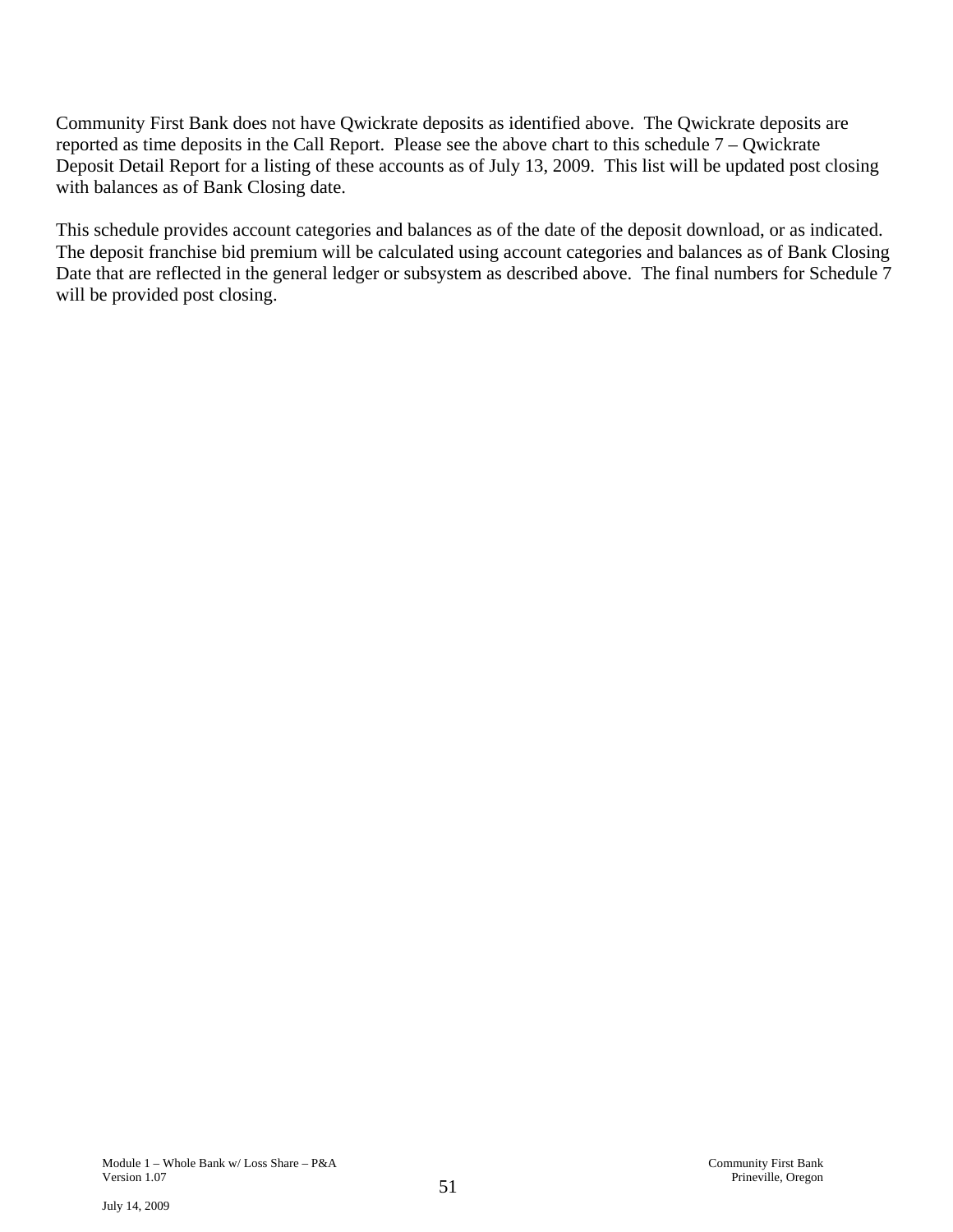Community First Bank does not have Qwickrate deposits as identified above. The Qwickrate deposits are reported as time deposits in the Call Report. Please see the above chart to this schedule 7 – Qwickrate Deposit Detail Report for a listing of these accounts as of July 13, 2009. This list will be updated post closing with balances as of Bank Closing date.

This schedule provides account categories and balances as of the date of the deposit download, or as indicated. The deposit franchise bid premium will be calculated using account categories and balances as of Bank Closing Date that are reflected in the general ledger or subsystem as described above. The final numbers for Schedule 7 will be provided post closing.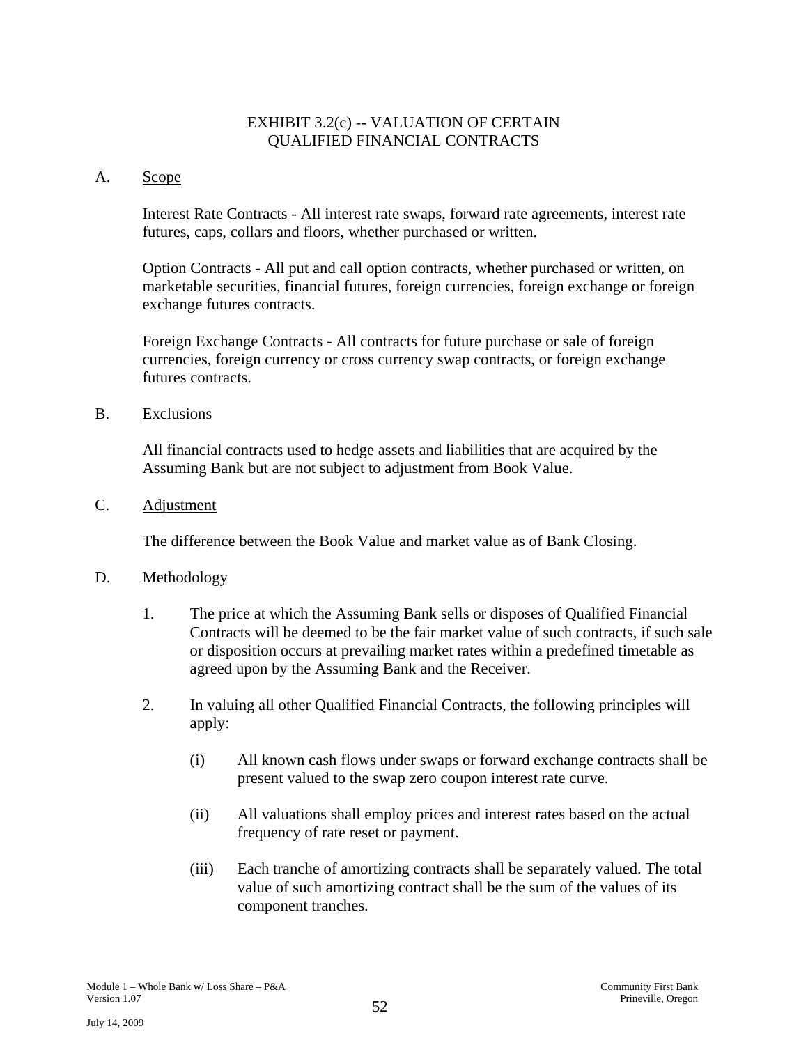# EXHIBIT 3.2(c) -- VALUATION OF CERTAIN QUALIFIED FINANCIAL CONTRACTS

A. Scope

Interest Rate Contracts - All interest rate swaps, forward rate agreements, interest rate futures, caps, collars and floors, whether purchased or written.

Option Contracts - All put and call option contracts, whether purchased or written, on marketable securities, financial futures, foreign currencies, foreign exchange or foreign exchange futures contracts.

Foreign Exchange Contracts - All contracts for future purchase or sale of foreign currencies, foreign currency or cross currency swap contracts, or foreign exchange futures contracts.

B. Exclusions

All financial contracts used to hedge assets and liabilities that are acquired by the Assuming Bank but are not subject to adjustment from Book Value.

C. Adjustment

The difference between the Book Value and market value as of Bank Closing.

D. Methodology

1. The price at which the Assuming Bank sells or disposes of Qualified Financial Contracts will be deemed to be the fair market value of such contracts, if such sale or disposition occurs at prevailing market rates within a predefined timetable as agreed upon by the Assuming Bank and the Receiver.

2. In valuing all other Qualified Financial Contracts, the following principles will apply:

   (i) All known cash flows under swaps or forward exchange contracts shall be present valued to the swap zero coupon interest rate curve.

   (ii) All valuations shall employ prices and interest rates based on the actual frequency of rate reset or payment.

   (iii) Each tranche of amortizing contracts shall be separately valued. The total value of such amortizing contract shall be the sum of the values of its component tranches.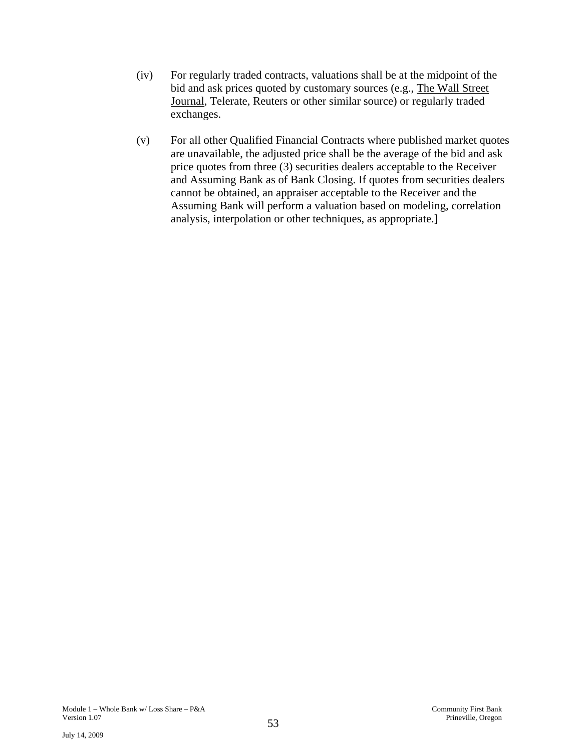(iv) For regularly traded contracts, valuations shall be at the midpoint of the bid and ask prices quoted by customary sources (e.g., The Wall Street Journal, Telerate, Reuters or other similar source) or regularly traded exchanges.

(v) For all other Qualified Financial Contracts where published market quotes are unavailable, the adjusted price shall be the average of the bid and ask price quotes from three (3) securities dealers acceptable to the Receiver and Assuming Bank as of Bank Closing. If quotes from securities dealers cannot be obtained, an appraiser acceptable to the Receiver and the Assuming Bank will perform a valuation based on modeling, correlation analysis, interpolation or other techniques, as appropriate.]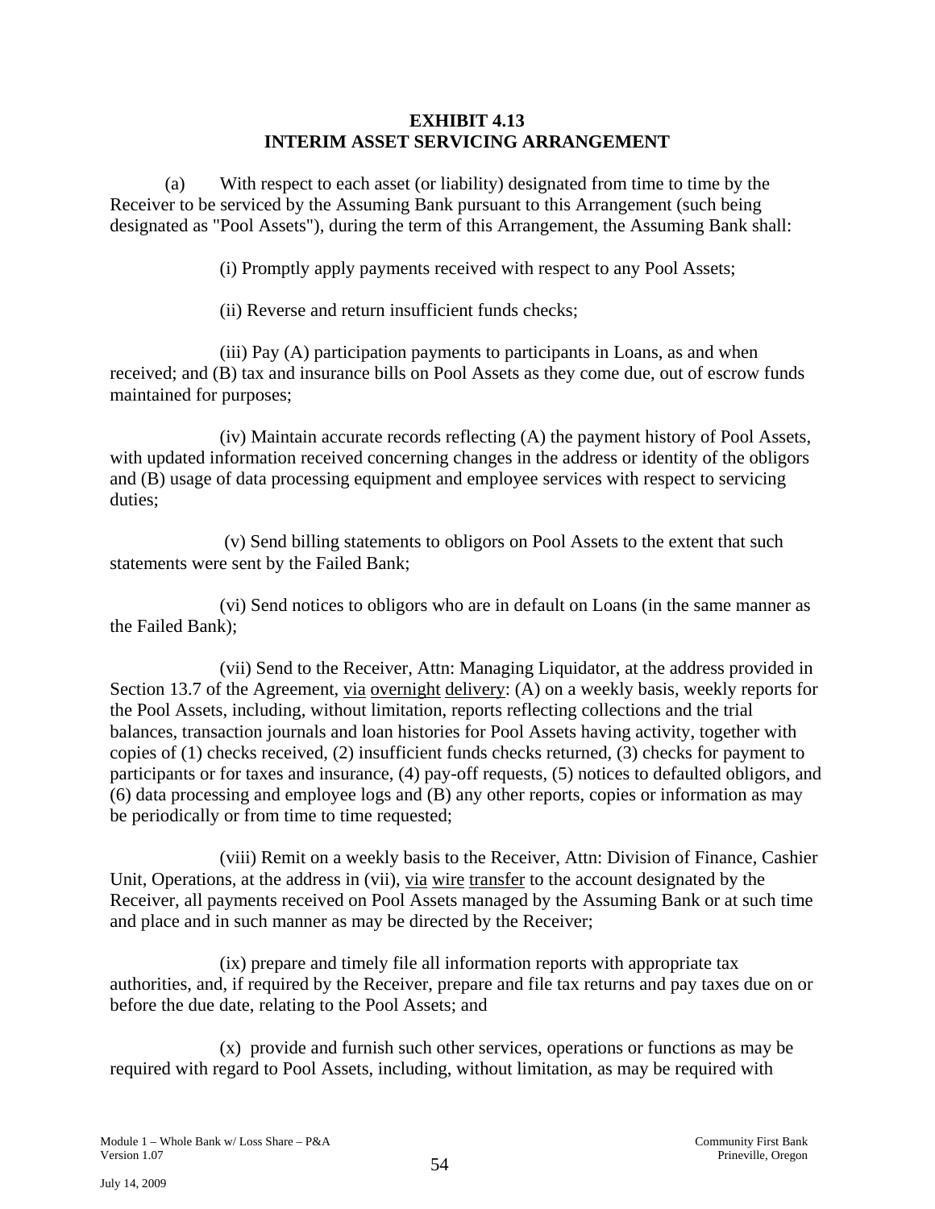**EXHIBIT 4.13**
**INTERIM ASSET SERVICING ARRANGEMENT**

(a) With respect to each asset (or liability) designated from time to time by the Receiver to be serviced by the Assuming Bank pursuant to this Arrangement (such being designated as "Pool Assets"), during the term of this Arrangement, the Assuming Bank shall:

(i) Promptly apply payments received with respect to any Pool Assets;

(ii) Reverse and return insufficient funds checks;

(iii) Pay (A) participation payments to participants in Loans, as and when received; and (B) tax and insurance bills on Pool Assets as they come due, out of escrow funds maintained for purposes;

(iv) Maintain accurate records reflecting (A) the payment history of Pool Assets, with updated information received concerning changes in the address or identity of the obligors and (B) usage of data processing equipment and employee services with respect to servicing duties;

(v) Send billing statements to obligors on Pool Assets to the extent that such statements were sent by the Failed Bank;

(vi) Send notices to obligors who are in default on Loans (in the same manner as the Failed Bank);

(vii) Send to the Receiver, Attn: Managing Liquidator, at the address provided in Section 13.7 of the Agreement, via overnight delivery: (A) on a weekly basis, weekly reports for the Pool Assets, including, without limitation, reports reflecting collections and the trial balances, transaction journals and loan histories for Pool Assets having activity, together with copies of (1) checks received, (2) insufficient funds checks returned, (3) checks for payment to participants or for taxes and insurance, (4) pay-off requests, (5) notices to defaulted obligors, and (6) data processing and employee logs and (B) any other reports, copies or information as may be periodically or from time to time requested;

(viii) Remit on a weekly basis to the Receiver, Attn: Division of Finance, Cashier Unit, Operations, at the address in (vii), via wire transfer to the account designated by the Receiver, all payments received on Pool Assets managed by the Assuming Bank or at such time and place and in such manner as may be directed by the Receiver;

(ix) prepare and timely file all information reports with appropriate tax authorities, and, if required by the Receiver, prepare and file tax returns and pay taxes due on or before the due date, relating to the Pool Assets; and

(x) provide and furnish such other services, operations or functions as may be required with regard to Pool Assets, including, without limitation, as may be required with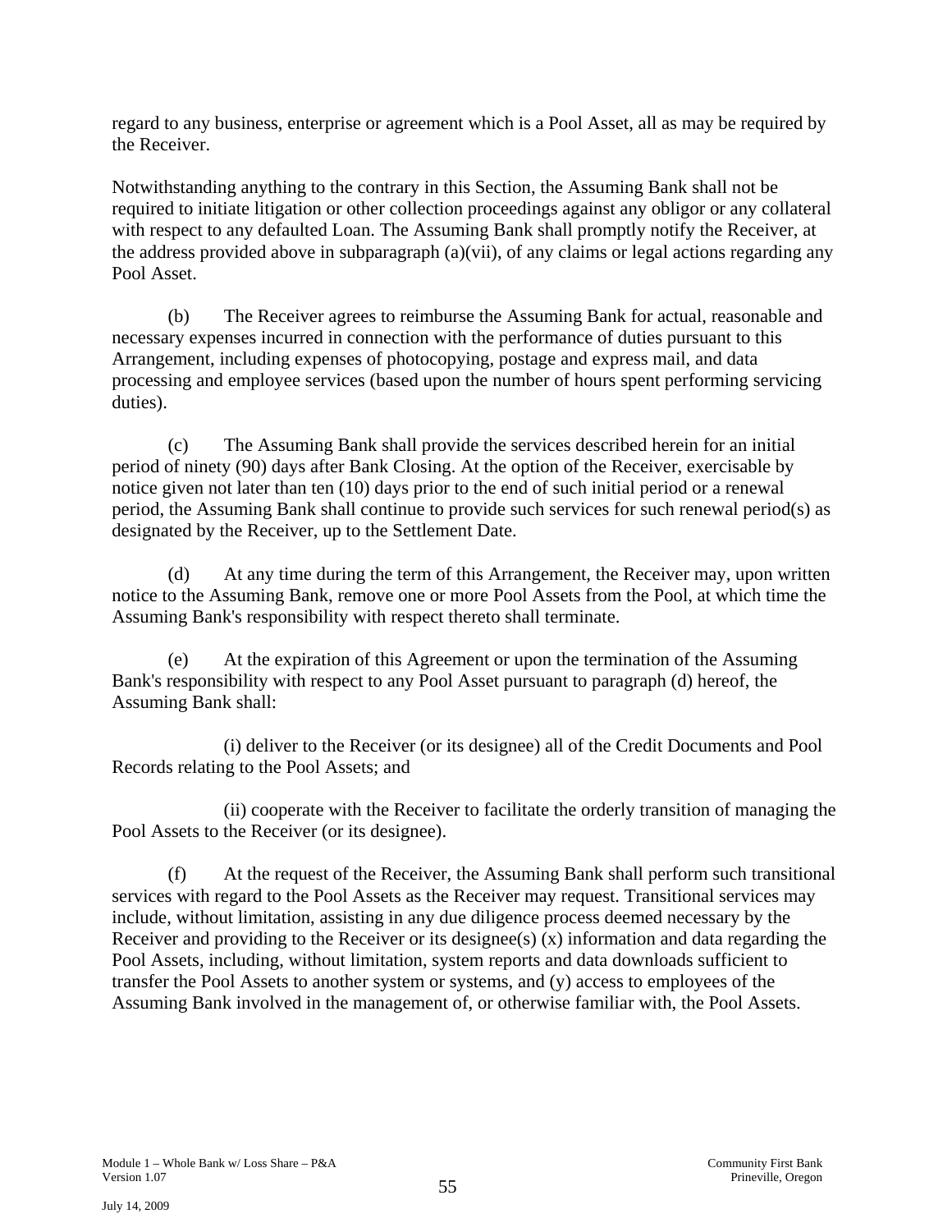regard to any business, enterprise or agreement which is a Pool Asset, all as may be required by the Receiver.

Notwithstanding anything to the contrary in this Section, the Assuming Bank shall not be required to initiate litigation or other collection proceedings against any obligor or any collateral with respect to any defaulted Loan. The Assuming Bank shall promptly notify the Receiver, at the address provided above in subparagraph (a)(vii), of any claims or legal actions regarding any Pool Asset.

(b) The Receiver agrees to reimburse the Assuming Bank for actual, reasonable and necessary expenses incurred in connection with the performance of duties pursuant to this Arrangement, including expenses of photocopying, postage and express mail, and data processing and employee services (based upon the number of hours spent performing servicing duties).

(c) The Assuming Bank shall provide the services described herein for an initial period of ninety (90) days after Bank Closing. At the option of the Receiver, exercisable by notice given not later than ten (10) days prior to the end of such initial period or a renewal period, the Assuming Bank shall continue to provide such services for such renewal period(s) as designated by the Receiver, up to the Settlement Date.

(d) At any time during the term of this Arrangement, the Receiver may, upon written notice to the Assuming Bank, remove one or more Pool Assets from the Pool, at which time the Assuming Bank's responsibility with respect thereto shall terminate.

(e) At the expiration of this Agreement or upon the termination of the Assuming Bank's responsibility with respect to any Pool Asset pursuant to paragraph (d) hereof, the Assuming Bank shall:

(i) deliver to the Receiver (or its designee) all of the Credit Documents and Pool Records relating to the Pool Assets; and

(ii) cooperate with the Receiver to facilitate the orderly transition of managing the Pool Assets to the Receiver (or its designee).

(f) At the request of the Receiver, the Assuming Bank shall perform such transitional services with regard to the Pool Assets as the Receiver may request. Transitional services may include, without limitation, assisting in any due diligence process deemed necessary by the Receiver and providing to the Receiver or its designee(s) (x) information and data regarding the Pool Assets, including, without limitation, system reports and data downloads sufficient to transfer the Pool Assets to another system or systems, and (y) access to employees of the Assuming Bank involved in the management of, or otherwise familiar with, the Pool Assets.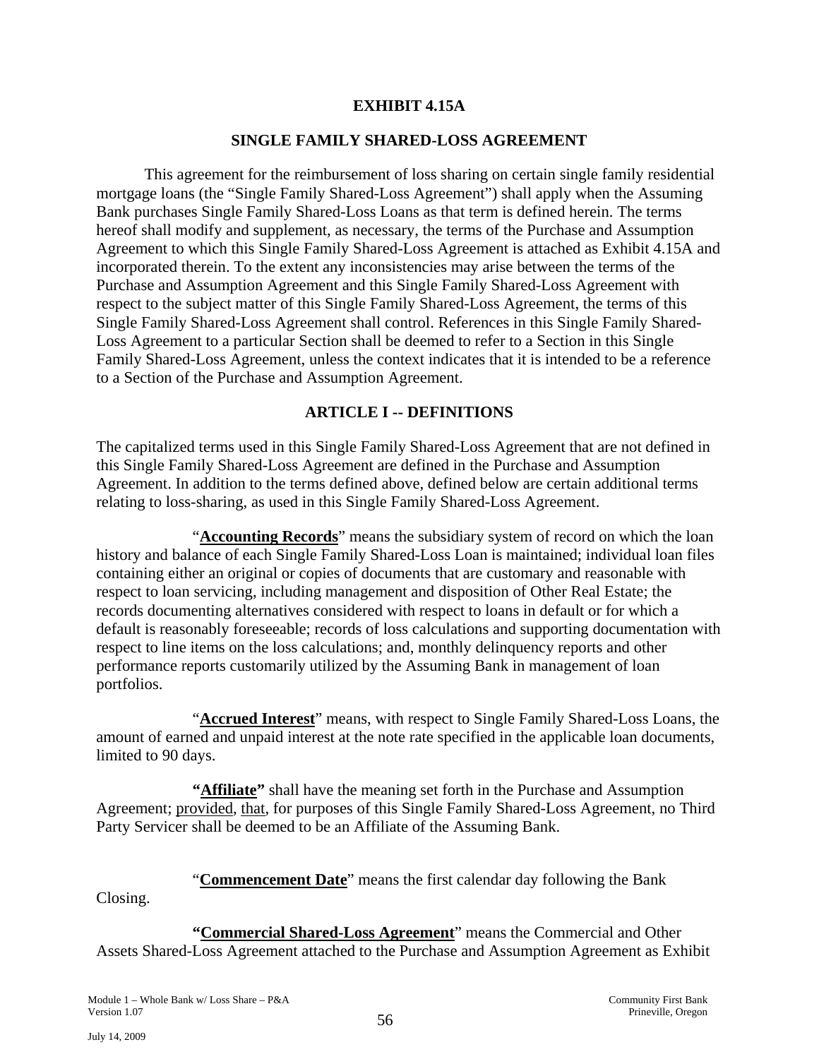# EXHIBIT 4.15A

## SINGLE FAMILY SHARED-LOSS AGREEMENT

This agreement for the reimbursement of loss sharing on certain single family residential mortgage loans (the "Single Family Shared-Loss Agreement") shall apply when the Assuming Bank purchases Single Family Shared-Loss Loans as that term is defined herein. The terms hereof shall modify and supplement, as necessary, the terms of the Purchase and Assumption Agreement to which this Single Family Shared-Loss Agreement is attached as Exhibit 4.15A and incorporated therein. To the extent any inconsistencies may arise between the terms of the Purchase and Assumption Agreement and this Single Family Shared-Loss Agreement with respect to the subject matter of this Single Family Shared-Loss Agreement, the terms of this Single Family Shared-Loss Agreement shall control. References in this Single Family Shared-Loss Agreement to a particular Section shall be deemed to refer to a Section in this Single Family Shared-Loss Agreement, unless the context indicates that it is intended to be a reference to a Section of the Purchase and Assumption Agreement.

## ARTICLE I -- DEFINITIONS

The capitalized terms used in this Single Family Shared-Loss Agreement that are not defined in this Single Family Shared-Loss Agreement are defined in the Purchase and Assumption Agreement. In addition to the terms defined above, defined below are certain additional terms relating to loss-sharing, as used in this Single Family Shared-Loss Agreement.

"**Accounting Records**" means the subsidiary system of record on which the loan history and balance of each Single Family Shared-Loss Loan is maintained; individual loan files containing either an original or copies of documents that are customary and reasonable with respect to loan servicing, including management and disposition of Other Real Estate; the records documenting alternatives considered with respect to loans in default or for which a default is reasonably foreseeable; records of loss calculations and supporting documentation with respect to line items on the loss calculations; and, monthly delinquency reports and other performance reports customarily utilized by the Assuming Bank in management of loan portfolios.

"**Accrued Interest**" means, with respect to Single Family Shared-Loss Loans, the amount of earned and unpaid interest at the note rate specified in the applicable loan documents, limited to 90 days.

**"Affiliate"** shall have the meaning set forth in the Purchase and Assumption Agreement; provided, that, for purposes of this Single Family Shared-Loss Agreement, no Third Party Servicer shall be deemed to be an Affiliate of the Assuming Bank.

"**Commencement Date**" means the first calendar day following the Bank Closing.

**"Commercial Shared-Loss Agreement"** means the Commercial and Other Assets Shared-Loss Agreement attached to the Purchase and Assumption Agreement as Exhibit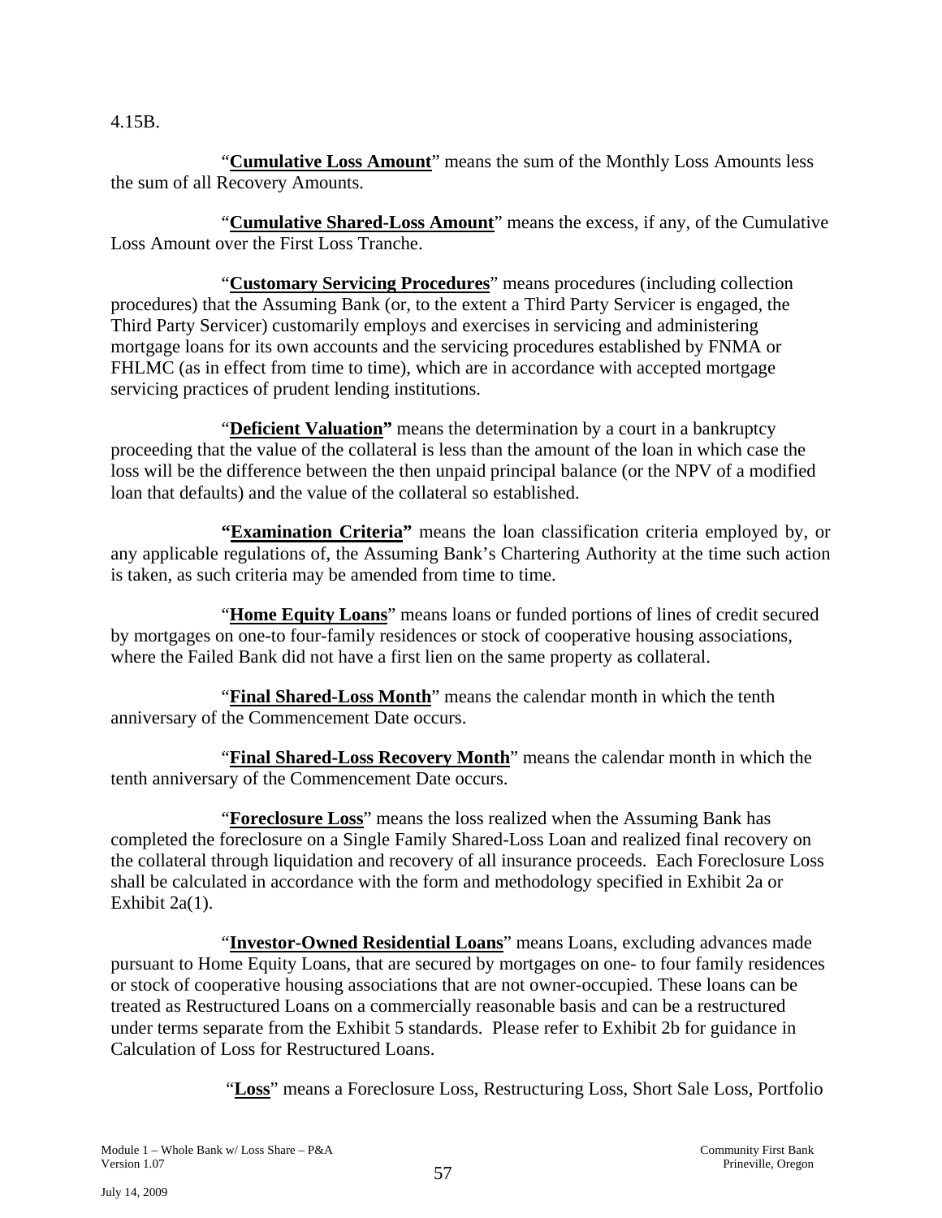4.15B.

"**Cumulative Loss Amount**" means the sum of the Monthly Loss Amounts less the sum of all Recovery Amounts.

"**Cumulative Shared-Loss Amount**" means the excess, if any, of the Cumulative Loss Amount over the First Loss Tranche.

"**Customary Servicing Procedures**" means procedures (including collection procedures) that the Assuming Bank (or, to the extent a Third Party Servicer is engaged, the Third Party Servicer) customarily employs and exercises in servicing and administering mortgage loans for its own accounts and the servicing procedures established by FNMA or FHLMC (as in effect from time to time), which are in accordance with accepted mortgage servicing practices of prudent lending institutions.

"**Deficient Valuation**" means the determination by a court in a bankruptcy proceeding that the value of the collateral is less than the amount of the loan in which case the loss will be the difference between the then unpaid principal balance (or the NPV of a modified loan that defaults) and the value of the collateral so established.

**"Examination Criteria"** means the loan classification criteria employed by, or any applicable regulations of, the Assuming Bank's Chartering Authority at the time such action is taken, as such criteria may be amended from time to time.

"**Home Equity Loans**" means loans or funded portions of lines of credit secured by mortgages on one-to four-family residences or stock of cooperative housing associations, where the Failed Bank did not have a first lien on the same property as collateral.

"**Final Shared-Loss Month**" means the calendar month in which the tenth anniversary of the Commencement Date occurs.

"**Final Shared-Loss Recovery Month**" means the calendar month in which the tenth anniversary of the Commencement Date occurs.

"**Foreclosure Loss**" means the loss realized when the Assuming Bank has completed the foreclosure on a Single Family Shared-Loss Loan and realized final recovery on the collateral through liquidation and recovery of all insurance proceeds. Each Foreclosure Loss shall be calculated in accordance with the form and methodology specified in Exhibit 2a or Exhibit 2a(1).

"**Investor-Owned Residential Loans**" means Loans, excluding advances made pursuant to Home Equity Loans, that are secured by mortgages on one- to four family residences or stock of cooperative housing associations that are not owner-occupied. These loans can be treated as Restructured Loans on a commercially reasonable basis and can be a restructured under terms separate from the Exhibit 5 standards. Please refer to Exhibit 2b for guidance in Calculation of Loss for Restructured Loans.

"**Loss**" means a Foreclosure Loss, Restructuring Loss, Short Sale Loss, Portfolio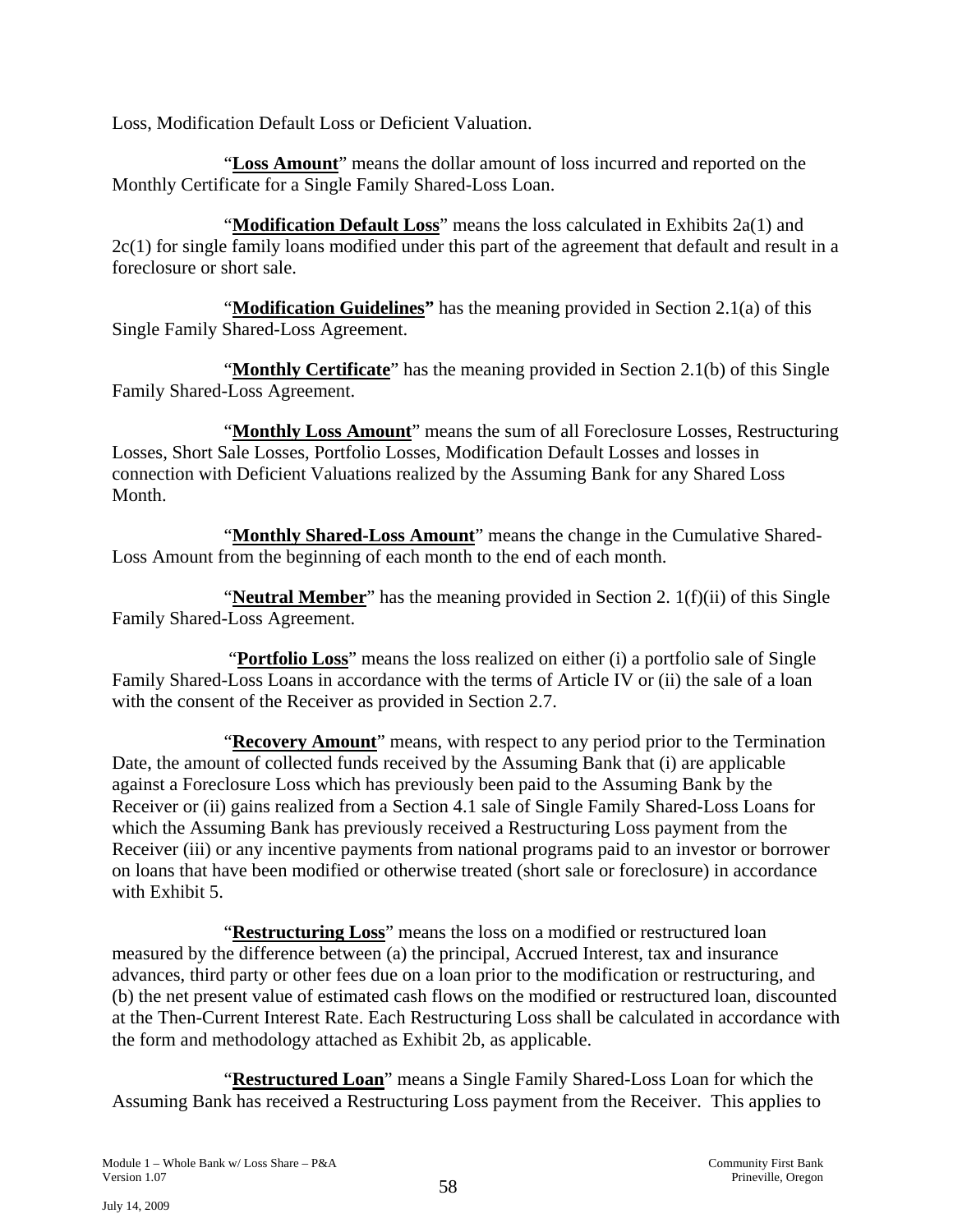Loss, Modification Default Loss or Deficient Valuation.

"**Loss Amount**" means the dollar amount of loss incurred and reported on the Monthly Certificate for a Single Family Shared-Loss Loan.

"**Modification Default Loss**" means the loss calculated in Exhibits 2a(1) and 2c(1) for single family loans modified under this part of the agreement that default and result in a foreclosure or short sale.

"**Modification Guidelines"** has the meaning provided in Section 2.1(a) of this Single Family Shared-Loss Agreement.

"**Monthly Certificate**" has the meaning provided in Section 2.1(b) of this Single Family Shared-Loss Agreement.

"**Monthly Loss Amount**" means the sum of all Foreclosure Losses, Restructuring Losses, Short Sale Losses, Portfolio Losses, Modification Default Losses and losses in connection with Deficient Valuations realized by the Assuming Bank for any Shared Loss Month.

"**Monthly Shared-Loss Amount**" means the change in the Cumulative Shared-Loss Amount from the beginning of each month to the end of each month.

"**Neutral Member**" has the meaning provided in Section 2. 1(f)(ii) of this Single Family Shared-Loss Agreement.

"**Portfolio Loss**" means the loss realized on either (i) a portfolio sale of Single Family Shared-Loss Loans in accordance with the terms of Article IV or (ii) the sale of a loan with the consent of the Receiver as provided in Section 2.7.

"**Recovery Amount**" means, with respect to any period prior to the Termination Date, the amount of collected funds received by the Assuming Bank that (i) are applicable against a Foreclosure Loss which has previously been paid to the Assuming Bank by the Receiver or (ii) gains realized from a Section 4.1 sale of Single Family Shared-Loss Loans for which the Assuming Bank has previously received a Restructuring Loss payment from the Receiver (iii) or any incentive payments from national programs paid to an investor or borrower on loans that have been modified or otherwise treated (short sale or foreclosure) in accordance with Exhibit 5.

"**Restructuring Loss**" means the loss on a modified or restructured loan measured by the difference between (a) the principal, Accrued Interest, tax and insurance advances, third party or other fees due on a loan prior to the modification or restructuring, and (b) the net present value of estimated cash flows on the modified or restructured loan, discounted at the Then-Current Interest Rate. Each Restructuring Loss shall be calculated in accordance with the form and methodology attached as Exhibit 2b, as applicable.

"**Restructured Loan**" means a Single Family Shared-Loss Loan for which the Assuming Bank has received a Restructuring Loss payment from the Receiver. This applies to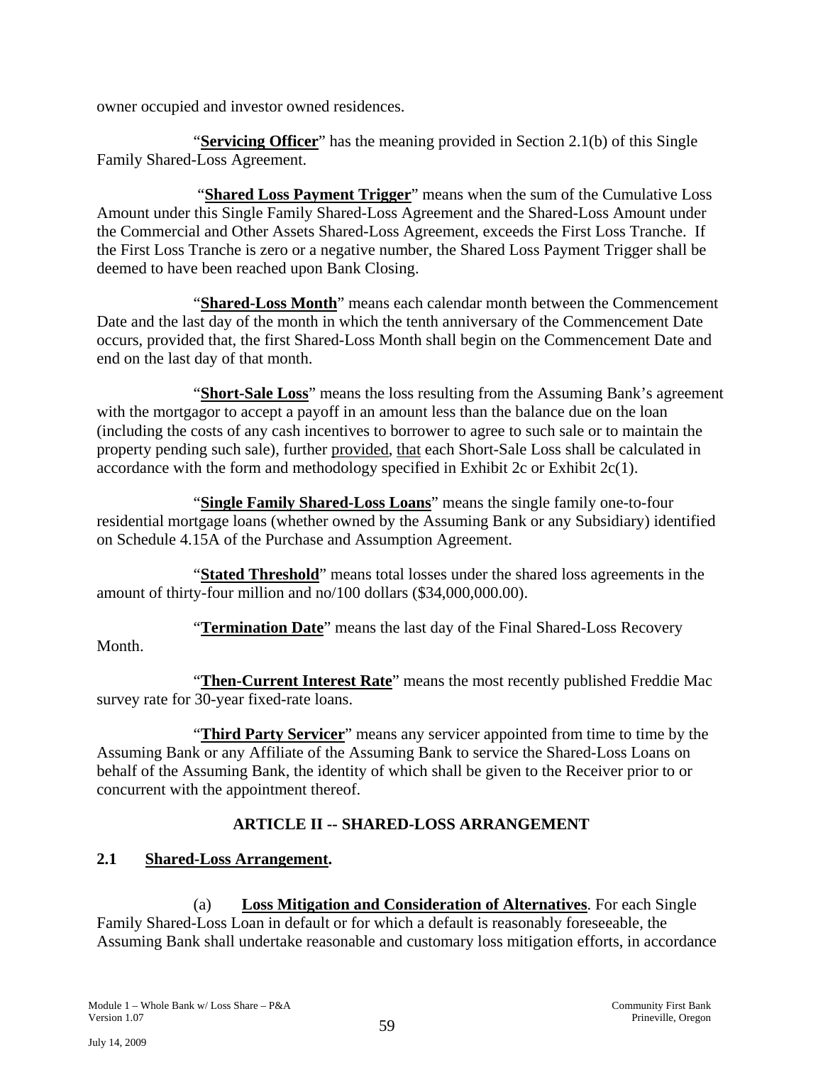owner occupied and investor owned residences.

"**Servicing Officer**" has the meaning provided in Section 2.1(b) of this Single Family Shared-Loss Agreement.

"**Shared Loss Payment Trigger**" means when the sum of the Cumulative Loss Amount under this Single Family Shared-Loss Agreement and the Shared-Loss Amount under the Commercial and Other Assets Shared-Loss Agreement, exceeds the First Loss Tranche. If the First Loss Tranche is zero or a negative number, the Shared Loss Payment Trigger shall be deemed to have been reached upon Bank Closing.

"**Shared-Loss Month**" means each calendar month between the Commencement Date and the last day of the month in which the tenth anniversary of the Commencement Date occurs, provided that, the first Shared-Loss Month shall begin on the Commencement Date and end on the last day of that month.

"**Short-Sale Loss**" means the loss resulting from the Assuming Bank's agreement with the mortgagor to accept a payoff in an amount less than the balance due on the loan (including the costs of any cash incentives to borrower to agree to such sale or to maintain the property pending such sale), further provided, that each Short-Sale Loss shall be calculated in accordance with the form and methodology specified in Exhibit 2c or Exhibit 2c(1).

"**Single Family Shared-Loss Loans**" means the single family one-to-four residential mortgage loans (whether owned by the Assuming Bank or any Subsidiary) identified on Schedule 4.15A of the Purchase and Assumption Agreement.

"**Stated Threshold**" means total losses under the shared loss agreements in the amount of thirty-four million and no/100 dollars ($34,000,000.00).

"**Termination Date**" means the last day of the Final Shared-Loss Recovery Month.

"**Then-Current Interest Rate**" means the most recently published Freddie Mac survey rate for 30-year fixed-rate loans.

"**Third Party Servicer**" means any servicer appointed from time to time by the Assuming Bank or any Affiliate of the Assuming Bank to service the Shared-Loss Loans on behalf of the Assuming Bank, the identity of which shall be given to the Receiver prior to or concurrent with the appointment thereof.

## ARTICLE II -- SHARED-LOSS ARRANGEMENT

### 2.1 Shared-Loss Arrangement.

(a) **Loss Mitigation and Consideration of Alternatives**. For each Single Family Shared-Loss Loan in default or for which a default is reasonably foreseeable, the Assuming Bank shall undertake reasonable and customary loss mitigation efforts, in accordance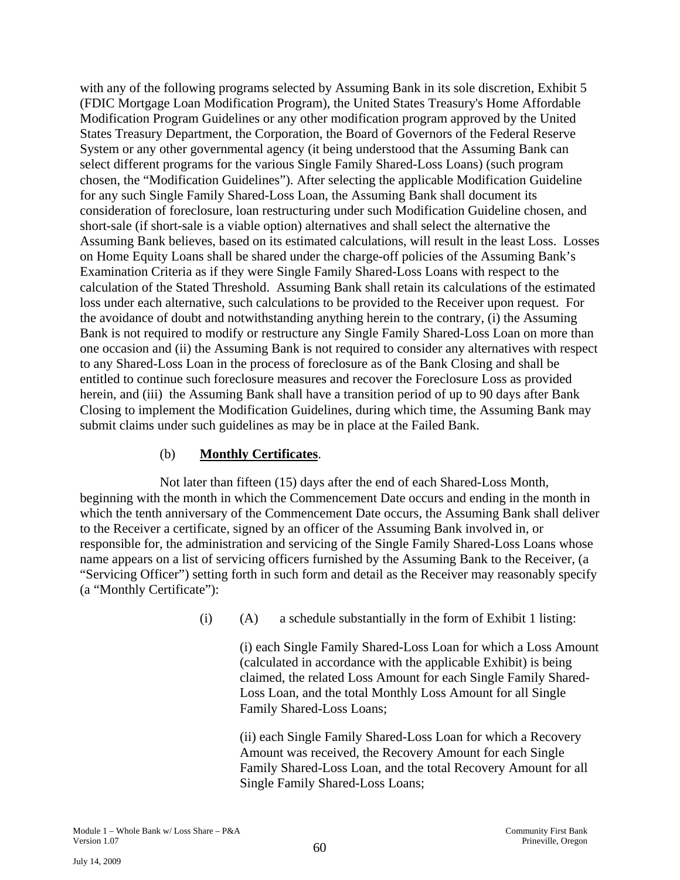with any of the following programs selected by Assuming Bank in its sole discretion, Exhibit 5 (FDIC Mortgage Loan Modification Program), the United States Treasury's Home Affordable Modification Program Guidelines or any other modification program approved by the United States Treasury Department, the Corporation, the Board of Governors of the Federal Reserve System or any other governmental agency (it being understood that the Assuming Bank can select different programs for the various Single Family Shared-Loss Loans) (such program chosen, the "Modification Guidelines"). After selecting the applicable Modification Guideline for any such Single Family Shared-Loss Loan, the Assuming Bank shall document its consideration of foreclosure, loan restructuring under such Modification Guideline chosen, and short-sale (if short-sale is a viable option) alternatives and shall select the alternative the Assuming Bank believes, based on its estimated calculations, will result in the least Loss. Losses on Home Equity Loans shall be shared under the charge-off policies of the Assuming Bank's Examination Criteria as if they were Single Family Shared-Loss Loans with respect to the calculation of the Stated Threshold. Assuming Bank shall retain its calculations of the estimated loss under each alternative, such calculations to be provided to the Receiver upon request. For the avoidance of doubt and notwithstanding anything herein to the contrary, (i) the Assuming Bank is not required to modify or restructure any Single Family Shared-Loss Loan on more than one occasion and (ii) the Assuming Bank is not required to consider any alternatives with respect to any Shared-Loss Loan in the process of foreclosure as of the Bank Closing and shall be entitled to continue such foreclosure measures and recover the Foreclosure Loss as provided herein, and (iii) the Assuming Bank shall have a transition period of up to 90 days after Bank Closing to implement the Modification Guidelines, during which time, the Assuming Bank may submit claims under such guidelines as may be in place at the Failed Bank.

(b) **Monthly Certificates**.

Not later than fifteen (15) days after the end of each Shared-Loss Month, beginning with the month in which the Commencement Date occurs and ending in the month in which the tenth anniversary of the Commencement Date occurs, the Assuming Bank shall deliver to the Receiver a certificate, signed by an officer of the Assuming Bank involved in, or responsible for, the administration and servicing of the Single Family Shared-Loss Loans whose name appears on a list of servicing officers furnished by the Assuming Bank to the Receiver, (a "Servicing Officer") setting forth in such form and detail as the Receiver may reasonably specify (a "Monthly Certificate"):

(i) (A) a schedule substantially in the form of Exhibit 1 listing:

(i) each Single Family Shared-Loss Loan for which a Loss Amount (calculated in accordance with the applicable Exhibit) is being claimed, the related Loss Amount for each Single Family Shared-Loss Loan, and the total Monthly Loss Amount for all Single Family Shared-Loss Loans;

(ii) each Single Family Shared-Loss Loan for which a Recovery Amount was received, the Recovery Amount for each Single Family Shared-Loss Loan, and the total Recovery Amount for all Single Family Shared-Loss Loans;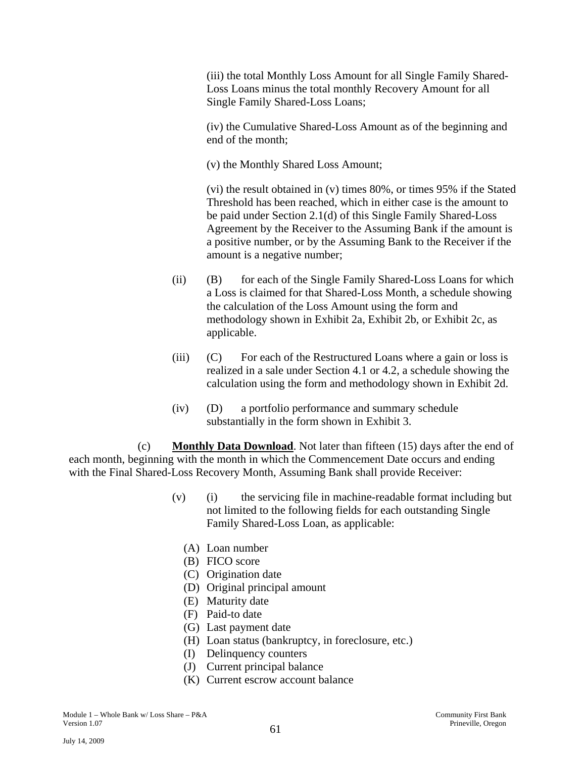(iii) the total Monthly Loss Amount for all Single Family Shared-Loss Loans minus the total monthly Recovery Amount for all Single Family Shared-Loss Loans;

(iv) the Cumulative Shared-Loss Amount as of the beginning and end of the month;

(v) the Monthly Shared Loss Amount;

(vi) the result obtained in (v) times 80%, or times 95% if the Stated Threshold has been reached, which in either case is the amount to be paid under Section 2.1(d) of this Single Family Shared-Loss Agreement by the Receiver to the Assuming Bank if the amount is a positive number, or by the Assuming Bank to the Receiver if the amount is a negative number;

(ii) (B) for each of the Single Family Shared-Loss Loans for which a Loss is claimed for that Shared-Loss Month, a schedule showing the calculation of the Loss Amount using the form and methodology shown in Exhibit 2a, Exhibit 2b, or Exhibit 2c, as applicable.

(iii) (C) For each of the Restructured Loans where a gain or loss is realized in a sale under Section 4.1 or 4.2, a schedule showing the calculation using the form and methodology shown in Exhibit 2d.

(iv) (D) a portfolio performance and summary schedule substantially in the form shown in Exhibit 3.

(c) **Monthly Data Download**. Not later than fifteen (15) days after the end of each month, beginning with the month in which the Commencement Date occurs and ending with the Final Shared-Loss Recovery Month, Assuming Bank shall provide Receiver:

(v) (i) the servicing file in machine-readable format including but not limited to the following fields for each outstanding Single Family Shared-Loss Loan, as applicable:

(A) Loan number
(B) FICO score
(C) Origination date
(D) Original principal amount
(E) Maturity date
(F) Paid-to date
(G) Last payment date
(H) Loan status (bankruptcy, in foreclosure, etc.)
(I) Delinquency counters
(J) Current principal balance
(K) Current escrow account balance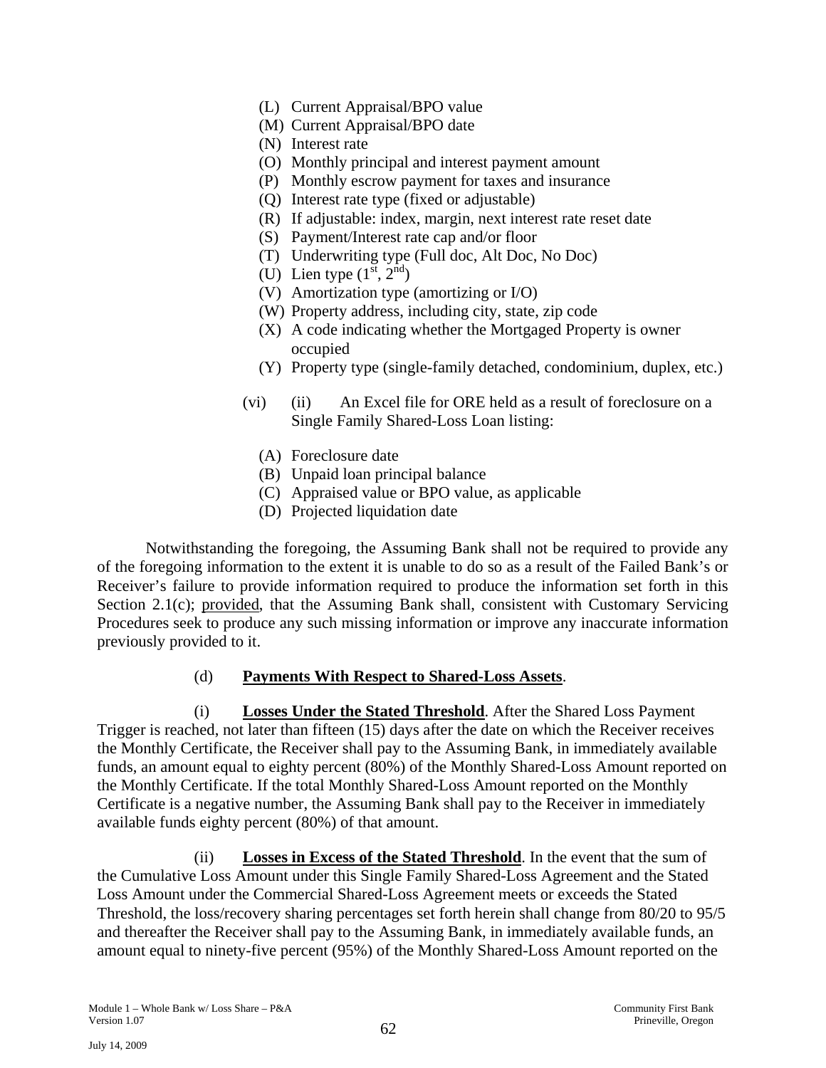(L) Current Appraisal/BPO value
(M) Current Appraisal/BPO date
(N) Interest rate
(O) Monthly principal and interest payment amount
(P) Monthly escrow payment for taxes and insurance
(Q) Interest rate type (fixed or adjustable)
(R) If adjustable: index, margin, next interest rate reset date
(S) Payment/Interest rate cap and/or floor
(T) Underwriting type (Full doc, Alt Doc, No Doc)
(U) Lien type ($1^{st}$, $2^{nd}$)
(V) Amortization type (amortizing or I/O)
(W) Property address, including city, state, zip code
(X) A code indicating whether the Mortgaged Property is owner occupied
(Y) Property type (single-family detached, condominium, duplex, etc.)

(vi) (ii) An Excel file for ORE held as a result of foreclosure on a Single Family Shared-Loss Loan listing:

(A) Foreclosure date
(B) Unpaid loan principal balance
(C) Appraised value or BPO value, as applicable
(D) Projected liquidation date

Notwithstanding the foregoing, the Assuming Bank shall not be required to provide any of the foregoing information to the extent it is unable to do so as a result of the Failed Bank's or Receiver's failure to provide information required to produce the information set forth in this Section 2.1(c); provided, that the Assuming Bank shall, consistent with Customary Servicing Procedures seek to produce any such missing information or improve any inaccurate information previously provided to it.

(d) **Payments With Respect to Shared-Loss Assets**.

(i) **Losses Under the Stated Threshold**. After the Shared Loss Payment Trigger is reached, not later than fifteen (15) days after the date on which the Receiver receives the Monthly Certificate, the Receiver shall pay to the Assuming Bank, in immediately available funds, an amount equal to eighty percent (80%) of the Monthly Shared-Loss Amount reported on the Monthly Certificate. If the total Monthly Shared-Loss Amount reported on the Monthly Certificate is a negative number, the Assuming Bank shall pay to the Receiver in immediately available funds eighty percent (80%) of that amount.

(ii) **Losses in Excess of the Stated Threshold**. In the event that the sum of the Cumulative Loss Amount under this Single Family Shared-Loss Agreement and the Stated Loss Amount under the Commercial Shared-Loss Agreement meets or exceeds the Stated Threshold, the loss/recovery sharing percentages set forth herein shall change from 80/20 to 95/5 and thereafter the Receiver shall pay to the Assuming Bank, in immediately available funds, an amount equal to ninety-five percent (95%) of the Monthly Shared-Loss Amount reported on the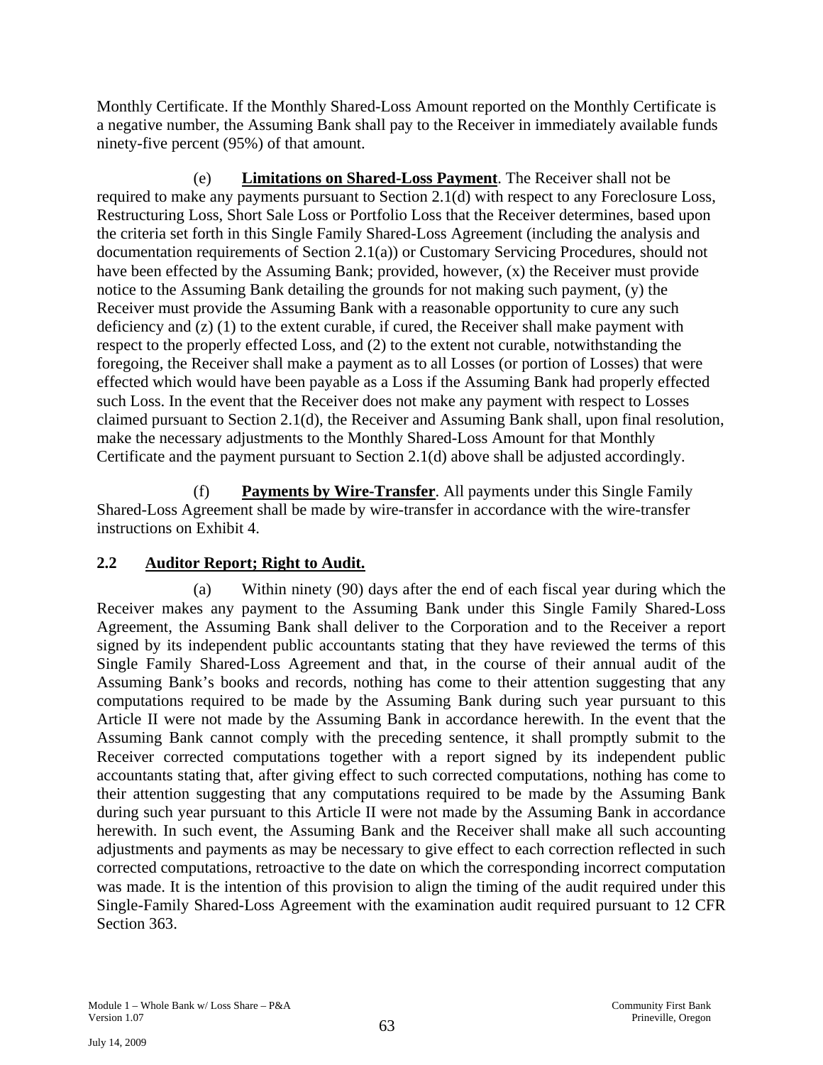Monthly Certificate. If the Monthly Shared-Loss Amount reported on the Monthly Certificate is a negative number, the Assuming Bank shall pay to the Receiver in immediately available funds ninety-five percent (95%) of that amount.

(e) **Limitations on Shared-Loss Payment**. The Receiver shall not be required to make any payments pursuant to Section 2.1(d) with respect to any Foreclosure Loss, Restructuring Loss, Short Sale Loss or Portfolio Loss that the Receiver determines, based upon the criteria set forth in this Single Family Shared-Loss Agreement (including the analysis and documentation requirements of Section 2.1(a)) or Customary Servicing Procedures, should not have been effected by the Assuming Bank; provided, however, (x) the Receiver must provide notice to the Assuming Bank detailing the grounds for not making such payment, (y) the Receiver must provide the Assuming Bank with a reasonable opportunity to cure any such deficiency and (z) (1) to the extent curable, if cured, the Receiver shall make payment with respect to the properly effected Loss, and (2) to the extent not curable, notwithstanding the foregoing, the Receiver shall make a payment as to all Losses (or portion of Losses) that were effected which would have been payable as a Loss if the Assuming Bank had properly effected such Loss. In the event that the Receiver does not make any payment with respect to Losses claimed pursuant to Section 2.1(d), the Receiver and Assuming Bank shall, upon final resolution, make the necessary adjustments to the Monthly Shared-Loss Amount for that Monthly Certificate and the payment pursuant to Section 2.1(d) above shall be adjusted accordingly.

(f) **Payments by Wire-Transfer**. All payments under this Single Family Shared-Loss Agreement shall be made by wire-transfer in accordance with the wire-transfer instructions on Exhibit 4.

## 2.2 Auditor Report; Right to Audit.

(a) Within ninety (90) days after the end of each fiscal year during which the Receiver makes any payment to the Assuming Bank under this Single Family Shared-Loss Agreement, the Assuming Bank shall deliver to the Corporation and to the Receiver a report signed by its independent public accountants stating that they have reviewed the terms of this Single Family Shared-Loss Agreement and that, in the course of their annual audit of the Assuming Bank's books and records, nothing has come to their attention suggesting that any computations required to be made by the Assuming Bank during such year pursuant to this Article II were not made by the Assuming Bank in accordance herewith. In the event that the Assuming Bank cannot comply with the preceding sentence, it shall promptly submit to the Receiver corrected computations together with a report signed by its independent public accountants stating that, after giving effect to such corrected computations, nothing has come to their attention suggesting that any computations required to be made by the Assuming Bank during such year pursuant to this Article II were not made by the Assuming Bank in accordance herewith. In such event, the Assuming Bank and the Receiver shall make all such accounting adjustments and payments as may be necessary to give effect to each correction reflected in such corrected computations, retroactive to the date on which the corresponding incorrect computation was made. It is the intention of this provision to align the timing of the audit required under this Single-Family Shared-Loss Agreement with the examination audit required pursuant to 12 CFR Section 363.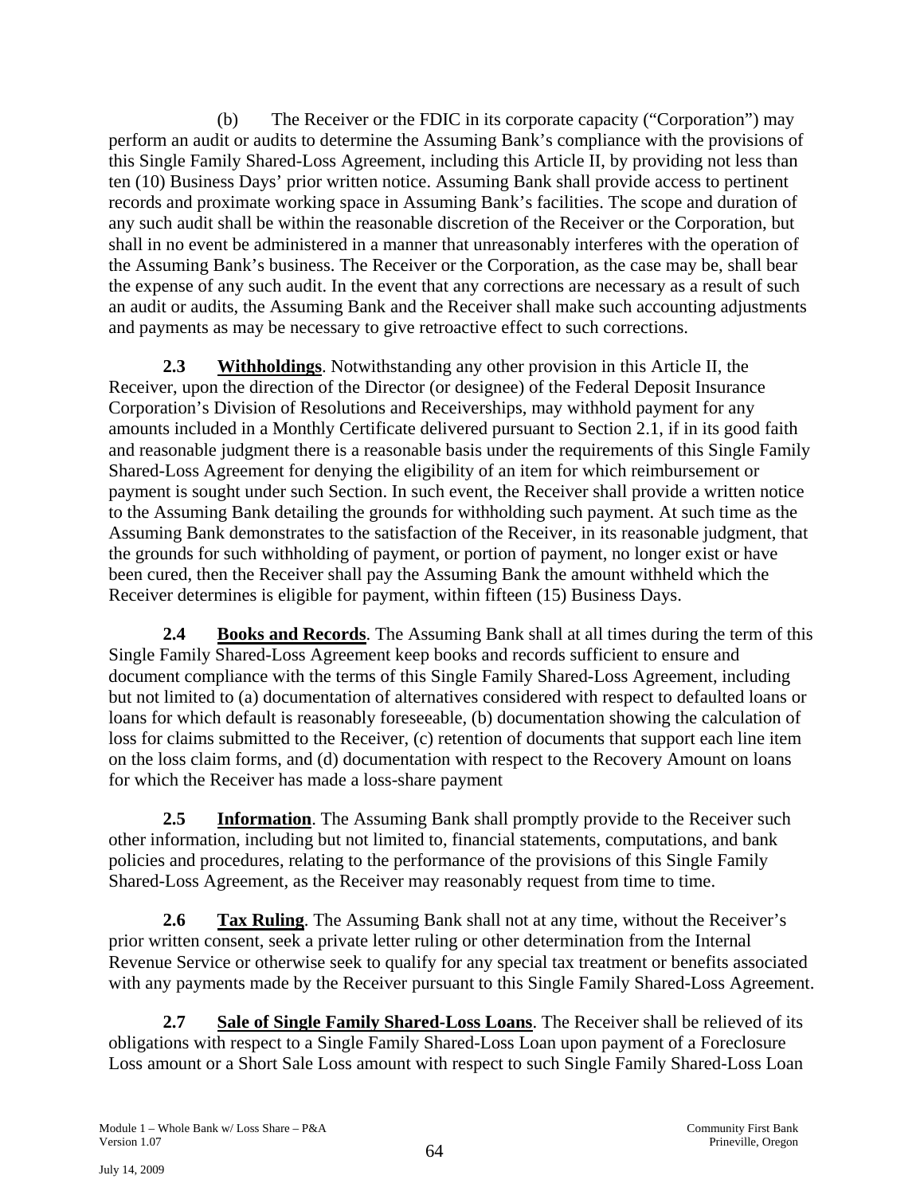(b) The Receiver or the FDIC in its corporate capacity ("Corporation") may perform an audit or audits to determine the Assuming Bank's compliance with the provisions of this Single Family Shared-Loss Agreement, including this Article II, by providing not less than ten (10) Business Days' prior written notice. Assuming Bank shall provide access to pertinent records and proximate working space in Assuming Bank's facilities. The scope and duration of any such audit shall be within the reasonable discretion of the Receiver or the Corporation, but shall in no event be administered in a manner that unreasonably interferes with the operation of the Assuming Bank's business. The Receiver or the Corporation, as the case may be, shall bear the expense of any such audit. In the event that any corrections are necessary as a result of such an audit or audits, the Assuming Bank and the Receiver shall make such accounting adjustments and payments as may be necessary to give retroactive effect to such corrections.

**2.3 Withholdings**. Notwithstanding any other provision in this Article II, the Receiver, upon the direction of the Director (or designee) of the Federal Deposit Insurance Corporation's Division of Resolutions and Receiverships, may withhold payment for any amounts included in a Monthly Certificate delivered pursuant to Section 2.1, if in its good faith and reasonable judgment there is a reasonable basis under the requirements of this Single Family Shared-Loss Agreement for denying the eligibility of an item for which reimbursement or payment is sought under such Section. In such event, the Receiver shall provide a written notice to the Assuming Bank detailing the grounds for withholding such payment. At such time as the Assuming Bank demonstrates to the satisfaction of the Receiver, in its reasonable judgment, that the grounds for such withholding of payment, or portion of payment, no longer exist or have been cured, then the Receiver shall pay the Assuming Bank the amount withheld which the Receiver determines is eligible for payment, within fifteen (15) Business Days.

**2.4 Books and Records**. The Assuming Bank shall at all times during the term of this Single Family Shared-Loss Agreement keep books and records sufficient to ensure and document compliance with the terms of this Single Family Shared-Loss Agreement, including but not limited to (a) documentation of alternatives considered with respect to defaulted loans or loans for which default is reasonably foreseeable, (b) documentation showing the calculation of loss for claims submitted to the Receiver, (c) retention of documents that support each line item on the loss claim forms, and (d) documentation with respect to the Recovery Amount on loans for which the Receiver has made a loss-share payment

**2.5 Information**. The Assuming Bank shall promptly provide to the Receiver such other information, including but not limited to, financial statements, computations, and bank policies and procedures, relating to the performance of the provisions of this Single Family Shared-Loss Agreement, as the Receiver may reasonably request from time to time.

**2.6 Tax Ruling**. The Assuming Bank shall not at any time, without the Receiver's prior written consent, seek a private letter ruling or other determination from the Internal Revenue Service or otherwise seek to qualify for any special tax treatment or benefits associated with any payments made by the Receiver pursuant to this Single Family Shared-Loss Agreement.

**2.7 Sale of Single Family Shared-Loss Loans**. The Receiver shall be relieved of its obligations with respect to a Single Family Shared-Loss Loan upon payment of a Foreclosure Loss amount or a Short Sale Loss amount with respect to such Single Family Shared-Loss Loan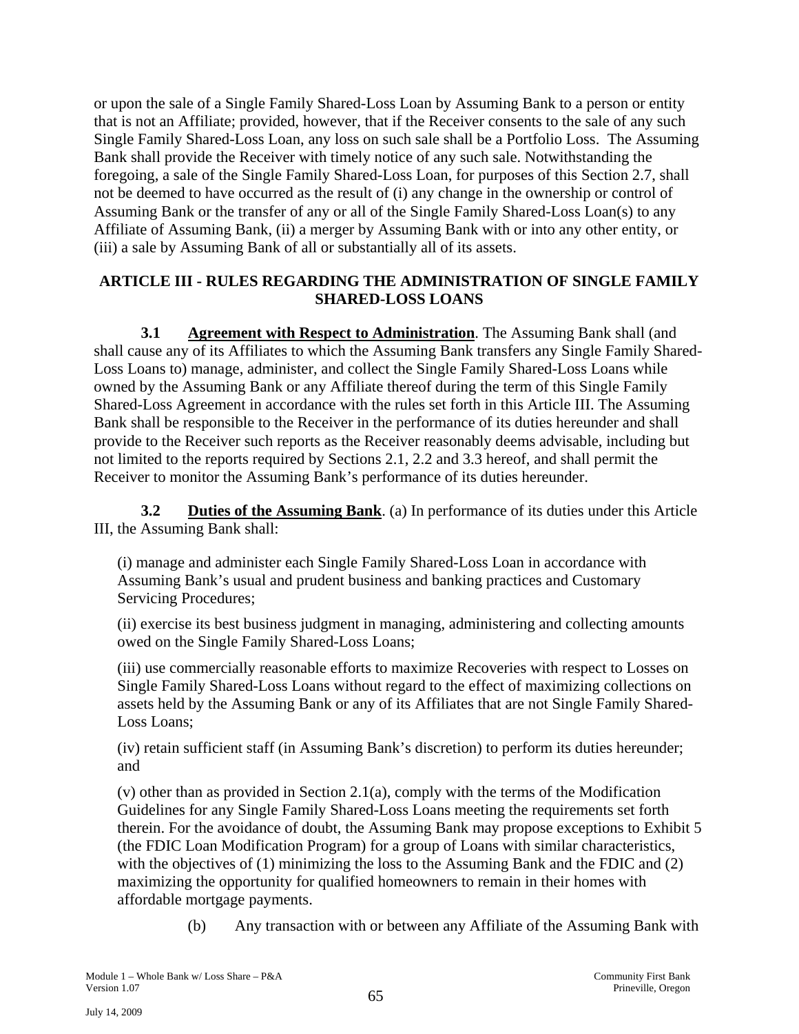or upon the sale of a Single Family Shared-Loss Loan by Assuming Bank to a person or entity that is not an Affiliate; provided, however, that if the Receiver consents to the sale of any such Single Family Shared-Loss Loan, any loss on such sale shall be a Portfolio Loss. The Assuming Bank shall provide the Receiver with timely notice of any such sale. Notwithstanding the foregoing, a sale of the Single Family Shared-Loss Loan, for purposes of this Section 2.7, shall not be deemed to have occurred as the result of (i) any change in the ownership or control of Assuming Bank or the transfer of any or all of the Single Family Shared-Loss Loan(s) to any Affiliate of Assuming Bank, (ii) a merger by Assuming Bank with or into any other entity, or (iii) a sale by Assuming Bank of all or substantially all of its assets.

## ARTICLE III - RULES REGARDING THE ADMINISTRATION OF SINGLE FAMILY SHARED-LOSS LOANS

**3.1 Agreement with Respect to Administration**. The Assuming Bank shall (and shall cause any of its Affiliates to which the Assuming Bank transfers any Single Family Shared-Loss Loans to) manage, administer, and collect the Single Family Shared-Loss Loans while owned by the Assuming Bank or any Affiliate thereof during the term of this Single Family Shared-Loss Agreement in accordance with the rules set forth in this Article III. The Assuming Bank shall be responsible to the Receiver in the performance of its duties hereunder and shall provide to the Receiver such reports as the Receiver reasonably deems advisable, including but not limited to the reports required by Sections 2.1, 2.2 and 3.3 hereof, and shall permit the Receiver to monitor the Assuming Bank's performance of its duties hereunder.

**3.2 Duties of the Assuming Bank**. (a) In performance of its duties under this Article III, the Assuming Bank shall:

(i) manage and administer each Single Family Shared-Loss Loan in accordance with Assuming Bank's usual and prudent business and banking practices and Customary Servicing Procedures;

(ii) exercise its best business judgment in managing, administering and collecting amounts owed on the Single Family Shared-Loss Loans;

(iii) use commercially reasonable efforts to maximize Recoveries with respect to Losses on Single Family Shared-Loss Loans without regard to the effect of maximizing collections on assets held by the Assuming Bank or any of its Affiliates that are not Single Family Shared-Loss Loans;

(iv) retain sufficient staff (in Assuming Bank's discretion) to perform its duties hereunder; and

(v) other than as provided in Section 2.1(a), comply with the terms of the Modification Guidelines for any Single Family Shared-Loss Loans meeting the requirements set forth therein. For the avoidance of doubt, the Assuming Bank may propose exceptions to Exhibit 5 (the FDIC Loan Modification Program) for a group of Loans with similar characteristics, with the objectives of (1) minimizing the loss to the Assuming Bank and the FDIC and (2) maximizing the opportunity for qualified homeowners to remain in their homes with affordable mortgage payments.

(b) Any transaction with or between any Affiliate of the Assuming Bank with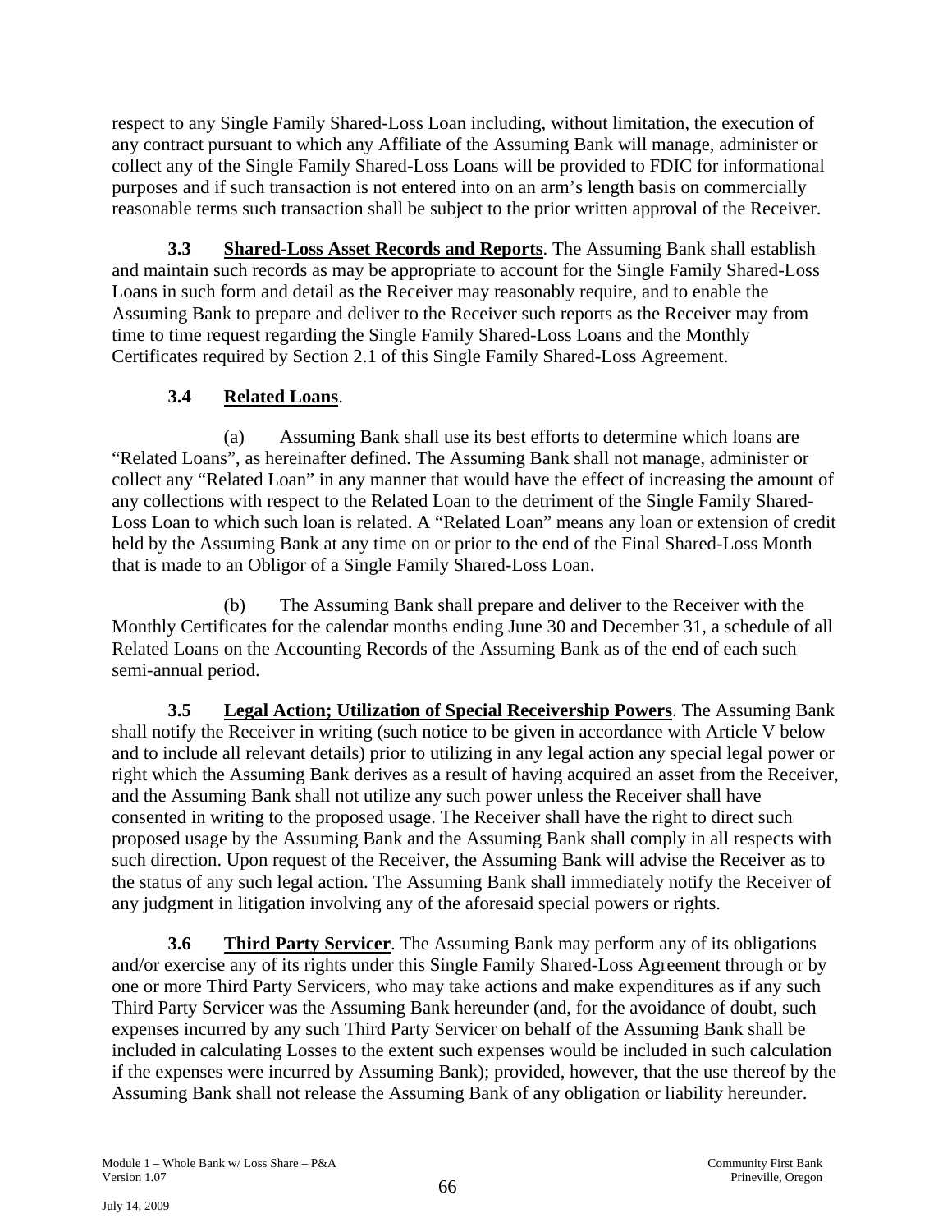respect to any Single Family Shared-Loss Loan including, without limitation, the execution of any contract pursuant to which any Affiliate of the Assuming Bank will manage, administer or collect any of the Single Family Shared-Loss Loans will be provided to FDIC for informational purposes and if such transaction is not entered into on an arm's length basis on commercially reasonable terms such transaction shall be subject to the prior written approval of the Receiver.

**3.3 Shared-Loss Asset Records and Reports**. The Assuming Bank shall establish and maintain such records as may be appropriate to account for the Single Family Shared-Loss Loans in such form and detail as the Receiver may reasonably require, and to enable the Assuming Bank to prepare and deliver to the Receiver such reports as the Receiver may from time to time request regarding the Single Family Shared-Loss Loans and the Monthly Certificates required by Section 2.1 of this Single Family Shared-Loss Agreement.

**3.4 Related Loans**.

(a) Assuming Bank shall use its best efforts to determine which loans are "Related Loans", as hereinafter defined. The Assuming Bank shall not manage, administer or collect any "Related Loan" in any manner that would have the effect of increasing the amount of any collections with respect to the Related Loan to the detriment of the Single Family Shared-Loss Loan to which such loan is related. A "Related Loan" means any loan or extension of credit held by the Assuming Bank at any time on or prior to the end of the Final Shared-Loss Month that is made to an Obligor of a Single Family Shared-Loss Loan.

(b) The Assuming Bank shall prepare and deliver to the Receiver with the Monthly Certificates for the calendar months ending June 30 and December 31, a schedule of all Related Loans on the Accounting Records of the Assuming Bank as of the end of each such semi-annual period.

**3.5 Legal Action; Utilization of Special Receivership Powers**. The Assuming Bank shall notify the Receiver in writing (such notice to be given in accordance with Article V below and to include all relevant details) prior to utilizing in any legal action any special legal power or right which the Assuming Bank derives as a result of having acquired an asset from the Receiver, and the Assuming Bank shall not utilize any such power unless the Receiver shall have consented in writing to the proposed usage. The Receiver shall have the right to direct such proposed usage by the Assuming Bank and the Assuming Bank shall comply in all respects with such direction. Upon request of the Receiver, the Assuming Bank will advise the Receiver as to the status of any such legal action. The Assuming Bank shall immediately notify the Receiver of any judgment in litigation involving any of the aforesaid special powers or rights.

**3.6 Third Party Servicer**. The Assuming Bank may perform any of its obligations and/or exercise any of its rights under this Single Family Shared-Loss Agreement through or by one or more Third Party Servicers, who may take actions and make expenditures as if any such Third Party Servicer was the Assuming Bank hereunder (and, for the avoidance of doubt, such expenses incurred by any such Third Party Servicer on behalf of the Assuming Bank shall be included in calculating Losses to the extent such expenses would be included in such calculation if the expenses were incurred by Assuming Bank); provided, however, that the use thereof by the Assuming Bank shall not release the Assuming Bank of any obligation or liability hereunder.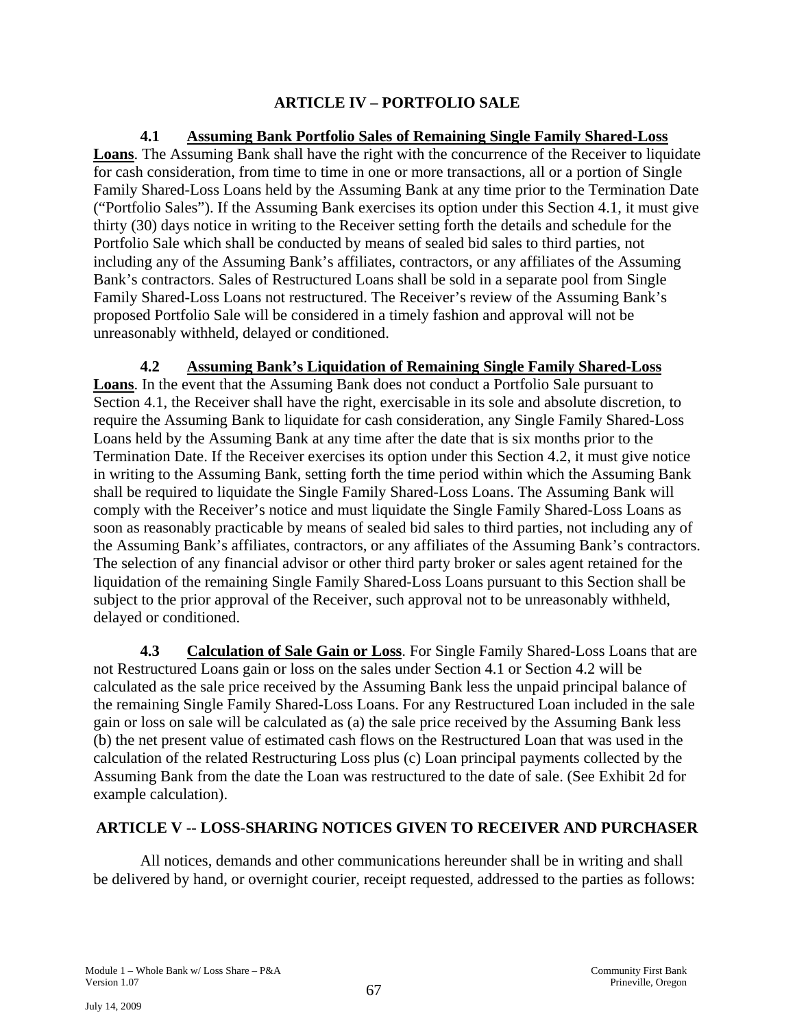## ARTICLE IV – PORTFOLIO SALE

**4.1 Assuming Bank Portfolio Sales of Remaining Single Family Shared-Loss Loans**. The Assuming Bank shall have the right with the concurrence of the Receiver to liquidate for cash consideration, from time to time in one or more transactions, all or a portion of Single Family Shared-Loss Loans held by the Assuming Bank at any time prior to the Termination Date ("Portfolio Sales"). If the Assuming Bank exercises its option under this Section 4.1, it must give thirty (30) days notice in writing to the Receiver setting forth the details and schedule for the Portfolio Sale which shall be conducted by means of sealed bid sales to third parties, not including any of the Assuming Bank's affiliates, contractors, or any affiliates of the Assuming Bank's contractors. Sales of Restructured Loans shall be sold in a separate pool from Single Family Shared-Loss Loans not restructured. The Receiver's review of the Assuming Bank's proposed Portfolio Sale will be considered in a timely fashion and approval will not be unreasonably withheld, delayed or conditioned.

**4.2 Assuming Bank's Liquidation of Remaining Single Family Shared-Loss Loans**. In the event that the Assuming Bank does not conduct a Portfolio Sale pursuant to Section 4.1, the Receiver shall have the right, exercisable in its sole and absolute discretion, to require the Assuming Bank to liquidate for cash consideration, any Single Family Shared-Loss Loans held by the Assuming Bank at any time after the date that is six months prior to the Termination Date. If the Receiver exercises its option under this Section 4.2, it must give notice in writing to the Assuming Bank, setting forth the time period within which the Assuming Bank shall be required to liquidate the Single Family Shared-Loss Loans. The Assuming Bank will comply with the Receiver's notice and must liquidate the Single Family Shared-Loss Loans as soon as reasonably practicable by means of sealed bid sales to third parties, not including any of the Assuming Bank's affiliates, contractors, or any affiliates of the Assuming Bank's contractors. The selection of any financial advisor or other third party broker or sales agent retained for the liquidation of the remaining Single Family Shared-Loss Loans pursuant to this Section shall be subject to the prior approval of the Receiver, such approval not to be unreasonably withheld, delayed or conditioned.

**4.3 Calculation of Sale Gain or Loss**. For Single Family Shared-Loss Loans that are not Restructured Loans gain or loss on the sales under Section 4.1 or Section 4.2 will be calculated as the sale price received by the Assuming Bank less the unpaid principal balance of the remaining Single Family Shared-Loss Loans. For any Restructured Loan included in the sale gain or loss on sale will be calculated as (a) the sale price received by the Assuming Bank less (b) the net present value of estimated cash flows on the Restructured Loan that was used in the calculation of the related Restructuring Loss plus (c) Loan principal payments collected by the Assuming Bank from the date the Loan was restructured to the date of sale. (See Exhibit 2d for example calculation).

## ARTICLE V -- LOSS-SHARING NOTICES GIVEN TO RECEIVER AND PURCHASER

All notices, demands and other communications hereunder shall be in writing and shall be delivered by hand, or overnight courier, receipt requested, addressed to the parties as follows: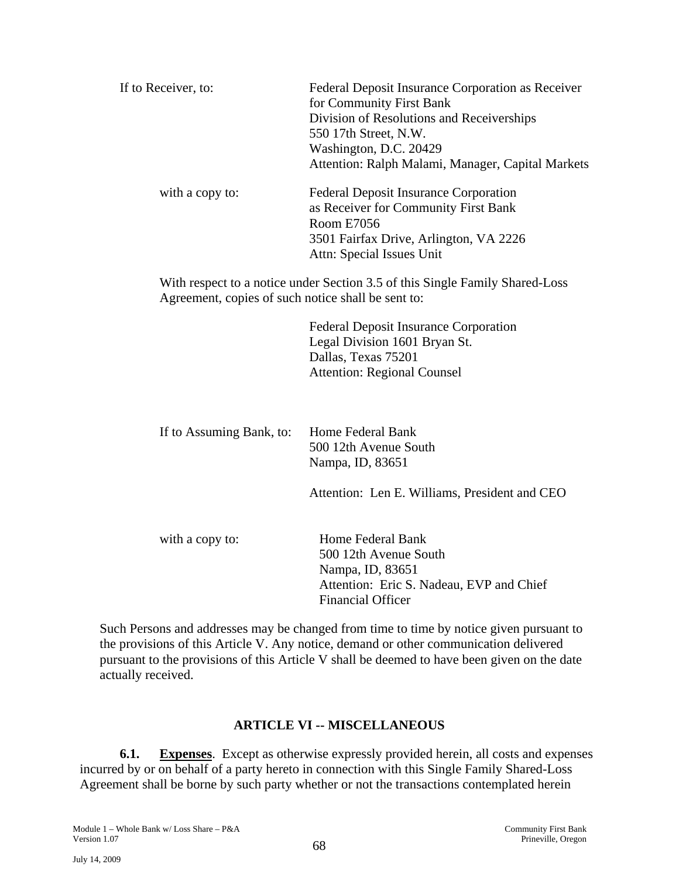If to Receiver, to: Federal Deposit Insurance Corporation as Receiver for Community First Bank
Division of Resolutions and Receiverships
550 17th Street, N.W.
Washington, D.C. 20429
Attention: Ralph Malami, Manager, Capital Markets

with a copy to: Federal Deposit Insurance Corporation as Receiver for Community First Bank
Room E7056
3501 Fairfax Drive, Arlington, VA 2226
Attn: Special Issues Unit

With respect to a notice under Section 3.5 of this Single Family Shared-Loss Agreement, copies of such notice shall be sent to:

Federal Deposit Insurance Corporation
Legal Division 1601 Bryan St.
Dallas, Texas 75201
Attention: Regional Counsel

If to Assuming Bank, to: Home Federal Bank
500 12th Avenue South
Nampa, ID, 83651

Attention: Len E. Williams, President and CEO

with a copy to: Home Federal Bank
500 12th Avenue South
Nampa, ID, 83651
Attention: Eric S. Nadeau, EVP and Chief Financial Officer

Such Persons and addresses may be changed from time to time by notice given pursuant to the provisions of this Article V. Any notice, demand or other communication delivered pursuant to the provisions of this Article V shall be deemed to have been given on the date actually received.

## ARTICLE VI -- MISCELLANEOUS

**6.1. Expenses**. Except as otherwise expressly provided herein, all costs and expenses incurred by or on behalf of a party hereto in connection with this Single Family Shared-Loss Agreement shall be borne by such party whether or not the transactions contemplated herein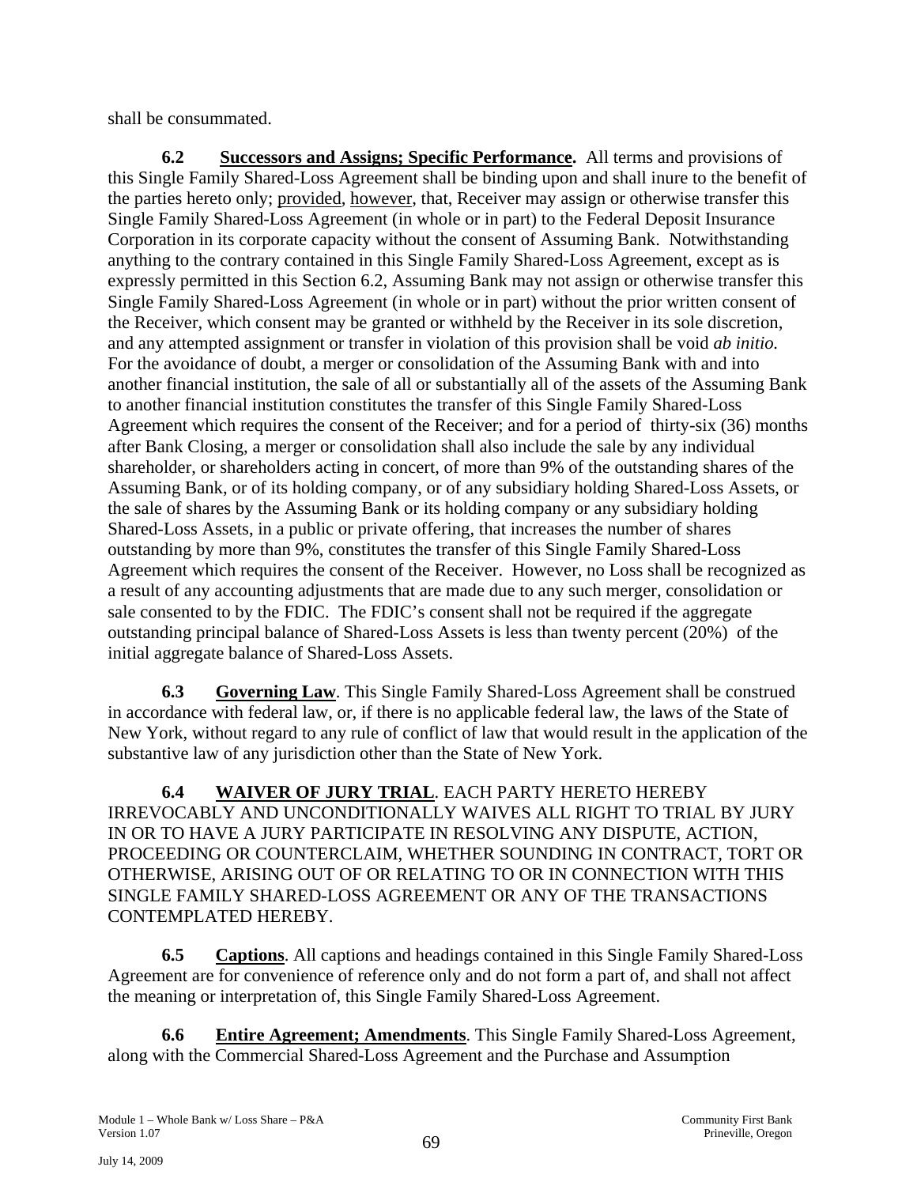shall be consummated.

**6.2 Successors and Assigns; Specific Performance.** All terms and provisions of this Single Family Shared-Loss Agreement shall be binding upon and shall inure to the benefit of the parties hereto only; provided, however, that, Receiver may assign or otherwise transfer this Single Family Shared-Loss Agreement (in whole or in part) to the Federal Deposit Insurance Corporation in its corporate capacity without the consent of Assuming Bank. Notwithstanding anything to the contrary contained in this Single Family Shared-Loss Agreement, except as is expressly permitted in this Section 6.2, Assuming Bank may not assign or otherwise transfer this Single Family Shared-Loss Agreement (in whole or in part) without the prior written consent of the Receiver, which consent may be granted or withheld by the Receiver in its sole discretion, and any attempted assignment or transfer in violation of this provision shall be void *ab initio.* For the avoidance of doubt, a merger or consolidation of the Assuming Bank with and into another financial institution, the sale of all or substantially all of the assets of the Assuming Bank to another financial institution constitutes the transfer of this Single Family Shared-Loss Agreement which requires the consent of the Receiver; and for a period of thirty-six (36) months after Bank Closing, a merger or consolidation shall also include the sale by any individual shareholder, or shareholders acting in concert, of more than 9% of the outstanding shares of the Assuming Bank, or of its holding company, or of any subsidiary holding Shared-Loss Assets, or the sale of shares by the Assuming Bank or its holding company or any subsidiary holding Shared-Loss Assets, in a public or private offering, that increases the number of shares outstanding by more than 9%, constitutes the transfer of this Single Family Shared-Loss Agreement which requires the consent of the Receiver. However, no Loss shall be recognized as a result of any accounting adjustments that are made due to any such merger, consolidation or sale consented to by the FDIC. The FDIC's consent shall not be required if the aggregate outstanding principal balance of Shared-Loss Assets is less than twenty percent (20%) of the initial aggregate balance of Shared-Loss Assets.

**6.3 Governing Law**. This Single Family Shared-Loss Agreement shall be construed in accordance with federal law, or, if there is no applicable federal law, the laws of the State of New York, without regard to any rule of conflict of law that would result in the application of the substantive law of any jurisdiction other than the State of New York.

**6.4 WAIVER OF JURY TRIAL**. EACH PARTY HERETO HEREBY IRREVOCABLY AND UNCONDITIONALLY WAIVES ALL RIGHT TO TRIAL BY JURY IN OR TO HAVE A JURY PARTICIPATE IN RESOLVING ANY DISPUTE, ACTION, PROCEEDING OR COUNTERCLAIM, WHETHER SOUNDING IN CONTRACT, TORT OR OTHERWISE, ARISING OUT OF OR RELATING TO OR IN CONNECTION WITH THIS SINGLE FAMILY SHARED-LOSS AGREEMENT OR ANY OF THE TRANSACTIONS CONTEMPLATED HEREBY.

**6.5 Captions**. All captions and headings contained in this Single Family Shared-Loss Agreement are for convenience of reference only and do not form a part of, and shall not affect the meaning or interpretation of, this Single Family Shared-Loss Agreement.

**6.6 Entire Agreement; Amendments**. This Single Family Shared-Loss Agreement, along with the Commercial Shared-Loss Agreement and the Purchase and Assumption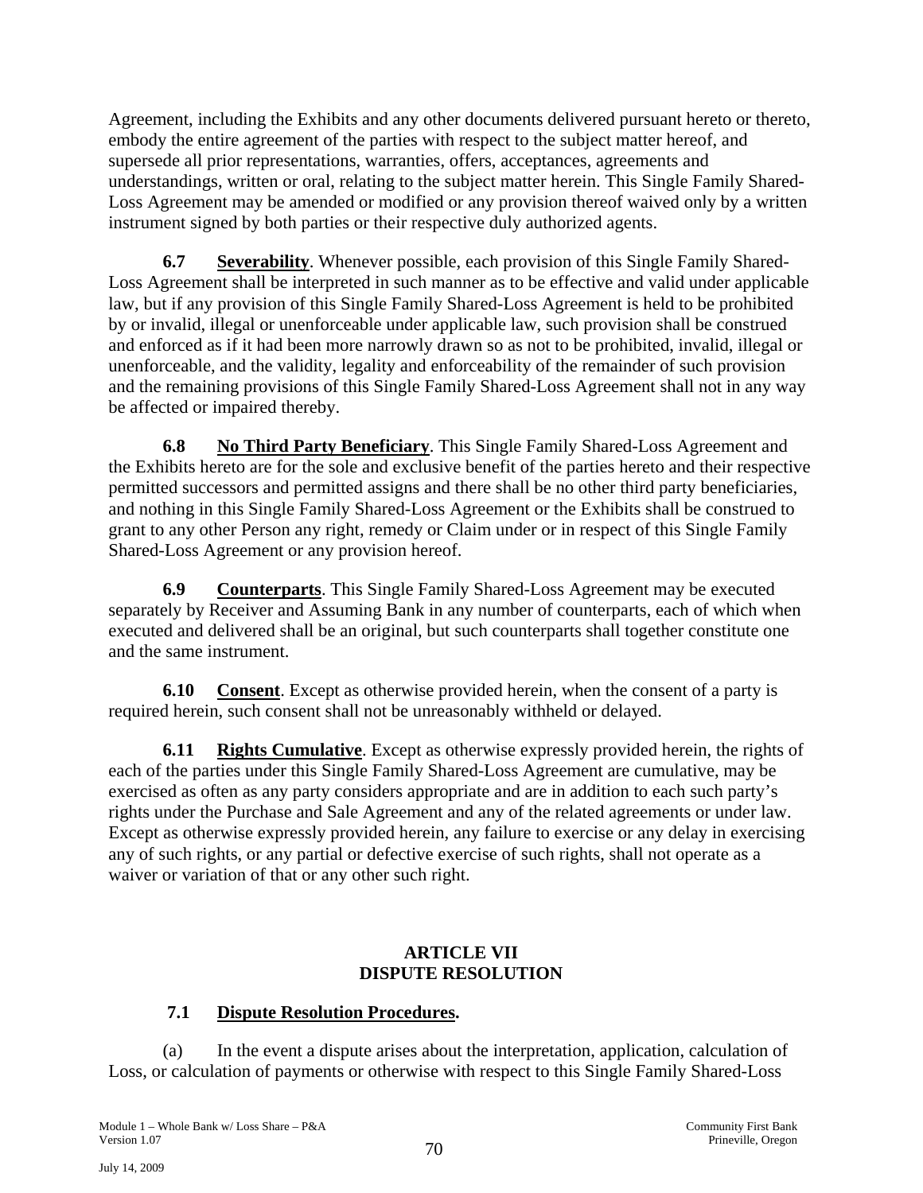Agreement, including the Exhibits and any other documents delivered pursuant hereto or thereto, embody the entire agreement of the parties with respect to the subject matter hereof, and supersede all prior representations, warranties, offers, acceptances, agreements and understandings, written or oral, relating to the subject matter herein. This Single Family Shared-Loss Agreement may be amended or modified or any provision thereof waived only by a written instrument signed by both parties or their respective duly authorized agents.

**6.7 Severability**. Whenever possible, each provision of this Single Family Shared-Loss Agreement shall be interpreted in such manner as to be effective and valid under applicable law, but if any provision of this Single Family Shared-Loss Agreement is held to be prohibited by or invalid, illegal or unenforceable under applicable law, such provision shall be construed and enforced as if it had been more narrowly drawn so as not to be prohibited, invalid, illegal or unenforceable, and the validity, legality and enforceability of the remainder of such provision and the remaining provisions of this Single Family Shared-Loss Agreement shall not in any way be affected or impaired thereby.

**6.8 No Third Party Beneficiary**. This Single Family Shared-Loss Agreement and the Exhibits hereto are for the sole and exclusive benefit of the parties hereto and their respective permitted successors and permitted assigns and there shall be no other third party beneficiaries, and nothing in this Single Family Shared-Loss Agreement or the Exhibits shall be construed to grant to any other Person any right, remedy or Claim under or in respect of this Single Family Shared-Loss Agreement or any provision hereof.

**6.9 Counterparts**. This Single Family Shared-Loss Agreement may be executed separately by Receiver and Assuming Bank in any number of counterparts, each of which when executed and delivered shall be an original, but such counterparts shall together constitute one and the same instrument.

**6.10 Consent**. Except as otherwise provided herein, when the consent of a party is required herein, such consent shall not be unreasonably withheld or delayed.

**6.11 Rights Cumulative**. Except as otherwise expressly provided herein, the rights of each of the parties under this Single Family Shared-Loss Agreement are cumulative, may be exercised as often as any party considers appropriate and are in addition to each such party's rights under the Purchase and Sale Agreement and any of the related agreements or under law. Except as otherwise expressly provided herein, any failure to exercise or any delay in exercising any of such rights, or any partial or defective exercise of such rights, shall not operate as a waiver or variation of that or any other such right.

## ARTICLE VII DISPUTE RESOLUTION

### 7.1 Dispute Resolution Procedures.

(a) In the event a dispute arises about the interpretation, application, calculation of Loss, or calculation of payments or otherwise with respect to this Single Family Shared-Loss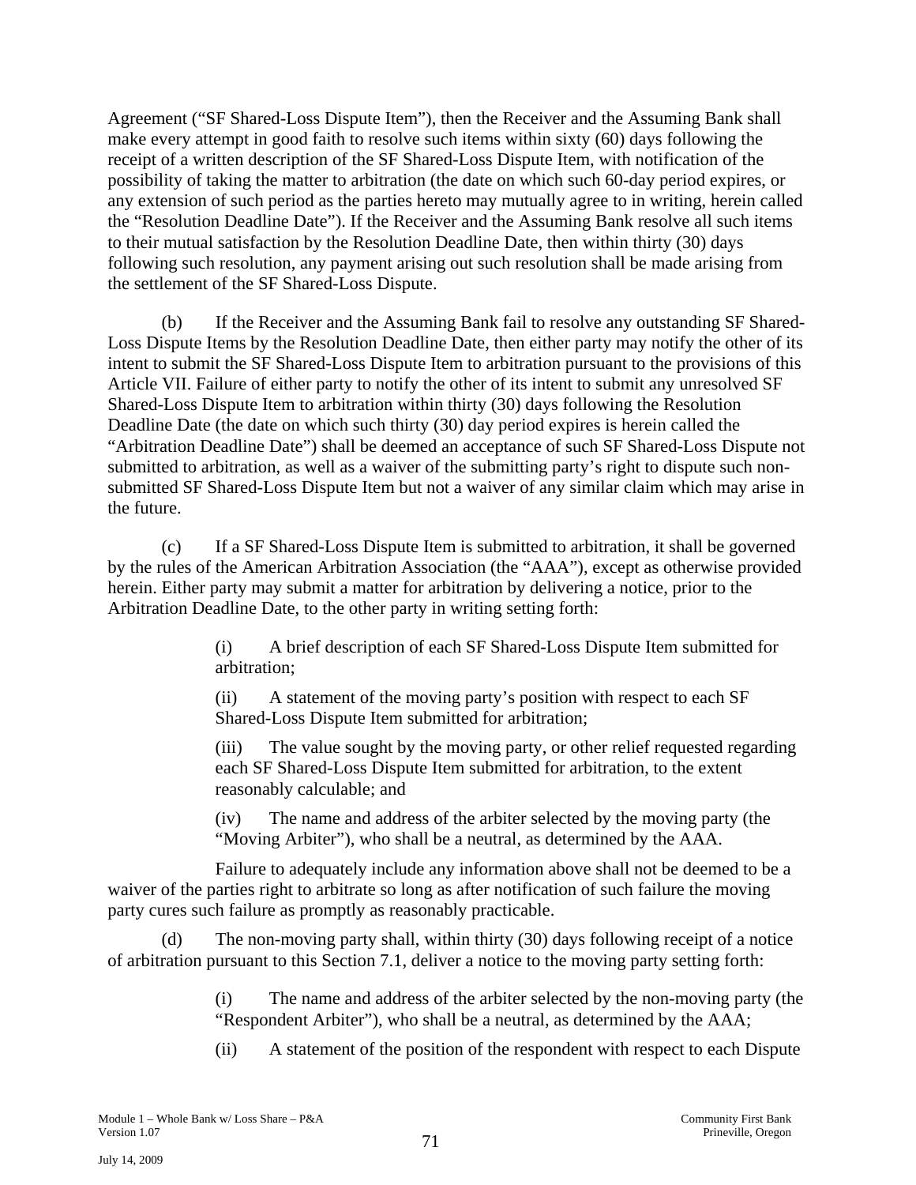Agreement ("SF Shared-Loss Dispute Item"), then the Receiver and the Assuming Bank shall make every attempt in good faith to resolve such items within sixty (60) days following the receipt of a written description of the SF Shared-Loss Dispute Item, with notification of the possibility of taking the matter to arbitration (the date on which such 60-day period expires, or any extension of such period as the parties hereto may mutually agree to in writing, herein called the "Resolution Deadline Date"). If the Receiver and the Assuming Bank resolve all such items to their mutual satisfaction by the Resolution Deadline Date, then within thirty (30) days following such resolution, any payment arising out such resolution shall be made arising from the settlement of the SF Shared-Loss Dispute.

(b) If the Receiver and the Assuming Bank fail to resolve any outstanding SF Shared-Loss Dispute Items by the Resolution Deadline Date, then either party may notify the other of its intent to submit the SF Shared-Loss Dispute Item to arbitration pursuant to the provisions of this Article VII. Failure of either party to notify the other of its intent to submit any unresolved SF Shared-Loss Dispute Item to arbitration within thirty (30) days following the Resolution Deadline Date (the date on which such thirty (30) day period expires is herein called the "Arbitration Deadline Date") shall be deemed an acceptance of such SF Shared-Loss Dispute not submitted to arbitration, as well as a waiver of the submitting party's right to dispute such non-submitted SF Shared-Loss Dispute Item but not a waiver of any similar claim which may arise in the future.

(c) If a SF Shared-Loss Dispute Item is submitted to arbitration, it shall be governed by the rules of the American Arbitration Association (the "AAA"), except as otherwise provided herein. Either party may submit a matter for arbitration by delivering a notice, prior to the Arbitration Deadline Date, to the other party in writing setting forth:

(i) A brief description of each SF Shared-Loss Dispute Item submitted for arbitration;

(ii) A statement of the moving party's position with respect to each SF Shared-Loss Dispute Item submitted for arbitration;

(iii) The value sought by the moving party, or other relief requested regarding each SF Shared-Loss Dispute Item submitted for arbitration, to the extent reasonably calculable; and

(iv) The name and address of the arbiter selected by the moving party (the "Moving Arbiter"), who shall be a neutral, as determined by the AAA.

Failure to adequately include any information above shall not be deemed to be a waiver of the parties right to arbitrate so long as after notification of such failure the moving party cures such failure as promptly as reasonably practicable.

(d) The non-moving party shall, within thirty (30) days following receipt of a notice of arbitration pursuant to this Section 7.1, deliver a notice to the moving party setting forth:

(i) The name and address of the arbiter selected by the non-moving party (the "Respondent Arbiter"), who shall be a neutral, as determined by the AAA;

(ii) A statement of the position of the respondent with respect to each Dispute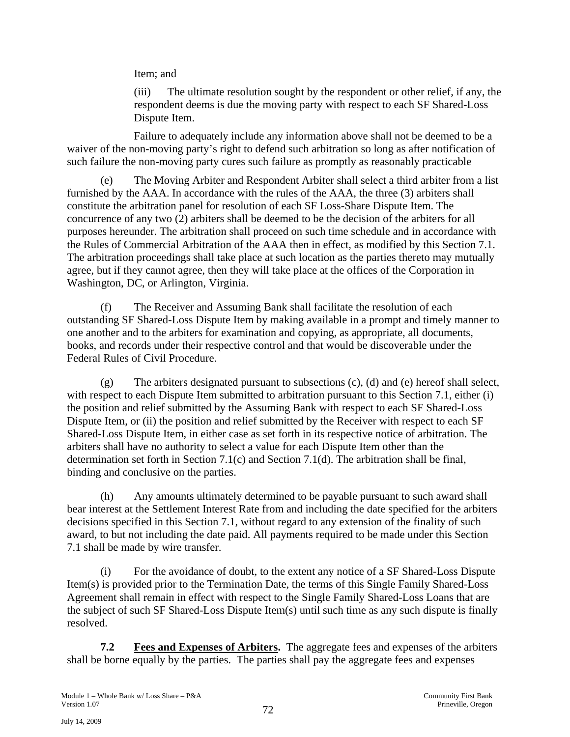Item; and

(iii) The ultimate resolution sought by the respondent or other relief, if any, the respondent deems is due the moving party with respect to each SF Shared-Loss Dispute Item.

Failure to adequately include any information above shall not be deemed to be a waiver of the non-moving party's right to defend such arbitration so long as after notification of such failure the non-moving party cures such failure as promptly as reasonably practicable

(e) The Moving Arbiter and Respondent Arbiter shall select a third arbiter from a list furnished by the AAA. In accordance with the rules of the AAA, the three (3) arbiters shall constitute the arbitration panel for resolution of each SF Loss-Share Dispute Item. The concurrence of any two (2) arbiters shall be deemed to be the decision of the arbiters for all purposes hereunder. The arbitration shall proceed on such time schedule and in accordance with the Rules of Commercial Arbitration of the AAA then in effect, as modified by this Section 7.1. The arbitration proceedings shall take place at such location as the parties thereto may mutually agree, but if they cannot agree, then they will take place at the offices of the Corporation in Washington, DC, or Arlington, Virginia.

(f) The Receiver and Assuming Bank shall facilitate the resolution of each outstanding SF Shared-Loss Dispute Item by making available in a prompt and timely manner to one another and to the arbiters for examination and copying, as appropriate, all documents, books, and records under their respective control and that would be discoverable under the Federal Rules of Civil Procedure.

(g) The arbiters designated pursuant to subsections (c), (d) and (e) hereof shall select, with respect to each Dispute Item submitted to arbitration pursuant to this Section 7.1, either (i) the position and relief submitted by the Assuming Bank with respect to each SF Shared-Loss Dispute Item, or (ii) the position and relief submitted by the Receiver with respect to each SF Shared-Loss Dispute Item, in either case as set forth in its respective notice of arbitration. The arbiters shall have no authority to select a value for each Dispute Item other than the determination set forth in Section 7.1(c) and Section 7.1(d). The arbitration shall be final, binding and conclusive on the parties.

(h) Any amounts ultimately determined to be payable pursuant to such award shall bear interest at the Settlement Interest Rate from and including the date specified for the arbiters decisions specified in this Section 7.1, without regard to any extension of the finality of such award, to but not including the date paid. All payments required to be made under this Section 7.1 shall be made by wire transfer.

(i) For the avoidance of doubt, to the extent any notice of a SF Shared-Loss Dispute Item(s) is provided prior to the Termination Date, the terms of this Single Family Shared-Loss Agreement shall remain in effect with respect to the Single Family Shared-Loss Loans that are the subject of such SF Shared-Loss Dispute Item(s) until such time as any such dispute is finally resolved.

**7.2 Fees and Expenses of Arbiters.** The aggregate fees and expenses of the arbiters shall be borne equally by the parties. The parties shall pay the aggregate fees and expenses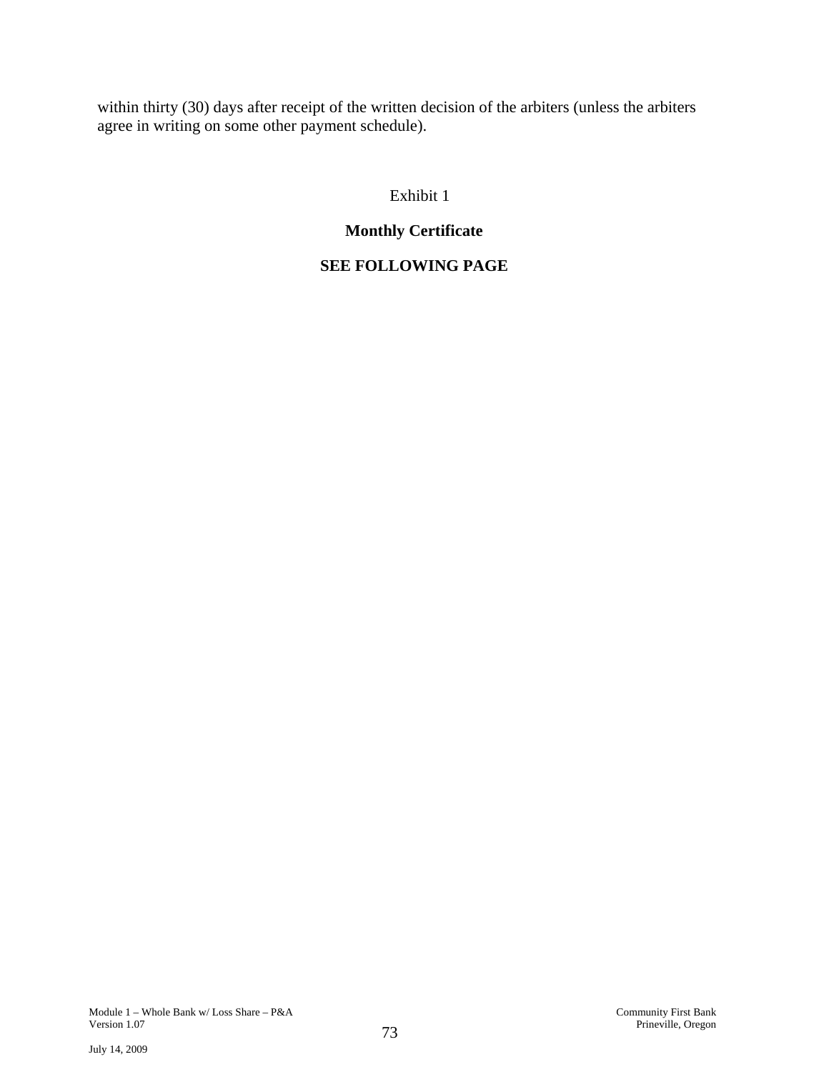within thirty (30) days after receipt of the written decision of the arbiters (unless the arbiters agree in writing on some other payment schedule).

Exhibit 1

**Monthly Certificate**

**SEE FOLLOWING PAGE**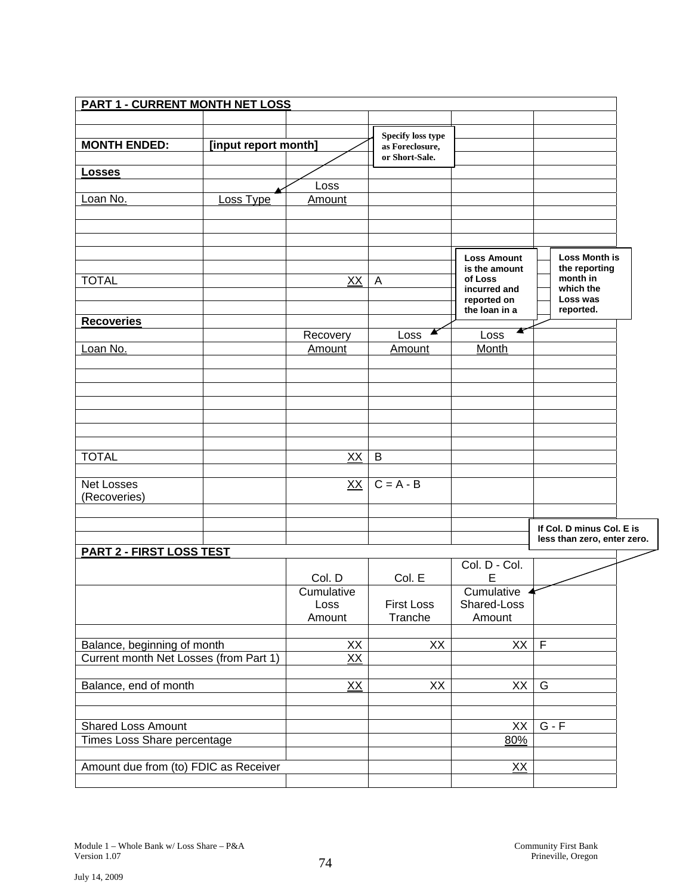**PART 1 - CURRENT MONTH NET LOSS**

| | | | | | |
|---|---|---|---|---|---|
| **MONTH ENDED:** | **[input report month]** | | | | |
| **Losses** | | | | | |
| | | Loss | | | |
| Loan No. | Loss Type | Amount | | | |
| | | | | | |
| | | | | | |
| | | | | | |
| TOTAL | | XX | A | | |
| | | | | | |
| **Recoveries** | | | | | |
| | | Recovery | Loss | Loss | |
| Loan No. | | Amount | Amount | Month | |
| | | | | | |
| | | | | | |
| | | | | | |
| TOTAL | | XX | B | | |
| | | | | | |
| Net Losses (Recoveries) | | XX | C = A - B | | |

Specify loss type as Foreclosure, or Short-Sale.

Loss Amount is the amount of Loss incurred and reported on the loan in a

Loss Month is the reporting month in which the Loss was reported.

**PART 2 - FIRST LOSS TEST**

| | Col. D | Col. E | Col. D - Col. E | |
|---|---|---|---|---|
| | Cumulative Loss Amount | First Loss Tranche | Cumulative Shared-Loss Amount | |
| | | | | |
| Balance, beginning of month | XX | XX | XX | F |
| Current month Net Losses (from Part 1) | XX | | | |
| | | | | |
| Balance, end of month | XX | XX | XX | G |
| | | | | |
| Shared Loss Amount | | | XX | G - F |
| Times Loss Share percentage | | | 80% | |
| | | | | |
| Amount due from (to) FDIC as Receiver | | | XX | |

If Col. D minus Col. E is less than zero, enter zero.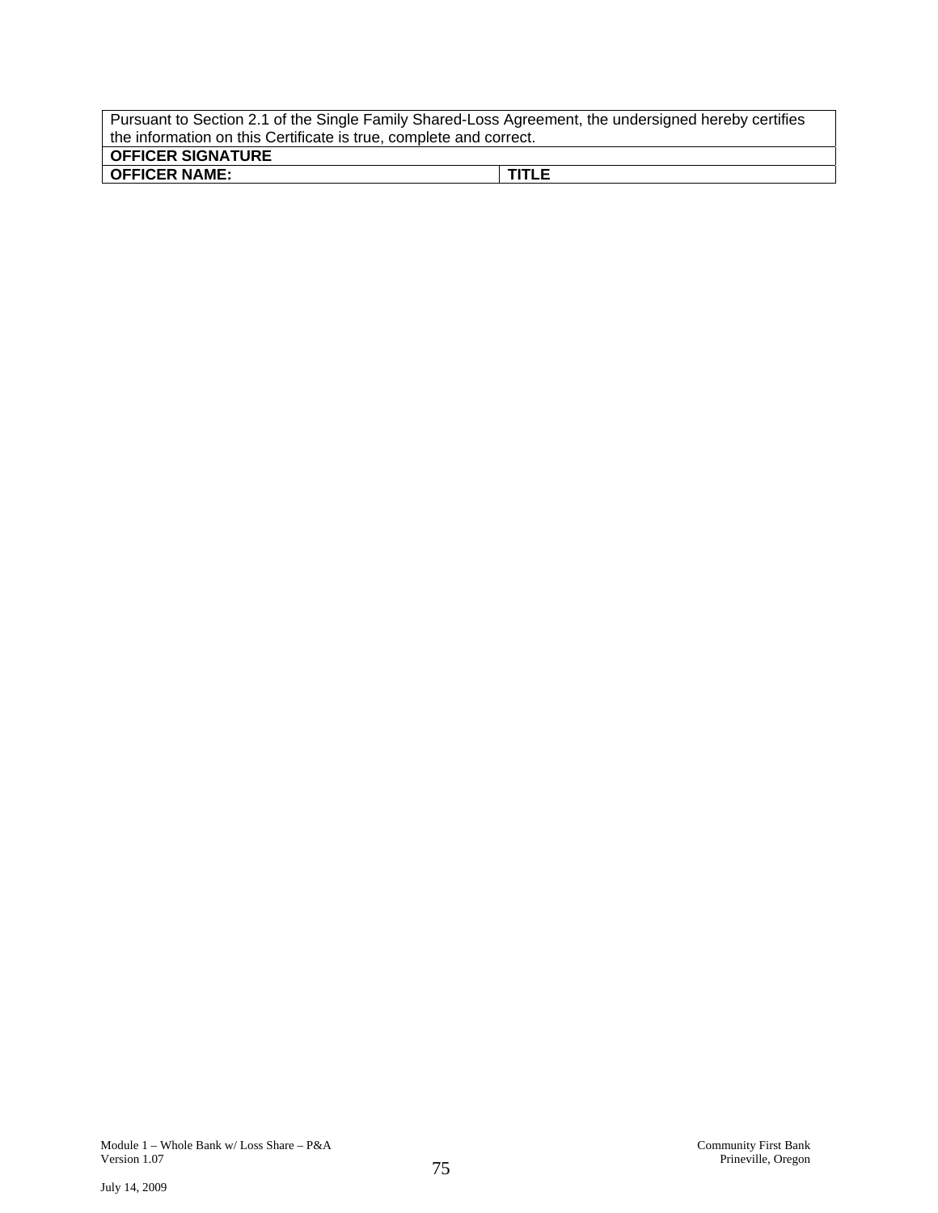| Pursuant to Section 2.1 of the Single Family Shared-Loss Agreement, the undersigned hereby certifies the information on this Certificate is true, complete and correct. | |
|---|---|
| **OFFICER SIGNATURE** | |
| **OFFICER NAME:** | **TITLE** |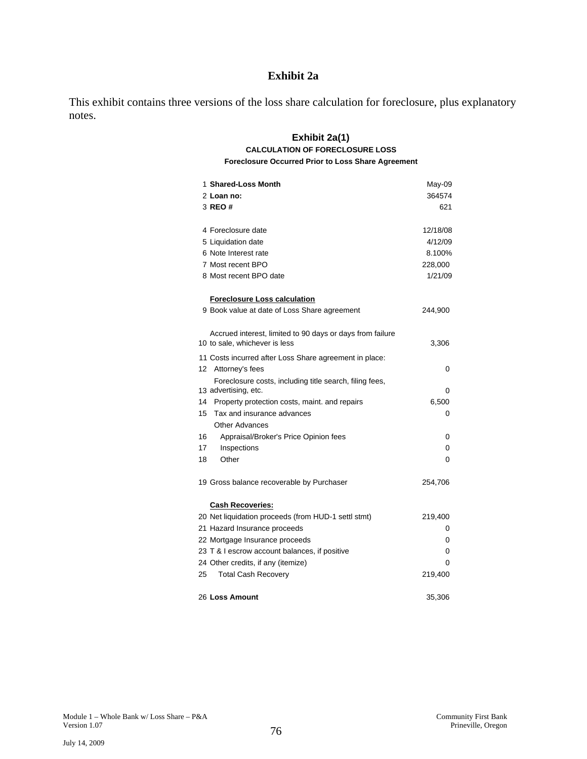# Exhibit 2a

This exhibit contains three versions of the loss share calculation for foreclosure, plus explanatory notes.

## Exhibit 2a(1)

### CALCULATION OF FORECLOSURE LOSS

**Foreclosure Occurred Prior to Loss Share Agreement**

| # | Item | Value |
|---|---|---|
| 1 | **Shared-Loss Month** | May-09 |
| 2 | **Loan no:** | 364574 |
| 3 | **REO #** | 621 |
| | | |
| 4 | Foreclosure date | 12/18/08 |
| 5 | Liquidation date | 4/12/09 |
| 6 | Note Interest rate | 8.100% |
| 7 | Most recent BPO | 228,000 |
| 8 | Most recent BPO date | 1/21/09 |
| | | |
| | **Foreclosure Loss calculation** | |
| 9 | Book value at date of Loss Share agreement | 244,900 |
| | | |
| 10 | Accrued interest, limited to 90 days or days from failure to sale, whichever is less | 3,306 |
| 11 | Costs incurred after Loss Share agreement in place: | |
| 12 | Attorney's fees | 0 |
| 13 | Foreclosure costs, including title search, filing fees, advertising, etc. | 0 |
| 14 | Property protection costs, maint. and repairs | 6,500 |
| 15 | Tax and insurance advances | 0 |
| | Other Advances | |
| 16 | Appraisal/Broker's Price Opinion fees | 0 |
| 17 | Inspections | 0 |
| 18 | Other | 0 |
| | | |
| 19 | Gross balance recoverable by Purchaser | 254,706 |
| | | |
| | **Cash Recoveries:** | |
| 20 | Net liquidation proceeds (from HUD-1 settl stmt) | 219,400 |
| 21 | Hazard Insurance proceeds | 0 |
| 22 | Mortgage Insurance proceeds | 0 |
| 23 | T & I escrow account balances, if positive | 0 |
| 24 | Other credits, if any (itemize) | 0 |
| 25 | Total Cash Recovery | 219,400 |
| | | |
| 26 | **Loss Amount** | 35,306 |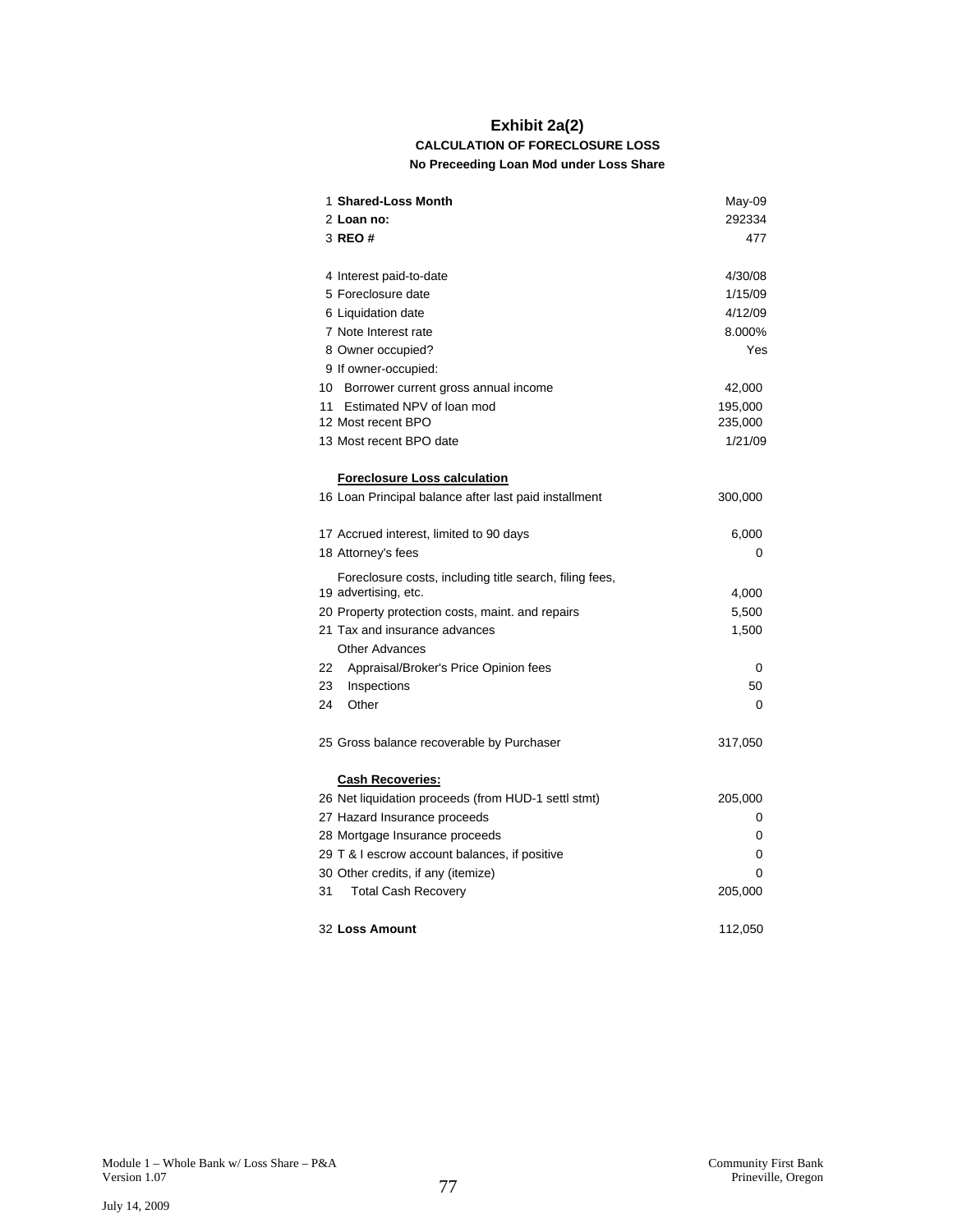# Exhibit 2a(2)

### CALCULATION OF FORECLOSURE LOSS

#### No Preceeding Loan Mod under Loss Share

| # | Item | Value |
|---|---|---|
| 1 | **Shared-Loss Month** | May-09 |
| 2 | **Loan no:** | 292334 |
| 3 | **REO #** | 477 |
| | | |
| 4 | Interest paid-to-date | 4/30/08 |
| 5 | Foreclosure date | 1/15/09 |
| 6 | Liquidation date | 4/12/09 |
| 7 | Note Interest rate | 8.000% |
| 8 | Owner occupied? | Yes |
| 9 | If owner-occupied: | |
| 10 | Borrower current gross annual income | 42,000 |
| 11 | Estimated NPV of loan mod | 195,000 |
| 12 | Most recent BPO | 235,000 |
| 13 | Most recent BPO date | 1/21/09 |
| | | |
| | **Foreclosure Loss calculation** | |
| 16 | Loan Principal balance after last paid installment | 300,000 |
| | | |
| 17 | Accrued interest, limited to 90 days | 6,000 |
| 18 | Attorney's fees | 0 |
| 19 | Foreclosure costs, including title search, filing fees, advertising, etc. | 4,000 |
| 20 | Property protection costs, maint. and repairs | 5,500 |
| 21 | Tax and insurance advances | 1,500 |
| | Other Advances | |
| 22 | Appraisal/Broker's Price Opinion fees | 0 |
| 23 | Inspections | 50 |
| 24 | Other | 0 |
| | | |
| 25 | Gross balance recoverable by Purchaser | 317,050 |
| | | |
| | **Cash Recoveries:** | |
| 26 | Net liquidation proceeds (from HUD-1 settl stmt) | 205,000 |
| 27 | Hazard Insurance proceeds | 0 |
| 28 | Mortgage Insurance proceeds | 0 |
| 29 | T & I escrow account balances, if positive | 0 |
| 30 | Other credits, if any (itemize) | 0 |
| 31 | Total Cash Recovery | 205,000 |
| | | |
| 32 | **Loss Amount** | 112,050 |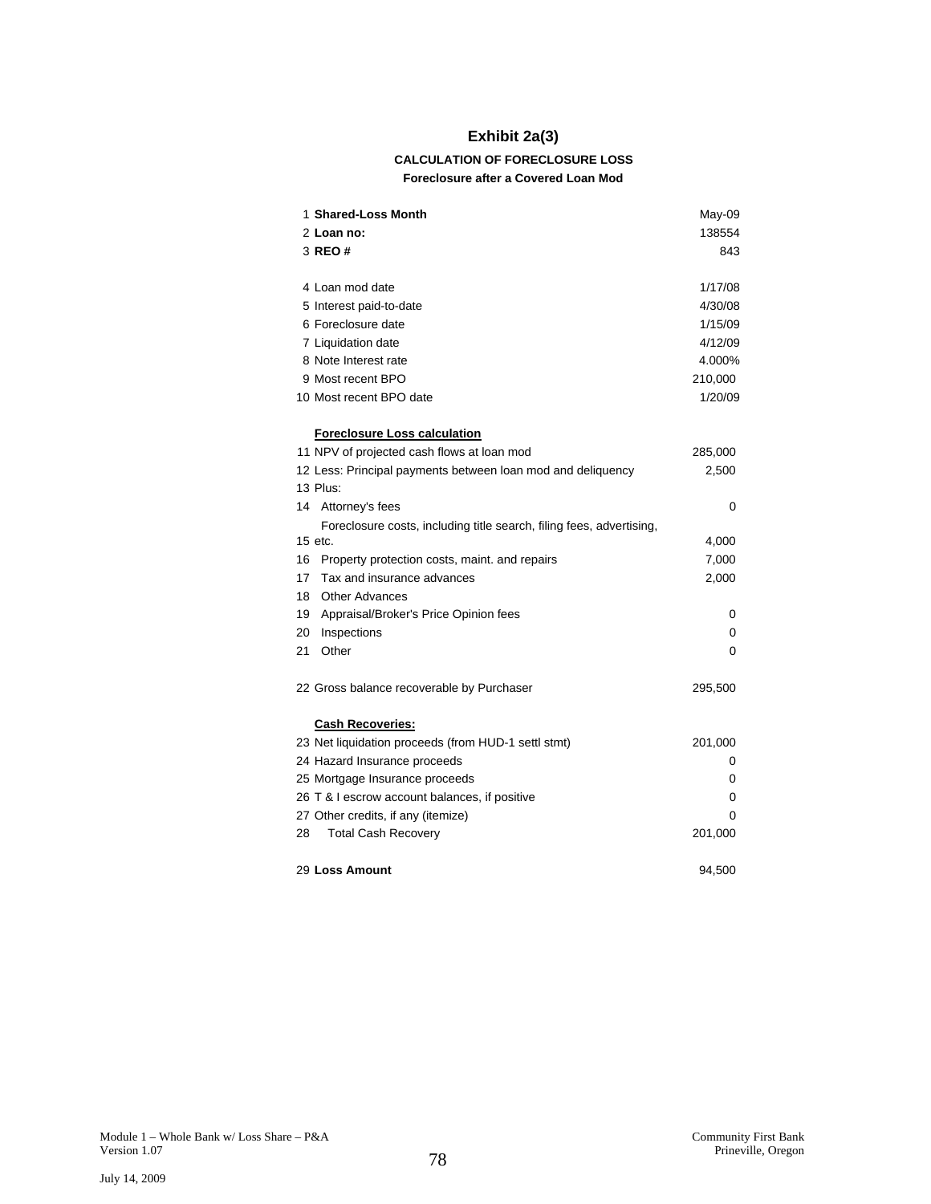# Exhibit 2a(3)

### CALCULATION OF FORECLOSURE LOSS

**Foreclosure after a Covered Loan Mod**

| | | |
|---|---|---|
| 1 | **Shared-Loss Month** | May-09 |
| 2 | **Loan no:** | 138554 |
| 3 | **REO #** | 843 |
| | | |
| 4 | Loan mod date | 1/17/08 |
| 5 | Interest paid-to-date | 4/30/08 |
| 6 | Foreclosure date | 1/15/09 |
| 7 | Liquidation date | 4/12/09 |
| 8 | Note Interest rate | 4.000% |
| 9 | Most recent BPO | 210,000 |
| 10 | Most recent BPO date | 1/20/09 |
| | | |
| | **Foreclosure Loss calculation** | |
| 11 | NPV of projected cash flows at loan mod | 285,000 |
| 12 | Less: Principal payments between loan mod and deliquency | 2,500 |
| 13 | Plus: | |
| 14 | Attorney's fees | 0 |
| 15 | Foreclosure costs, including title search, filing fees, advertising, etc. | 4,000 |
| 16 | Property protection costs, maint. and repairs | 7,000 |
| 17 | Tax and insurance advances | 2,000 |
| 18 | Other Advances | |
| 19 | Appraisal/Broker's Price Opinion fees | 0 |
| 20 | Inspections | 0 |
| 21 | Other | 0 |
| | | |
| 22 | Gross balance recoverable by Purchaser | 295,500 |
| | | |
| | **Cash Recoveries:** | |
| 23 | Net liquidation proceeds (from HUD-1 settl stmt) | 201,000 |
| 24 | Hazard Insurance proceeds | 0 |
| 25 | Mortgage Insurance proceeds | 0 |
| 26 | T & I escrow account balances, if positive | 0 |
| 27 | Other credits, if any (itemize) | 0 |
| 28 | Total Cash Recovery | 201,000 |
| | | |
| 29 | **Loss Amount** | 94,500 |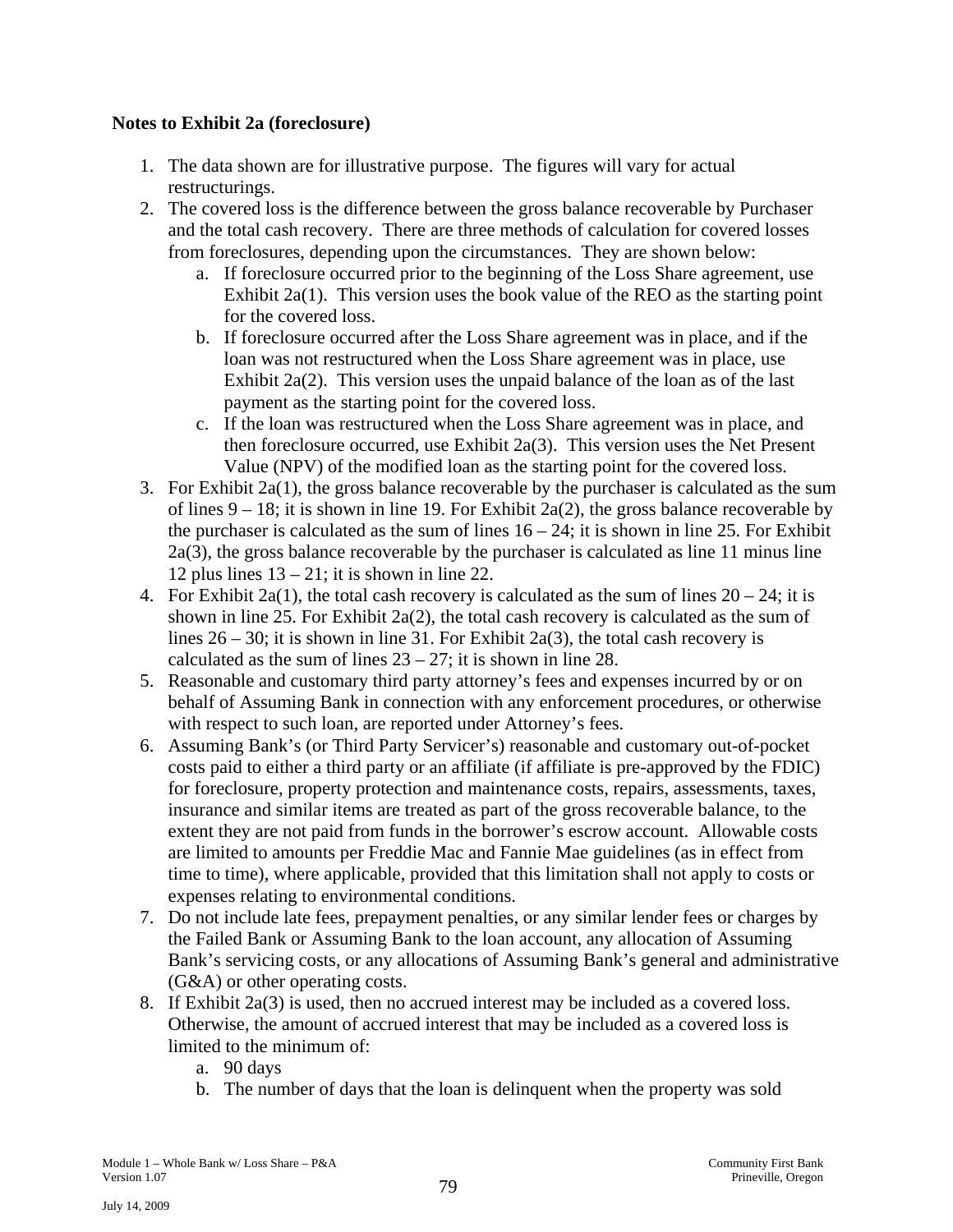**Notes to Exhibit 2a (foreclosure)**

1. The data shown are for illustrative purpose. The figures will vary for actual restructurings.
2. The covered loss is the difference between the gross balance recoverable by Purchaser and the total cash recovery. There are three methods of calculation for covered losses from foreclosures, depending upon the circumstances. They are shown below:
   a. If foreclosure occurred prior to the beginning of the Loss Share agreement, use Exhibit 2a(1). This version uses the book value of the REO as the starting point for the covered loss.
   b. If foreclosure occurred after the Loss Share agreement was in place, and if the loan was not restructured when the Loss Share agreement was in place, use Exhibit 2a(2). This version uses the unpaid balance of the loan as of the last payment as the starting point for the covered loss.
   c. If the loan was restructured when the Loss Share agreement was in place, and then foreclosure occurred, use Exhibit 2a(3). This version uses the Net Present Value (NPV) of the modified loan as the starting point for the covered loss.
3. For Exhibit 2a(1), the gross balance recoverable by the purchaser is calculated as the sum of lines 9 – 18; it is shown in line 19. For Exhibit 2a(2), the gross balance recoverable by the purchaser is calculated as the sum of lines 16 – 24; it is shown in line 25. For Exhibit 2a(3), the gross balance recoverable by the purchaser is calculated as line 11 minus line 12 plus lines 13 – 21; it is shown in line 22.
4. For Exhibit 2a(1), the total cash recovery is calculated as the sum of lines 20 – 24; it is shown in line 25. For Exhibit 2a(2), the total cash recovery is calculated as the sum of lines 26 – 30; it is shown in line 31. For Exhibit 2a(3), the total cash recovery is calculated as the sum of lines 23 – 27; it is shown in line 28.
5. Reasonable and customary third party attorney's fees and expenses incurred by or on behalf of Assuming Bank in connection with any enforcement procedures, or otherwise with respect to such loan, are reported under Attorney's fees.
6. Assuming Bank's (or Third Party Servicer's) reasonable and customary out-of-pocket costs paid to either a third party or an affiliate (if affiliate is pre-approved by the FDIC) for foreclosure, property protection and maintenance costs, repairs, assessments, taxes, insurance and similar items are treated as part of the gross recoverable balance, to the extent they are not paid from funds in the borrower's escrow account. Allowable costs are limited to amounts per Freddie Mac and Fannie Mae guidelines (as in effect from time to time), where applicable, provided that this limitation shall not apply to costs or expenses relating to environmental conditions.
7. Do not include late fees, prepayment penalties, or any similar lender fees or charges by the Failed Bank or Assuming Bank to the loan account, any allocation of Assuming Bank's servicing costs, or any allocations of Assuming Bank's general and administrative (G&A) or other operating costs.
8. If Exhibit 2a(3) is used, then no accrued interest may be included as a covered loss. Otherwise, the amount of accrued interest that may be included as a covered loss is limited to the minimum of:
   a. 90 days
   b. The number of days that the loan is delinquent when the property was sold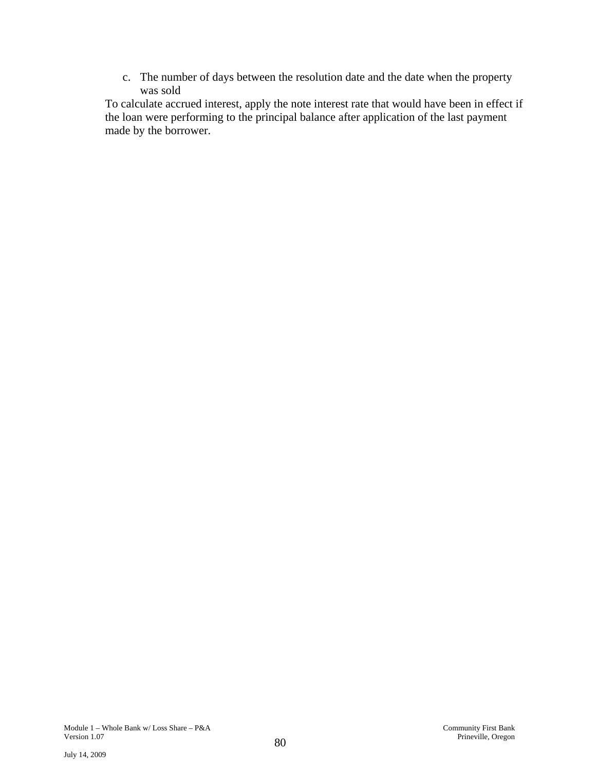c. The number of days between the resolution date and the date when the property was sold

To calculate accrued interest, apply the note interest rate that would have been in effect if the loan were performing to the principal balance after application of the last payment made by the borrower.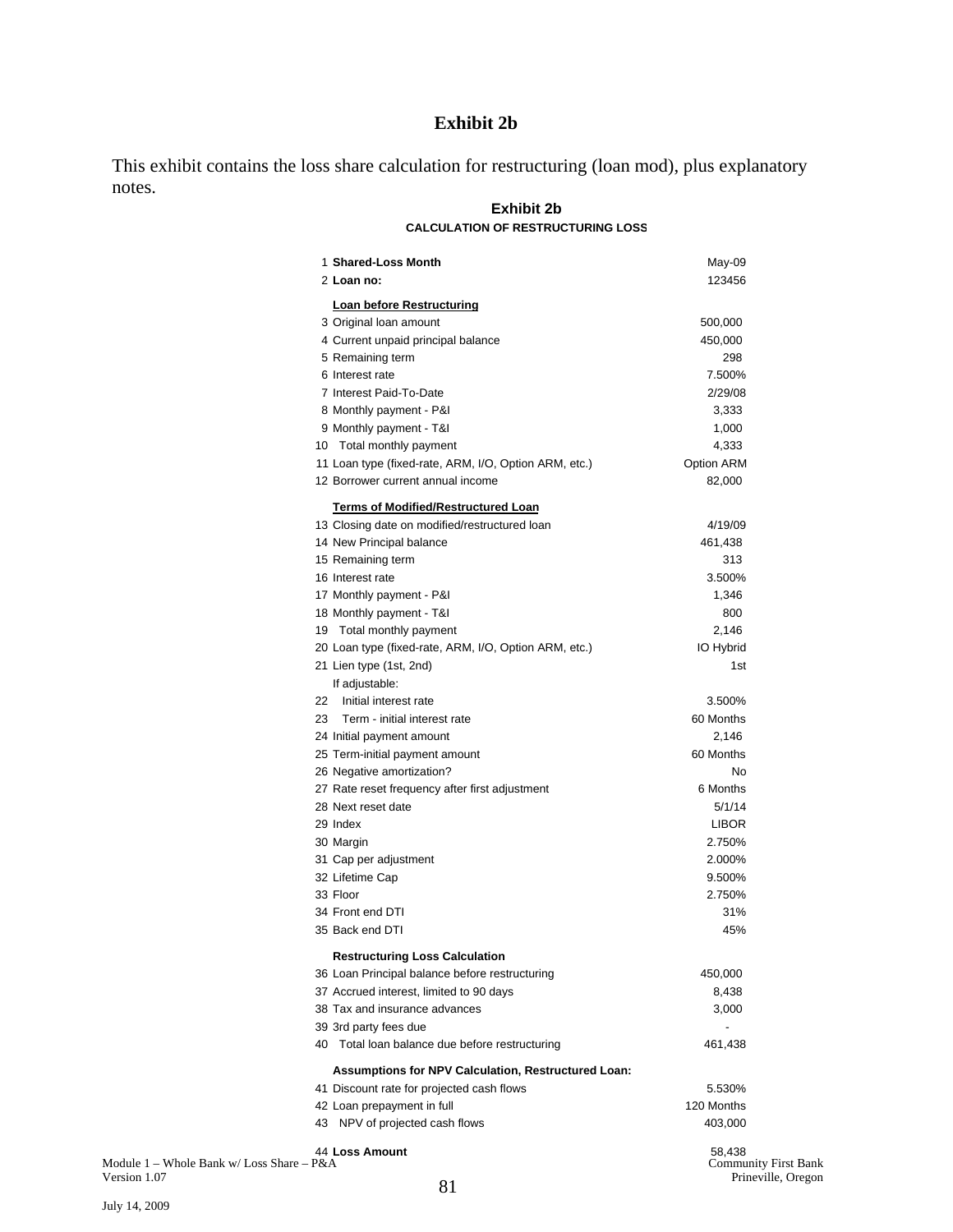## Exhibit 2b

This exhibit contains the loss share calculation for restructuring (loan mod), plus explanatory notes.

### Exhibit 2b

**CALCULATION OF RESTRUCTURING LOSS**

| | | |
|---|---|---|
| 1 | **Shared-Loss Month** | May-09 |
| 2 | **Loan no:** | 123456 |
| | **Loan before Restructuring** | |
| 3 | Original loan amount | 500,000 |
| 4 | Current unpaid principal balance | 450,000 |
| 5 | Remaining term | 298 |
| 6 | Interest rate | 7.500% |
| 7 | Interest Paid-To-Date | 2/29/08 |
| 8 | Monthly payment - P&I | 3,333 |
| 9 | Monthly payment - T&I | 1,000 |
| 10 | Total monthly payment | 4,333 |
| 11 | Loan type (fixed-rate, ARM, I/O, Option ARM, etc.) | Option ARM |
| 12 | Borrower current annual income | 82,000 |
| | **Terms of Modified/Restructured Loan** | |
| 13 | Closing date on modified/restructured loan | 4/19/09 |
| 14 | New Principal balance | 461,438 |
| 15 | Remaining term | 313 |
| 16 | Interest rate | 3.500% |
| 17 | Monthly payment - P&I | 1,346 |
| 18 | Monthly payment - T&I | 800 |
| 19 | Total monthly payment | 2,146 |
| 20 | Loan type (fixed-rate, ARM, I/O, Option ARM, etc.) | IO Hybrid |
| 21 | Lien type (1st, 2nd) | 1st |
| | If adjustable: | |
| 22 | Initial interest rate | 3.500% |
| 23 | Term - initial interest rate | 60 Months |
| 24 | Initial payment amount | 2,146 |
| 25 | Term-initial payment amount | 60 Months |
| 26 | Negative amortization? | No |
| 27 | Rate reset frequency after first adjustment | 6 Months |
| 28 | Next reset date | 5/1/14 |
| 29 | Index | LIBOR |
| 30 | Margin | 2.750% |
| 31 | Cap per adjustment | 2.000% |
| 32 | Lifetime Cap | 9.500% |
| 33 | Floor | 2.750% |
| 34 | Front end DTI | 31% |
| 35 | Back end DTI | 45% |
| | **Restructuring Loss Calculation** | |
| 36 | Loan Principal balance before restructuring | 450,000 |
| 37 | Accrued interest, limited to 90 days | 8,438 |
| 38 | Tax and insurance advances | 3,000 |
| 39 | 3rd party fees due | - |
| 40 | Total loan balance due before restructuring | 461,438 |
| | **Assumptions for NPV Calculation, Restructured Loan:** | |
| 41 | Discount rate for projected cash flows | 5.530% |
| 42 | Loan prepayment in full | 120 Months |
| 43 | NPV of projected cash flows | 403,000 |
| 44 | **Loss Amount** | 58,438 |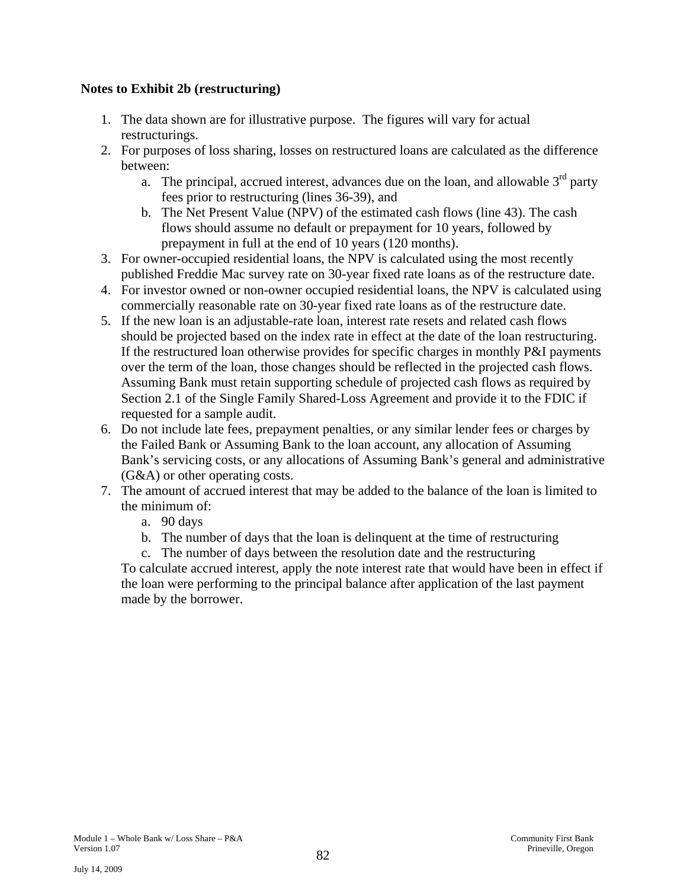**Notes to Exhibit 2b (restructuring)**

1. The data shown are for illustrative purpose. The figures will vary for actual restructurings.
2. For purposes of loss sharing, losses on restructured loans are calculated as the difference between:
   a. The principal, accrued interest, advances due on the loan, and allowable 3rd party fees prior to restructuring (lines 36-39), and
   b. The Net Present Value (NPV) of the estimated cash flows (line 43). The cash flows should assume no default or prepayment for 10 years, followed by prepayment in full at the end of 10 years (120 months).
3. For owner-occupied residential loans, the NPV is calculated using the most recently published Freddie Mac survey rate on 30-year fixed rate loans as of the restructure date.
4. For investor owned or non-owner occupied residential loans, the NPV is calculated using commercially reasonable rate on 30-year fixed rate loans as of the restructure date.
5. If the new loan is an adjustable-rate loan, interest rate resets and related cash flows should be projected based on the index rate in effect at the date of the loan restructuring. If the restructured loan otherwise provides for specific charges in monthly P&I payments over the term of the loan, those changes should be reflected in the projected cash flows. Assuming Bank must retain supporting schedule of projected cash flows as required by Section 2.1 of the Single Family Shared-Loss Agreement and provide it to the FDIC if requested for a sample audit.
6. Do not include late fees, prepayment penalties, or any similar lender fees or charges by the Failed Bank or Assuming Bank to the loan account, any allocation of Assuming Bank's servicing costs, or any allocations of Assuming Bank's general and administrative (G&A) or other operating costs.
7. The amount of accrued interest that may be added to the balance of the loan is limited to the minimum of:
   a. 90 days
   b. The number of days that the loan is delinquent at the time of restructuring
   c. The number of days between the resolution date and the restructuring

   To calculate accrued interest, apply the note interest rate that would have been in effect if the loan were performing to the principal balance after application of the last payment made by the borrower.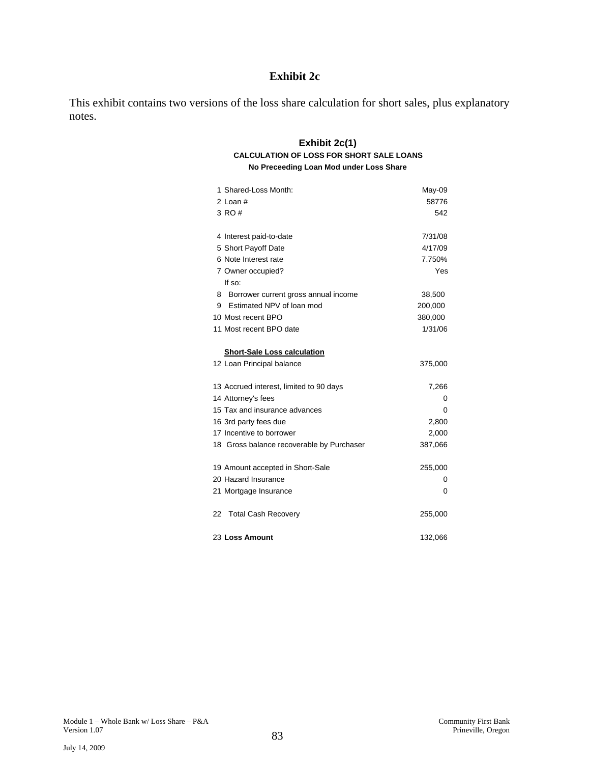# Exhibit 2c

This exhibit contains two versions of the loss share calculation for short sales, plus explanatory notes.

## Exhibit 2c(1)

**CALCULATION OF LOSS FOR SHORT SALE LOANS**

**No Preceeding Loan Mod under Loss Share**

| | |
|---|---|
| 1 Shared-Loss Month: | May-09 |
| 2 Loan # | 58776 |
| 3 RO # | 542 |
| | |
| 4 Interest paid-to-date | 7/31/08 |
| 5 Short Payoff Date | 4/17/09 |
| 6 Note Interest rate | 7.750% |
| 7 Owner occupied? | Yes |
| If so: | |
| 8 Borrower current gross annual income | 38,500 |
| 9 Estimated NPV of loan mod | 200,000 |
| 10 Most recent BPO | 380,000 |
| 11 Most recent BPO date | 1/31/06 |
| | |
| **Short-Sale Loss calculation** | |
| 12 Loan Principal balance | 375,000 |
| | |
| 13 Accrued interest, limited to 90 days | 7,266 |
| 14 Attorney's fees | 0 |
| 15 Tax and insurance advances | 0 |
| 16 3rd party fees due | 2,800 |
| 17 Incentive to borrower | 2,000 |
| 18 Gross balance recoverable by Purchaser | 387,066 |
| | |
| 19 Amount accepted in Short-Sale | 255,000 |
| 20 Hazard Insurance | 0 |
| 21 Mortgage Insurance | 0 |
| | |
| 22 Total Cash Recovery | 255,000 |
| | |
| 23 **Loss Amount** | 132,066 |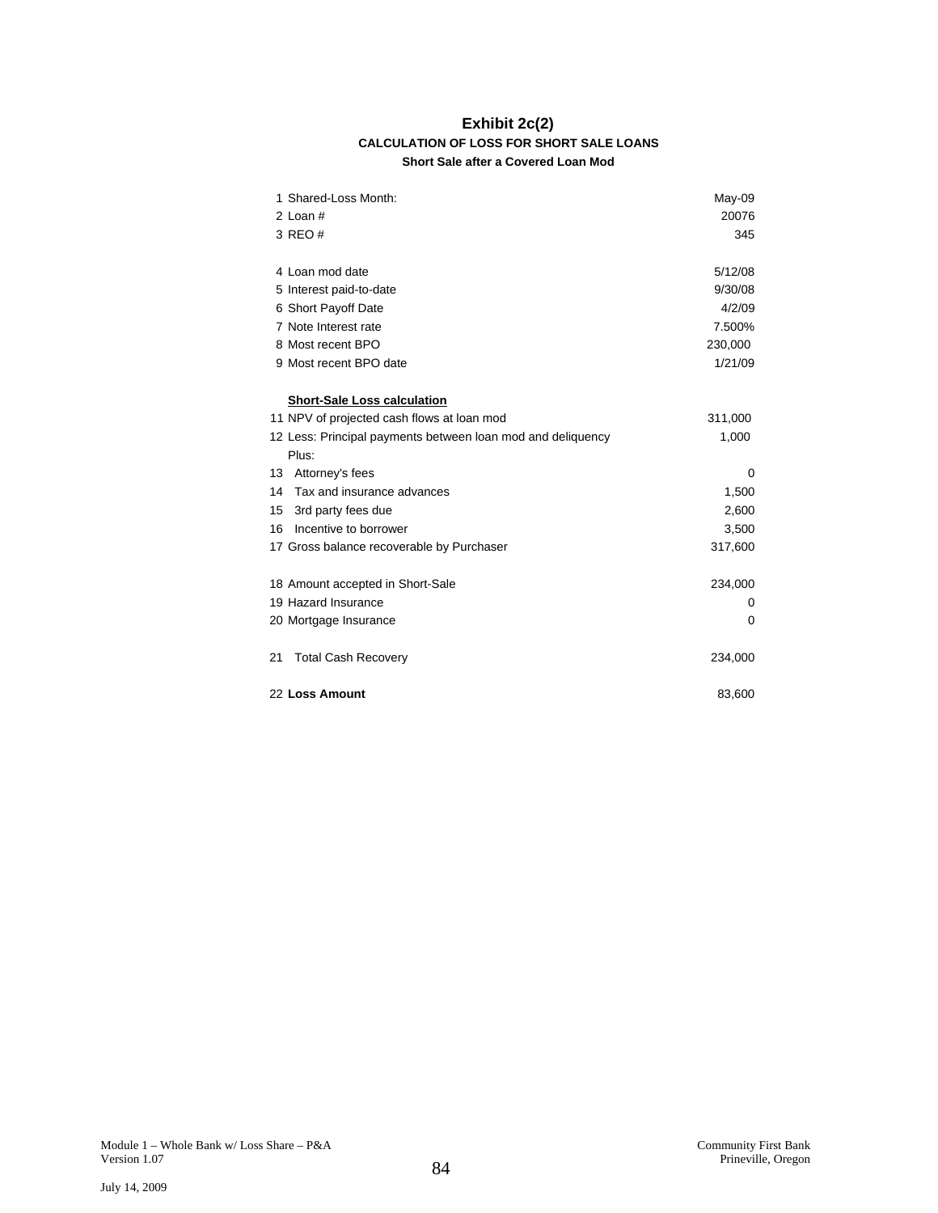# Exhibit 2c(2)

### CALCULATION OF LOSS FOR SHORT SALE LOANS

#### Short Sale after a Covered Loan Mod

| | | |
|---|---|---|
| 1 | Shared-Loss Month: | May-09 |
| 2 | Loan # | 20076 |
| 3 | REO # | 345 |
| | | |
| 4 | Loan mod date | 5/12/08 |
| 5 | Interest paid-to-date | 9/30/08 |
| 6 | Short Payoff Date | 4/2/09 |
| 7 | Note Interest rate | 7.500% |
| 8 | Most recent BPO | 230,000 |
| 9 | Most recent BPO date | 1/21/09 |
| | | |
| | **Short-Sale Loss calculation** | |
| 11 | NPV of projected cash flows at loan mod | 311,000 |
| 12 | Less: Principal payments between loan mod and deliquency | 1,000 |
| | Plus: | |
| 13 | Attorney's fees | 0 |
| 14 | Tax and insurance advances | 1,500 |
| 15 | 3rd party fees due | 2,600 |
| 16 | Incentive to borrower | 3,500 |
| 17 | Gross balance recoverable by Purchaser | 317,600 |
| | | |
| 18 | Amount accepted in Short-Sale | 234,000 |
| 19 | Hazard Insurance | 0 |
| 20 | Mortgage Insurance | 0 |
| | | |
| 21 | Total Cash Recovery | 234,000 |
| | | |
| 22 | **Loss Amount** | 83,600 |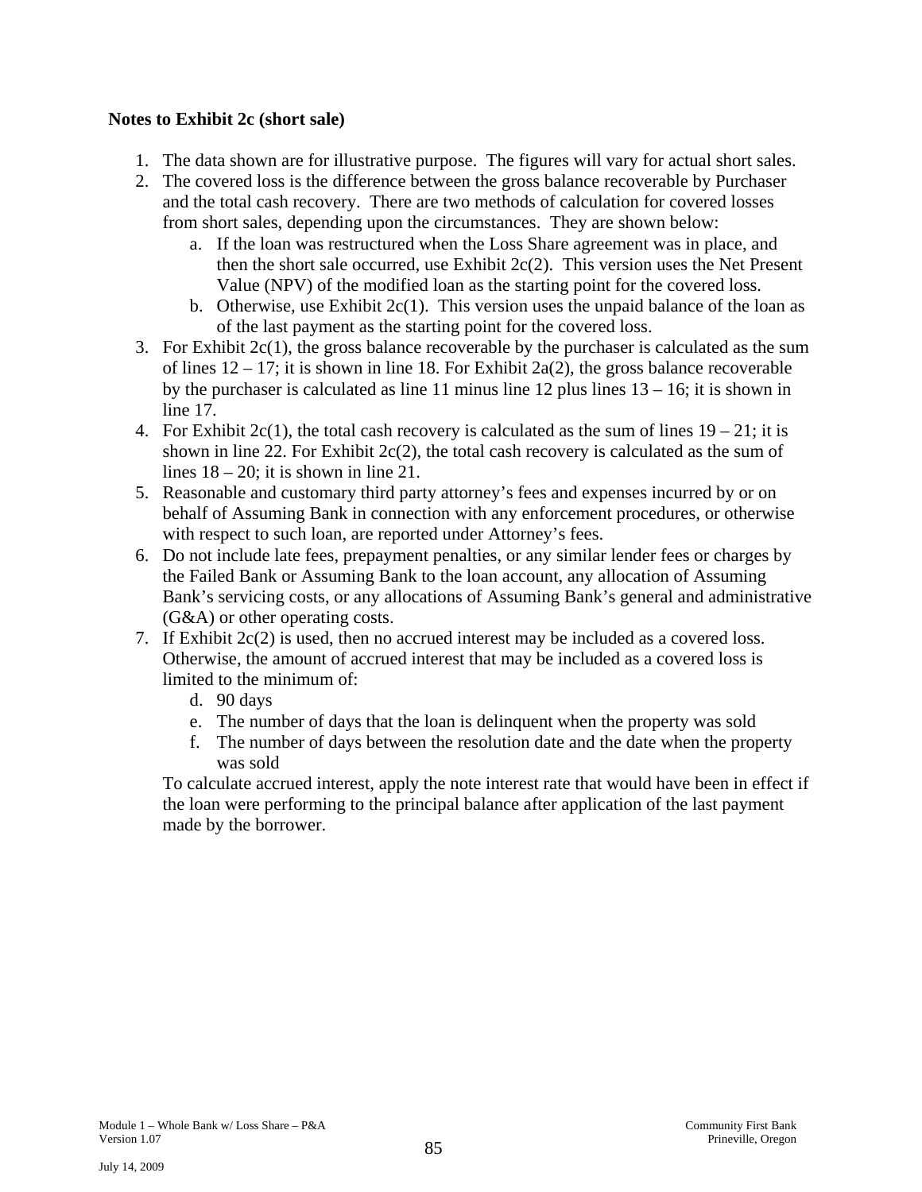**Notes to Exhibit 2c (short sale)**

1. The data shown are for illustrative purpose. The figures will vary for actual short sales.
2. The covered loss is the difference between the gross balance recoverable by Purchaser and the total cash recovery. There are two methods of calculation for covered losses from short sales, depending upon the circumstances. They are shown below:
   a. If the loan was restructured when the Loss Share agreement was in place, and then the short sale occurred, use Exhibit 2c(2). This version uses the Net Present Value (NPV) of the modified loan as the starting point for the covered loss.
   b. Otherwise, use Exhibit 2c(1). This version uses the unpaid balance of the loan as of the last payment as the starting point for the covered loss.
3. For Exhibit 2c(1), the gross balance recoverable by the purchaser is calculated as the sum of lines 12 – 17; it is shown in line 18. For Exhibit 2a(2), the gross balance recoverable by the purchaser is calculated as line 11 minus line 12 plus lines 13 – 16; it is shown in line 17.
4. For Exhibit 2c(1), the total cash recovery is calculated as the sum of lines 19 – 21; it is shown in line 22. For Exhibit 2c(2), the total cash recovery is calculated as the sum of lines 18 – 20; it is shown in line 21.
5. Reasonable and customary third party attorney's fees and expenses incurred by or on behalf of Assuming Bank in connection with any enforcement procedures, or otherwise with respect to such loan, are reported under Attorney's fees.
6. Do not include late fees, prepayment penalties, or any similar lender fees or charges by the Failed Bank or Assuming Bank to the loan account, any allocation of Assuming Bank's servicing costs, or any allocations of Assuming Bank's general and administrative (G&A) or other operating costs.
7. If Exhibit 2c(2) is used, then no accrued interest may be included as a covered loss. Otherwise, the amount of accrued interest that may be included as a covered loss is limited to the minimum of:
   d. 90 days
   e. The number of days that the loan is delinquent when the property was sold
   f. The number of days between the resolution date and the date when the property was sold

   To calculate accrued interest, apply the note interest rate that would have been in effect if the loan were performing to the principal balance after application of the last payment made by the borrower.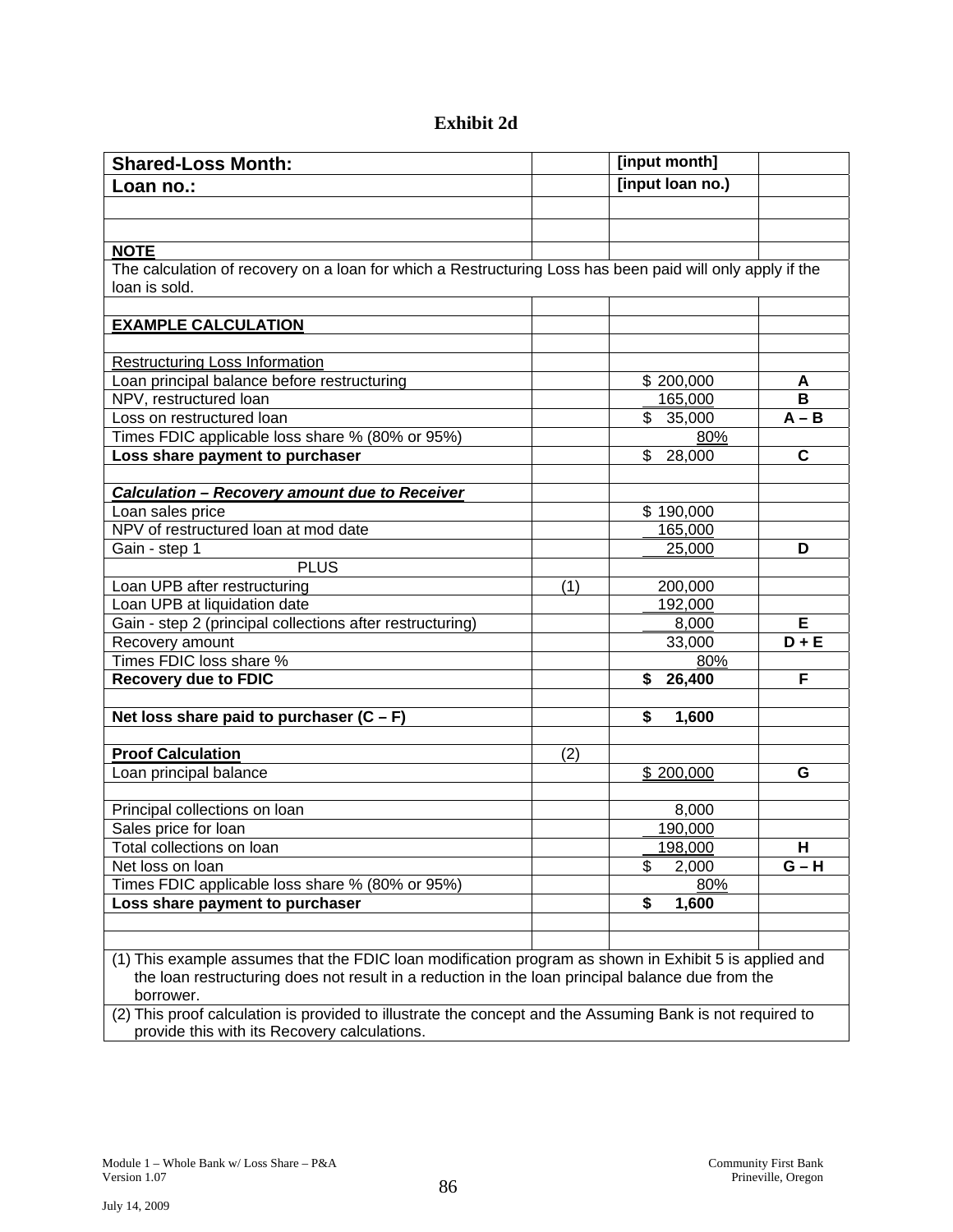# Exhibit 2d

| **Shared-Loss Month:** | | **[input month]** | |
|---|---|---|---|
| **Loan no.:** | | **[input loan no.)** | |
| | | | |
| | | | |
| **NOTE** | | | |
| The calculation of recovery on a loan for which a Restructuring Loss has been paid will only apply if the loan is sold. | | | |
| | | | |
| **EXAMPLE CALCULATION** | | | |
| | | | |
| Restructuring Loss Information | | | |
| Loan principal balance before restructuring | | $ 200,000 | A |
| NPV, restructured loan | | 165,000 | B |
| Loss on restructured loan | | $ 35,000 | A – B |
| Times FDIC applicable loss share % (80% or 95%) | | 80% | |
| **Loss share payment to purchaser** | | $ 28,000 | C |
| | | | |
| ***Calculation – Recovery amount due to Receiver*** | | | |
| Loan sales price | | $ 190,000 | |
| NPV of restructured loan at mod date | | 165,000 | |
| Gain - step 1 | | 25,000 | D |
| PLUS | | | |
| Loan UPB after restructuring | (1) | 200,000 | |
| Loan UPB at liquidation date | | 192,000 | |
| Gain - step 2 (principal collections after restructuring) | | 8,000 | E |
| Recovery amount | | 33,000 | D + E |
| Times FDIC loss share % | | 80% | |
| **Recovery due to FDIC** | | **$ 26,400** | F |
| | | | |
| **Net loss share paid to purchaser (C – F)** | | **$ 1,600** | |
| | | | |
| **Proof Calculation** | (2) | | |
| Loan principal balance | | $ 200,000 | G |
| | | | |
| Principal collections on loan | | 8,000 | |
| Sales price for loan | | 190,000 | |
| Total collections on loan | | 198,000 | H |
| Net loss on loan | | $ 2,000 | G – H |
| Times FDIC applicable loss share % (80% or 95%) | | 80% | |
| **Loss share payment to purchaser** | | **$ 1,600** | |
| | | | |
| | | | |

(1) This example assumes that the FDIC loan modification program as shown in Exhibit 5 is applied and the loan restructuring does not result in a reduction in the loan principal balance due from the borrower.

(2) This proof calculation is provided to illustrate the concept and the Assuming Bank is not required to provide this with its Recovery calculations.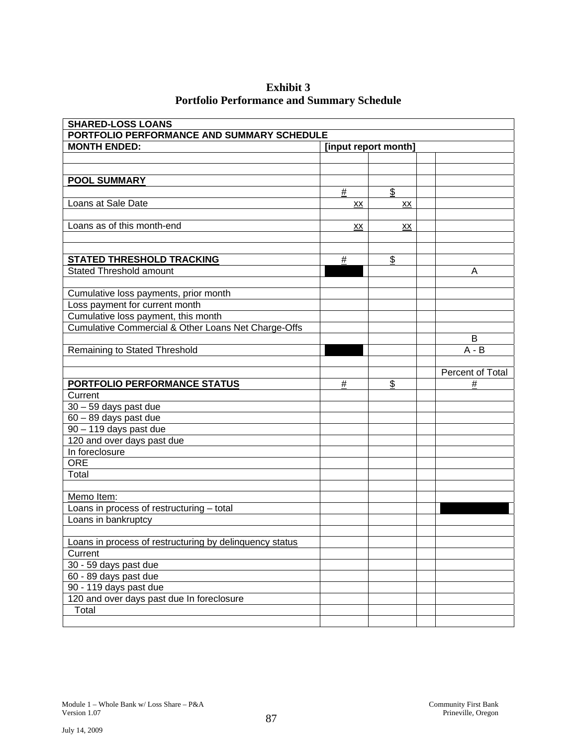# Exhibit 3
## Portfolio Performance and Summary Schedule

| SHARED-LOSS LOANS | | | | |
|---|---|---|---|---|
| PORTFOLIO PERFORMANCE AND SUMMARY SCHEDULE | | | | |
| **MONTH ENDED:** | **[input report month]** | | | |
| | | | | |
| | | | | |
| **POOL SUMMARY** | | | | |
| | # | $ | | |
| Loans at Sale Date | xx | xx | | |
| | | | | |
| Loans as of this month-end | xx | xx | | |
| | | | | |
| | | | | |
| **STATED THRESHOLD TRACKING** | # | $ | | |
| Stated Threshold amount | | | | A |
| | | | | |
| Cumulative loss payments, prior month | | | | |
| Loss payment for current month | | | | |
| Cumulative loss payment, this month | | | | |
| Cumulative Commercial & Other Loans Net Charge-Offs | | | | |
| | | | | B |
| Remaining to Stated Threshold | | | | A - B |
| | | | | |
| | | | | Percent of Total |
| **PORTFOLIO PERFORMANCE STATUS** | # | $ | | # |
| Current | | | | |
| 30 – 59 days past due | | | | |
| 60 – 89 days past due | | | | |
| 90 – 119 days past due | | | | |
| 120 and over days past due | | | | |
| In foreclosure | | | | |
| ORE | | | | |
| Total | | | | |
| | | | | |
| Memo Item: | | | | |
| Loans in process of restructuring – total | | | | |
| Loans in bankruptcy | | | | |
| | | | | |
| Loans in process of restructuring by delinquency status | | | | |
| Current | | | | |
| 30 - 59 days past due | | | | |
| 60 - 89 days past due | | | | |
| 90 - 119 days past due | | | | |
| 120 and over days past due In foreclosure | | | | |
| Total | | | | |
| | | | | |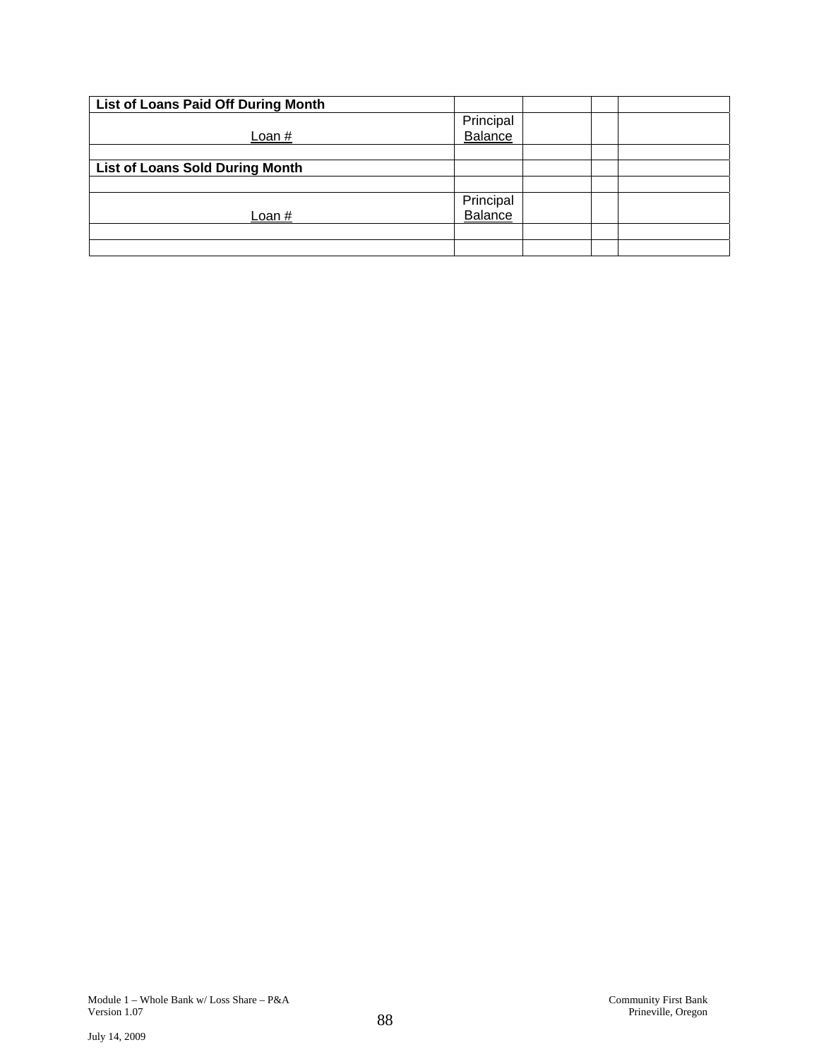| List of Loans Paid Off During Month | | | | |
|---|---|---|---|---|
| Loan # | Principal Balance | | | |
| | | | | |
| **List of Loans Sold During Month** | | | | |
| | | | | |
| Loan # | Principal Balance | | | |
| | | | | |
| | | | | |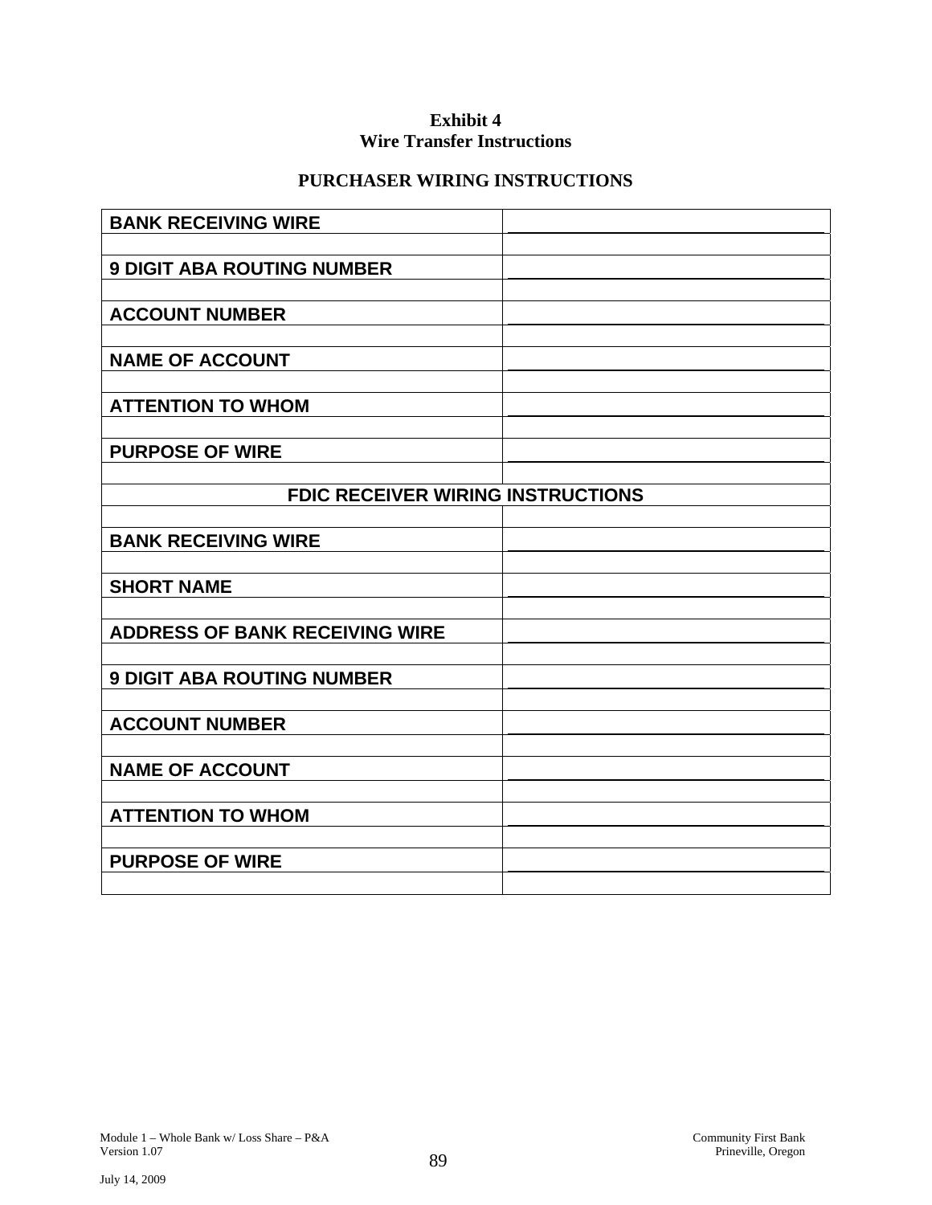**Exhibit 4**
**Wire Transfer Instructions**

**PURCHASER WIRING INSTRUCTIONS**

| | |
|---|---|
| **BANK RECEIVING WIRE** | |
| | |
| **9 DIGIT ABA ROUTING NUMBER** | |
| | |
| **ACCOUNT NUMBER** | |
| | |
| **NAME OF ACCOUNT** | |
| | |
| **ATTENTION TO WHOM** | |
| | |
| **PURPOSE OF WIRE** | |
| | |
| **FDIC RECEIVER WIRING INSTRUCTIONS** | |
| | |
| **BANK RECEIVING WIRE** | |
| | |
| **SHORT NAME** | |
| | |
| **ADDRESS OF BANK RECEIVING WIRE** | |
| | |
| **9 DIGIT ABA ROUTING NUMBER** | |
| | |
| **ACCOUNT NUMBER** | |
| | |
| **NAME OF ACCOUNT** | |
| | |
| **ATTENTION TO WHOM** | |
| | |
| **PURPOSE OF WIRE** | |
| | |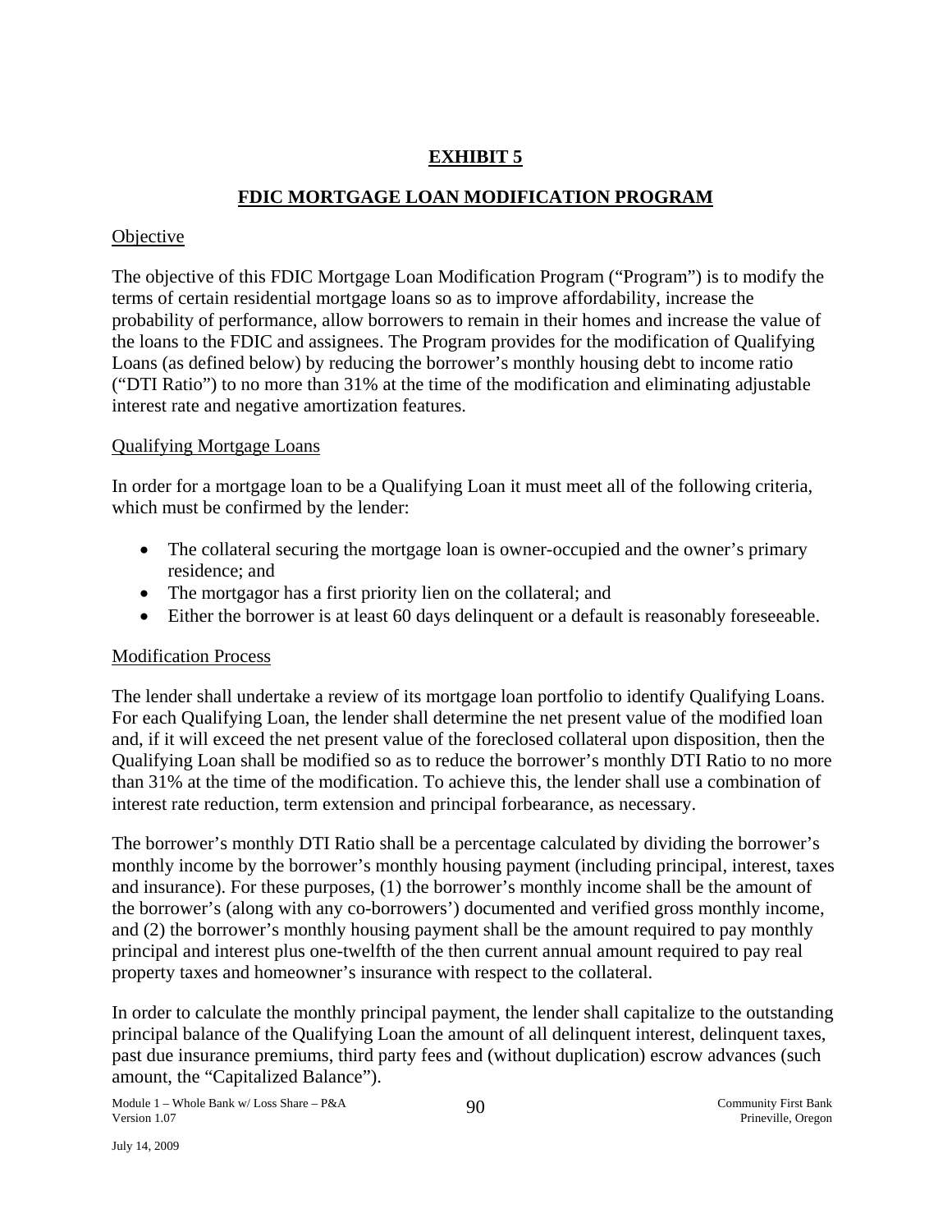# EXHIBIT 5

## FDIC MORTGAGE LOAN MODIFICATION PROGRAM

### Objective

The objective of this FDIC Mortgage Loan Modification Program ("Program") is to modify the terms of certain residential mortgage loans so as to improve affordability, increase the probability of performance, allow borrowers to remain in their homes and increase the value of the loans to the FDIC and assignees. The Program provides for the modification of Qualifying Loans (as defined below) by reducing the borrower's monthly housing debt to income ratio ("DTI Ratio") to no more than 31% at the time of the modification and eliminating adjustable interest rate and negative amortization features.

### Qualifying Mortgage Loans

In order for a mortgage loan to be a Qualifying Loan it must meet all of the following criteria, which must be confirmed by the lender:

- The collateral securing the mortgage loan is owner-occupied and the owner's primary residence; and
- The mortgagor has a first priority lien on the collateral; and
- Either the borrower is at least 60 days delinquent or a default is reasonably foreseeable.

### Modification Process

The lender shall undertake a review of its mortgage loan portfolio to identify Qualifying Loans. For each Qualifying Loan, the lender shall determine the net present value of the modified loan and, if it will exceed the net present value of the foreclosed collateral upon disposition, then the Qualifying Loan shall be modified so as to reduce the borrower's monthly DTI Ratio to no more than 31% at the time of the modification. To achieve this, the lender shall use a combination of interest rate reduction, term extension and principal forbearance, as necessary.

The borrower's monthly DTI Ratio shall be a percentage calculated by dividing the borrower's monthly income by the borrower's monthly housing payment (including principal, interest, taxes and insurance). For these purposes, (1) the borrower's monthly income shall be the amount of the borrower's (along with any co-borrowers') documented and verified gross monthly income, and (2) the borrower's monthly housing payment shall be the amount required to pay monthly principal and interest plus one-twelfth of the then current annual amount required to pay real property taxes and homeowner's insurance with respect to the collateral.

In order to calculate the monthly principal payment, the lender shall capitalize to the outstanding principal balance of the Qualifying Loan the amount of all delinquent interest, delinquent taxes, past due insurance premiums, third party fees and (without duplication) escrow advances (such amount, the "Capitalized Balance").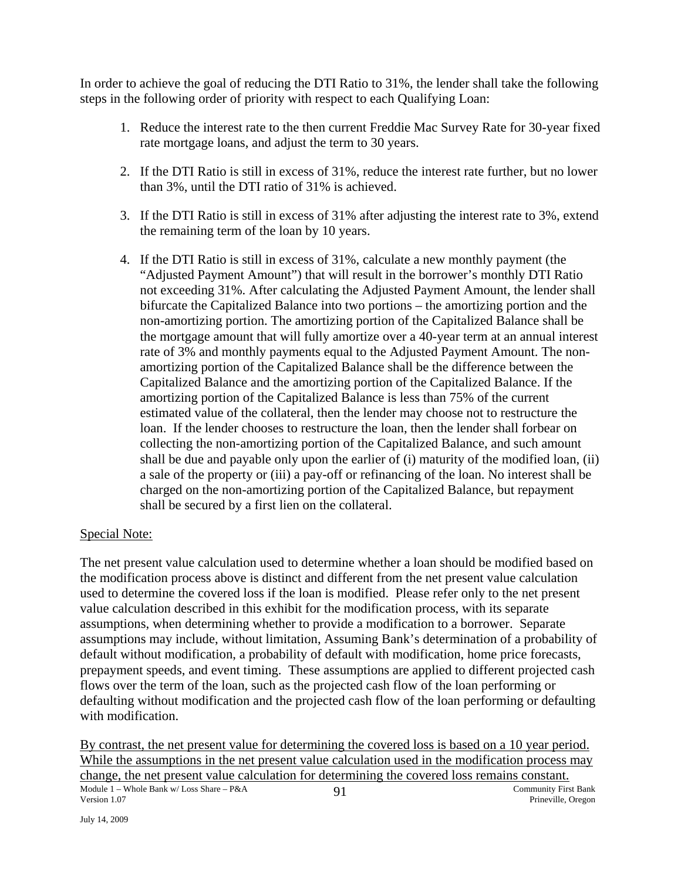In order to achieve the goal of reducing the DTI Ratio to 31%, the lender shall take the following steps in the following order of priority with respect to each Qualifying Loan:

1. Reduce the interest rate to the then current Freddie Mac Survey Rate for 30-year fixed rate mortgage loans, and adjust the term to 30 years.

2. If the DTI Ratio is still in excess of 31%, reduce the interest rate further, but no lower than 3%, until the DTI ratio of 31% is achieved.

3. If the DTI Ratio is still in excess of 31% after adjusting the interest rate to 3%, extend the remaining term of the loan by 10 years.

4. If the DTI Ratio is still in excess of 31%, calculate a new monthly payment (the "Adjusted Payment Amount") that will result in the borrower's monthly DTI Ratio not exceeding 31%. After calculating the Adjusted Payment Amount, the lender shall bifurcate the Capitalized Balance into two portions – the amortizing portion and the non-amortizing portion. The amortizing portion of the Capitalized Balance shall be the mortgage amount that will fully amortize over a 40-year term at an annual interest rate of 3% and monthly payments equal to the Adjusted Payment Amount. The non-amortizing portion of the Capitalized Balance shall be the difference between the Capitalized Balance and the amortizing portion of the Capitalized Balance. If the amortizing portion of the Capitalized Balance is less than 75% of the current estimated value of the collateral, then the lender may choose not to restructure the loan. If the lender chooses to restructure the loan, then the lender shall forbear on collecting the non-amortizing portion of the Capitalized Balance, and such amount shall be due and payable only upon the earlier of (i) maturity of the modified loan, (ii) a sale of the property or (iii) a pay-off or refinancing of the loan. No interest shall be charged on the non-amortizing portion of the Capitalized Balance, but repayment shall be secured by a first lien on the collateral.

Special Note:

The net present value calculation used to determine whether a loan should be modified based on the modification process above is distinct and different from the net present value calculation used to determine the covered loss if the loan is modified. Please refer only to the net present value calculation described in this exhibit for the modification process, with its separate assumptions, when determining whether to provide a modification to a borrower. Separate assumptions may include, without limitation, Assuming Bank's determination of a probability of default without modification, a probability of default with modification, home price forecasts, prepayment speeds, and event timing. These assumptions are applied to different projected cash flows over the term of the loan, such as the projected cash flow of the loan performing or defaulting without modification and the projected cash flow of the loan performing or defaulting with modification.

By contrast, the net present value for determining the covered loss is based on a 10 year period. While the assumptions in the net present value calculation used in the modification process may change, the net present value calculation for determining the covered loss remains constant.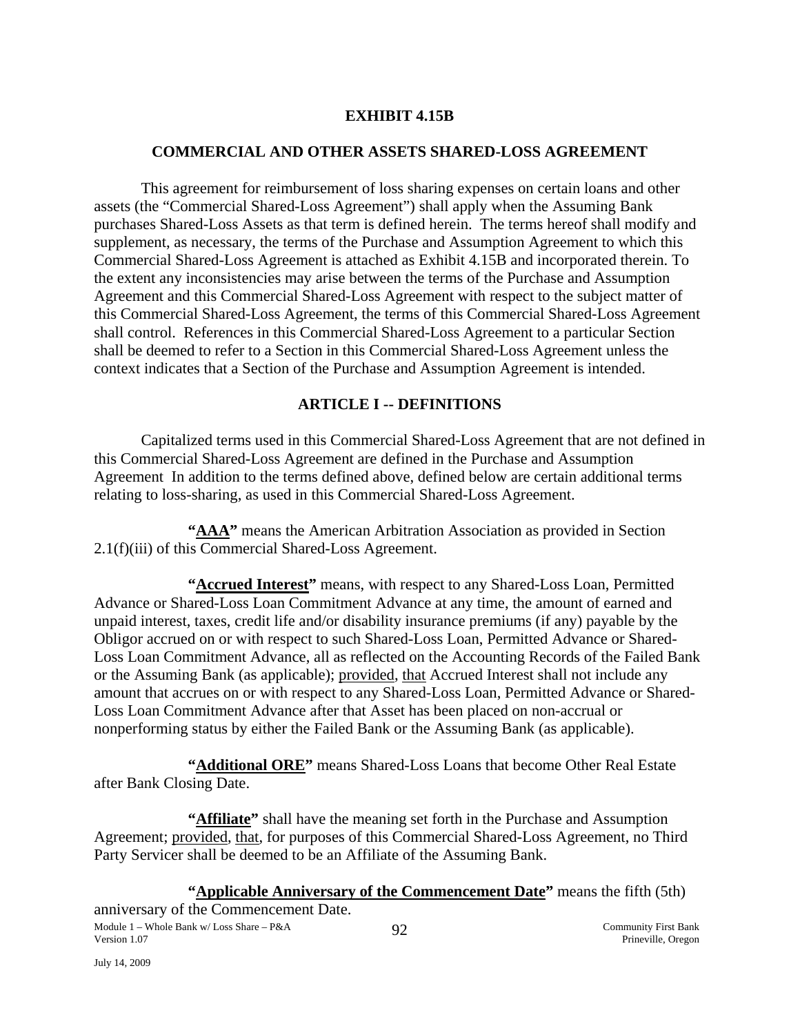# EXHIBIT 4.15B

## COMMERCIAL AND OTHER ASSETS SHARED-LOSS AGREEMENT

This agreement for reimbursement of loss sharing expenses on certain loans and other assets (the "Commercial Shared-Loss Agreement") shall apply when the Assuming Bank purchases Shared-Loss Assets as that term is defined herein. The terms hereof shall modify and supplement, as necessary, the terms of the Purchase and Assumption Agreement to which this Commercial Shared-Loss Agreement is attached as Exhibit 4.15B and incorporated therein. To the extent any inconsistencies may arise between the terms of the Purchase and Assumption Agreement and this Commercial Shared-Loss Agreement with respect to the subject matter of this Commercial Shared-Loss Agreement, the terms of this Commercial Shared-Loss Agreement shall control. References in this Commercial Shared-Loss Agreement to a particular Section shall be deemed to refer to a Section in this Commercial Shared-Loss Agreement unless the context indicates that a Section of the Purchase and Assumption Agreement is intended.

## ARTICLE I -- DEFINITIONS

Capitalized terms used in this Commercial Shared-Loss Agreement that are not defined in this Commercial Shared-Loss Agreement are defined in the Purchase and Assumption Agreement In addition to the terms defined above, defined below are certain additional terms relating to loss-sharing, as used in this Commercial Shared-Loss Agreement.

**"AAA"** means the American Arbitration Association as provided in Section 2.1(f)(iii) of this Commercial Shared-Loss Agreement.

**"Accrued Interest"** means, with respect to any Shared-Loss Loan, Permitted Advance or Shared-Loss Loan Commitment Advance at any time, the amount of earned and unpaid interest, taxes, credit life and/or disability insurance premiums (if any) payable by the Obligor accrued on or with respect to such Shared-Loss Loan, Permitted Advance or Shared-Loss Loan Commitment Advance, all as reflected on the Accounting Records of the Failed Bank or the Assuming Bank (as applicable); provided, that Accrued Interest shall not include any amount that accrues on or with respect to any Shared-Loss Loan, Permitted Advance or Shared-Loss Loan Commitment Advance after that Asset has been placed on non-accrual or nonperforming status by either the Failed Bank or the Assuming Bank (as applicable).

**"Additional ORE"** means Shared-Loss Loans that become Other Real Estate after Bank Closing Date.

**"Affiliate"** shall have the meaning set forth in the Purchase and Assumption Agreement; provided, that, for purposes of this Commercial Shared-Loss Agreement, no Third Party Servicer shall be deemed to be an Affiliate of the Assuming Bank.

**"Applicable Anniversary of the Commencement Date"** means the fifth (5th) anniversary of the Commencement Date.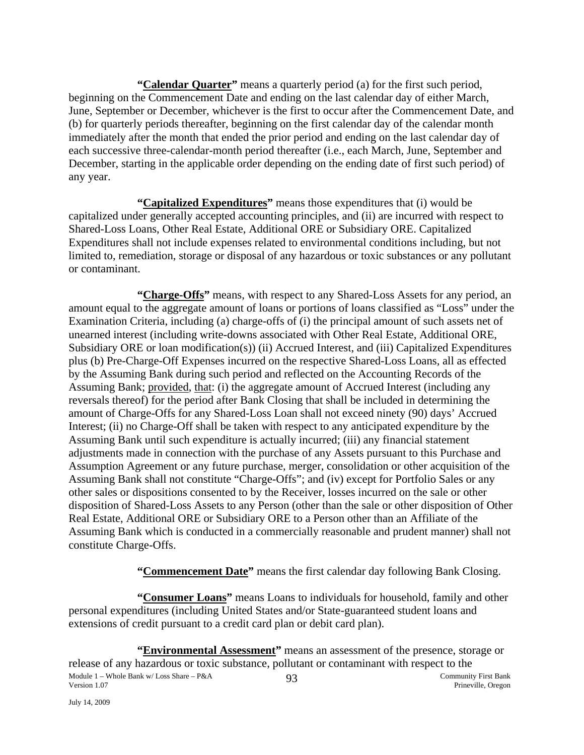**"<u>Calendar Quarter</u>"** means a quarterly period (a) for the first such period, beginning on the Commencement Date and ending on the last calendar day of either March, June, September or December, whichever is the first to occur after the Commencement Date, and (b) for quarterly periods thereafter, beginning on the first calendar day of the calendar month immediately after the month that ended the prior period and ending on the last calendar day of each successive three-calendar-month period thereafter (i.e., each March, June, September and December, starting in the applicable order depending on the ending date of first such period) of any year.

**"<u>Capitalized Expenditures</u>"** means those expenditures that (i) would be capitalized under generally accepted accounting principles, and (ii) are incurred with respect to Shared-Loss Loans, Other Real Estate, Additional ORE or Subsidiary ORE. Capitalized Expenditures shall not include expenses related to environmental conditions including, but not limited to, remediation, storage or disposal of any hazardous or toxic substances or any pollutant or contaminant.

**"<u>Charge-Offs</u>"** means, with respect to any Shared-Loss Assets for any period, an amount equal to the aggregate amount of loans or portions of loans classified as "Loss" under the Examination Criteria, including (a) charge-offs of (i) the principal amount of such assets net of unearned interest (including write-downs associated with Other Real Estate, Additional ORE, Subsidiary ORE or loan modification(s)) (ii) Accrued Interest, and (iii) Capitalized Expenditures plus (b) Pre-Charge-Off Expenses incurred on the respective Shared-Loss Loans, all as effected by the Assuming Bank during such period and reflected on the Accounting Records of the Assuming Bank; <u>provided</u>, <u>that</u>: (i) the aggregate amount of Accrued Interest (including any reversals thereof) for the period after Bank Closing that shall be included in determining the amount of Charge-Offs for any Shared-Loss Loan shall not exceed ninety (90) days' Accrued Interest; (ii) no Charge-Off shall be taken with respect to any anticipated expenditure by the Assuming Bank until such expenditure is actually incurred; (iii) any financial statement adjustments made in connection with the purchase of any Assets pursuant to this Purchase and Assumption Agreement or any future purchase, merger, consolidation or other acquisition of the Assuming Bank shall not constitute "Charge-Offs"; and (iv) except for Portfolio Sales or any other sales or dispositions consented to by the Receiver, losses incurred on the sale or other disposition of Shared-Loss Assets to any Person (other than the sale or other disposition of Other Real Estate, Additional ORE or Subsidiary ORE to a Person other than an Affiliate of the Assuming Bank which is conducted in a commercially reasonable and prudent manner) shall not constitute Charge-Offs.

**"<u>Commencement Date</u>"** means the first calendar day following Bank Closing.

**"<u>Consumer Loans</u>"** means Loans to individuals for household, family and other personal expenditures (including United States and/or State-guaranteed student loans and extensions of credit pursuant to a credit card plan or debit card plan).

**"<u>Environmental Assessment</u>"** means an assessment of the presence, storage or release of any hazardous or toxic substance, pollutant or contaminant with respect to the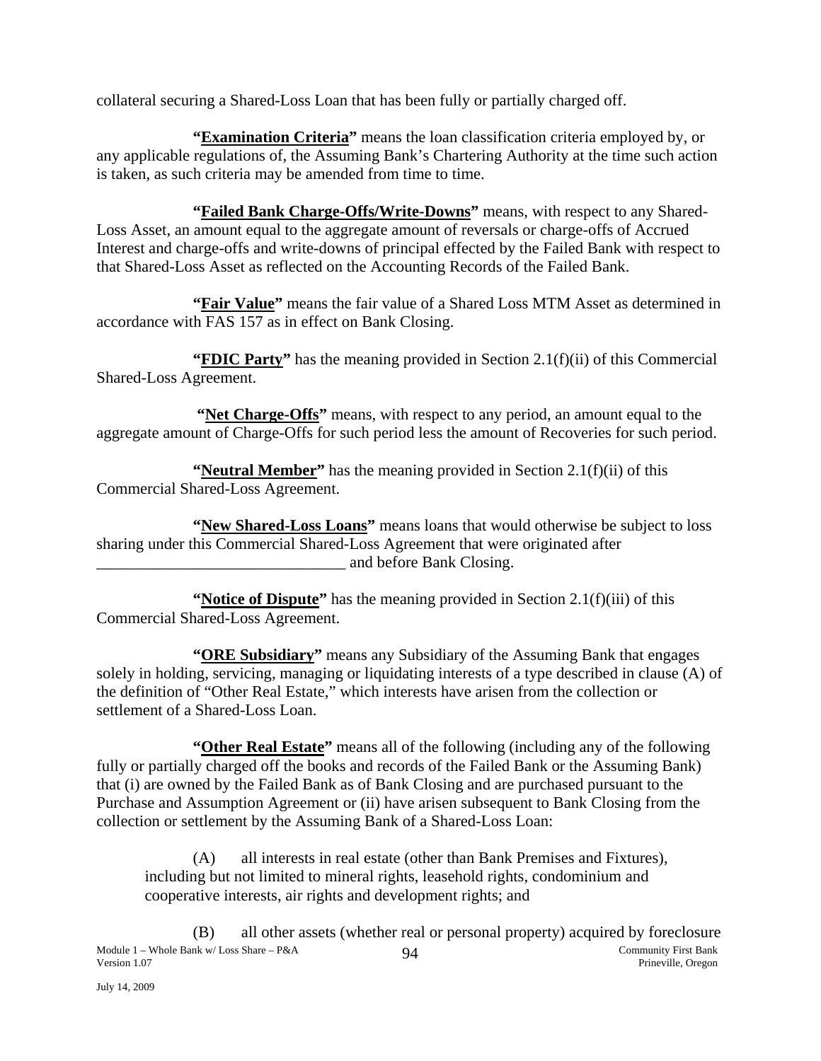collateral securing a Shared-Loss Loan that has been fully or partially charged off.

**"Examination Criteria"** means the loan classification criteria employed by, or any applicable regulations of, the Assuming Bank's Chartering Authority at the time such action is taken, as such criteria may be amended from time to time.

**"Failed Bank Charge-Offs/Write-Downs"** means, with respect to any Shared-Loss Asset, an amount equal to the aggregate amount of reversals or charge-offs of Accrued Interest and charge-offs and write-downs of principal effected by the Failed Bank with respect to that Shared-Loss Asset as reflected on the Accounting Records of the Failed Bank.

**"Fair Value"** means the fair value of a Shared Loss MTM Asset as determined in accordance with FAS 157 as in effect on Bank Closing.

**"FDIC Party"** has the meaning provided in Section 2.1(f)(ii) of this Commercial Shared-Loss Agreement.

**"Net Charge-Offs"** means, with respect to any period, an amount equal to the aggregate amount of Charge-Offs for such period less the amount of Recoveries for such period.

**"Neutral Member"** has the meaning provided in Section 2.1(f)(ii) of this Commercial Shared-Loss Agreement.

**"New Shared-Loss Loans"** means loans that would otherwise be subject to loss sharing under this Commercial Shared-Loss Agreement that were originated after _______________________________ and before Bank Closing.

**"Notice of Dispute"** has the meaning provided in Section 2.1(f)(iii) of this Commercial Shared-Loss Agreement.

**"ORE Subsidiary"** means any Subsidiary of the Assuming Bank that engages solely in holding, servicing, managing or liquidating interests of a type described in clause (A) of the definition of "Other Real Estate," which interests have arisen from the collection or settlement of a Shared-Loss Loan.

**"Other Real Estate"** means all of the following (including any of the following fully or partially charged off the books and records of the Failed Bank or the Assuming Bank) that (i) are owned by the Failed Bank as of Bank Closing and are purchased pursuant to the Purchase and Assumption Agreement or (ii) have arisen subsequent to Bank Closing from the collection or settlement by the Assuming Bank of a Shared-Loss Loan:

(A) all interests in real estate (other than Bank Premises and Fixtures), including but not limited to mineral rights, leasehold rights, condominium and cooperative interests, air rights and development rights; and

(B) all other assets (whether real or personal property) acquired by foreclosure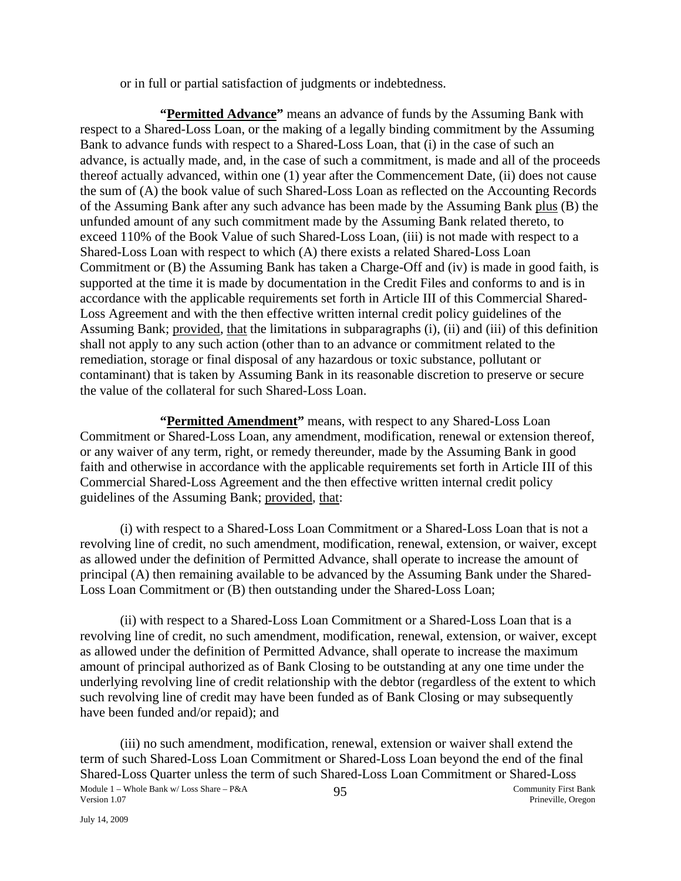or in full or partial satisfaction of judgments or indebtedness.

**"Permitted Advance"** means an advance of funds by the Assuming Bank with respect to a Shared-Loss Loan, or the making of a legally binding commitment by the Assuming Bank to advance funds with respect to a Shared-Loss Loan, that (i) in the case of such an advance, is actually made, and, in the case of such a commitment, is made and all of the proceeds thereof actually advanced, within one (1) year after the Commencement Date, (ii) does not cause the sum of (A) the book value of such Shared-Loss Loan as reflected on the Accounting Records of the Assuming Bank after any such advance has been made by the Assuming Bank plus (B) the unfunded amount of any such commitment made by the Assuming Bank related thereto, to exceed 110% of the Book Value of such Shared-Loss Loan, (iii) is not made with respect to a Shared-Loss Loan with respect to which (A) there exists a related Shared-Loss Loan Commitment or (B) the Assuming Bank has taken a Charge-Off and (iv) is made in good faith, is supported at the time it is made by documentation in the Credit Files and conforms to and is in accordance with the applicable requirements set forth in Article III of this Commercial Shared-Loss Agreement and with the then effective written internal credit policy guidelines of the Assuming Bank; provided, that the limitations in subparagraphs (i), (ii) and (iii) of this definition shall not apply to any such action (other than to an advance or commitment related to the remediation, storage or final disposal of any hazardous or toxic substance, pollutant or contaminant) that is taken by Assuming Bank in its reasonable discretion to preserve or secure the value of the collateral for such Shared-Loss Loan.

**"Permitted Amendment"** means, with respect to any Shared-Loss Loan Commitment or Shared-Loss Loan, any amendment, modification, renewal or extension thereof, or any waiver of any term, right, or remedy thereunder, made by the Assuming Bank in good faith and otherwise in accordance with the applicable requirements set forth in Article III of this Commercial Shared-Loss Agreement and the then effective written internal credit policy guidelines of the Assuming Bank; provided, that:

(i) with respect to a Shared-Loss Loan Commitment or a Shared-Loss Loan that is not a revolving line of credit, no such amendment, modification, renewal, extension, or waiver, except as allowed under the definition of Permitted Advance, shall operate to increase the amount of principal (A) then remaining available to be advanced by the Assuming Bank under the Shared-Loss Loan Commitment or (B) then outstanding under the Shared-Loss Loan;

(ii) with respect to a Shared-Loss Loan Commitment or a Shared-Loss Loan that is a revolving line of credit, no such amendment, modification, renewal, extension, or waiver, except as allowed under the definition of Permitted Advance, shall operate to increase the maximum amount of principal authorized as of Bank Closing to be outstanding at any one time under the underlying revolving line of credit relationship with the debtor (regardless of the extent to which such revolving line of credit may have been funded as of Bank Closing or may subsequently have been funded and/or repaid); and

(iii) no such amendment, modification, renewal, extension or waiver shall extend the term of such Shared-Loss Loan Commitment or Shared-Loss Loan beyond the end of the final Shared-Loss Quarter unless the term of such Shared-Loss Loan Commitment or Shared-Loss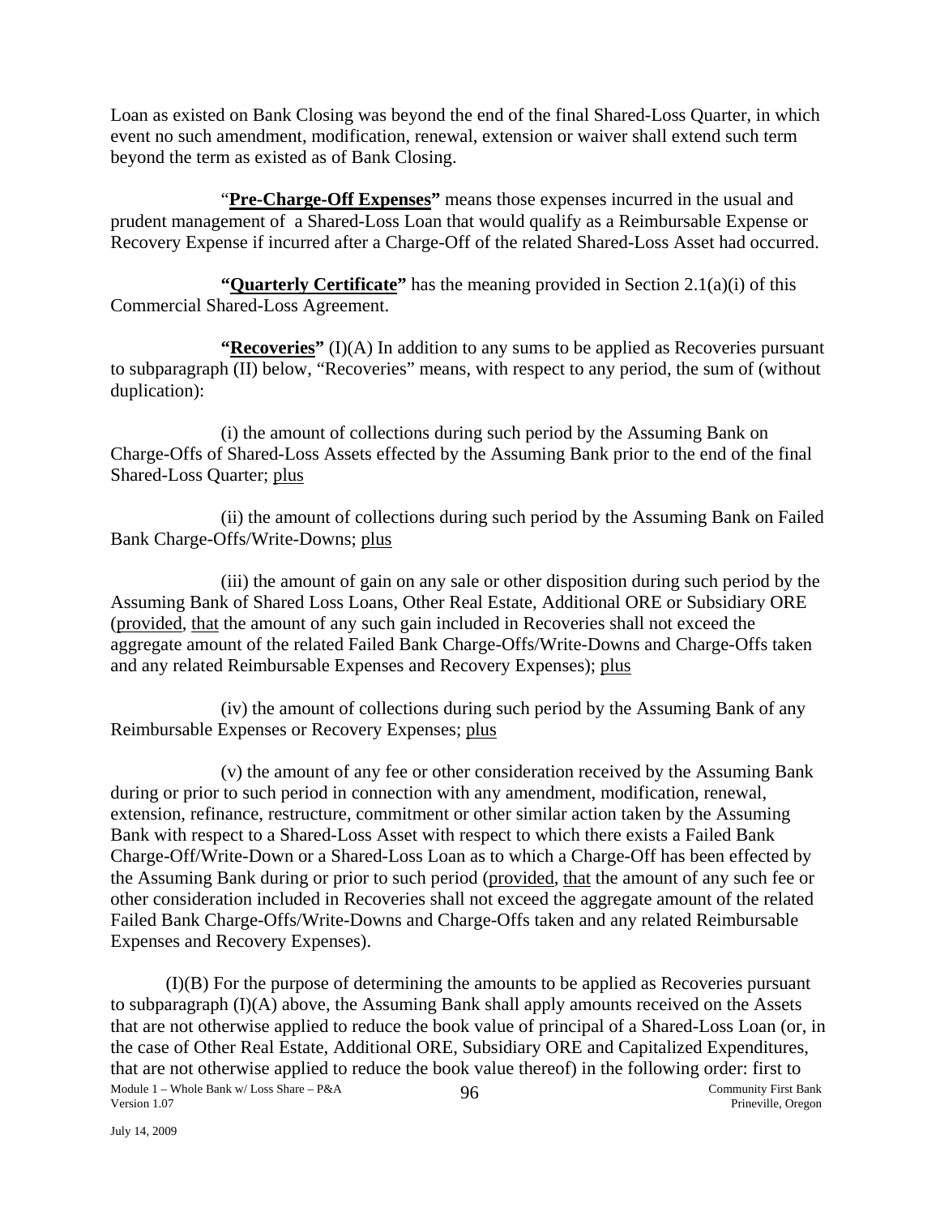Loan as existed on Bank Closing was beyond the end of the final Shared-Loss Quarter, in which event no such amendment, modification, renewal, extension or waiver shall extend such term beyond the term as existed as of Bank Closing.

"**Pre-Charge-Off Expenses"** means those expenses incurred in the usual and prudent management of a Shared-Loss Loan that would qualify as a Reimbursable Expense or Recovery Expense if incurred after a Charge-Off of the related Shared-Loss Asset had occurred.

**"Quarterly Certificate"** has the meaning provided in Section 2.1(a)(i) of this Commercial Shared-Loss Agreement.

**"Recoveries"** (I)(A) In addition to any sums to be applied as Recoveries pursuant to subparagraph (II) below, "Recoveries" means, with respect to any period, the sum of (without duplication):

(i) the amount of collections during such period by the Assuming Bank on Charge-Offs of Shared-Loss Assets effected by the Assuming Bank prior to the end of the final Shared-Loss Quarter; plus

(ii) the amount of collections during such period by the Assuming Bank on Failed Bank Charge-Offs/Write-Downs; plus

(iii) the amount of gain on any sale or other disposition during such period by the Assuming Bank of Shared Loss Loans, Other Real Estate, Additional ORE or Subsidiary ORE (provided, that the amount of any such gain included in Recoveries shall not exceed the aggregate amount of the related Failed Bank Charge-Offs/Write-Downs and Charge-Offs taken and any related Reimbursable Expenses and Recovery Expenses); plus

(iv) the amount of collections during such period by the Assuming Bank of any Reimbursable Expenses or Recovery Expenses; plus

(v) the amount of any fee or other consideration received by the Assuming Bank during or prior to such period in connection with any amendment, modification, renewal, extension, refinance, restructure, commitment or other similar action taken by the Assuming Bank with respect to a Shared-Loss Asset with respect to which there exists a Failed Bank Charge-Off/Write-Down or a Shared-Loss Loan as to which a Charge-Off has been effected by the Assuming Bank during or prior to such period (provided, that the amount of any such fee or other consideration included in Recoveries shall not exceed the aggregate amount of the related Failed Bank Charge-Offs/Write-Downs and Charge-Offs taken and any related Reimbursable Expenses and Recovery Expenses).

(I)(B) For the purpose of determining the amounts to be applied as Recoveries pursuant to subparagraph (I)(A) above, the Assuming Bank shall apply amounts received on the Assets that are not otherwise applied to reduce the book value of principal of a Shared-Loss Loan (or, in the case of Other Real Estate, Additional ORE, Subsidiary ORE and Capitalized Expenditures, that are not otherwise applied to reduce the book value thereof) in the following order: first to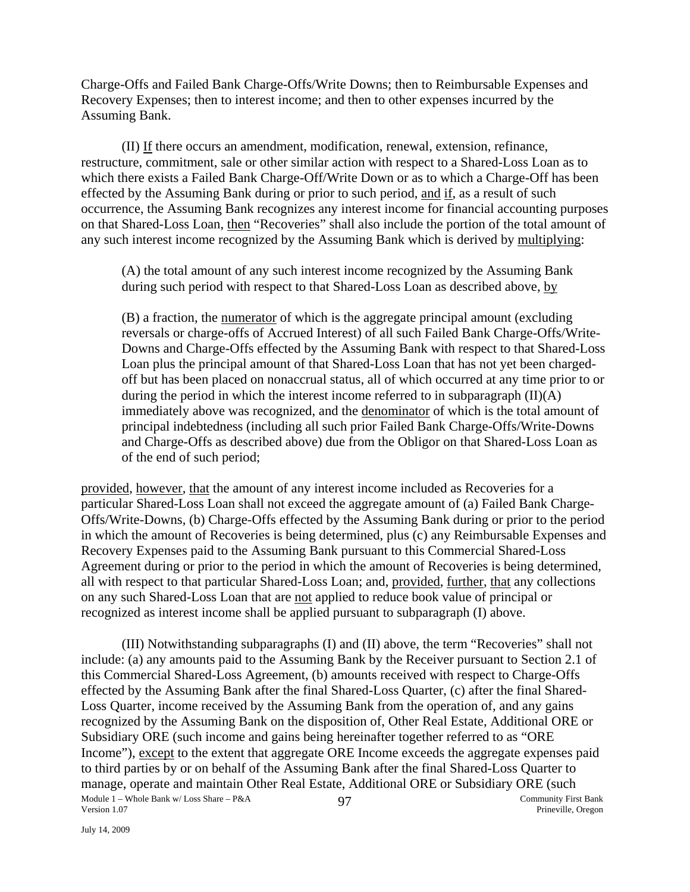Charge-Offs and Failed Bank Charge-Offs/Write Downs; then to Reimbursable Expenses and Recovery Expenses; then to interest income; and then to other expenses incurred by the Assuming Bank.

(II) If there occurs an amendment, modification, renewal, extension, refinance, restructure, commitment, sale or other similar action with respect to a Shared-Loss Loan as to which there exists a Failed Bank Charge-Off/Write Down or as to which a Charge-Off has been effected by the Assuming Bank during or prior to such period, and if, as a result of such occurrence, the Assuming Bank recognizes any interest income for financial accounting purposes on that Shared-Loss Loan, then "Recoveries" shall also include the portion of the total amount of any such interest income recognized by the Assuming Bank which is derived by multiplying:

> (A) the total amount of any such interest income recognized by the Assuming Bank during such period with respect to that Shared-Loss Loan as described above, by
>
> (B) a fraction, the numerator of which is the aggregate principal amount (excluding reversals or charge-offs of Accrued Interest) of all such Failed Bank Charge-Offs/Write-Downs and Charge-Offs effected by the Assuming Bank with respect to that Shared-Loss Loan plus the principal amount of that Shared-Loss Loan that has not yet been charged-off but has been placed on nonaccrual status, all of which occurred at any time prior to or during the period in which the interest income referred to in subparagraph (II)(A) immediately above was recognized, and the denominator of which is the total amount of principal indebtedness (including all such prior Failed Bank Charge-Offs/Write-Downs and Charge-Offs as described above) due from the Obligor on that Shared-Loss Loan as of the end of such period;

provided, however, that the amount of any interest income included as Recoveries for a particular Shared-Loss Loan shall not exceed the aggregate amount of (a) Failed Bank Charge-Offs/Write-Downs, (b) Charge-Offs effected by the Assuming Bank during or prior to the period in which the amount of Recoveries is being determined, plus (c) any Reimbursable Expenses and Recovery Expenses paid to the Assuming Bank pursuant to this Commercial Shared-Loss Agreement during or prior to the period in which the amount of Recoveries is being determined, all with respect to that particular Shared-Loss Loan; and, provided, further, that any collections on any such Shared-Loss Loan that are not applied to reduce book value of principal or recognized as interest income shall be applied pursuant to subparagraph (I) above.

(III) Notwithstanding subparagraphs (I) and (II) above, the term "Recoveries" shall not include: (a) any amounts paid to the Assuming Bank by the Receiver pursuant to Section 2.1 of this Commercial Shared-Loss Agreement, (b) amounts received with respect to Charge-Offs effected by the Assuming Bank after the final Shared-Loss Quarter, (c) after the final Shared-Loss Quarter, income received by the Assuming Bank from the operation of, and any gains recognized by the Assuming Bank on the disposition of, Other Real Estate, Additional ORE or Subsidiary ORE (such income and gains being hereinafter together referred to as "ORE Income"), except to the extent that aggregate ORE Income exceeds the aggregate expenses paid to third parties by or on behalf of the Assuming Bank after the final Shared-Loss Quarter to manage, operate and maintain Other Real Estate, Additional ORE or Subsidiary ORE (such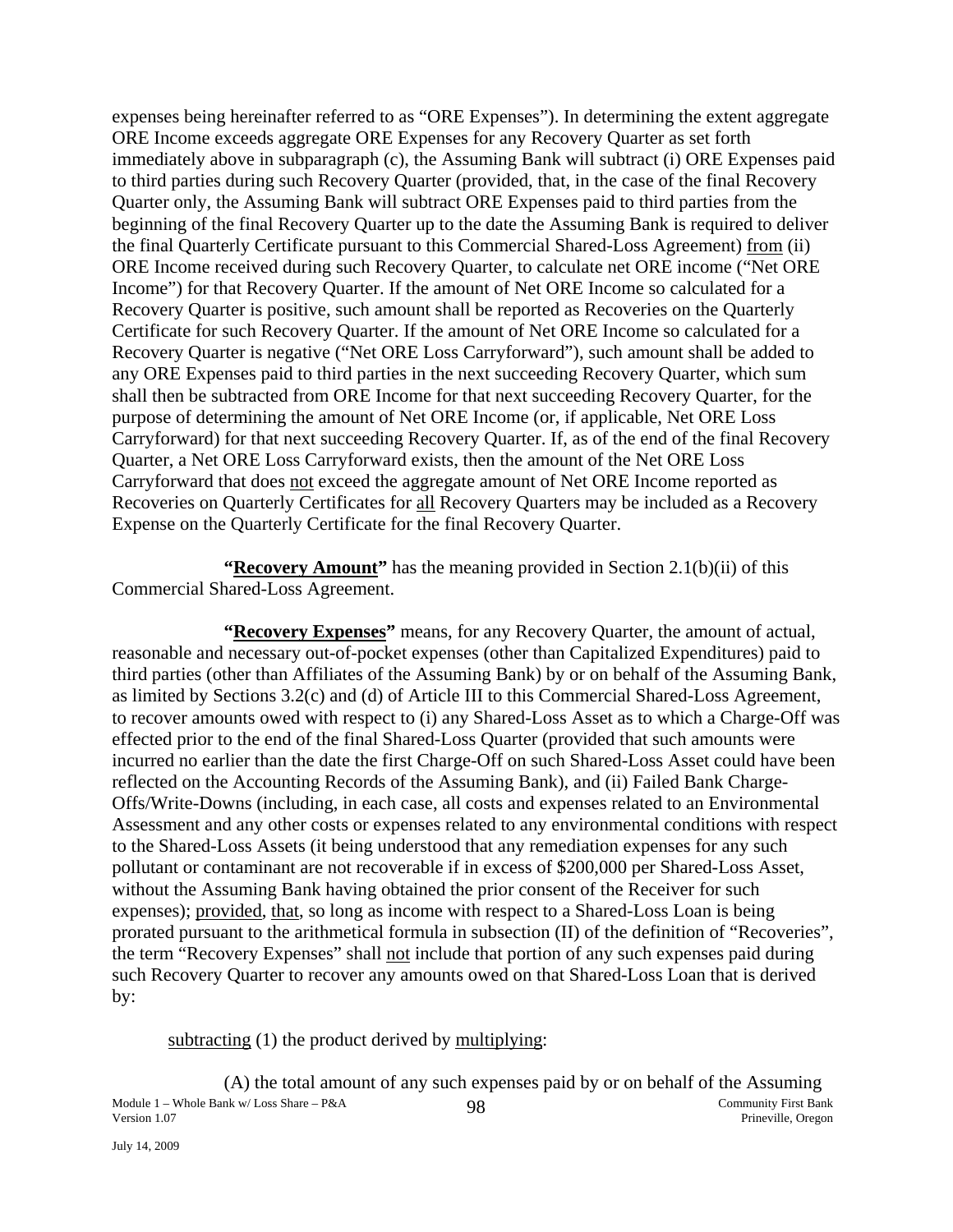expenses being hereinafter referred to as "ORE Expenses"). In determining the extent aggregate ORE Income exceeds aggregate ORE Expenses for any Recovery Quarter as set forth immediately above in subparagraph (c), the Assuming Bank will subtract (i) ORE Expenses paid to third parties during such Recovery Quarter (provided, that, in the case of the final Recovery Quarter only, the Assuming Bank will subtract ORE Expenses paid to third parties from the beginning of the final Recovery Quarter up to the date the Assuming Bank is required to deliver the final Quarterly Certificate pursuant to this Commercial Shared-Loss Agreement) from (ii) ORE Income received during such Recovery Quarter, to calculate net ORE income ("Net ORE Income") for that Recovery Quarter. If the amount of Net ORE Income so calculated for a Recovery Quarter is positive, such amount shall be reported as Recoveries on the Quarterly Certificate for such Recovery Quarter. If the amount of Net ORE Income so calculated for a Recovery Quarter is negative ("Net ORE Loss Carryforward"), such amount shall be added to any ORE Expenses paid to third parties in the next succeeding Recovery Quarter, which sum shall then be subtracted from ORE Income for that next succeeding Recovery Quarter, for the purpose of determining the amount of Net ORE Income (or, if applicable, Net ORE Loss Carryforward) for that next succeeding Recovery Quarter. If, as of the end of the final Recovery Quarter, a Net ORE Loss Carryforward exists, then the amount of the Net ORE Loss Carryforward that does not exceed the aggregate amount of Net ORE Income reported as Recoveries on Quarterly Certificates for all Recovery Quarters may be included as a Recovery Expense on the Quarterly Certificate for the final Recovery Quarter.

**"Recovery Amount"** has the meaning provided in Section 2.1(b)(ii) of this Commercial Shared-Loss Agreement.

**"Recovery Expenses"** means, for any Recovery Quarter, the amount of actual, reasonable and necessary out-of-pocket expenses (other than Capitalized Expenditures) paid to third parties (other than Affiliates of the Assuming Bank) by or on behalf of the Assuming Bank, as limited by Sections 3.2(c) and (d) of Article III to this Commercial Shared-Loss Agreement, to recover amounts owed with respect to (i) any Shared-Loss Asset as to which a Charge-Off was effected prior to the end of the final Shared-Loss Quarter (provided that such amounts were incurred no earlier than the date the first Charge-Off on such Shared-Loss Asset could have been reflected on the Accounting Records of the Assuming Bank), and (ii) Failed Bank Charge-Offs/Write-Downs (including, in each case, all costs and expenses related to an Environmental Assessment and any other costs or expenses related to any environmental conditions with respect to the Shared-Loss Assets (it being understood that any remediation expenses for any such pollutant or contaminant are not recoverable if in excess of $200,000 per Shared-Loss Asset, without the Assuming Bank having obtained the prior consent of the Receiver for such expenses); provided, that, so long as income with respect to a Shared-Loss Loan is being prorated pursuant to the arithmetical formula in subsection (II) of the definition of "Recoveries", the term "Recovery Expenses" shall not include that portion of any such expenses paid during such Recovery Quarter to recover any amounts owed on that Shared-Loss Loan that is derived by:

subtracting (1) the product derived by multiplying:

(A) the total amount of any such expenses paid by or on behalf of the Assuming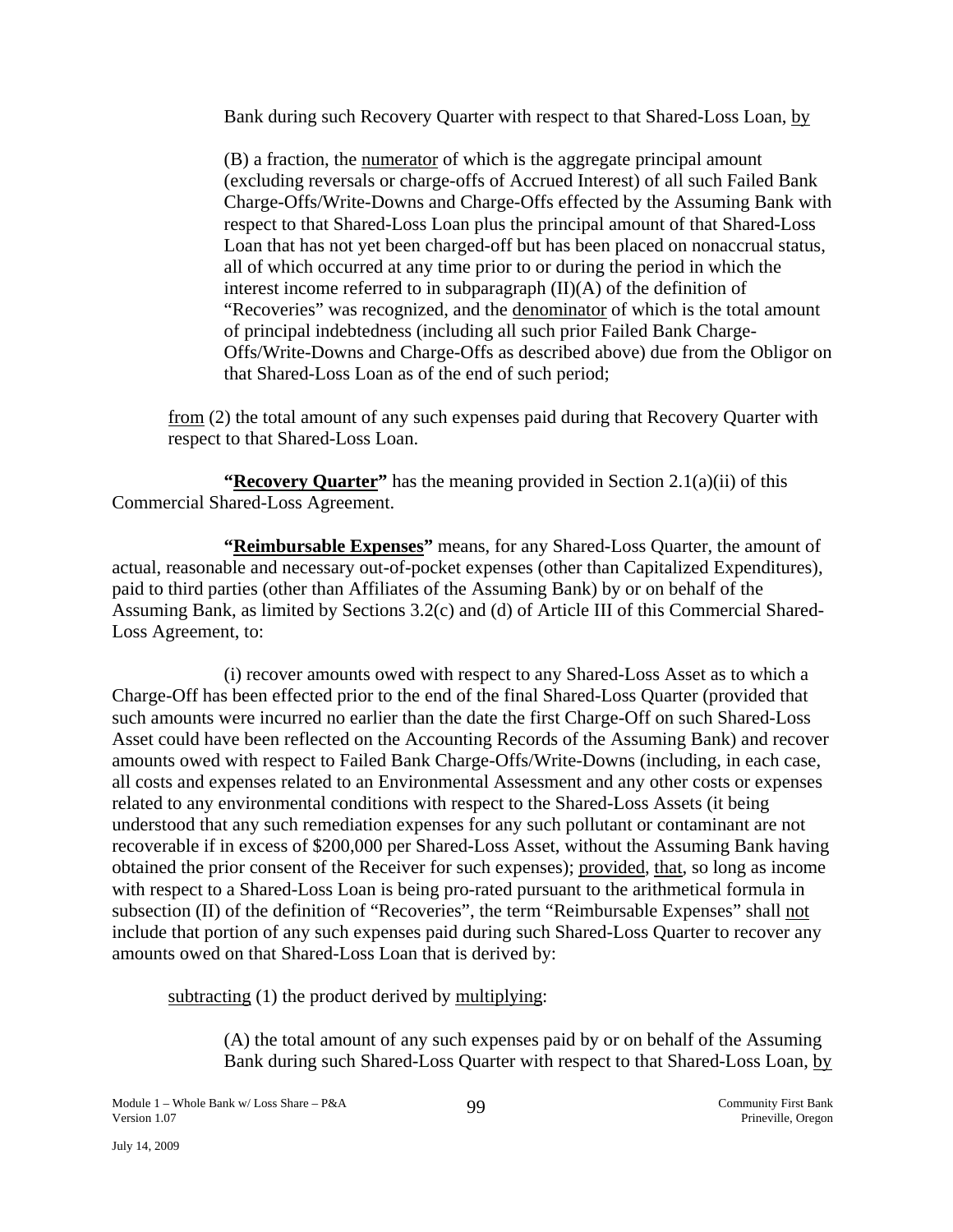Bank during such Recovery Quarter with respect to that Shared-Loss Loan, by

(B) a fraction, the numerator of which is the aggregate principal amount (excluding reversals or charge-offs of Accrued Interest) of all such Failed Bank Charge-Offs/Write-Downs and Charge-Offs effected by the Assuming Bank with respect to that Shared-Loss Loan plus the principal amount of that Shared-Loss Loan that has not yet been charged-off but has been placed on nonaccrual status, all of which occurred at any time prior to or during the period in which the interest income referred to in subparagraph (II)(A) of the definition of "Recoveries" was recognized, and the denominator of which is the total amount of principal indebtedness (including all such prior Failed Bank Charge-Offs/Write-Downs and Charge-Offs as described above) due from the Obligor on that Shared-Loss Loan as of the end of such period;

from (2) the total amount of any such expenses paid during that Recovery Quarter with respect to that Shared-Loss Loan.

**"Recovery Quarter"** has the meaning provided in Section 2.1(a)(ii) of this Commercial Shared-Loss Agreement.

**"Reimbursable Expenses"** means, for any Shared-Loss Quarter, the amount of actual, reasonable and necessary out-of-pocket expenses (other than Capitalized Expenditures), paid to third parties (other than Affiliates of the Assuming Bank) by or on behalf of the Assuming Bank, as limited by Sections 3.2(c) and (d) of Article III of this Commercial Shared-Loss Agreement, to:

(i) recover amounts owed with respect to any Shared-Loss Asset as to which a Charge-Off has been effected prior to the end of the final Shared-Loss Quarter (provided that such amounts were incurred no earlier than the date the first Charge-Off on such Shared-Loss Asset could have been reflected on the Accounting Records of the Assuming Bank) and recover amounts owed with respect to Failed Bank Charge-Offs/Write-Downs (including, in each case, all costs and expenses related to an Environmental Assessment and any other costs or expenses related to any environmental conditions with respect to the Shared-Loss Assets (it being understood that any such remediation expenses for any such pollutant or contaminant are not recoverable if in excess of $200,000 per Shared-Loss Asset, without the Assuming Bank having obtained the prior consent of the Receiver for such expenses); provided, that, so long as income with respect to a Shared-Loss Loan is being pro-rated pursuant to the arithmetical formula in subsection (II) of the definition of "Recoveries", the term "Reimbursable Expenses" shall not include that portion of any such expenses paid during such Shared-Loss Quarter to recover any amounts owed on that Shared-Loss Loan that is derived by:

subtracting (1) the product derived by multiplying:

(A) the total amount of any such expenses paid by or on behalf of the Assuming Bank during such Shared-Loss Quarter with respect to that Shared-Loss Loan, by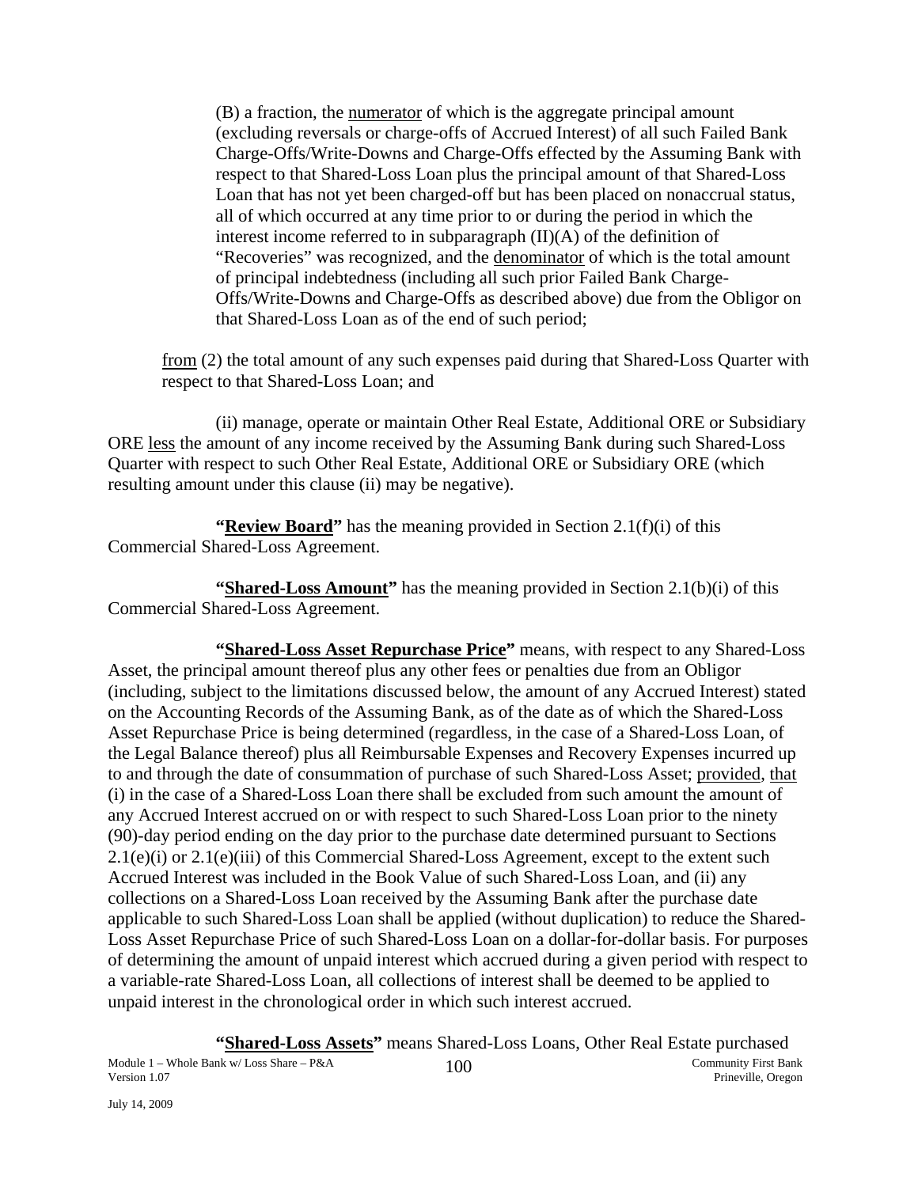(B) a fraction, the numerator of which is the aggregate principal amount (excluding reversals or charge-offs of Accrued Interest) of all such Failed Bank Charge-Offs/Write-Downs and Charge-Offs effected by the Assuming Bank with respect to that Shared-Loss Loan plus the principal amount of that Shared-Loss Loan that has not yet been charged-off but has been placed on nonaccrual status, all of which occurred at any time prior to or during the period in which the interest income referred to in subparagraph (II)(A) of the definition of "Recoveries" was recognized, and the denominator of which is the total amount of principal indebtedness (including all such prior Failed Bank Charge-Offs/Write-Downs and Charge-Offs as described above) due from the Obligor on that Shared-Loss Loan as of the end of such period;

from (2) the total amount of any such expenses paid during that Shared-Loss Quarter with respect to that Shared-Loss Loan; and

(ii) manage, operate or maintain Other Real Estate, Additional ORE or Subsidiary ORE less the amount of any income received by the Assuming Bank during such Shared-Loss Quarter with respect to such Other Real Estate, Additional ORE or Subsidiary ORE (which resulting amount under this clause (ii) may be negative).

**"Review Board"** has the meaning provided in Section 2.1(f)(i) of this Commercial Shared-Loss Agreement.

**"Shared-Loss Amount"** has the meaning provided in Section 2.1(b)(i) of this Commercial Shared-Loss Agreement.

**"Shared-Loss Asset Repurchase Price"** means, with respect to any Shared-Loss Asset, the principal amount thereof plus any other fees or penalties due from an Obligor (including, subject to the limitations discussed below, the amount of any Accrued Interest) stated on the Accounting Records of the Assuming Bank, as of the date as of which the Shared-Loss Asset Repurchase Price is being determined (regardless, in the case of a Shared-Loss Loan, of the Legal Balance thereof) plus all Reimbursable Expenses and Recovery Expenses incurred up to and through the date of consummation of purchase of such Shared-Loss Asset; provided, that (i) in the case of a Shared-Loss Loan there shall be excluded from such amount the amount of any Accrued Interest accrued on or with respect to such Shared-Loss Loan prior to the ninety (90)-day period ending on the day prior to the purchase date determined pursuant to Sections 2.1(e)(i) or 2.1(e)(iii) of this Commercial Shared-Loss Agreement, except to the extent such Accrued Interest was included in the Book Value of such Shared-Loss Loan, and (ii) any collections on a Shared-Loss Loan received by the Assuming Bank after the purchase date applicable to such Shared-Loss Loan shall be applied (without duplication) to reduce the Shared-Loss Asset Repurchase Price of such Shared-Loss Loan on a dollar-for-dollar basis. For purposes of determining the amount of unpaid interest which accrued during a given period with respect to a variable-rate Shared-Loss Loan, all collections of interest shall be deemed to be applied to unpaid interest in the chronological order in which such interest accrued.

**"Shared-Loss Assets"** means Shared-Loss Loans, Other Real Estate purchased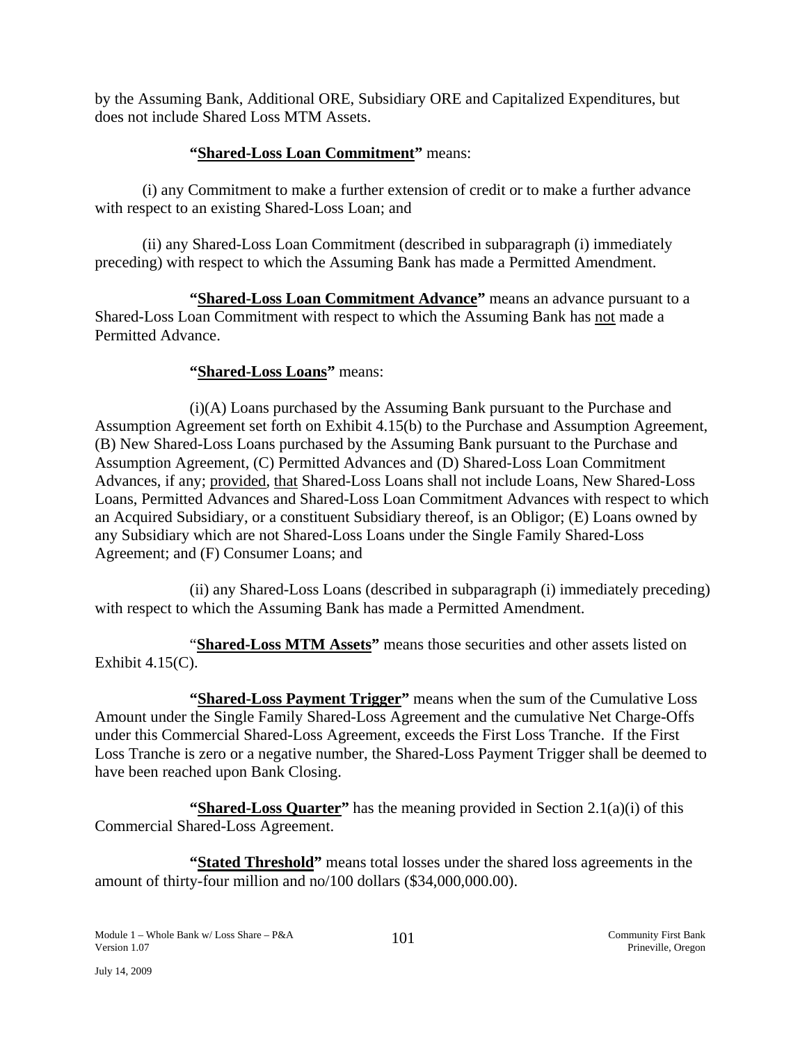by the Assuming Bank, Additional ORE, Subsidiary ORE and Capitalized Expenditures, but does not include Shared Loss MTM Assets.

**"Shared-Loss Loan Commitment"** means:

(i) any Commitment to make a further extension of credit or to make a further advance with respect to an existing Shared-Loss Loan; and

(ii) any Shared-Loss Loan Commitment (described in subparagraph (i) immediately preceding) with respect to which the Assuming Bank has made a Permitted Amendment.

**"Shared-Loss Loan Commitment Advance"** means an advance pursuant to a Shared-Loss Loan Commitment with respect to which the Assuming Bank has not made a Permitted Advance.

**"Shared-Loss Loans"** means:

(i)(A) Loans purchased by the Assuming Bank pursuant to the Purchase and Assumption Agreement set forth on Exhibit 4.15(b) to the Purchase and Assumption Agreement, (B) New Shared-Loss Loans purchased by the Assuming Bank pursuant to the Purchase and Assumption Agreement, (C) Permitted Advances and (D) Shared-Loss Loan Commitment Advances, if any; provided, that Shared-Loss Loans shall not include Loans, New Shared-Loss Loans, Permitted Advances and Shared-Loss Loan Commitment Advances with respect to which an Acquired Subsidiary, or a constituent Subsidiary thereof, is an Obligor; (E) Loans owned by any Subsidiary which are not Shared-Loss Loans under the Single Family Shared-Loss Agreement; and (F) Consumer Loans; and

(ii) any Shared-Loss Loans (described in subparagraph (i) immediately preceding) with respect to which the Assuming Bank has made a Permitted Amendment.

**"Shared-Loss MTM Assets"** means those securities and other assets listed on Exhibit 4.15(C).

**"Shared-Loss Payment Trigger"** means when the sum of the Cumulative Loss Amount under the Single Family Shared-Loss Agreement and the cumulative Net Charge-Offs under this Commercial Shared-Loss Agreement, exceeds the First Loss Tranche. If the First Loss Tranche is zero or a negative number, the Shared-Loss Payment Trigger shall be deemed to have been reached upon Bank Closing.

**"Shared-Loss Quarter"** has the meaning provided in Section 2.1(a)(i) of this Commercial Shared-Loss Agreement.

**"Stated Threshold"** means total losses under the shared loss agreements in the amount of thirty-four million and no/100 dollars ($34,000,000.00).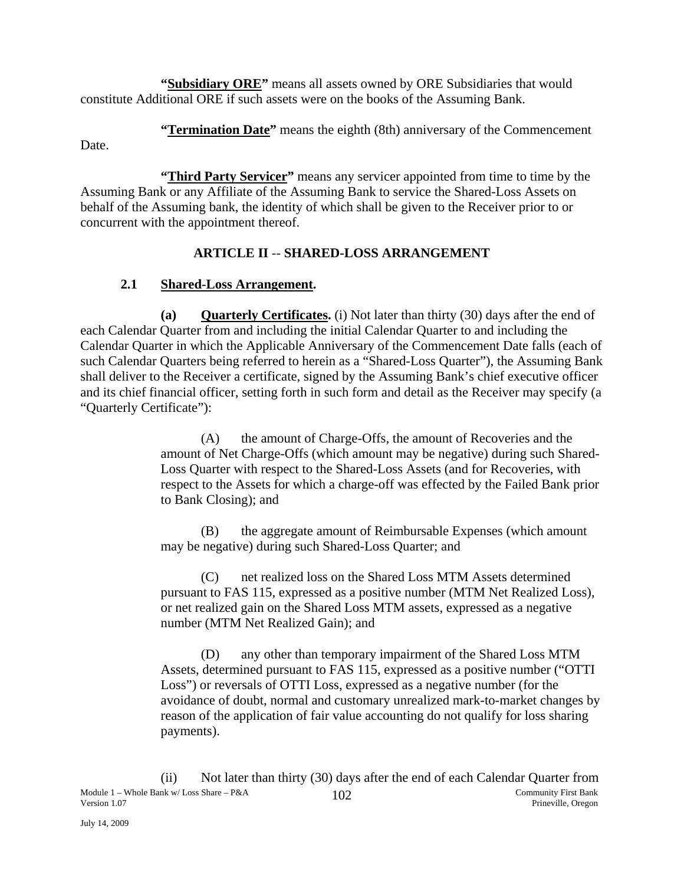**"Subsidiary ORE"** means all assets owned by ORE Subsidiaries that would constitute Additional ORE if such assets were on the books of the Assuming Bank.

**"Termination Date"** means the eighth (8th) anniversary of the Commencement Date.

**"Third Party Servicer"** means any servicer appointed from time to time by the Assuming Bank or any Affiliate of the Assuming Bank to service the Shared-Loss Assets on behalf of the Assuming bank, the identity of which shall be given to the Receiver prior to or concurrent with the appointment thereof.

## ARTICLE II -- SHARED-LOSS ARRANGEMENT

### 2.1 Shared-Loss Arrangement.

**(a) Quarterly Certificates.** (i) Not later than thirty (30) days after the end of each Calendar Quarter from and including the initial Calendar Quarter to and including the Calendar Quarter in which the Applicable Anniversary of the Commencement Date falls (each of such Calendar Quarters being referred to herein as a "Shared-Loss Quarter"), the Assuming Bank shall deliver to the Receiver a certificate, signed by the Assuming Bank's chief executive officer and its chief financial officer, setting forth in such form and detail as the Receiver may specify (a "Quarterly Certificate"):

(A) the amount of Charge-Offs, the amount of Recoveries and the amount of Net Charge-Offs (which amount may be negative) during such Shared-Loss Quarter with respect to the Shared-Loss Assets (and for Recoveries, with respect to the Assets for which a charge-off was effected by the Failed Bank prior to Bank Closing); and

(B) the aggregate amount of Reimbursable Expenses (which amount may be negative) during such Shared-Loss Quarter; and

(C) net realized loss on the Shared Loss MTM Assets determined pursuant to FAS 115, expressed as a positive number (MTM Net Realized Loss), or net realized gain on the Shared Loss MTM assets, expressed as a negative number (MTM Net Realized Gain); and

(D) any other than temporary impairment of the Shared Loss MTM Assets, determined pursuant to FAS 115, expressed as a positive number ("OTTI Loss") or reversals of OTTI Loss, expressed as a negative number (for the avoidance of doubt, normal and customary unrealized mark-to-market changes by reason of the application of fair value accounting do not qualify for loss sharing payments).

(ii) Not later than thirty (30) days after the end of each Calendar Quarter from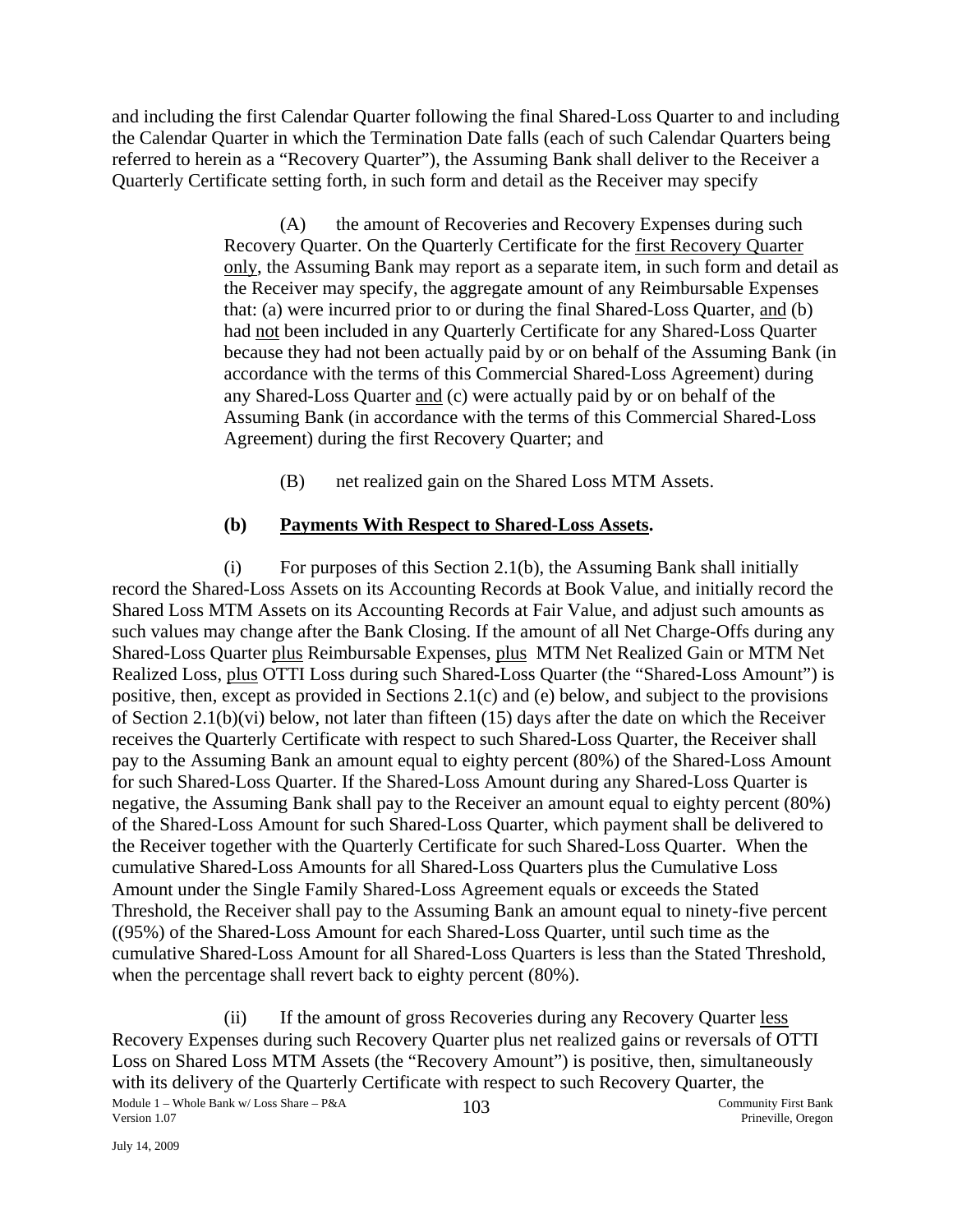and including the first Calendar Quarter following the final Shared-Loss Quarter to and including the Calendar Quarter in which the Termination Date falls (each of such Calendar Quarters being referred to herein as a "Recovery Quarter"), the Assuming Bank shall deliver to the Receiver a Quarterly Certificate setting forth, in such form and detail as the Receiver may specify

(A) the amount of Recoveries and Recovery Expenses during such Recovery Quarter. On the Quarterly Certificate for the first Recovery Quarter only, the Assuming Bank may report as a separate item, in such form and detail as the Receiver may specify, the aggregate amount of any Reimbursable Expenses that: (a) were incurred prior to or during the final Shared-Loss Quarter, and (b) had not been included in any Quarterly Certificate for any Shared-Loss Quarter because they had not been actually paid by or on behalf of the Assuming Bank (in accordance with the terms of this Commercial Shared-Loss Agreement) during any Shared-Loss Quarter and (c) were actually paid by or on behalf of the Assuming Bank (in accordance with the terms of this Commercial Shared-Loss Agreement) during the first Recovery Quarter; and

(B) net realized gain on the Shared Loss MTM Assets.

**(b) Payments With Respect to Shared-Loss Assets.**

(i) For purposes of this Section 2.1(b), the Assuming Bank shall initially record the Shared-Loss Assets on its Accounting Records at Book Value, and initially record the Shared Loss MTM Assets on its Accounting Records at Fair Value, and adjust such amounts as such values may change after the Bank Closing. If the amount of all Net Charge-Offs during any Shared-Loss Quarter plus Reimbursable Expenses, plus MTM Net Realized Gain or MTM Net Realized Loss, plus OTTI Loss during such Shared-Loss Quarter (the "Shared-Loss Amount") is positive, then, except as provided in Sections 2.1(c) and (e) below, and subject to the provisions of Section 2.1(b)(vi) below, not later than fifteen (15) days after the date on which the Receiver receives the Quarterly Certificate with respect to such Shared-Loss Quarter, the Receiver shall pay to the Assuming Bank an amount equal to eighty percent (80%) of the Shared-Loss Amount for such Shared-Loss Quarter. If the Shared-Loss Amount during any Shared-Loss Quarter is negative, the Assuming Bank shall pay to the Receiver an amount equal to eighty percent (80%) of the Shared-Loss Amount for such Shared-Loss Quarter, which payment shall be delivered to the Receiver together with the Quarterly Certificate for such Shared-Loss Quarter. When the cumulative Shared-Loss Amounts for all Shared-Loss Quarters plus the Cumulative Loss Amount under the Single Family Shared-Loss Agreement equals or exceeds the Stated Threshold, the Receiver shall pay to the Assuming Bank an amount equal to ninety-five percent ((95%) of the Shared-Loss Amount for each Shared-Loss Quarter, until such time as the cumulative Shared-Loss Amount for all Shared-Loss Quarters is less than the Stated Threshold, when the percentage shall revert back to eighty percent (80%).

(ii) If the amount of gross Recoveries during any Recovery Quarter less Recovery Expenses during such Recovery Quarter plus net realized gains or reversals of OTTI Loss on Shared Loss MTM Assets (the "Recovery Amount") is positive, then, simultaneously with its delivery of the Quarterly Certificate with respect to such Recovery Quarter, the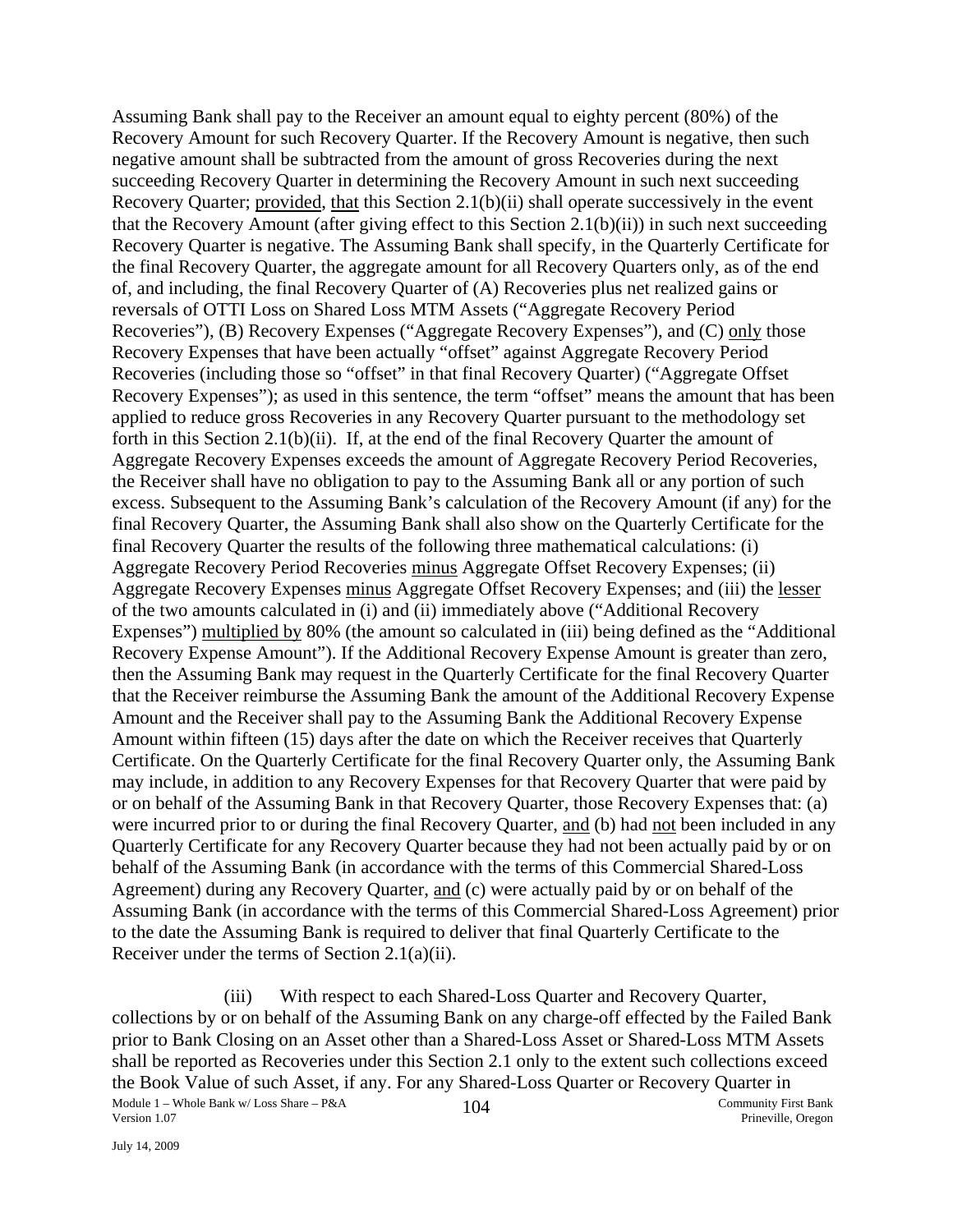Assuming Bank shall pay to the Receiver an amount equal to eighty percent (80%) of the Recovery Amount for such Recovery Quarter. If the Recovery Amount is negative, then such negative amount shall be subtracted from the amount of gross Recoveries during the next succeeding Recovery Quarter in determining the Recovery Amount in such next succeeding Recovery Quarter; provided, that this Section 2.1(b)(ii) shall operate successively in the event that the Recovery Amount (after giving effect to this Section 2.1(b)(ii)) in such next succeeding Recovery Quarter is negative. The Assuming Bank shall specify, in the Quarterly Certificate for the final Recovery Quarter, the aggregate amount for all Recovery Quarters only, as of the end of, and including, the final Recovery Quarter of (A) Recoveries plus net realized gains or reversals of OTTI Loss on Shared Loss MTM Assets ("Aggregate Recovery Period Recoveries"), (B) Recovery Expenses ("Aggregate Recovery Expenses"), and (C) only those Recovery Expenses that have been actually "offset" against Aggregate Recovery Period Recoveries (including those so "offset" in that final Recovery Quarter) ("Aggregate Offset Recovery Expenses"); as used in this sentence, the term "offset" means the amount that has been applied to reduce gross Recoveries in any Recovery Quarter pursuant to the methodology set forth in this Section 2.1(b)(ii). If, at the end of the final Recovery Quarter the amount of Aggregate Recovery Expenses exceeds the amount of Aggregate Recovery Period Recoveries, the Receiver shall have no obligation to pay to the Assuming Bank all or any portion of such excess. Subsequent to the Assuming Bank's calculation of the Recovery Amount (if any) for the final Recovery Quarter, the Assuming Bank shall also show on the Quarterly Certificate for the final Recovery Quarter the results of the following three mathematical calculations: (i) Aggregate Recovery Period Recoveries minus Aggregate Offset Recovery Expenses; (ii) Aggregate Recovery Expenses minus Aggregate Offset Recovery Expenses; and (iii) the lesser of the two amounts calculated in (i) and (ii) immediately above ("Additional Recovery Expenses") multiplied by 80% (the amount so calculated in (iii) being defined as the "Additional Recovery Expense Amount"). If the Additional Recovery Expense Amount is greater than zero, then the Assuming Bank may request in the Quarterly Certificate for the final Recovery Quarter that the Receiver reimburse the Assuming Bank the amount of the Additional Recovery Expense Amount and the Receiver shall pay to the Assuming Bank the Additional Recovery Expense Amount within fifteen (15) days after the date on which the Receiver receives that Quarterly Certificate. On the Quarterly Certificate for the final Recovery Quarter only, the Assuming Bank may include, in addition to any Recovery Expenses for that Recovery Quarter that were paid by or on behalf of the Assuming Bank in that Recovery Quarter, those Recovery Expenses that: (a) were incurred prior to or during the final Recovery Quarter, and (b) had not been included in any Quarterly Certificate for any Recovery Quarter because they had not been actually paid by or on behalf of the Assuming Bank (in accordance with the terms of this Commercial Shared-Loss Agreement) during any Recovery Quarter, and (c) were actually paid by or on behalf of the Assuming Bank (in accordance with the terms of this Commercial Shared-Loss Agreement) prior to the date the Assuming Bank is required to deliver that final Quarterly Certificate to the Receiver under the terms of Section 2.1(a)(ii).

(iii) With respect to each Shared-Loss Quarter and Recovery Quarter, collections by or on behalf of the Assuming Bank on any charge-off effected by the Failed Bank prior to Bank Closing on an Asset other than a Shared-Loss Asset or Shared-Loss MTM Assets shall be reported as Recoveries under this Section 2.1 only to the extent such collections exceed the Book Value of such Asset, if any. For any Shared-Loss Quarter or Recovery Quarter in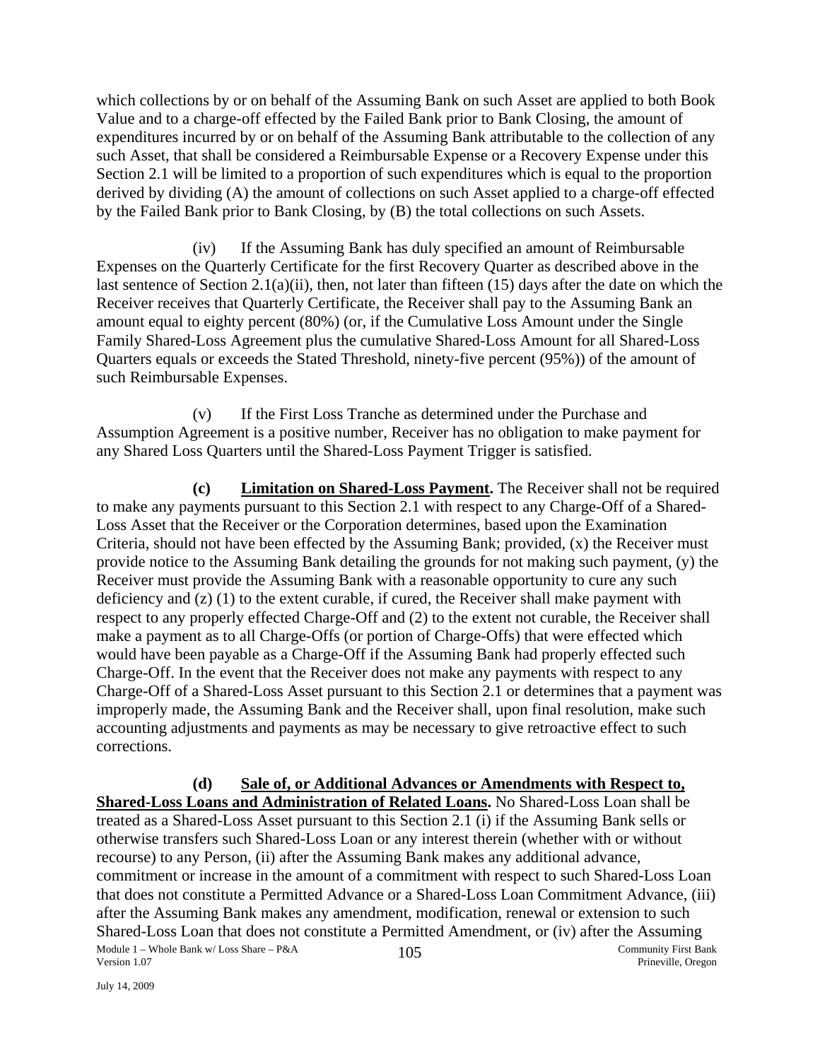which collections by or on behalf of the Assuming Bank on such Asset are applied to both Book Value and to a charge-off effected by the Failed Bank prior to Bank Closing, the amount of expenditures incurred by or on behalf of the Assuming Bank attributable to the collection of any such Asset, that shall be considered a Reimbursable Expense or a Recovery Expense under this Section 2.1 will be limited to a proportion of such expenditures which is equal to the proportion derived by dividing (A) the amount of collections on such Asset applied to a charge-off effected by the Failed Bank prior to Bank Closing, by (B) the total collections on such Assets.

(iv) If the Assuming Bank has duly specified an amount of Reimbursable Expenses on the Quarterly Certificate for the first Recovery Quarter as described above in the last sentence of Section 2.1(a)(ii), then, not later than fifteen (15) days after the date on which the Receiver receives that Quarterly Certificate, the Receiver shall pay to the Assuming Bank an amount equal to eighty percent (80%) (or, if the Cumulative Loss Amount under the Single Family Shared-Loss Agreement plus the cumulative Shared-Loss Amount for all Shared-Loss Quarters equals or exceeds the Stated Threshold, ninety-five percent (95%)) of the amount of such Reimbursable Expenses.

(v) If the First Loss Tranche as determined under the Purchase and Assumption Agreement is a positive number, Receiver has no obligation to make payment for any Shared Loss Quarters until the Shared-Loss Payment Trigger is satisfied.

**(c) Limitation on Shared-Loss Payment.** The Receiver shall not be required to make any payments pursuant to this Section 2.1 with respect to any Charge-Off of a Shared-Loss Asset that the Receiver or the Corporation determines, based upon the Examination Criteria, should not have been effected by the Assuming Bank; provided, (x) the Receiver must provide notice to the Assuming Bank detailing the grounds for not making such payment, (y) the Receiver must provide the Assuming Bank with a reasonable opportunity to cure any such deficiency and (z) (1) to the extent curable, if cured, the Receiver shall make payment with respect to any properly effected Charge-Off and (2) to the extent not curable, the Receiver shall make a payment as to all Charge-Offs (or portion of Charge-Offs) that were effected which would have been payable as a Charge-Off if the Assuming Bank had properly effected such Charge-Off. In the event that the Receiver does not make any payments with respect to any Charge-Off of a Shared-Loss Asset pursuant to this Section 2.1 or determines that a payment was improperly made, the Assuming Bank and the Receiver shall, upon final resolution, make such accounting adjustments and payments as may be necessary to give retroactive effect to such corrections.

**(d) Sale of, or Additional Advances or Amendments with Respect to, Shared-Loss Loans and Administration of Related Loans.** No Shared-Loss Loan shall be treated as a Shared-Loss Asset pursuant to this Section 2.1 (i) if the Assuming Bank sells or otherwise transfers such Shared-Loss Loan or any interest therein (whether with or without recourse) to any Person, (ii) after the Assuming Bank makes any additional advance, commitment or increase in the amount of a commitment with respect to such Shared-Loss Loan that does not constitute a Permitted Advance or a Shared-Loss Loan Commitment Advance, (iii) after the Assuming Bank makes any amendment, modification, renewal or extension to such Shared-Loss Loan that does not constitute a Permitted Amendment, or (iv) after the Assuming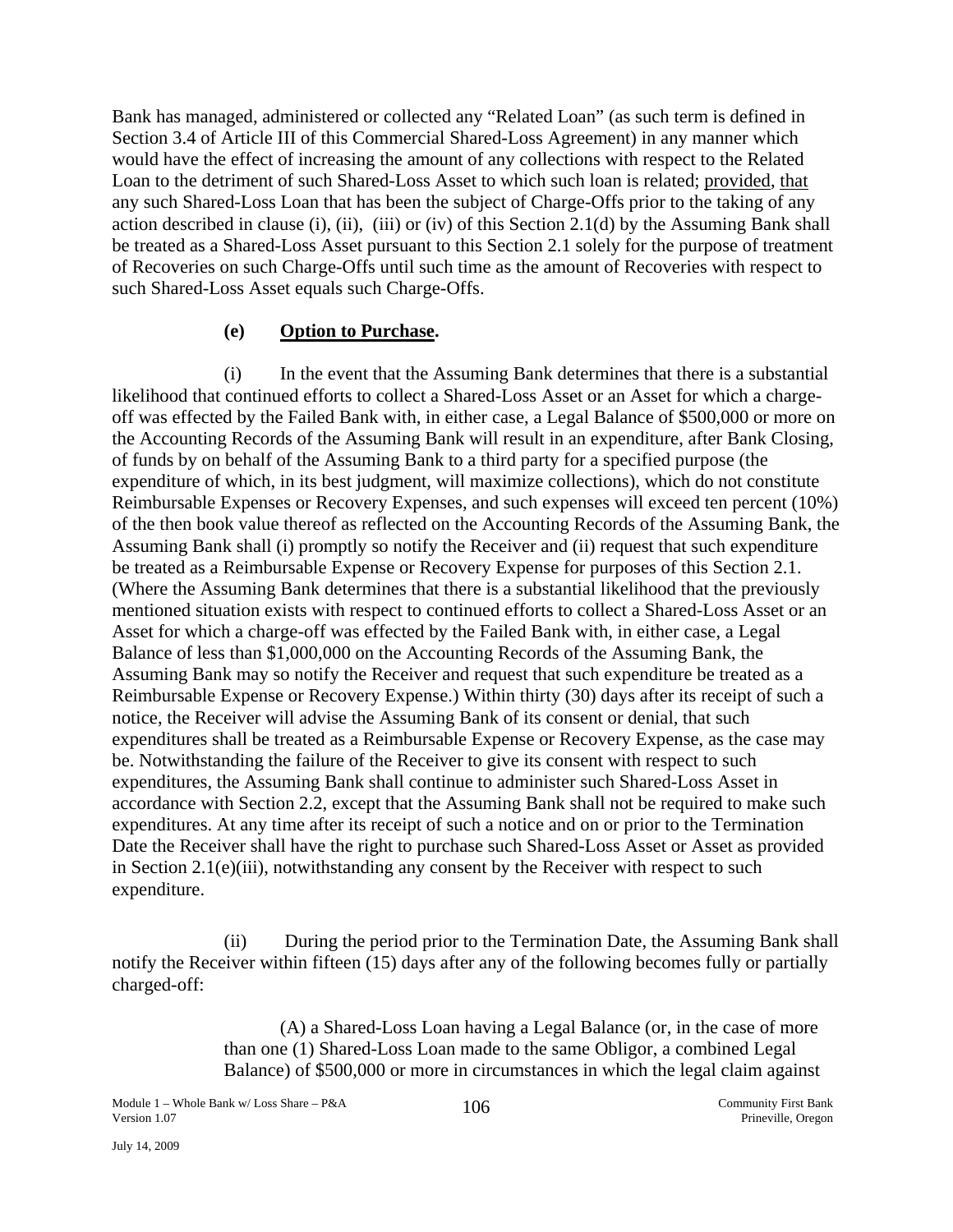Bank has managed, administered or collected any "Related Loan" (as such term is defined in Section 3.4 of Article III of this Commercial Shared-Loss Agreement) in any manner which would have the effect of increasing the amount of any collections with respect to the Related Loan to the detriment of such Shared-Loss Asset to which such loan is related; provided, that any such Shared-Loss Loan that has been the subject of Charge-Offs prior to the taking of any action described in clause (i), (ii), (iii) or (iv) of this Section 2.1(d) by the Assuming Bank shall be treated as a Shared-Loss Asset pursuant to this Section 2.1 solely for the purpose of treatment of Recoveries on such Charge-Offs until such time as the amount of Recoveries with respect to such Shared-Loss Asset equals such Charge-Offs.

**(e) Option to Purchase.**

(i) In the event that the Assuming Bank determines that there is a substantial likelihood that continued efforts to collect a Shared-Loss Asset or an Asset for which a charge-off was effected by the Failed Bank with, in either case, a Legal Balance of \$500,000 or more on the Accounting Records of the Assuming Bank will result in an expenditure, after Bank Closing, of funds by on behalf of the Assuming Bank to a third party for a specified purpose (the expenditure of which, in its best judgment, will maximize collections), which do not constitute Reimbursable Expenses or Recovery Expenses, and such expenses will exceed ten percent (10%) of the then book value thereof as reflected on the Accounting Records of the Assuming Bank, the Assuming Bank shall (i) promptly so notify the Receiver and (ii) request that such expenditure be treated as a Reimbursable Expense or Recovery Expense for purposes of this Section 2.1. (Where the Assuming Bank determines that there is a substantial likelihood that the previously mentioned situation exists with respect to continued efforts to collect a Shared-Loss Asset or an Asset for which a charge-off was effected by the Failed Bank with, in either case, a Legal Balance of less than \$1,000,000 on the Accounting Records of the Assuming Bank, the Assuming Bank may so notify the Receiver and request that such expenditure be treated as a Reimbursable Expense or Recovery Expense.) Within thirty (30) days after its receipt of such a notice, the Receiver will advise the Assuming Bank of its consent or denial, that such expenditures shall be treated as a Reimbursable Expense or Recovery Expense, as the case may be. Notwithstanding the failure of the Receiver to give its consent with respect to such expenditures, the Assuming Bank shall continue to administer such Shared-Loss Asset in accordance with Section 2.2, except that the Assuming Bank shall not be required to make such expenditures. At any time after its receipt of such a notice and on or prior to the Termination Date the Receiver shall have the right to purchase such Shared-Loss Asset or Asset as provided in Section 2.1(e)(iii), notwithstanding any consent by the Receiver with respect to such expenditure.

(ii) During the period prior to the Termination Date, the Assuming Bank shall notify the Receiver within fifteen (15) days after any of the following becomes fully or partially charged-off:

(A) a Shared-Loss Loan having a Legal Balance (or, in the case of more than one (1) Shared-Loss Loan made to the same Obligor, a combined Legal Balance) of \$500,000 or more in circumstances in which the legal claim against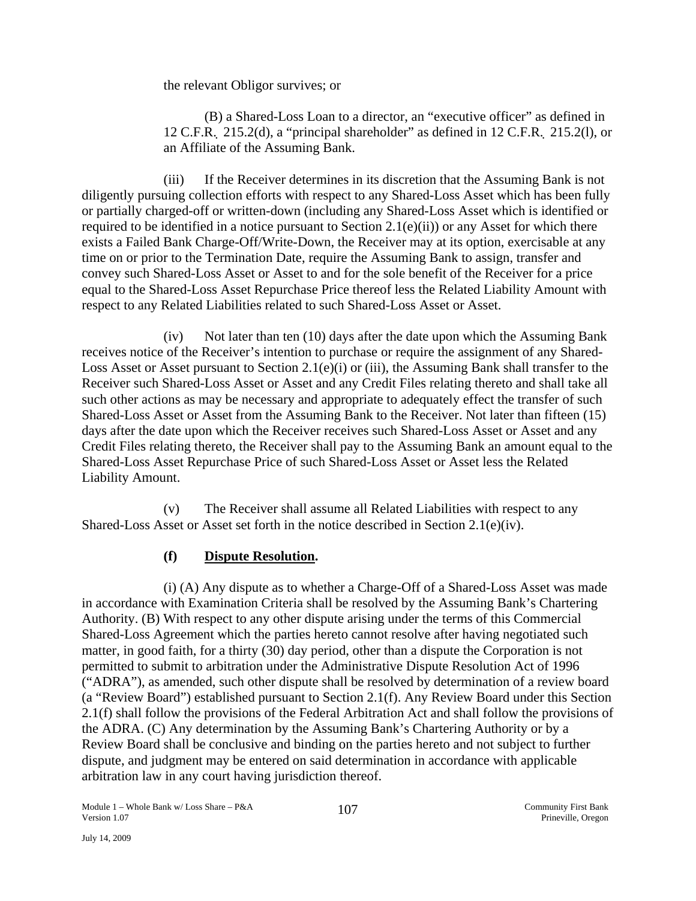the relevant Obligor survives; or

(B) a Shared-Loss Loan to a director, an "executive officer" as defined in 12 C.F.R. 215.2(d), a "principal shareholder" as defined in 12 C.F.R. 215.2(l), or an Affiliate of the Assuming Bank.

(iii) If the Receiver determines in its discretion that the Assuming Bank is not diligently pursuing collection efforts with respect to any Shared-Loss Asset which has been fully or partially charged-off or written-down (including any Shared-Loss Asset which is identified or required to be identified in a notice pursuant to Section 2.1(e)(ii)) or any Asset for which there exists a Failed Bank Charge-Off/Write-Down, the Receiver may at its option, exercisable at any time on or prior to the Termination Date, require the Assuming Bank to assign, transfer and convey such Shared-Loss Asset or Asset to and for the sole benefit of the Receiver for a price equal to the Shared-Loss Asset Repurchase Price thereof less the Related Liability Amount with respect to any Related Liabilities related to such Shared-Loss Asset or Asset.

(iv) Not later than ten (10) days after the date upon which the Assuming Bank receives notice of the Receiver's intention to purchase or require the assignment of any Shared-Loss Asset or Asset pursuant to Section 2.1(e)(i) or (iii), the Assuming Bank shall transfer to the Receiver such Shared-Loss Asset or Asset and any Credit Files relating thereto and shall take all such other actions as may be necessary and appropriate to adequately effect the transfer of such Shared-Loss Asset or Asset from the Assuming Bank to the Receiver. Not later than fifteen (15) days after the date upon which the Receiver receives such Shared-Loss Asset or Asset and any Credit Files relating thereto, the Receiver shall pay to the Assuming Bank an amount equal to the Shared-Loss Asset Repurchase Price of such Shared-Loss Asset or Asset less the Related Liability Amount.

(v) The Receiver shall assume all Related Liabilities with respect to any Shared-Loss Asset or Asset set forth in the notice described in Section 2.1(e)(iv).

**(f) Dispute Resolution.**

(i) (A) Any dispute as to whether a Charge-Off of a Shared-Loss Asset was made in accordance with Examination Criteria shall be resolved by the Assuming Bank's Chartering Authority. (B) With respect to any other dispute arising under the terms of this Commercial Shared-Loss Agreement which the parties hereto cannot resolve after having negotiated such matter, in good faith, for a thirty (30) day period, other than a dispute the Corporation is not permitted to submit to arbitration under the Administrative Dispute Resolution Act of 1996 ("ADRA"), as amended, such other dispute shall be resolved by determination of a review board (a "Review Board") established pursuant to Section 2.1(f). Any Review Board under this Section 2.1(f) shall follow the provisions of the Federal Arbitration Act and shall follow the provisions of the ADRA. (C) Any determination by the Assuming Bank's Chartering Authority or by a Review Board shall be conclusive and binding on the parties hereto and not subject to further dispute, and judgment may be entered on said determination in accordance with applicable arbitration law in any court having jurisdiction thereof.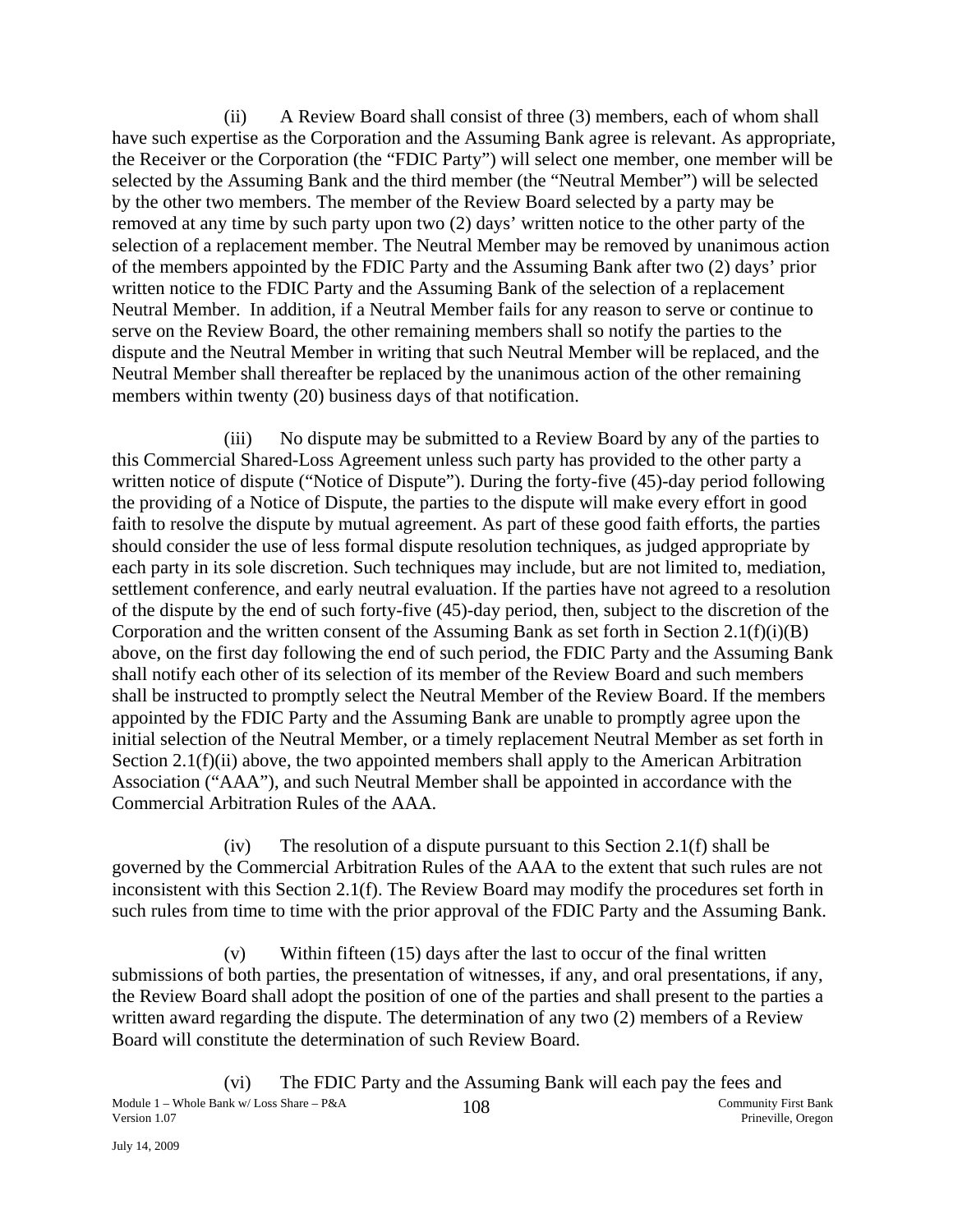(ii) A Review Board shall consist of three (3) members, each of whom shall have such expertise as the Corporation and the Assuming Bank agree is relevant. As appropriate, the Receiver or the Corporation (the "FDIC Party") will select one member, one member will be selected by the Assuming Bank and the third member (the "Neutral Member") will be selected by the other two members. The member of the Review Board selected by a party may be removed at any time by such party upon two (2) days' written notice to the other party of the selection of a replacement member. The Neutral Member may be removed by unanimous action of the members appointed by the FDIC Party and the Assuming Bank after two (2) days' prior written notice to the FDIC Party and the Assuming Bank of the selection of a replacement Neutral Member. In addition, if a Neutral Member fails for any reason to serve or continue to serve on the Review Board, the other remaining members shall so notify the parties to the dispute and the Neutral Member in writing that such Neutral Member will be replaced, and the Neutral Member shall thereafter be replaced by the unanimous action of the other remaining members within twenty (20) business days of that notification.

(iii) No dispute may be submitted to a Review Board by any of the parties to this Commercial Shared-Loss Agreement unless such party has provided to the other party a written notice of dispute ("Notice of Dispute"). During the forty-five (45)-day period following the providing of a Notice of Dispute, the parties to the dispute will make every effort in good faith to resolve the dispute by mutual agreement. As part of these good faith efforts, the parties should consider the use of less formal dispute resolution techniques, as judged appropriate by each party in its sole discretion. Such techniques may include, but are not limited to, mediation, settlement conference, and early neutral evaluation. If the parties have not agreed to a resolution of the dispute by the end of such forty-five (45)-day period, then, subject to the discretion of the Corporation and the written consent of the Assuming Bank as set forth in Section 2.1(f)(i)(B) above, on the first day following the end of such period, the FDIC Party and the Assuming Bank shall notify each other of its selection of its member of the Review Board and such members shall be instructed to promptly select the Neutral Member of the Review Board. If the members appointed by the FDIC Party and the Assuming Bank are unable to promptly agree upon the initial selection of the Neutral Member, or a timely replacement Neutral Member as set forth in Section 2.1(f)(ii) above, the two appointed members shall apply to the American Arbitration Association ("AAA"), and such Neutral Member shall be appointed in accordance with the Commercial Arbitration Rules of the AAA.

(iv) The resolution of a dispute pursuant to this Section 2.1(f) shall be governed by the Commercial Arbitration Rules of the AAA to the extent that such rules are not inconsistent with this Section 2.1(f). The Review Board may modify the procedures set forth in such rules from time to time with the prior approval of the FDIC Party and the Assuming Bank.

(v) Within fifteen (15) days after the last to occur of the final written submissions of both parties, the presentation of witnesses, if any, and oral presentations, if any, the Review Board shall adopt the position of one of the parties and shall present to the parties a written award regarding the dispute. The determination of any two (2) members of a Review Board will constitute the determination of such Review Board.

(vi) The FDIC Party and the Assuming Bank will each pay the fees and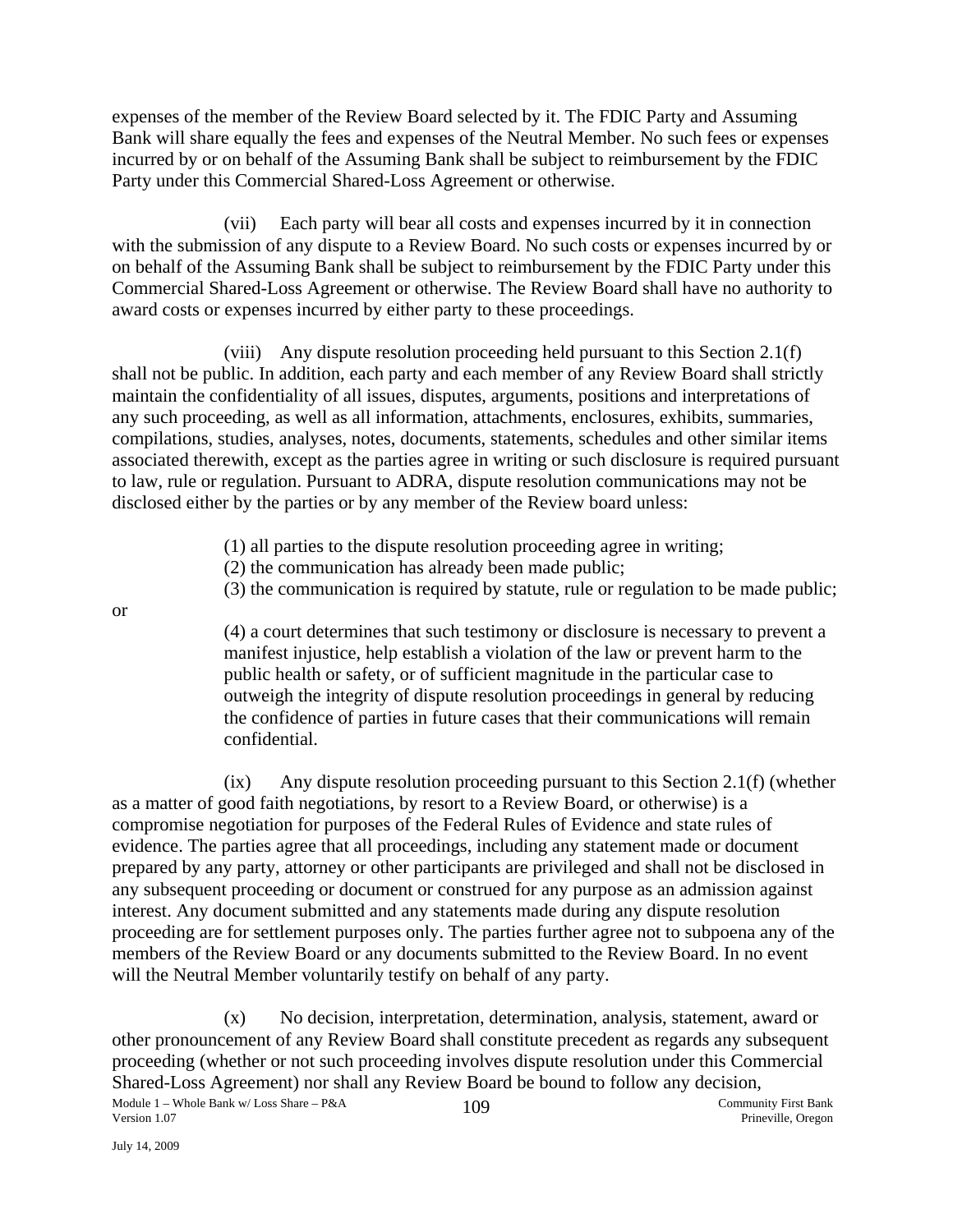expenses of the member of the Review Board selected by it. The FDIC Party and Assuming Bank will share equally the fees and expenses of the Neutral Member. No such fees or expenses incurred by or on behalf of the Assuming Bank shall be subject to reimbursement by the FDIC Party under this Commercial Shared-Loss Agreement or otherwise.

(vii) Each party will bear all costs and expenses incurred by it in connection with the submission of any dispute to a Review Board. No such costs or expenses incurred by or on behalf of the Assuming Bank shall be subject to reimbursement by the FDIC Party under this Commercial Shared-Loss Agreement or otherwise. The Review Board shall have no authority to award costs or expenses incurred by either party to these proceedings.

(viii) Any dispute resolution proceeding held pursuant to this Section 2.1(f) shall not be public. In addition, each party and each member of any Review Board shall strictly maintain the confidentiality of all issues, disputes, arguments, positions and interpretations of any such proceeding, as well as all information, attachments, enclosures, exhibits, summaries, compilations, studies, analyses, notes, documents, statements, schedules and other similar items associated therewith, except as the parties agree in writing or such disclosure is required pursuant to law, rule or regulation. Pursuant to ADRA, dispute resolution communications may not be disclosed either by the parties or by any member of the Review board unless:

(1) all parties to the dispute resolution proceeding agree in writing;
(2) the communication has already been made public;
(3) the communication is required by statute, rule or regulation to be made public;

or

(4) a court determines that such testimony or disclosure is necessary to prevent a manifest injustice, help establish a violation of the law or prevent harm to the public health or safety, or of sufficient magnitude in the particular case to outweigh the integrity of dispute resolution proceedings in general by reducing the confidence of parties in future cases that their communications will remain confidential.

(ix) Any dispute resolution proceeding pursuant to this Section 2.1(f) (whether as a matter of good faith negotiations, by resort to a Review Board, or otherwise) is a compromise negotiation for purposes of the Federal Rules of Evidence and state rules of evidence. The parties agree that all proceedings, including any statement made or document prepared by any party, attorney or other participants are privileged and shall not be disclosed in any subsequent proceeding or document or construed for any purpose as an admission against interest. Any document submitted and any statements made during any dispute resolution proceeding are for settlement purposes only. The parties further agree not to subpoena any of the members of the Review Board or any documents submitted to the Review Board. In no event will the Neutral Member voluntarily testify on behalf of any party.

(x) No decision, interpretation, determination, analysis, statement, award or other pronouncement of any Review Board shall constitute precedent as regards any subsequent proceeding (whether or not such proceeding involves dispute resolution under this Commercial Shared-Loss Agreement) nor shall any Review Board be bound to follow any decision,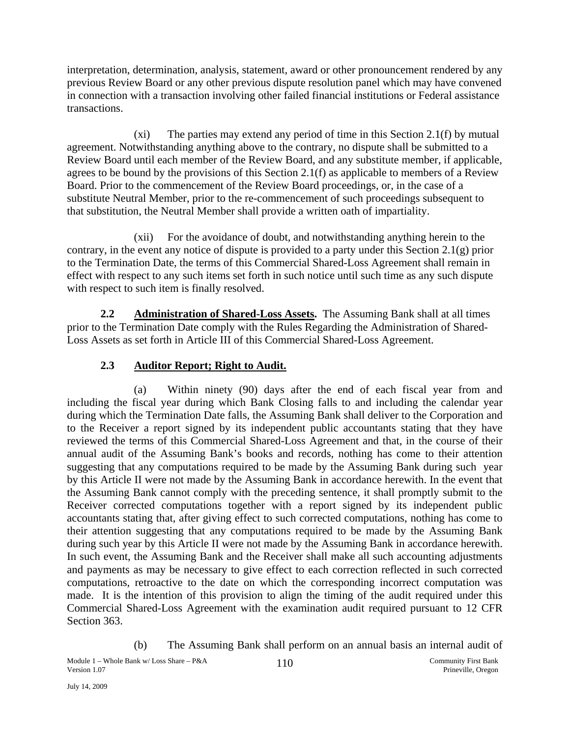interpretation, determination, analysis, statement, award or other pronouncement rendered by any previous Review Board or any other previous dispute resolution panel which may have convened in connection with a transaction involving other failed financial institutions or Federal assistance transactions.

(xi) The parties may extend any period of time in this Section 2.1(f) by mutual agreement. Notwithstanding anything above to the contrary, no dispute shall be submitted to a Review Board until each member of the Review Board, and any substitute member, if applicable, agrees to be bound by the provisions of this Section 2.1(f) as applicable to members of a Review Board. Prior to the commencement of the Review Board proceedings, or, in the case of a substitute Neutral Member, prior to the re-commencement of such proceedings subsequent to that substitution, the Neutral Member shall provide a written oath of impartiality.

(xii) For the avoidance of doubt, and notwithstanding anything herein to the contrary, in the event any notice of dispute is provided to a party under this Section 2.1(g) prior to the Termination Date, the terms of this Commercial Shared-Loss Agreement shall remain in effect with respect to any such items set forth in such notice until such time as any such dispute with respect to such item is finally resolved.

**2.2 Administration of Shared-Loss Assets.** The Assuming Bank shall at all times prior to the Termination Date comply with the Rules Regarding the Administration of Shared-Loss Assets as set forth in Article III of this Commercial Shared-Loss Agreement.

**2.3 Auditor Report; Right to Audit.**

(a) Within ninety (90) days after the end of each fiscal year from and including the fiscal year during which Bank Closing falls to and including the calendar year during which the Termination Date falls, the Assuming Bank shall deliver to the Corporation and to the Receiver a report signed by its independent public accountants stating that they have reviewed the terms of this Commercial Shared-Loss Agreement and that, in the course of their annual audit of the Assuming Bank's books and records, nothing has come to their attention suggesting that any computations required to be made by the Assuming Bank during such year by this Article II were not made by the Assuming Bank in accordance herewith. In the event that the Assuming Bank cannot comply with the preceding sentence, it shall promptly submit to the Receiver corrected computations together with a report signed by its independent public accountants stating that, after giving effect to such corrected computations, nothing has come to their attention suggesting that any computations required to be made by the Assuming Bank during such year by this Article II were not made by the Assuming Bank in accordance herewith. In such event, the Assuming Bank and the Receiver shall make all such accounting adjustments and payments as may be necessary to give effect to each correction reflected in such corrected computations, retroactive to the date on which the corresponding incorrect computation was made. It is the intention of this provision to align the timing of the audit required under this Commercial Shared-Loss Agreement with the examination audit required pursuant to 12 CFR Section 363.

(b) The Assuming Bank shall perform on an annual basis an internal audit of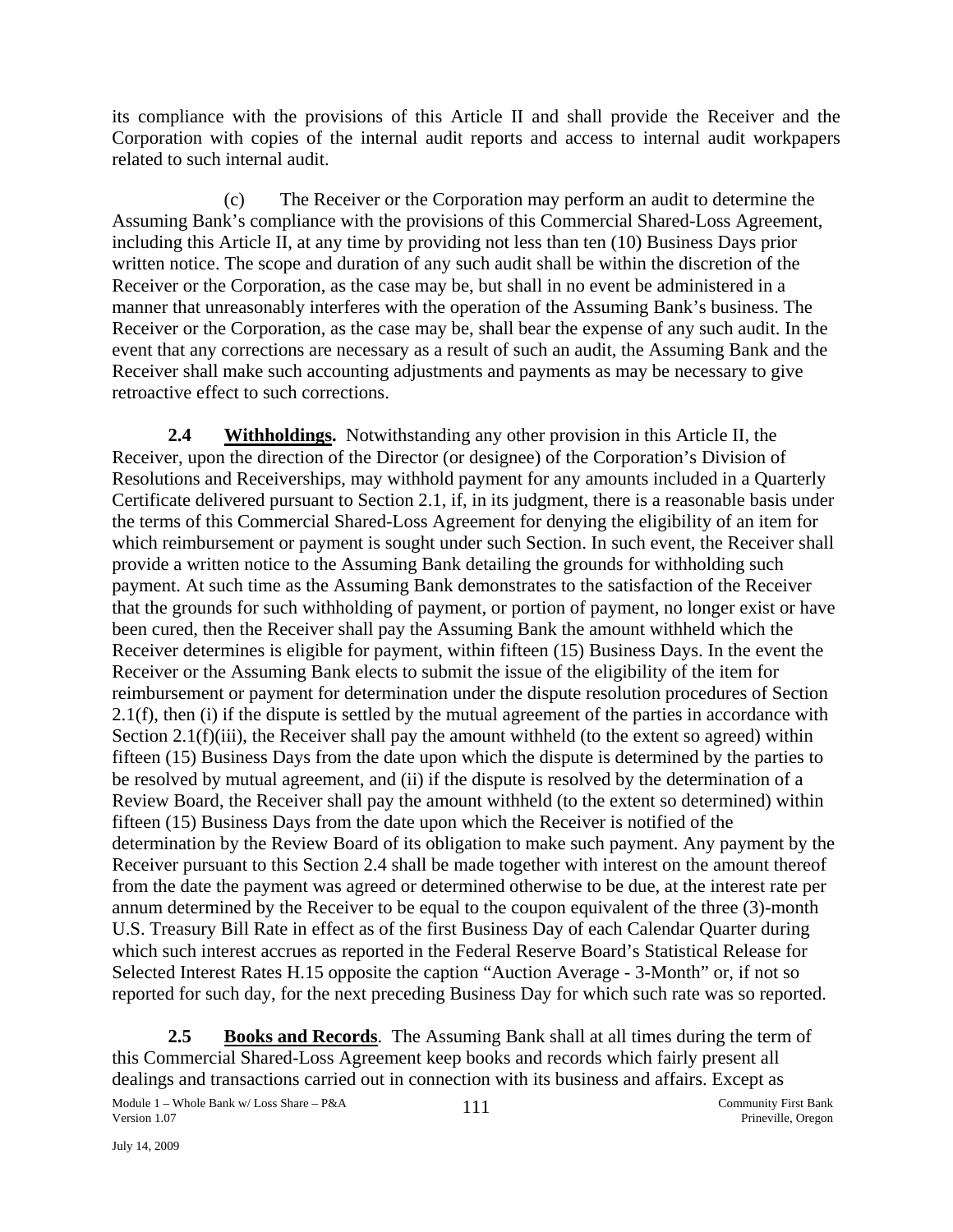its compliance with the provisions of this Article II and shall provide the Receiver and the Corporation with copies of the internal audit reports and access to internal audit workpapers related to such internal audit.

(c) The Receiver or the Corporation may perform an audit to determine the Assuming Bank's compliance with the provisions of this Commercial Shared-Loss Agreement, including this Article II, at any time by providing not less than ten (10) Business Days prior written notice. The scope and duration of any such audit shall be within the discretion of the Receiver or the Corporation, as the case may be, but shall in no event be administered in a manner that unreasonably interferes with the operation of the Assuming Bank's business. The Receiver or the Corporation, as the case may be, shall bear the expense of any such audit. In the event that any corrections are necessary as a result of such an audit, the Assuming Bank and the Receiver shall make such accounting adjustments and payments as may be necessary to give retroactive effect to such corrections.

**2.4 Withholdings.** Notwithstanding any other provision in this Article II, the Receiver, upon the direction of the Director (or designee) of the Corporation's Division of Resolutions and Receiverships, may withhold payment for any amounts included in a Quarterly Certificate delivered pursuant to Section 2.1, if, in its judgment, there is a reasonable basis under the terms of this Commercial Shared-Loss Agreement for denying the eligibility of an item for which reimbursement or payment is sought under such Section. In such event, the Receiver shall provide a written notice to the Assuming Bank detailing the grounds for withholding such payment. At such time as the Assuming Bank demonstrates to the satisfaction of the Receiver that the grounds for such withholding of payment, or portion of payment, no longer exist or have been cured, then the Receiver shall pay the Assuming Bank the amount withheld which the Receiver determines is eligible for payment, within fifteen (15) Business Days. In the event the Receiver or the Assuming Bank elects to submit the issue of the eligibility of the item for reimbursement or payment for determination under the dispute resolution procedures of Section 2.1(f), then (i) if the dispute is settled by the mutual agreement of the parties in accordance with Section 2.1(f)(iii), the Receiver shall pay the amount withheld (to the extent so agreed) within fifteen (15) Business Days from the date upon which the dispute is determined by the parties to be resolved by mutual agreement, and (ii) if the dispute is resolved by the determination of a Review Board, the Receiver shall pay the amount withheld (to the extent so determined) within fifteen (15) Business Days from the date upon which the Receiver is notified of the determination by the Review Board of its obligation to make such payment. Any payment by the Receiver pursuant to this Section 2.4 shall be made together with interest on the amount thereof from the date the payment was agreed or determined otherwise to be due, at the interest rate per annum determined by the Receiver to be equal to the coupon equivalent of the three (3)-month U.S. Treasury Bill Rate in effect as of the first Business Day of each Calendar Quarter during which such interest accrues as reported in the Federal Reserve Board's Statistical Release for Selected Interest Rates H.15 opposite the caption "Auction Average - 3-Month" or, if not so reported for such day, for the next preceding Business Day for which such rate was so reported.

**2.5 Books and Records**. The Assuming Bank shall at all times during the term of this Commercial Shared-Loss Agreement keep books and records which fairly present all dealings and transactions carried out in connection with its business and affairs. Except as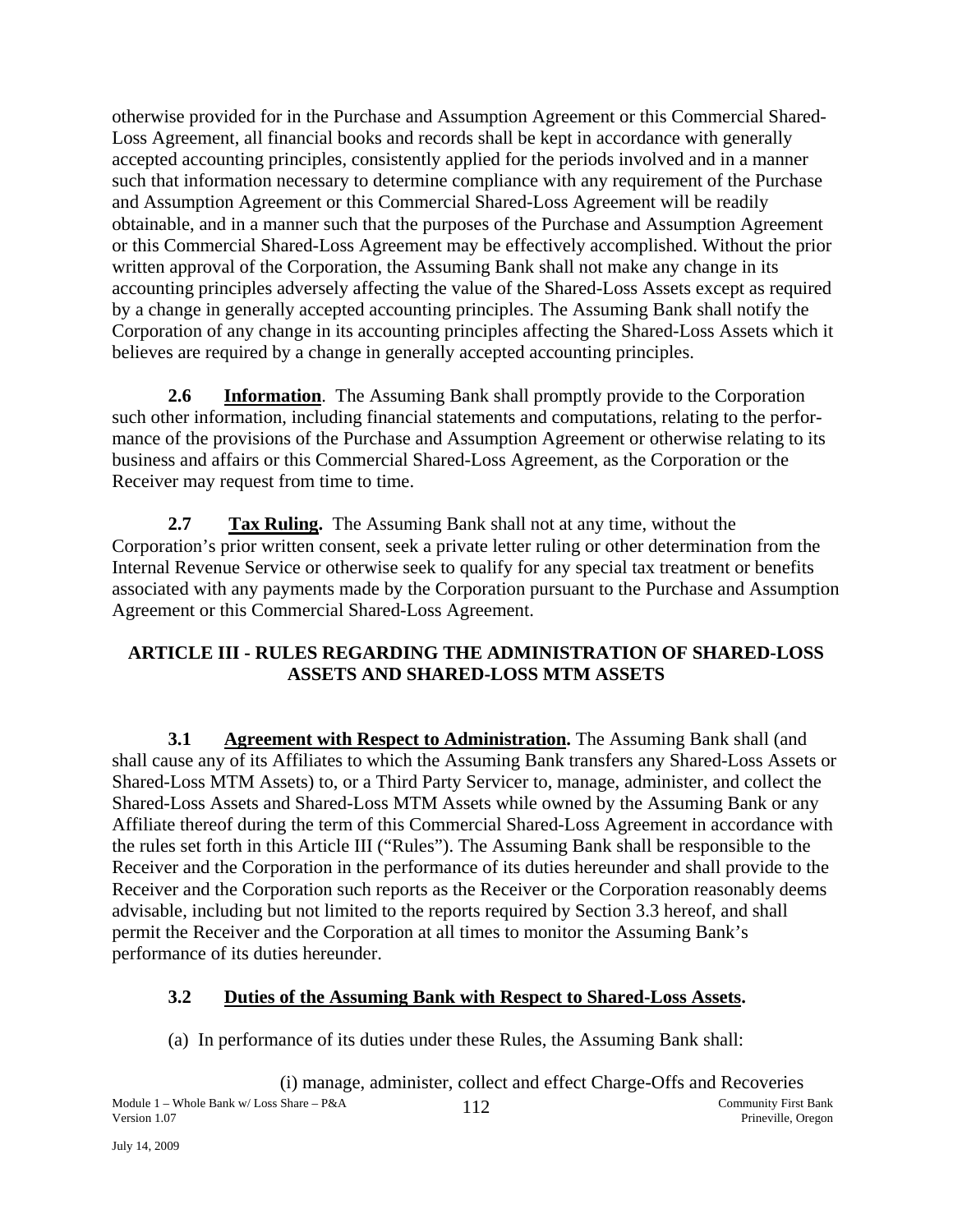otherwise provided for in the Purchase and Assumption Agreement or this Commercial Shared-Loss Agreement, all financial books and records shall be kept in accordance with generally accepted accounting principles, consistently applied for the periods involved and in a manner such that information necessary to determine compliance with any requirement of the Purchase and Assumption Agreement or this Commercial Shared-Loss Agreement will be readily obtainable, and in a manner such that the purposes of the Purchase and Assumption Agreement or this Commercial Shared-Loss Agreement may be effectively accomplished. Without the prior written approval of the Corporation, the Assuming Bank shall not make any change in its accounting principles adversely affecting the value of the Shared-Loss Assets except as required by a change in generally accepted accounting principles. The Assuming Bank shall notify the Corporation of any change in its accounting principles affecting the Shared-Loss Assets which it believes are required by a change in generally accepted accounting principles.

**2.6 Information**. The Assuming Bank shall promptly provide to the Corporation such other information, including financial statements and computations, relating to the performance of the provisions of the Purchase and Assumption Agreement or otherwise relating to its business and affairs or this Commercial Shared-Loss Agreement, as the Corporation or the Receiver may request from time to time.

**2.7 Tax Ruling.** The Assuming Bank shall not at any time, without the Corporation's prior written consent, seek a private letter ruling or other determination from the Internal Revenue Service or otherwise seek to qualify for any special tax treatment or benefits associated with any payments made by the Corporation pursuant to the Purchase and Assumption Agreement or this Commercial Shared-Loss Agreement.

## ARTICLE III - RULES REGARDING THE ADMINISTRATION OF SHARED-LOSS ASSETS AND SHARED-LOSS MTM ASSETS

**3.1 Agreement with Respect to Administration.** The Assuming Bank shall (and shall cause any of its Affiliates to which the Assuming Bank transfers any Shared-Loss Assets or Shared-Loss MTM Assets) to, or a Third Party Servicer to, manage, administer, and collect the Shared-Loss Assets and Shared-Loss MTM Assets while owned by the Assuming Bank or any Affiliate thereof during the term of this Commercial Shared-Loss Agreement in accordance with the rules set forth in this Article III ("Rules"). The Assuming Bank shall be responsible to the Receiver and the Corporation in the performance of its duties hereunder and shall provide to the Receiver and the Corporation such reports as the Receiver or the Corporation reasonably deems advisable, including but not limited to the reports required by Section 3.3 hereof, and shall permit the Receiver and the Corporation at all times to monitor the Assuming Bank's performance of its duties hereunder.

**3.2 Duties of the Assuming Bank with Respect to Shared-Loss Assets.**

(a) In performance of its duties under these Rules, the Assuming Bank shall:

(i) manage, administer, collect and effect Charge-Offs and Recoveries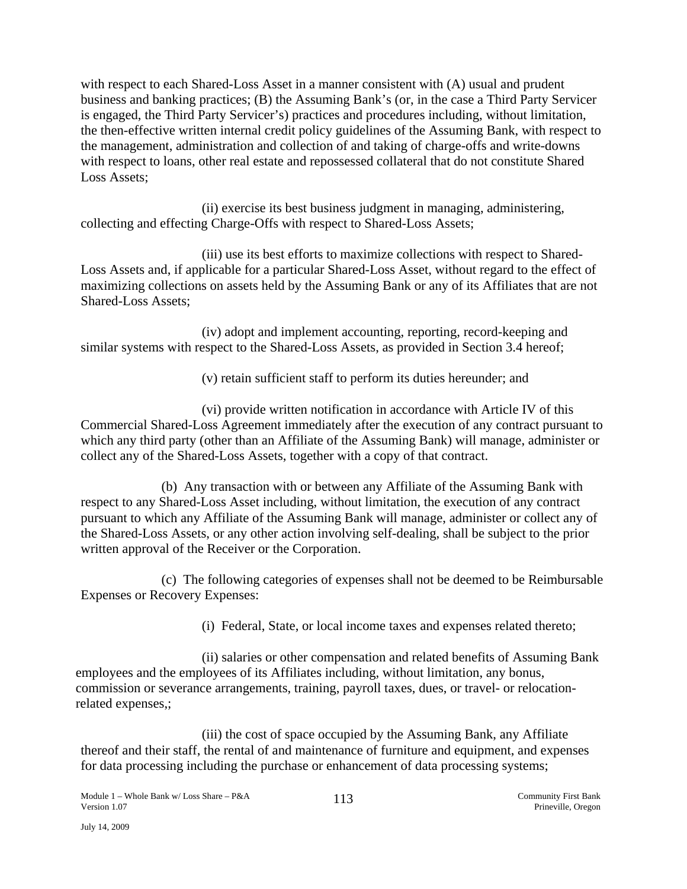with respect to each Shared-Loss Asset in a manner consistent with (A) usual and prudent business and banking practices; (B) the Assuming Bank's (or, in the case a Third Party Servicer is engaged, the Third Party Servicer's) practices and procedures including, without limitation, the then-effective written internal credit policy guidelines of the Assuming Bank, with respect to the management, administration and collection of and taking of charge-offs and write-downs with respect to loans, other real estate and repossessed collateral that do not constitute Shared Loss Assets;

(ii) exercise its best business judgment in managing, administering, collecting and effecting Charge-Offs with respect to Shared-Loss Assets;

(iii) use its best efforts to maximize collections with respect to Shared-Loss Assets and, if applicable for a particular Shared-Loss Asset, without regard to the effect of maximizing collections on assets held by the Assuming Bank or any of its Affiliates that are not Shared-Loss Assets;

(iv) adopt and implement accounting, reporting, record-keeping and similar systems with respect to the Shared-Loss Assets, as provided in Section 3.4 hereof;

(v) retain sufficient staff to perform its duties hereunder; and

(vi) provide written notification in accordance with Article IV of this Commercial Shared-Loss Agreement immediately after the execution of any contract pursuant to which any third party (other than an Affiliate of the Assuming Bank) will manage, administer or collect any of the Shared-Loss Assets, together with a copy of that contract.

(b) Any transaction with or between any Affiliate of the Assuming Bank with respect to any Shared-Loss Asset including, without limitation, the execution of any contract pursuant to which any Affiliate of the Assuming Bank will manage, administer or collect any of the Shared-Loss Assets, or any other action involving self-dealing, shall be subject to the prior written approval of the Receiver or the Corporation.

(c) The following categories of expenses shall not be deemed to be Reimbursable Expenses or Recovery Expenses:

(i) Federal, State, or local income taxes and expenses related thereto;

(ii) salaries or other compensation and related benefits of Assuming Bank employees and the employees of its Affiliates including, without limitation, any bonus, commission or severance arrangements, training, payroll taxes, dues, or travel- or relocation-related expenses,;

(iii) the cost of space occupied by the Assuming Bank, any Affiliate thereof and their staff, the rental of and maintenance of furniture and equipment, and expenses for data processing including the purchase or enhancement of data processing systems;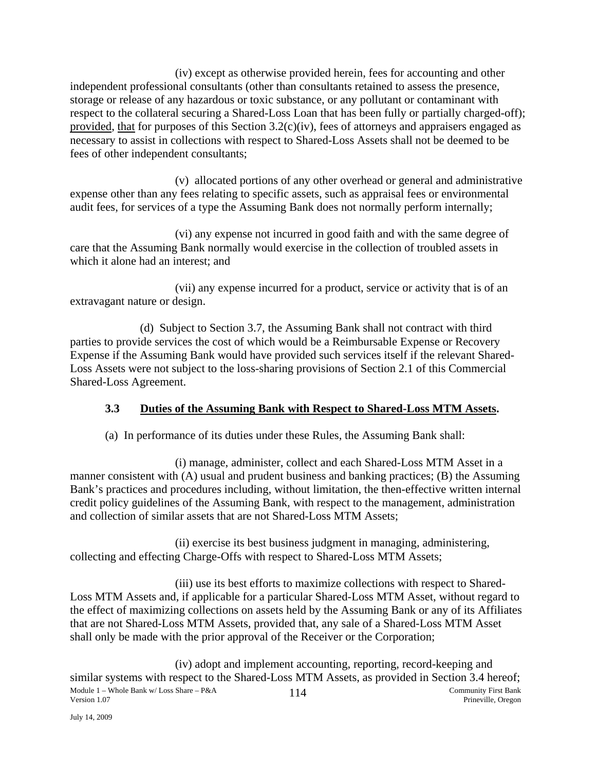(iv) except as otherwise provided herein, fees for accounting and other independent professional consultants (other than consultants retained to assess the presence, storage or release of any hazardous or toxic substance, or any pollutant or contaminant with respect to the collateral securing a Shared-Loss Loan that has been fully or partially charged-off); provided, that for purposes of this Section 3.2(c)(iv), fees of attorneys and appraisers engaged as necessary to assist in collections with respect to Shared-Loss Assets shall not be deemed to be fees of other independent consultants;

(v) allocated portions of any other overhead or general and administrative expense other than any fees relating to specific assets, such as appraisal fees or environmental audit fees, for services of a type the Assuming Bank does not normally perform internally;

(vi) any expense not incurred in good faith and with the same degree of care that the Assuming Bank normally would exercise in the collection of troubled assets in which it alone had an interest; and

(vii) any expense incurred for a product, service or activity that is of an extravagant nature or design.

(d) Subject to Section 3.7, the Assuming Bank shall not contract with third parties to provide services the cost of which would be a Reimbursable Expense or Recovery Expense if the Assuming Bank would have provided such services itself if the relevant Shared-Loss Assets were not subject to the loss-sharing provisions of Section 2.1 of this Commercial Shared-Loss Agreement.

## 3.3 Duties of the Assuming Bank with Respect to Shared-Loss MTM Assets.

(a) In performance of its duties under these Rules, the Assuming Bank shall:

(i) manage, administer, collect and each Shared-Loss MTM Asset in a manner consistent with (A) usual and prudent business and banking practices; (B) the Assuming Bank's practices and procedures including, without limitation, the then-effective written internal credit policy guidelines of the Assuming Bank, with respect to the management, administration and collection of similar assets that are not Shared-Loss MTM Assets;

(ii) exercise its best business judgment in managing, administering, collecting and effecting Charge-Offs with respect to Shared-Loss MTM Assets;

(iii) use its best efforts to maximize collections with respect to Shared-Loss MTM Assets and, if applicable for a particular Shared-Loss MTM Asset, without regard to the effect of maximizing collections on assets held by the Assuming Bank or any of its Affiliates that are not Shared-Loss MTM Assets, provided that, any sale of a Shared-Loss MTM Asset shall only be made with the prior approval of the Receiver or the Corporation;

(iv) adopt and implement accounting, reporting, record-keeping and similar systems with respect to the Shared-Loss MTM Assets, as provided in Section 3.4 hereof;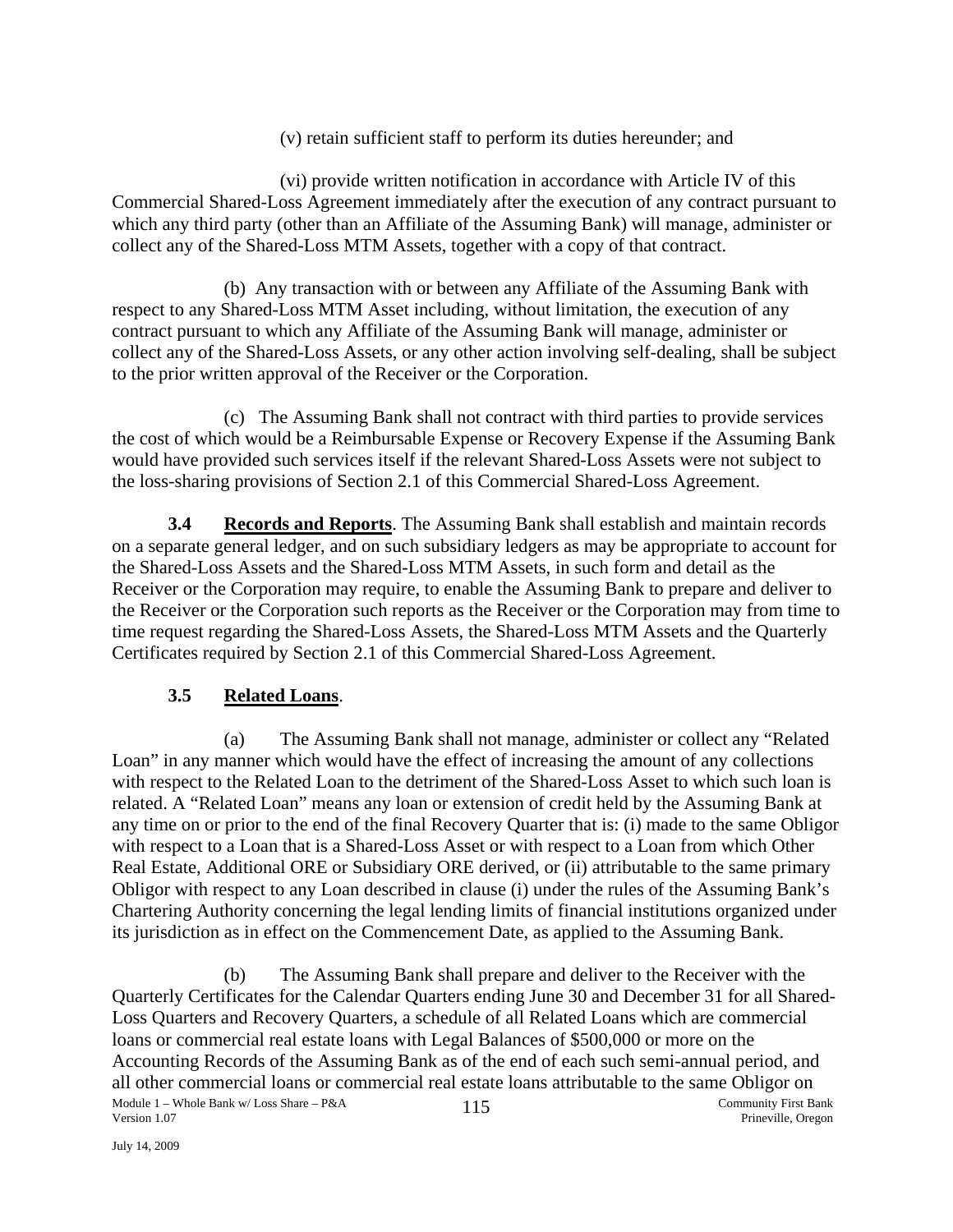(v) retain sufficient staff to perform its duties hereunder; and

(vi) provide written notification in accordance with Article IV of this Commercial Shared-Loss Agreement immediately after the execution of any contract pursuant to which any third party (other than an Affiliate of the Assuming Bank) will manage, administer or collect any of the Shared-Loss MTM Assets, together with a copy of that contract.

(b) Any transaction with or between any Affiliate of the Assuming Bank with respect to any Shared-Loss MTM Asset including, without limitation, the execution of any contract pursuant to which any Affiliate of the Assuming Bank will manage, administer or collect any of the Shared-Loss Assets, or any other action involving self-dealing, shall be subject to the prior written approval of the Receiver or the Corporation.

(c) The Assuming Bank shall not contract with third parties to provide services the cost of which would be a Reimbursable Expense or Recovery Expense if the Assuming Bank would have provided such services itself if the relevant Shared-Loss Assets were not subject to the loss-sharing provisions of Section 2.1 of this Commercial Shared-Loss Agreement.

**3.4 Records and Reports**. The Assuming Bank shall establish and maintain records on a separate general ledger, and on such subsidiary ledgers as may be appropriate to account for the Shared-Loss Assets and the Shared-Loss MTM Assets, in such form and detail as the Receiver or the Corporation may require, to enable the Assuming Bank to prepare and deliver to the Receiver or the Corporation such reports as the Receiver or the Corporation may from time to time request regarding the Shared-Loss Assets, the Shared-Loss MTM Assets and the Quarterly Certificates required by Section 2.1 of this Commercial Shared-Loss Agreement.

**3.5 Related Loans**.

(a) The Assuming Bank shall not manage, administer or collect any "Related Loan" in any manner which would have the effect of increasing the amount of any collections with respect to the Related Loan to the detriment of the Shared-Loss Asset to which such loan is related. A "Related Loan" means any loan or extension of credit held by the Assuming Bank at any time on or prior to the end of the final Recovery Quarter that is: (i) made to the same Obligor with respect to a Loan that is a Shared-Loss Asset or with respect to a Loan from which Other Real Estate, Additional ORE or Subsidiary ORE derived, or (ii) attributable to the same primary Obligor with respect to any Loan described in clause (i) under the rules of the Assuming Bank's Chartering Authority concerning the legal lending limits of financial institutions organized under its jurisdiction as in effect on the Commencement Date, as applied to the Assuming Bank.

(b) The Assuming Bank shall prepare and deliver to the Receiver with the Quarterly Certificates for the Calendar Quarters ending June 30 and December 31 for all Shared-Loss Quarters and Recovery Quarters, a schedule of all Related Loans which are commercial loans or commercial real estate loans with Legal Balances of $500,000 or more on the Accounting Records of the Assuming Bank as of the end of each such semi-annual period, and all other commercial loans or commercial real estate loans attributable to the same Obligor on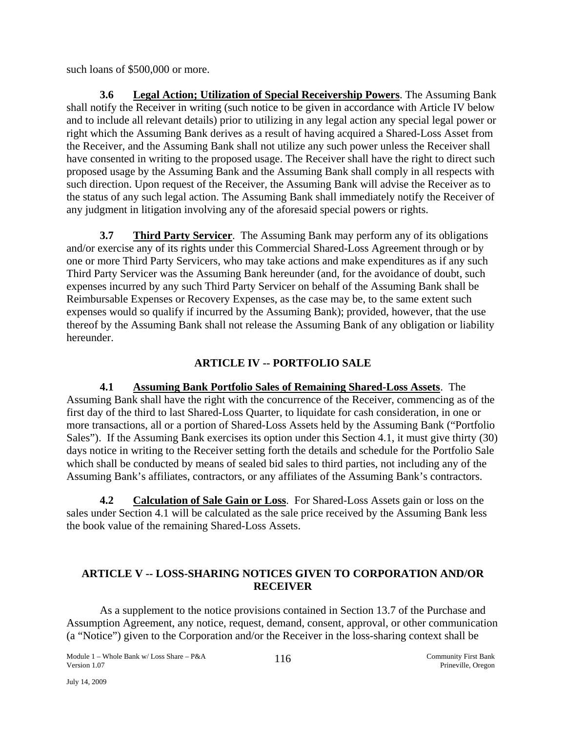such loans of $500,000 or more.

**3.6 Legal Action; Utilization of Special Receivership Powers**. The Assuming Bank shall notify the Receiver in writing (such notice to be given in accordance with Article IV below and to include all relevant details) prior to utilizing in any legal action any special legal power or right which the Assuming Bank derives as a result of having acquired a Shared-Loss Asset from the Receiver, and the Assuming Bank shall not utilize any such power unless the Receiver shall have consented in writing to the proposed usage. The Receiver shall have the right to direct such proposed usage by the Assuming Bank and the Assuming Bank shall comply in all respects with such direction. Upon request of the Receiver, the Assuming Bank will advise the Receiver as to the status of any such legal action. The Assuming Bank shall immediately notify the Receiver of any judgment in litigation involving any of the aforesaid special powers or rights.

**3.7 Third Party Servicer**. The Assuming Bank may perform any of its obligations and/or exercise any of its rights under this Commercial Shared-Loss Agreement through or by one or more Third Party Servicers, who may take actions and make expenditures as if any such Third Party Servicer was the Assuming Bank hereunder (and, for the avoidance of doubt, such expenses incurred by any such Third Party Servicer on behalf of the Assuming Bank shall be Reimbursable Expenses or Recovery Expenses, as the case may be, to the same extent such expenses would so qualify if incurred by the Assuming Bank); provided, however, that the use thereof by the Assuming Bank shall not release the Assuming Bank of any obligation or liability hereunder.

## ARTICLE IV -- PORTFOLIO SALE

**4.1 Assuming Bank Portfolio Sales of Remaining Shared-Loss Assets**. The Assuming Bank shall have the right with the concurrence of the Receiver, commencing as of the first day of the third to last Shared-Loss Quarter, to liquidate for cash consideration, in one or more transactions, all or a portion of Shared-Loss Assets held by the Assuming Bank ("Portfolio Sales"). If the Assuming Bank exercises its option under this Section 4.1, it must give thirty (30) days notice in writing to the Receiver setting forth the details and schedule for the Portfolio Sale which shall be conducted by means of sealed bid sales to third parties, not including any of the Assuming Bank's affiliates, contractors, or any affiliates of the Assuming Bank's contractors.

**4.2 Calculation of Sale Gain or Loss**. For Shared-Loss Assets gain or loss on the sales under Section 4.1 will be calculated as the sale price received by the Assuming Bank less the book value of the remaining Shared-Loss Assets.

## ARTICLE V -- LOSS-SHARING NOTICES GIVEN TO CORPORATION AND/OR RECEIVER

As a supplement to the notice provisions contained in Section 13.7 of the Purchase and Assumption Agreement, any notice, request, demand, consent, approval, or other communication (a "Notice") given to the Corporation and/or the Receiver in the loss-sharing context shall be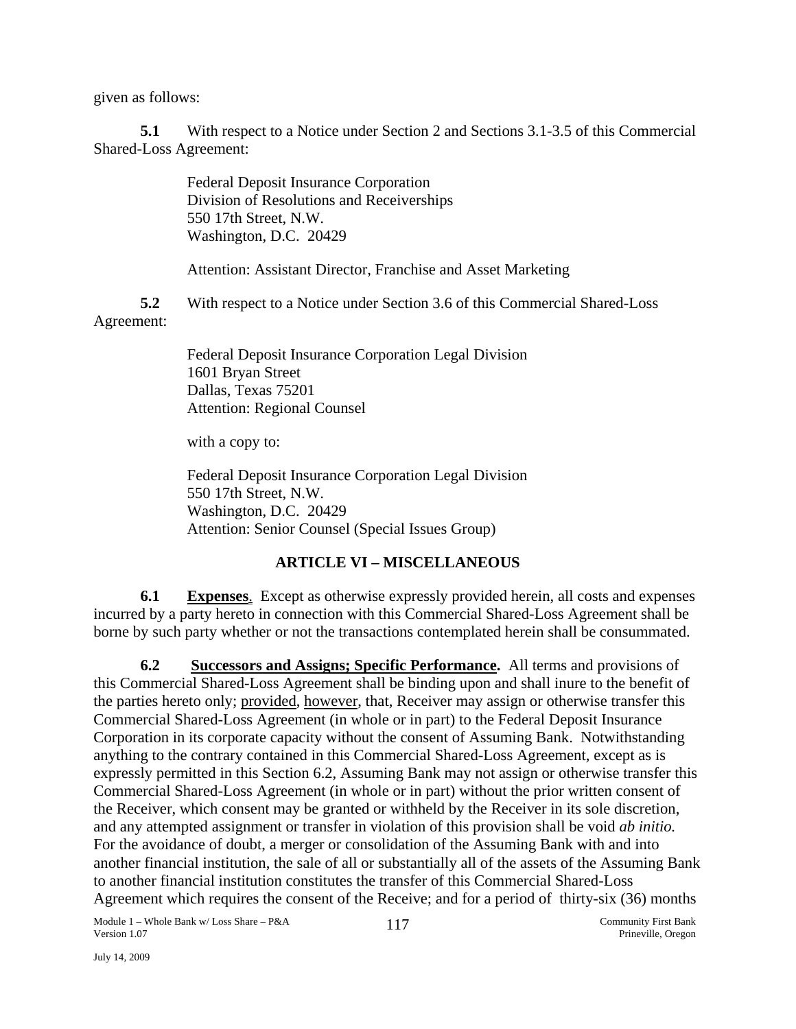given as follows:

**5.1** With respect to a Notice under Section 2 and Sections 3.1-3.5 of this Commercial Shared-Loss Agreement:

Federal Deposit Insurance Corporation
Division of Resolutions and Receiverships
550 17th Street, N.W.
Washington, D.C. 20429

Attention: Assistant Director, Franchise and Asset Marketing

**5.2** With respect to a Notice under Section 3.6 of this Commercial Shared-Loss Agreement:

Federal Deposit Insurance Corporation Legal Division
1601 Bryan Street
Dallas, Texas 75201
Attention: Regional Counsel

with a copy to:

Federal Deposit Insurance Corporation Legal Division
550 17th Street, N.W.
Washington, D.C. 20429
Attention: Senior Counsel (Special Issues Group)

## ARTICLE VI – MISCELLANEOUS

**6.1 Expenses**. Except as otherwise expressly provided herein, all costs and expenses incurred by a party hereto in connection with this Commercial Shared-Loss Agreement shall be borne by such party whether or not the transactions contemplated herein shall be consummated.

**6.2 Successors and Assigns; Specific Performance.** All terms and provisions of this Commercial Shared-Loss Agreement shall be binding upon and shall inure to the benefit of the parties hereto only; provided, however, that, Receiver may assign or otherwise transfer this Commercial Shared-Loss Agreement (in whole or in part) to the Federal Deposit Insurance Corporation in its corporate capacity without the consent of Assuming Bank. Notwithstanding anything to the contrary contained in this Commercial Shared-Loss Agreement, except as is expressly permitted in this Section 6.2, Assuming Bank may not assign or otherwise transfer this Commercial Shared-Loss Agreement (in whole or in part) without the prior written consent of the Receiver, which consent may be granted or withheld by the Receiver in its sole discretion, and any attempted assignment or transfer in violation of this provision shall be void *ab initio.* For the avoidance of doubt, a merger or consolidation of the Assuming Bank with and into another financial institution, the sale of all or substantially all of the assets of the Assuming Bank to another financial institution constitutes the transfer of this Commercial Shared-Loss Agreement which requires the consent of the Receive; and for a period of thirty-six (36) months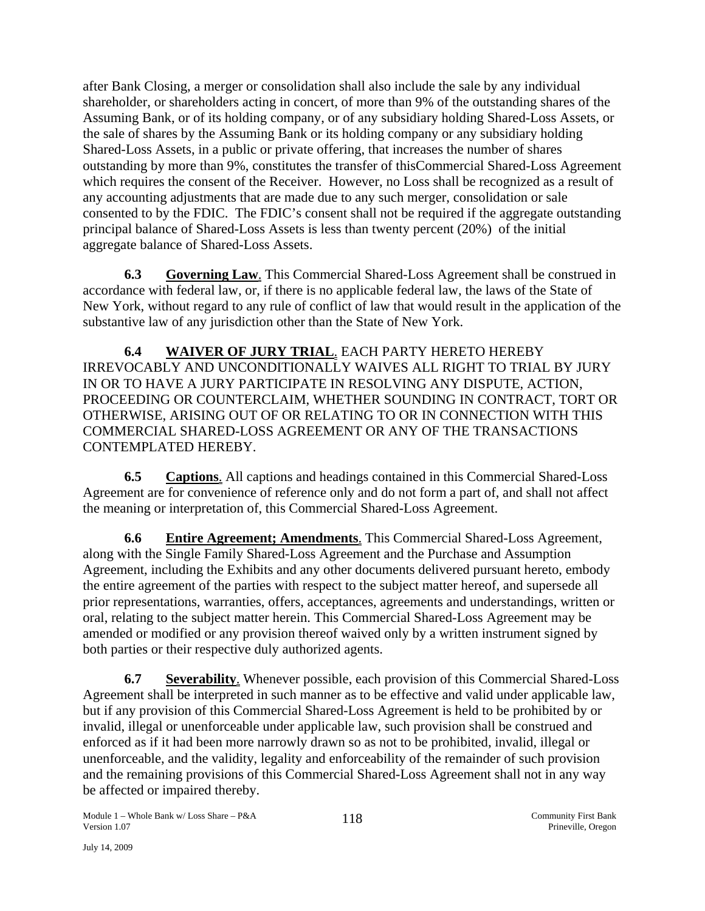after Bank Closing, a merger or consolidation shall also include the sale by any individual shareholder, or shareholders acting in concert, of more than 9% of the outstanding shares of the Assuming Bank, or of its holding company, or of any subsidiary holding Shared-Loss Assets, or the sale of shares by the Assuming Bank or its holding company or any subsidiary holding Shared-Loss Assets, in a public or private offering, that increases the number of shares outstanding by more than 9%, constitutes the transfer of thisCommercial Shared-Loss Agreement which requires the consent of the Receiver. However, no Loss shall be recognized as a result of any accounting adjustments that are made due to any such merger, consolidation or sale consented to by the FDIC. The FDIC's consent shall not be required if the aggregate outstanding principal balance of Shared-Loss Assets is less than twenty percent (20%) of the initial aggregate balance of Shared-Loss Assets.

**6.3 Governing Law**. This Commercial Shared-Loss Agreement shall be construed in accordance with federal law, or, if there is no applicable federal law, the laws of the State of New York, without regard to any rule of conflict of law that would result in the application of the substantive law of any jurisdiction other than the State of New York.

**6.4 WAIVER OF JURY TRIAL**. EACH PARTY HERETO HEREBY IRREVOCABLY AND UNCONDITIONALLY WAIVES ALL RIGHT TO TRIAL BY JURY IN OR TO HAVE A JURY PARTICIPATE IN RESOLVING ANY DISPUTE, ACTION, PROCEEDING OR COUNTERCLAIM, WHETHER SOUNDING IN CONTRACT, TORT OR OTHERWISE, ARISING OUT OF OR RELATING TO OR IN CONNECTION WITH THIS COMMERCIAL SHARED-LOSS AGREEMENT OR ANY OF THE TRANSACTIONS CONTEMPLATED HEREBY.

**6.5 Captions**. All captions and headings contained in this Commercial Shared-Loss Agreement are for convenience of reference only and do not form a part of, and shall not affect the meaning or interpretation of, this Commercial Shared-Loss Agreement.

**6.6 Entire Agreement; Amendments**. This Commercial Shared-Loss Agreement, along with the Single Family Shared-Loss Agreement and the Purchase and Assumption Agreement, including the Exhibits and any other documents delivered pursuant hereto, embody the entire agreement of the parties with respect to the subject matter hereof, and supersede all prior representations, warranties, offers, acceptances, agreements and understandings, written or oral, relating to the subject matter herein. This Commercial Shared-Loss Agreement may be amended or modified or any provision thereof waived only by a written instrument signed by both parties or their respective duly authorized agents.

**6.7 Severability**. Whenever possible, each provision of this Commercial Shared-Loss Agreement shall be interpreted in such manner as to be effective and valid under applicable law, but if any provision of this Commercial Shared-Loss Agreement is held to be prohibited by or invalid, illegal or unenforceable under applicable law, such provision shall be construed and enforced as if it had been more narrowly drawn so as not to be prohibited, invalid, illegal or unenforceable, and the validity, legality and enforceability of the remainder of such provision and the remaining provisions of this Commercial Shared-Loss Agreement shall not in any way be affected or impaired thereby.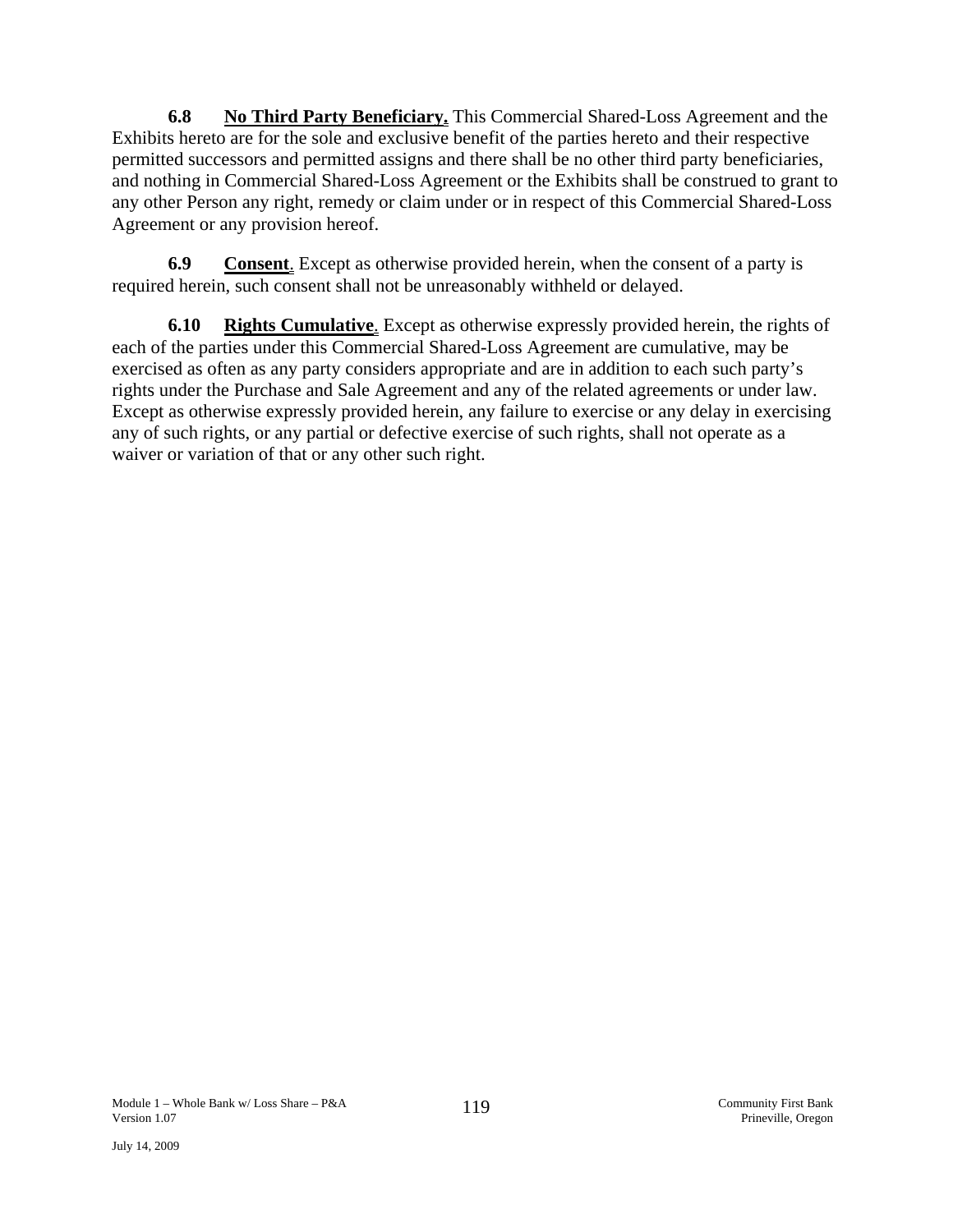**6.8 No Third Party Beneficiary.** This Commercial Shared-Loss Agreement and the Exhibits hereto are for the sole and exclusive benefit of the parties hereto and their respective permitted successors and permitted assigns and there shall be no other third party beneficiaries, and nothing in Commercial Shared-Loss Agreement or the Exhibits shall be construed to grant to any other Person any right, remedy or claim under or in respect of this Commercial Shared-Loss Agreement or any provision hereof.

**6.9 Consent**. Except as otherwise provided herein, when the consent of a party is required herein, such consent shall not be unreasonably withheld or delayed.

**6.10 Rights Cumulative**. Except as otherwise expressly provided herein, the rights of each of the parties under this Commercial Shared-Loss Agreement are cumulative, may be exercised as often as any party considers appropriate and are in addition to each such party's rights under the Purchase and Sale Agreement and any of the related agreements or under law. Except as otherwise expressly provided herein, any failure to exercise or any delay in exercising any of such rights, or any partial or defective exercise of such rights, shall not operate as a waiver or variation of that or any other such right.